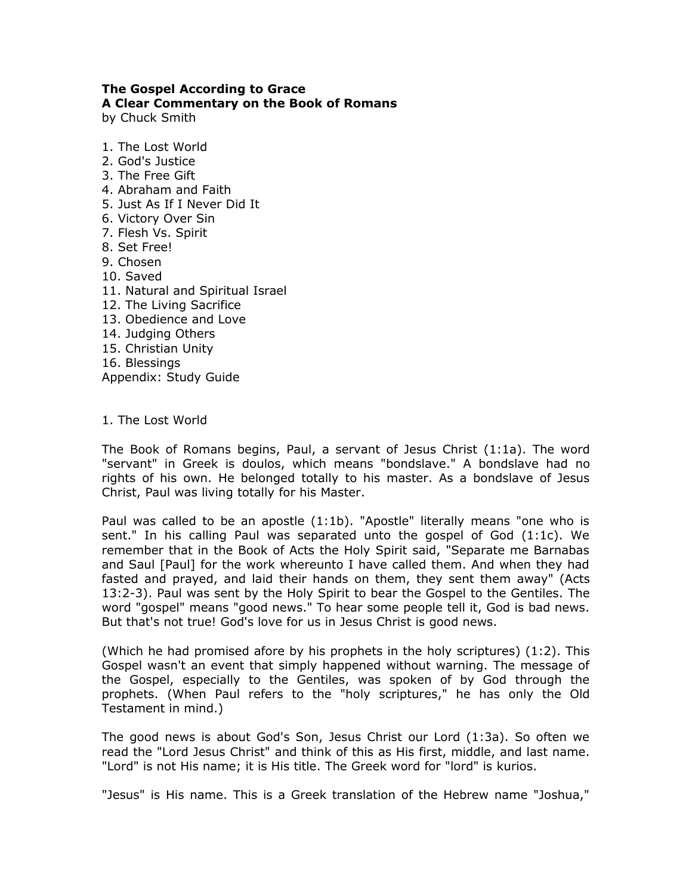**The Gospel According to Grace**
**A Clear Commentary on the Book of Romans**
by Chuck Smith

1. The Lost World
2. God's Justice
3. The Free Gift
4. Abraham and Faith
5. Just As If I Never Did It
6. Victory Over Sin
7. Flesh Vs. Spirit
8. Set Free!
9. Chosen
10. Saved
11. Natural and Spiritual Israel
12. The Living Sacrifice
13. Obedience and Love
14. Judging Others
15. Christian Unity
16. Blessings

Appendix: Study Guide

## 1. The Lost World

The Book of Romans begins, Paul, a servant of Jesus Christ (1:1a). The word "servant" in Greek is doulos, which means "bondslave." A bondslave had no rights of his own. He belonged totally to his master. As a bondslave of Jesus Christ, Paul was living totally for his Master.

Paul was called to be an apostle (1:1b). "Apostle" literally means "one who is sent." In his calling Paul was separated unto the gospel of God (1:1c). We remember that in the Book of Acts the Holy Spirit said, "Separate me Barnabas and Saul [Paul] for the work whereunto I have called them. And when they had fasted and prayed, and laid their hands on them, they sent them away" (Acts 13:2-3). Paul was sent by the Holy Spirit to bear the Gospel to the Gentiles. The word "gospel" means "good news." To hear some people tell it, God is bad news. But that's not true! God's love for us in Jesus Christ is good news.

(Which he had promised afore by his prophets in the holy scriptures) (1:2). This Gospel wasn't an event that simply happened without warning. The message of the Gospel, especially to the Gentiles, was spoken of by God through the prophets. (When Paul refers to the "holy scriptures," he has only the Old Testament in mind.)

The good news is about God's Son, Jesus Christ our Lord (1:3a). So often we read the "Lord Jesus Christ" and think of this as His first, middle, and last name. "Lord" is not His name; it is His title. The Greek word for "lord" is kurios.

"Jesus" is His name. This is a Greek translation of the Hebrew name "Joshua,"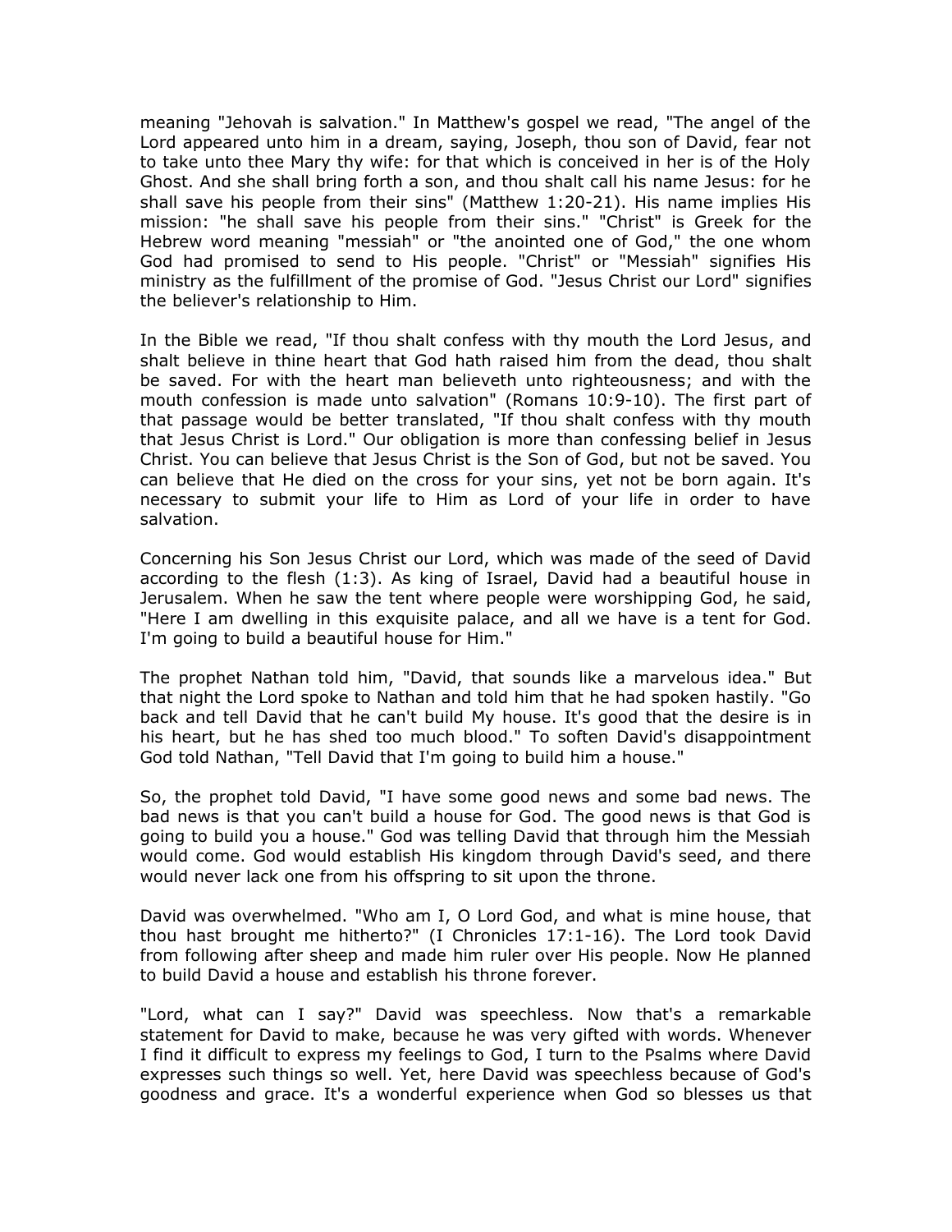meaning "Jehovah is salvation." In Matthew's gospel we read, "The angel of the Lord appeared unto him in a dream, saying, Joseph, thou son of David, fear not to take unto thee Mary thy wife: for that which is conceived in her is of the Holy Ghost. And she shall bring forth a son, and thou shalt call his name Jesus: for he shall save his people from their sins" (Matthew 1:20-21). His name implies His mission: "he shall save his people from their sins." "Christ" is Greek for the Hebrew word meaning "messiah" or "the anointed one of God," the one whom God had promised to send to His people. "Christ" or "Messiah" signifies His ministry as the fulfillment of the promise of God. "Jesus Christ our Lord" signifies the believer's relationship to Him.

In the Bible we read, "If thou shalt confess with thy mouth the Lord Jesus, and shalt believe in thine heart that God hath raised him from the dead, thou shalt be saved. For with the heart man believeth unto righteousness; and with the mouth confession is made unto salvation" (Romans 10:9-10). The first part of that passage would be better translated, "If thou shalt confess with thy mouth that Jesus Christ is Lord." Our obligation is more than confessing belief in Jesus Christ. You can believe that Jesus Christ is the Son of God, but not be saved. You can believe that He died on the cross for your sins, yet not be born again. It's necessary to submit your life to Him as Lord of your life in order to have salvation.

Concerning his Son Jesus Christ our Lord, which was made of the seed of David according to the flesh (1:3). As king of Israel, David had a beautiful house in Jerusalem. When he saw the tent where people were worshipping God, he said, "Here I am dwelling in this exquisite palace, and all we have is a tent for God. I'm going to build a beautiful house for Him."

The prophet Nathan told him, "David, that sounds like a marvelous idea." But that night the Lord spoke to Nathan and told him that he had spoken hastily. "Go back and tell David that he can't build My house. It's good that the desire is in his heart, but he has shed too much blood." To soften David's disappointment God told Nathan, "Tell David that I'm going to build him a house."

So, the prophet told David, "I have some good news and some bad news. The bad news is that you can't build a house for God. The good news is that God is going to build you a house." God was telling David that through him the Messiah would come. God would establish His kingdom through David's seed, and there would never lack one from his offspring to sit upon the throne.

David was overwhelmed. "Who am I, O Lord God, and what is mine house, that thou hast brought me hitherto?" (I Chronicles 17:1-16). The Lord took David from following after sheep and made him ruler over His people. Now He planned to build David a house and establish his throne forever.

"Lord, what can I say?" David was speechless. Now that's a remarkable statement for David to make, because he was very gifted with words. Whenever I find it difficult to express my feelings to God, I turn to the Psalms where David expresses such things so well. Yet, here David was speechless because of God's goodness and grace. It's a wonderful experience when God so blesses us that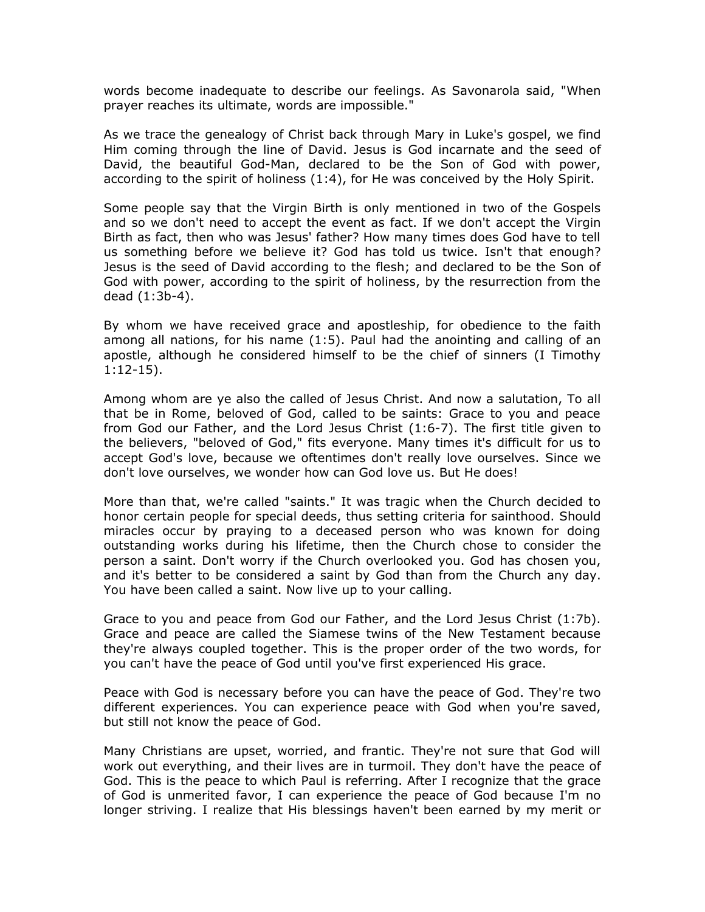words become inadequate to describe our feelings. As Savonarola said, "When prayer reaches its ultimate, words are impossible."

As we trace the genealogy of Christ back through Mary in Luke's gospel, we find Him coming through the line of David. Jesus is God incarnate and the seed of David, the beautiful God-Man, declared to be the Son of God with power, according to the spirit of holiness (1:4), for He was conceived by the Holy Spirit.

Some people say that the Virgin Birth is only mentioned in two of the Gospels and so we don't need to accept the event as fact. If we don't accept the Virgin Birth as fact, then who was Jesus' father? How many times does God have to tell us something before we believe it? God has told us twice. Isn't that enough? Jesus is the seed of David according to the flesh; and declared to be the Son of God with power, according to the spirit of holiness, by the resurrection from the dead (1:3b-4).

By whom we have received grace and apostleship, for obedience to the faith among all nations, for his name (1:5). Paul had the anointing and calling of an apostle, although he considered himself to be the chief of sinners (I Timothy 1:12-15).

Among whom are ye also the called of Jesus Christ. And now a salutation, To all that be in Rome, beloved of God, called to be saints: Grace to you and peace from God our Father, and the Lord Jesus Christ (1:6-7). The first title given to the believers, "beloved of God," fits everyone. Many times it's difficult for us to accept God's love, because we oftentimes don't really love ourselves. Since we don't love ourselves, we wonder how can God love us. But He does!

More than that, we're called "saints." It was tragic when the Church decided to honor certain people for special deeds, thus setting criteria for sainthood. Should miracles occur by praying to a deceased person who was known for doing outstanding works during his lifetime, then the Church chose to consider the person a saint. Don't worry if the Church overlooked you. God has chosen you, and it's better to be considered a saint by God than from the Church any day. You have been called a saint. Now live up to your calling.

Grace to you and peace from God our Father, and the Lord Jesus Christ (1:7b). Grace and peace are called the Siamese twins of the New Testament because they're always coupled together. This is the proper order of the two words, for you can't have the peace of God until you've first experienced His grace.

Peace with God is necessary before you can have the peace of God. They're two different experiences. You can experience peace with God when you're saved, but still not know the peace of God.

Many Christians are upset, worried, and frantic. They're not sure that God will work out everything, and their lives are in turmoil. They don't have the peace of God. This is the peace to which Paul is referring. After I recognize that the grace of God is unmerited favor, I can experience the peace of God because I'm no longer striving. I realize that His blessings haven't been earned by my merit or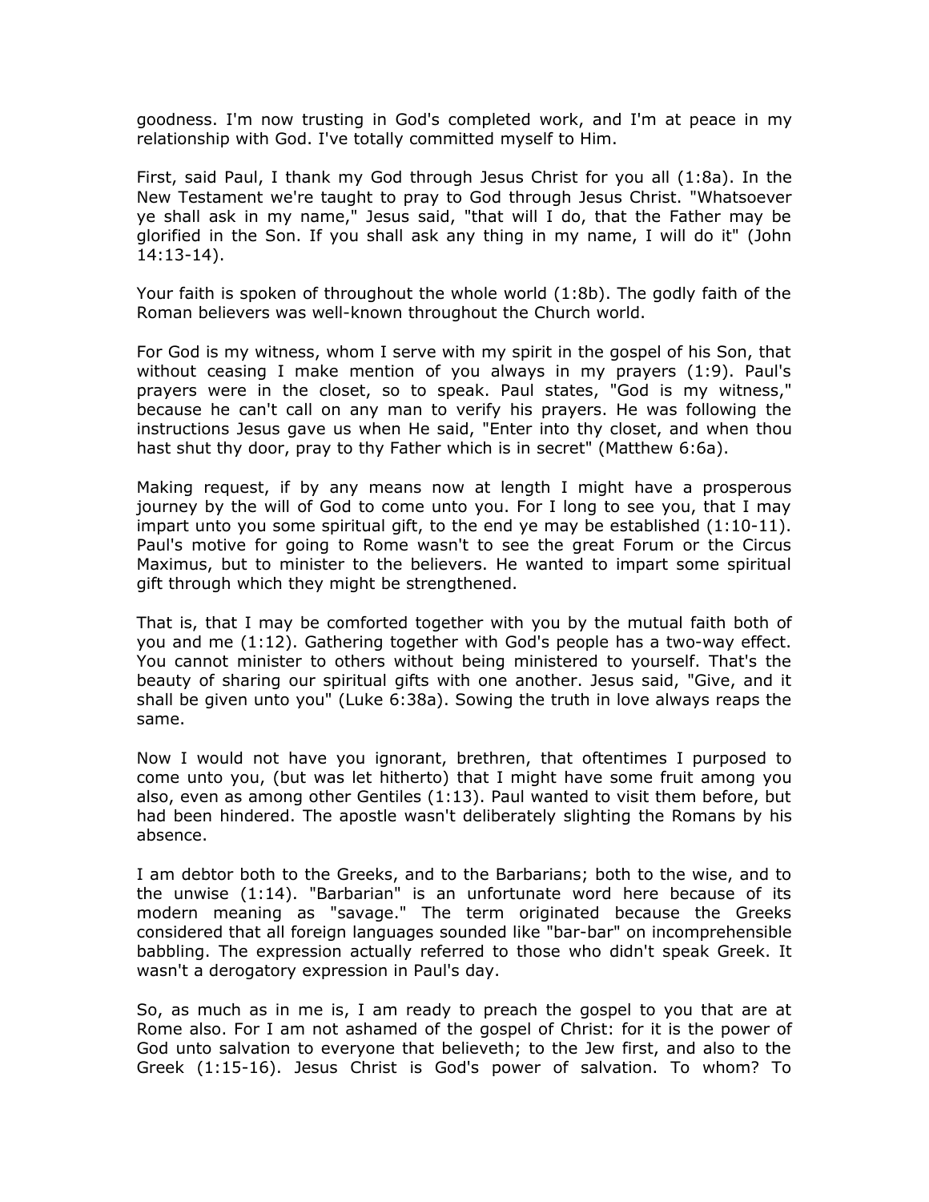goodness. I'm now trusting in God's completed work, and I'm at peace in my relationship with God. I've totally committed myself to Him.

First, said Paul, I thank my God through Jesus Christ for you all (1:8a). In the New Testament we're taught to pray to God through Jesus Christ. "Whatsoever ye shall ask in my name," Jesus said, "that will I do, that the Father may be glorified in the Son. If you shall ask any thing in my name, I will do it" (John 14:13-14).

Your faith is spoken of throughout the whole world (1:8b). The godly faith of the Roman believers was well-known throughout the Church world.

For God is my witness, whom I serve with my spirit in the gospel of his Son, that without ceasing I make mention of you always in my prayers (1:9). Paul's prayers were in the closet, so to speak. Paul states, "God is my witness," because he can't call on any man to verify his prayers. He was following the instructions Jesus gave us when He said, "Enter into thy closet, and when thou hast shut thy door, pray to thy Father which is in secret" (Matthew 6:6a).

Making request, if by any means now at length I might have a prosperous journey by the will of God to come unto you. For I long to see you, that I may impart unto you some spiritual gift, to the end ye may be established (1:10-11). Paul's motive for going to Rome wasn't to see the great Forum or the Circus Maximus, but to minister to the believers. He wanted to impart some spiritual gift through which they might be strengthened.

That is, that I may be comforted together with you by the mutual faith both of you and me (1:12). Gathering together with God's people has a two-way effect. You cannot minister to others without being ministered to yourself. That's the beauty of sharing our spiritual gifts with one another. Jesus said, "Give, and it shall be given unto you" (Luke 6:38a). Sowing the truth in love always reaps the same.

Now I would not have you ignorant, brethren, that oftentimes I purposed to come unto you, (but was let hitherto) that I might have some fruit among you also, even as among other Gentiles (1:13). Paul wanted to visit them before, but had been hindered. The apostle wasn't deliberately slighting the Romans by his absence.

I am debtor both to the Greeks, and to the Barbarians; both to the wise, and to the unwise (1:14). "Barbarian" is an unfortunate word here because of its modern meaning as "savage." The term originated because the Greeks considered that all foreign languages sounded like "bar-bar" on incomprehensible babbling. The expression actually referred to those who didn't speak Greek. It wasn't a derogatory expression in Paul's day.

So, as much as in me is, I am ready to preach the gospel to you that are at Rome also. For I am not ashamed of the gospel of Christ: for it is the power of God unto salvation to everyone that believeth; to the Jew first, and also to the Greek (1:15-16). Jesus Christ is God's power of salvation. To whom? To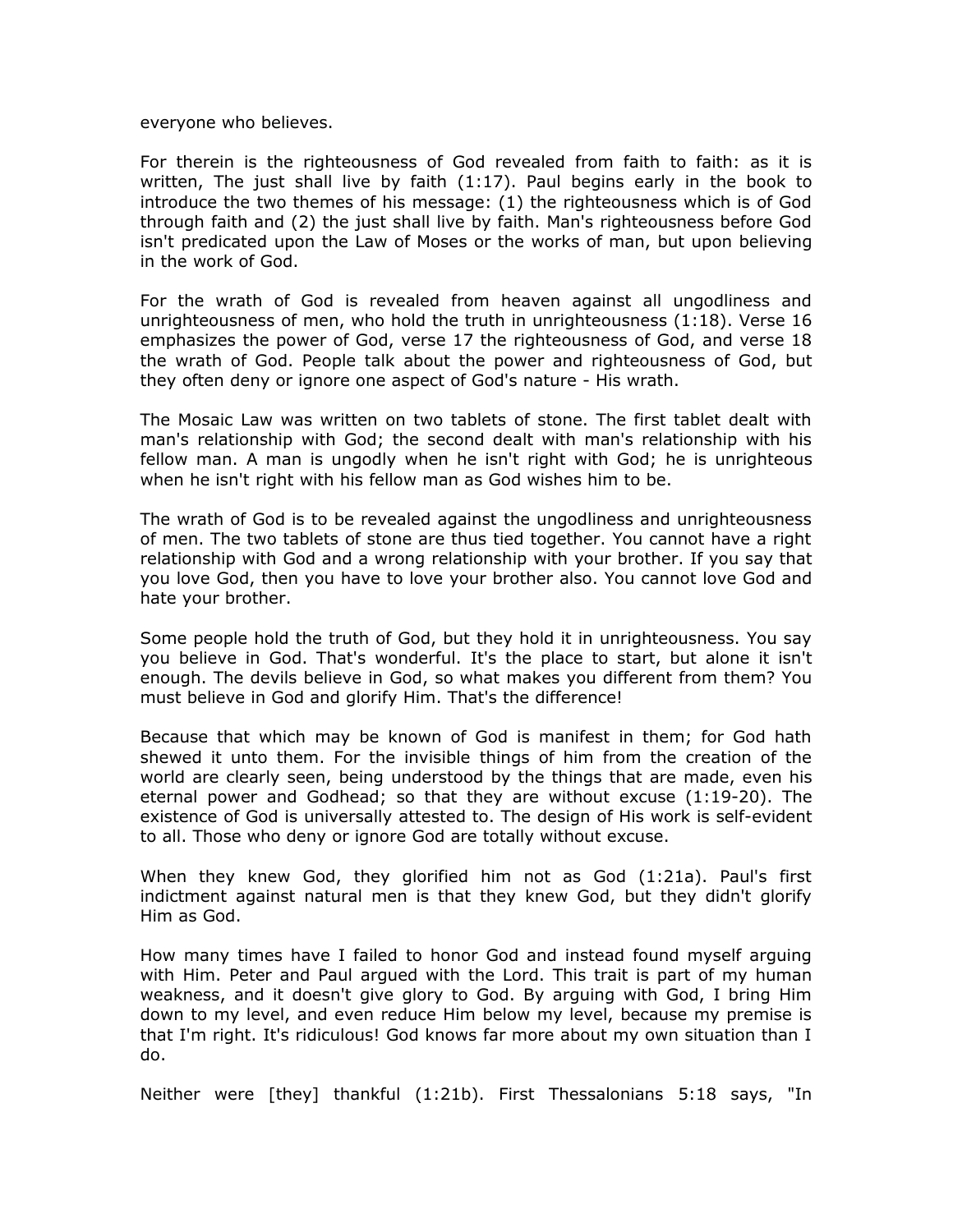everyone who believes.

For therein is the righteousness of God revealed from faith to faith: as it is written, The just shall live by faith (1:17). Paul begins early in the book to introduce the two themes of his message: (1) the righteousness which is of God through faith and (2) the just shall live by faith. Man's righteousness before God isn't predicated upon the Law of Moses or the works of man, but upon believing in the work of God.

For the wrath of God is revealed from heaven against all ungodliness and unrighteousness of men, who hold the truth in unrighteousness (1:18). Verse 16 emphasizes the power of God, verse 17 the righteousness of God, and verse 18 the wrath of God. People talk about the power and righteousness of God, but they often deny or ignore one aspect of God's nature - His wrath.

The Mosaic Law was written on two tablets of stone. The first tablet dealt with man's relationship with God; the second dealt with man's relationship with his fellow man. A man is ungodly when he isn't right with God; he is unrighteous when he isn't right with his fellow man as God wishes him to be.

The wrath of God is to be revealed against the ungodliness and unrighteousness of men. The two tablets of stone are thus tied together. You cannot have a right relationship with God and a wrong relationship with your brother. If you say that you love God, then you have to love your brother also. You cannot love God and hate your brother.

Some people hold the truth of God, but they hold it in unrighteousness. You say you believe in God. That's wonderful. It's the place to start, but alone it isn't enough. The devils believe in God, so what makes you different from them? You must believe in God and glorify Him. That's the difference!

Because that which may be known of God is manifest in them; for God hath shewed it unto them. For the invisible things of him from the creation of the world are clearly seen, being understood by the things that are made, even his eternal power and Godhead; so that they are without excuse (1:19-20). The existence of God is universally attested to. The design of His work is self-evident to all. Those who deny or ignore God are totally without excuse.

When they knew God, they glorified him not as God (1:21a). Paul's first indictment against natural men is that they knew God, but they didn't glorify Him as God.

How many times have I failed to honor God and instead found myself arguing with Him. Peter and Paul argued with the Lord. This trait is part of my human weakness, and it doesn't give glory to God. By arguing with God, I bring Him down to my level, and even reduce Him below my level, because my premise is that I'm right. It's ridiculous! God knows far more about my own situation than I do.

Neither were [they] thankful (1:21b). First Thessalonians 5:18 says, "In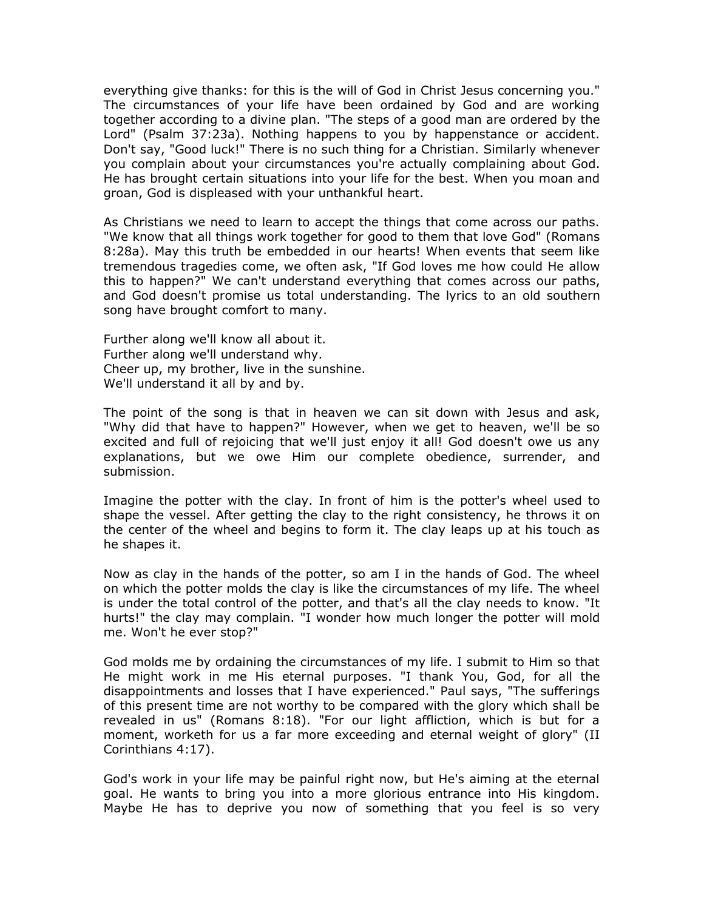everything give thanks: for this is the will of God in Christ Jesus concerning you." The circumstances of your life have been ordained by God and are working together according to a divine plan. "The steps of a good man are ordered by the Lord" (Psalm 37:23a). Nothing happens to you by happenstance or accident. Don't say, "Good luck!" There is no such thing for a Christian. Similarly whenever you complain about your circumstances you're actually complaining about God. He has brought certain situations into your life for the best. When you moan and groan, God is displeased with your unthankful heart.

As Christians we need to learn to accept the things that come across our paths. "We know that all things work together for good to them that love God" (Romans 8:28a). May this truth be embedded in our hearts! When events that seem like tremendous tragedies come, we often ask, "If God loves me how could He allow this to happen?" We can't understand everything that comes across our paths, and God doesn't promise us total understanding. The lyrics to an old southern song have brought comfort to many.

Further along we'll know all about it.
Further along we'll understand why.
Cheer up, my brother, live in the sunshine.
We'll understand it all by and by.

The point of the song is that in heaven we can sit down with Jesus and ask, "Why did that have to happen?" However, when we get to heaven, we'll be so excited and full of rejoicing that we'll just enjoy it all! God doesn't owe us any explanations, but we owe Him our complete obedience, surrender, and submission.

Imagine the potter with the clay. In front of him is the potter's wheel used to shape the vessel. After getting the clay to the right consistency, he throws it on the center of the wheel and begins to form it. The clay leaps up at his touch as he shapes it.

Now as clay in the hands of the potter, so am I in the hands of God. The wheel on which the potter molds the clay is like the circumstances of my life. The wheel is under the total control of the potter, and that's all the clay needs to know. "It hurts!" the clay may complain. "I wonder how much longer the potter will mold me. Won't he ever stop?"

God molds me by ordaining the circumstances of my life. I submit to Him so that He might work in me His eternal purposes. "I thank You, God, for all the disappointments and losses that I have experienced." Paul says, "The sufferings of this present time are not worthy to be compared with the glory which shall be revealed in us" (Romans 8:18). "For our light affliction, which is but for a moment, worketh for us a far more exceeding and eternal weight of glory" (II Corinthians 4:17).

God's work in your life may be painful right now, but He's aiming at the eternal goal. He wants to bring you into a more glorious entrance into His kingdom. Maybe He has to deprive you now of something that you feel is so very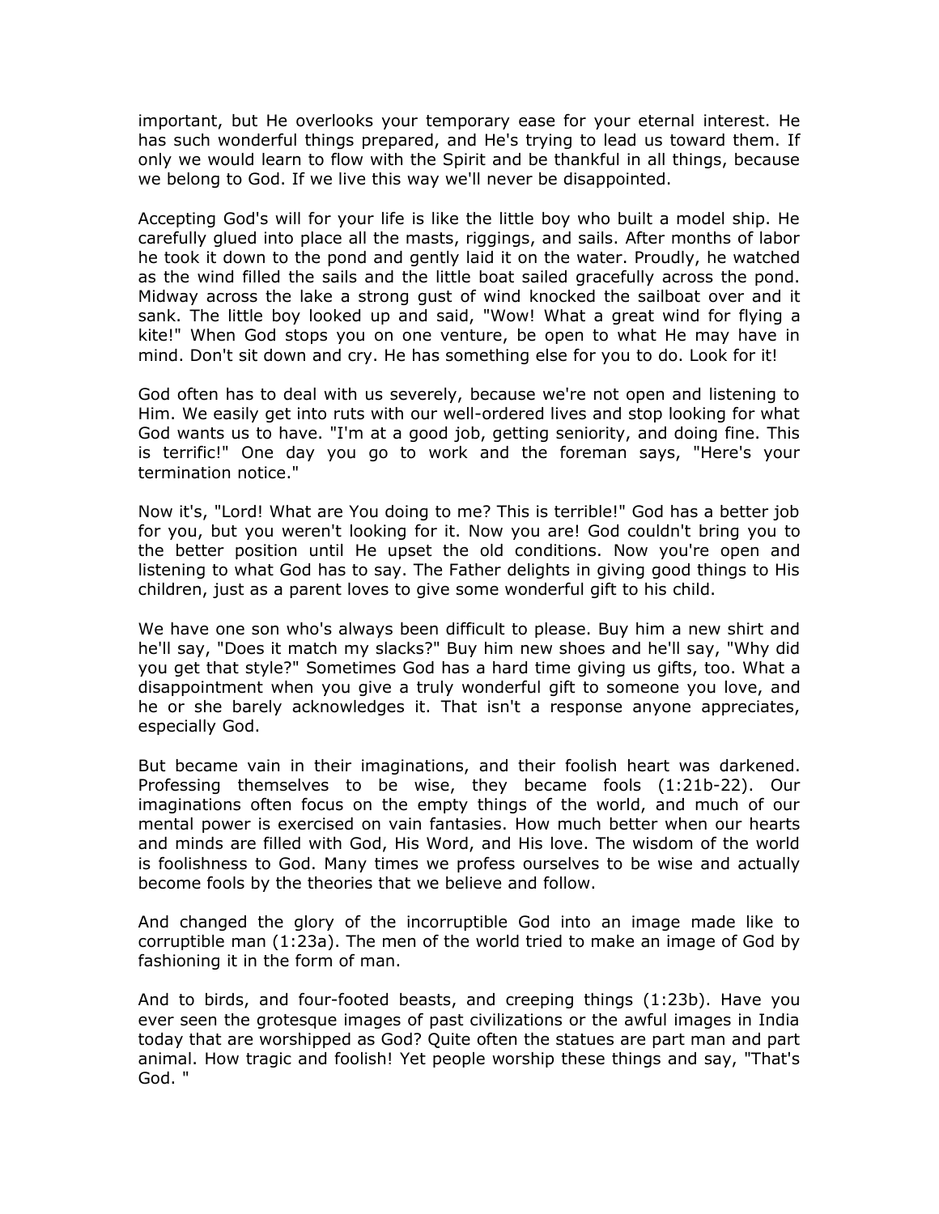important, but He overlooks your temporary ease for your eternal interest. He has such wonderful things prepared, and He's trying to lead us toward them. If only we would learn to flow with the Spirit and be thankful in all things, because we belong to God. If we live this way we'll never be disappointed.

Accepting God's will for your life is like the little boy who built a model ship. He carefully glued into place all the masts, riggings, and sails. After months of labor he took it down to the pond and gently laid it on the water. Proudly, he watched as the wind filled the sails and the little boat sailed gracefully across the pond. Midway across the lake a strong gust of wind knocked the sailboat over and it sank. The little boy looked up and said, "Wow! What a great wind for flying a kite!" When God stops you on one venture, be open to what He may have in mind. Don't sit down and cry. He has something else for you to do. Look for it!

God often has to deal with us severely, because we're not open and listening to Him. We easily get into ruts with our well-ordered lives and stop looking for what God wants us to have. "I'm at a good job, getting seniority, and doing fine. This is terrific!" One day you go to work and the foreman says, "Here's your termination notice."

Now it's, "Lord! What are You doing to me? This is terrible!" God has a better job for you, but you weren't looking for it. Now you are! God couldn't bring you to the better position until He upset the old conditions. Now you're open and listening to what God has to say. The Father delights in giving good things to His children, just as a parent loves to give some wonderful gift to his child.

We have one son who's always been difficult to please. Buy him a new shirt and he'll say, "Does it match my slacks?" Buy him new shoes and he'll say, "Why did you get that style?" Sometimes God has a hard time giving us gifts, too. What a disappointment when you give a truly wonderful gift to someone you love, and he or she barely acknowledges it. That isn't a response anyone appreciates, especially God.

But became vain in their imaginations, and their foolish heart was darkened. Professing themselves to be wise, they became fools (1:21b-22). Our imaginations often focus on the empty things of the world, and much of our mental power is exercised on vain fantasies. How much better when our hearts and minds are filled with God, His Word, and His love. The wisdom of the world is foolishness to God. Many times we profess ourselves to be wise and actually become fools by the theories that we believe and follow.

And changed the glory of the incorruptible God into an image made like to corruptible man (1:23a). The men of the world tried to make an image of God by fashioning it in the form of man.

And to birds, and four-footed beasts, and creeping things (1:23b). Have you ever seen the grotesque images of past civilizations or the awful images in India today that are worshipped as God? Quite often the statues are part man and part animal. How tragic and foolish! Yet people worship these things and say, "That's God. "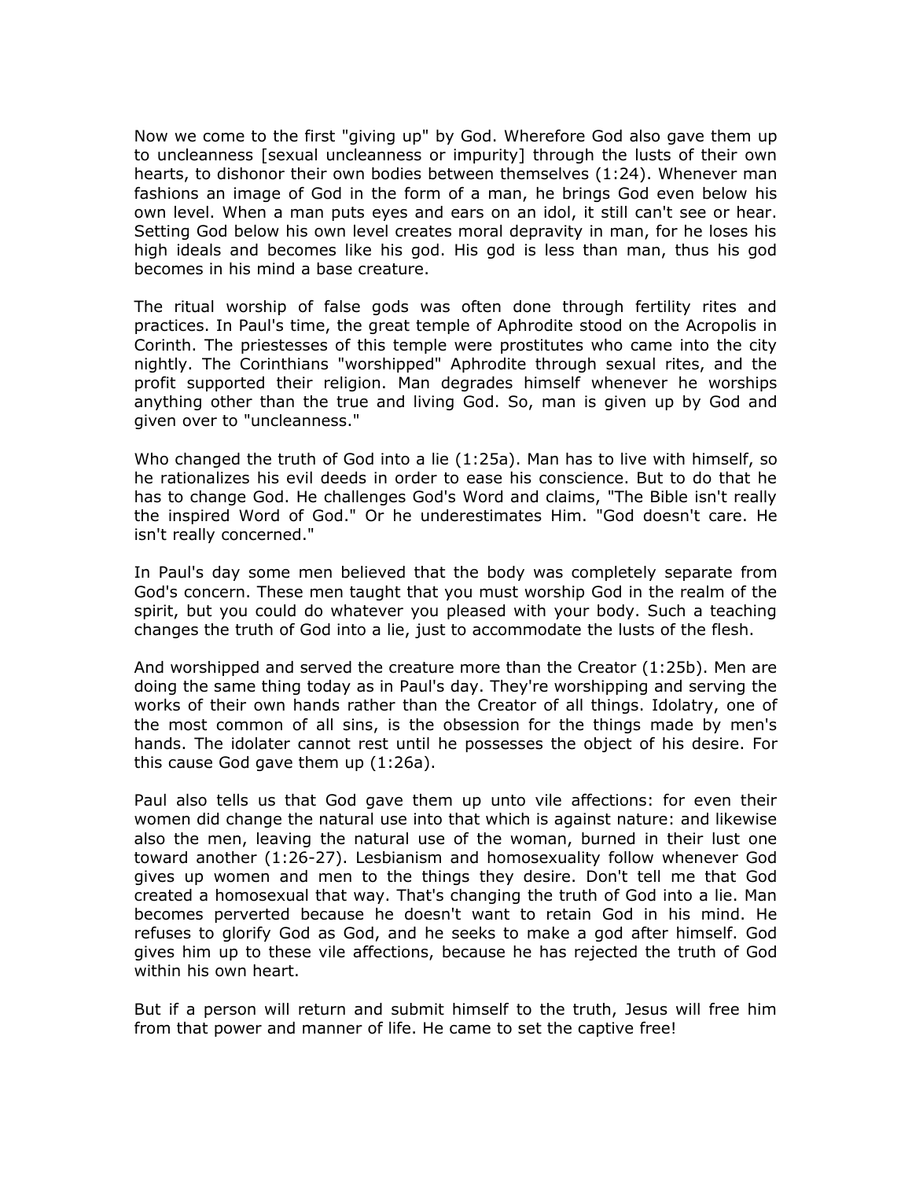Now we come to the first "giving up" by God. Wherefore God also gave them up to uncleanness [sexual uncleanness or impurity] through the lusts of their own hearts, to dishonor their own bodies between themselves (1:24). Whenever man fashions an image of God in the form of a man, he brings God even below his own level. When a man puts eyes and ears on an idol, it still can't see or hear. Setting God below his own level creates moral depravity in man, for he loses his high ideals and becomes like his god. His god is less than man, thus his god becomes in his mind a base creature.

The ritual worship of false gods was often done through fertility rites and practices. In Paul's time, the great temple of Aphrodite stood on the Acropolis in Corinth. The priestesses of this temple were prostitutes who came into the city nightly. The Corinthians "worshipped" Aphrodite through sexual rites, and the profit supported their religion. Man degrades himself whenever he worships anything other than the true and living God. So, man is given up by God and given over to "uncleanness."

Who changed the truth of God into a lie (1:25a). Man has to live with himself, so he rationalizes his evil deeds in order to ease his conscience. But to do that he has to change God. He challenges God's Word and claims, "The Bible isn't really the inspired Word of God." Or he underestimates Him. "God doesn't care. He isn't really concerned."

In Paul's day some men believed that the body was completely separate from God's concern. These men taught that you must worship God in the realm of the spirit, but you could do whatever you pleased with your body. Such a teaching changes the truth of God into a lie, just to accommodate the lusts of the flesh.

And worshipped and served the creature more than the Creator (1:25b). Men are doing the same thing today as in Paul's day. They're worshipping and serving the works of their own hands rather than the Creator of all things. Idolatry, one of the most common of all sins, is the obsession for the things made by men's hands. The idolater cannot rest until he possesses the object of his desire. For this cause God gave them up (1:26a).

Paul also tells us that God gave them up unto vile affections: for even their women did change the natural use into that which is against nature: and likewise also the men, leaving the natural use of the woman, burned in their lust one toward another (1:26-27). Lesbianism and homosexuality follow whenever God gives up women and men to the things they desire. Don't tell me that God created a homosexual that way. That's changing the truth of God into a lie. Man becomes perverted because he doesn't want to retain God in his mind. He refuses to glorify God as God, and he seeks to make a god after himself. God gives him up to these vile affections, because he has rejected the truth of God within his own heart.

But if a person will return and submit himself to the truth, Jesus will free him from that power and manner of life. He came to set the captive free!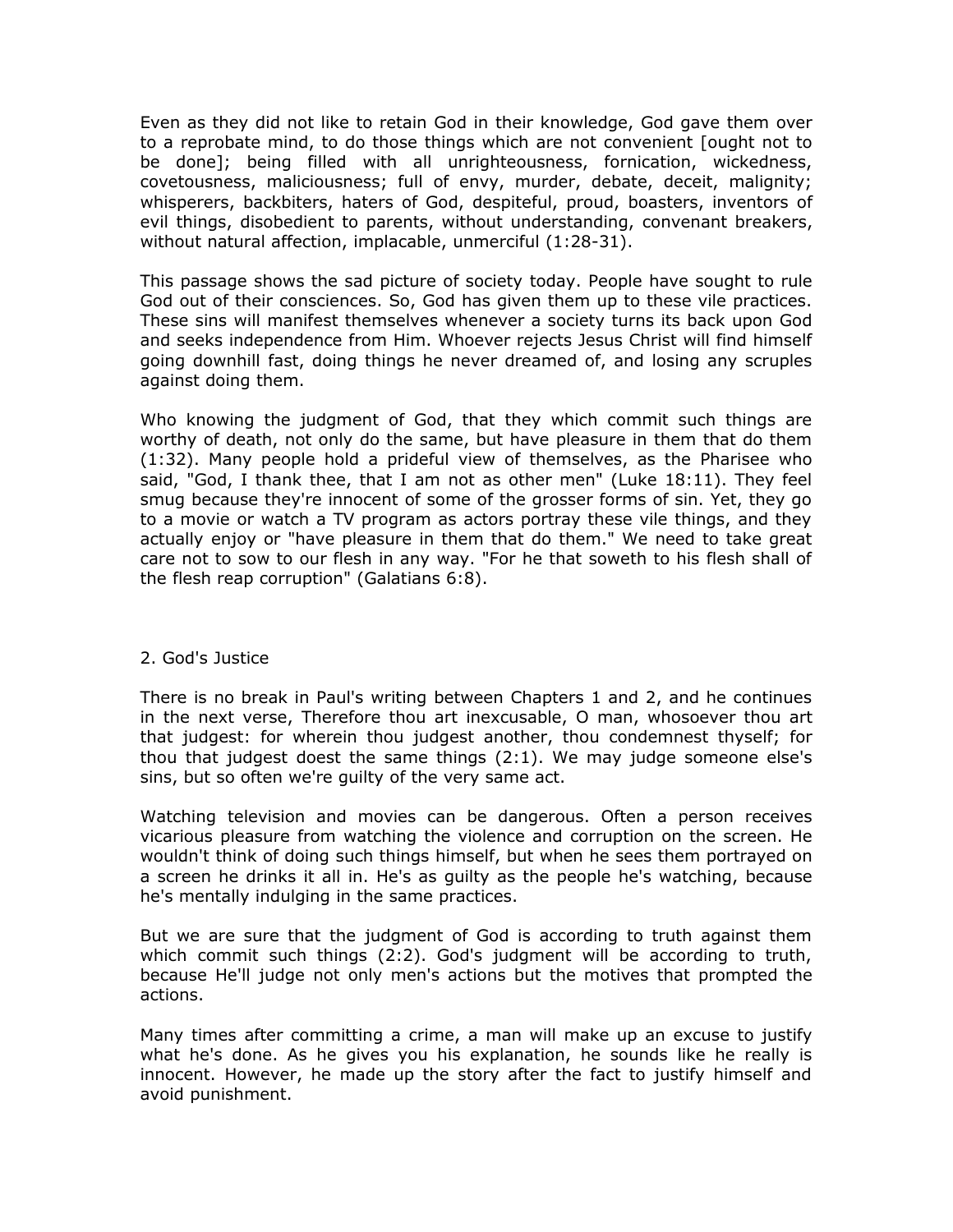Even as they did not like to retain God in their knowledge, God gave them over to a reprobate mind, to do those things which are not convenient [ought not to be done]; being filled with all unrighteousness, fornication, wickedness, covetousness, maliciousness; full of envy, murder, debate, deceit, malignity; whisperers, backbiters, haters of God, despiteful, proud, boasters, inventors of evil things, disobedient to parents, without understanding, convenant breakers, without natural affection, implacable, unmerciful (1:28-31).

This passage shows the sad picture of society today. People have sought to rule God out of their consciences. So, God has given them up to these vile practices. These sins will manifest themselves whenever a society turns its back upon God and seeks independence from Him. Whoever rejects Jesus Christ will find himself going downhill fast, doing things he never dreamed of, and losing any scruples against doing them.

Who knowing the judgment of God, that they which commit such things are worthy of death, not only do the same, but have pleasure in them that do them (1:32). Many people hold a prideful view of themselves, as the Pharisee who said, "God, I thank thee, that I am not as other men" (Luke 18:11). They feel smug because they're innocent of some of the grosser forms of sin. Yet, they go to a movie or watch a TV program as actors portray these vile things, and they actually enjoy or "have pleasure in them that do them." We need to take great care not to sow to our flesh in any way. "For he that soweth to his flesh shall of the flesh reap corruption" (Galatians 6:8).

## 2. God's Justice

There is no break in Paul's writing between Chapters 1 and 2, and he continues in the next verse, Therefore thou art inexcusable, O man, whosoever thou art that judgest: for wherein thou judgest another, thou condemnest thyself; for thou that judgest doest the same things (2:1). We may judge someone else's sins, but so often we're guilty of the very same act.

Watching television and movies can be dangerous. Often a person receives vicarious pleasure from watching the violence and corruption on the screen. He wouldn't think of doing such things himself, but when he sees them portrayed on a screen he drinks it all in. He's as guilty as the people he's watching, because he's mentally indulging in the same practices.

But we are sure that the judgment of God is according to truth against them which commit such things (2:2). God's judgment will be according to truth, because He'll judge not only men's actions but the motives that prompted the actions.

Many times after committing a crime, a man will make up an excuse to justify what he's done. As he gives you his explanation, he sounds like he really is innocent. However, he made up the story after the fact to justify himself and avoid punishment.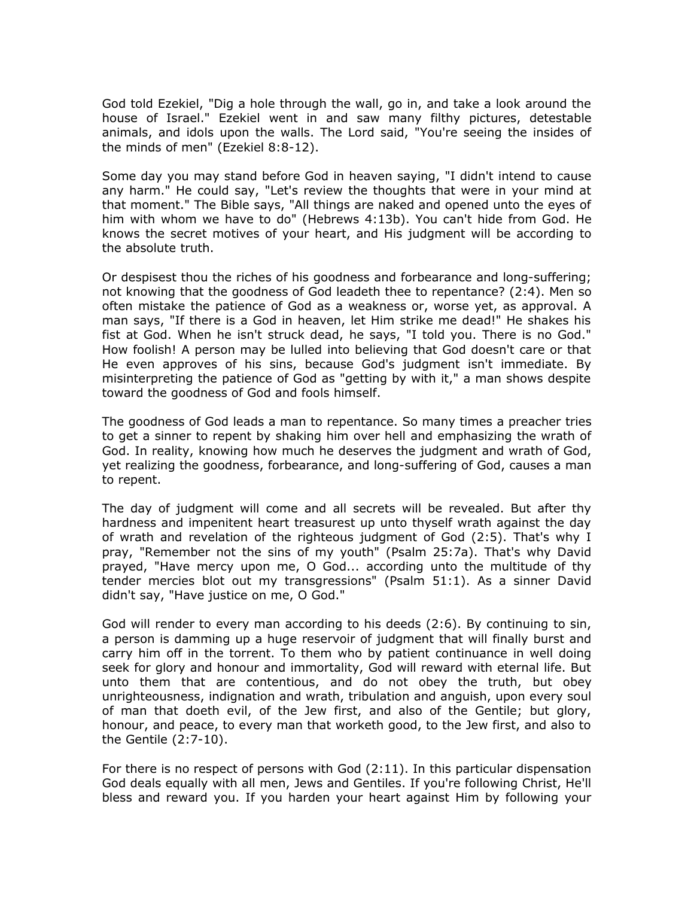God told Ezekiel, "Dig a hole through the wall, go in, and take a look around the house of Israel." Ezekiel went in and saw many filthy pictures, detestable animals, and idols upon the walls. The Lord said, "You're seeing the insides of the minds of men" (Ezekiel 8:8-12).

Some day you may stand before God in heaven saying, "I didn't intend to cause any harm." He could say, "Let's review the thoughts that were in your mind at that moment." The Bible says, "All things are naked and opened unto the eyes of him with whom we have to do" (Hebrews 4:13b). You can't hide from God. He knows the secret motives of your heart, and His judgment will be according to the absolute truth.

Or despisest thou the riches of his goodness and forbearance and long-suffering; not knowing that the goodness of God leadeth thee to repentance? (2:4). Men so often mistake the patience of God as a weakness or, worse yet, as approval. A man says, "If there is a God in heaven, let Him strike me dead!" He shakes his fist at God. When he isn't struck dead, he says, "I told you. There is no God." How foolish! A person may be lulled into believing that God doesn't care or that He even approves of his sins, because God's judgment isn't immediate. By misinterpreting the patience of God as "getting by with it," a man shows despite toward the goodness of God and fools himself.

The goodness of God leads a man to repentance. So many times a preacher tries to get a sinner to repent by shaking him over hell and emphasizing the wrath of God. In reality, knowing how much he deserves the judgment and wrath of God, yet realizing the goodness, forbearance, and long-suffering of God, causes a man to repent.

The day of judgment will come and all secrets will be revealed. But after thy hardness and impenitent heart treasurest up unto thyself wrath against the day of wrath and revelation of the righteous judgment of God (2:5). That's why I pray, "Remember not the sins of my youth" (Psalm 25:7a). That's why David prayed, "Have mercy upon me, O God... according unto the multitude of thy tender mercies blot out my transgressions" (Psalm 51:1). As a sinner David didn't say, "Have justice on me, O God."

God will render to every man according to his deeds (2:6). By continuing to sin, a person is damming up a huge reservoir of judgment that will finally burst and carry him off in the torrent. To them who by patient continuance in well doing seek for glory and honour and immortality, God will reward with eternal life. But unto them that are contentious, and do not obey the truth, but obey unrighteousness, indignation and wrath, tribulation and anguish, upon every soul of man that doeth evil, of the Jew first, and also of the Gentile; but glory, honour, and peace, to every man that worketh good, to the Jew first, and also to the Gentile (2:7-10).

For there is no respect of persons with God (2:11). In this particular dispensation God deals equally with all men, Jews and Gentiles. If you're following Christ, He'll bless and reward you. If you harden your heart against Him by following your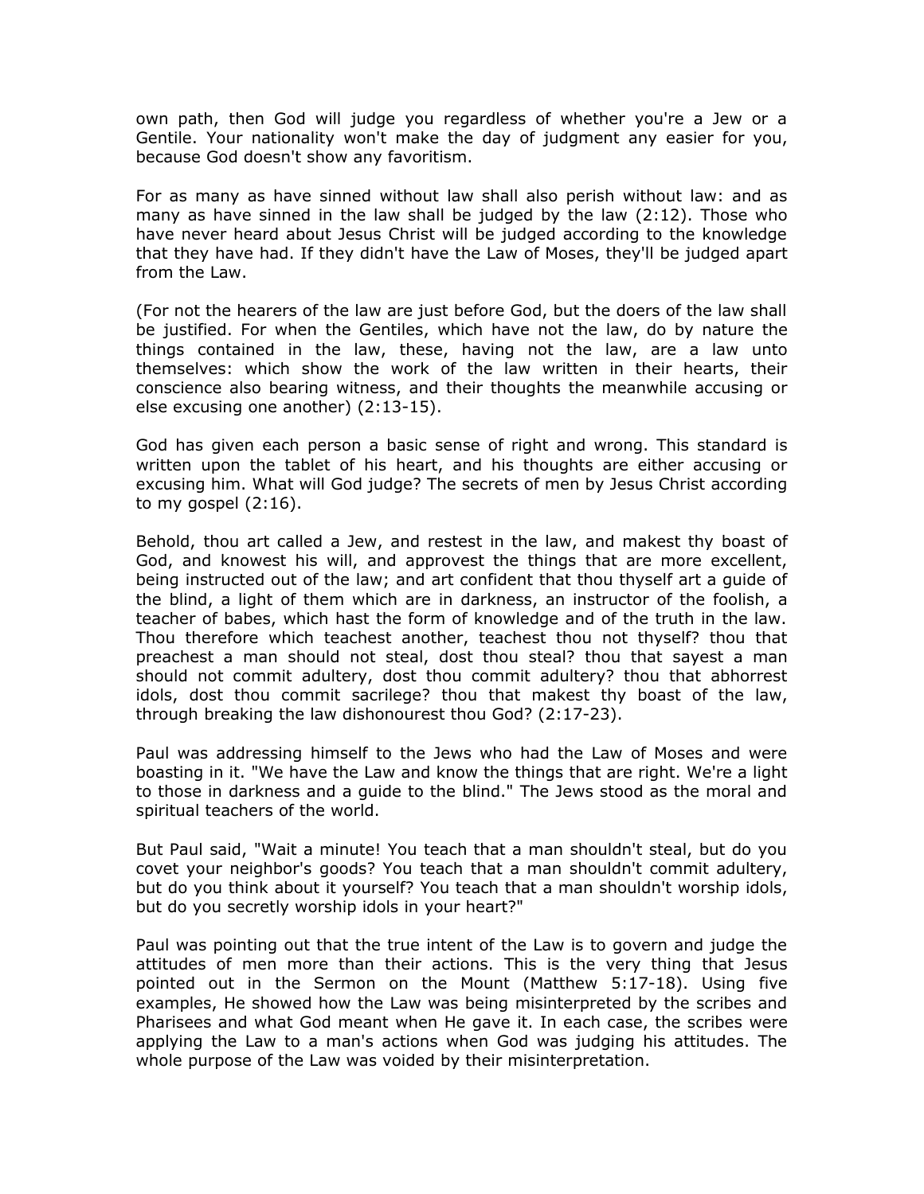own path, then God will judge you regardless of whether you're a Jew or a Gentile. Your nationality won't make the day of judgment any easier for you, because God doesn't show any favoritism.

For as many as have sinned without law shall also perish without law: and as many as have sinned in the law shall be judged by the law (2:12). Those who have never heard about Jesus Christ will be judged according to the knowledge that they have had. If they didn't have the Law of Moses, they'll be judged apart from the Law.

(For not the hearers of the law are just before God, but the doers of the law shall be justified. For when the Gentiles, which have not the law, do by nature the things contained in the law, these, having not the law, are a law unto themselves: which show the work of the law written in their hearts, their conscience also bearing witness, and their thoughts the meanwhile accusing or else excusing one another) (2:13-15).

God has given each person a basic sense of right and wrong. This standard is written upon the tablet of his heart, and his thoughts are either accusing or excusing him. What will God judge? The secrets of men by Jesus Christ according to my gospel (2:16).

Behold, thou art called a Jew, and restest in the law, and makest thy boast of God, and knowest his will, and approvest the things that are more excellent, being instructed out of the law; and art confident that thou thyself art a guide of the blind, a light of them which are in darkness, an instructor of the foolish, a teacher of babes, which hast the form of knowledge and of the truth in the law. Thou therefore which teachest another, teachest thou not thyself? thou that preachest a man should not steal, dost thou steal? thou that sayest a man should not commit adultery, dost thou commit adultery? thou that abhorrest idols, dost thou commit sacrilege? thou that makest thy boast of the law, through breaking the law dishonourest thou God? (2:17-23).

Paul was addressing himself to the Jews who had the Law of Moses and were boasting in it. "We have the Law and know the things that are right. We're a light to those in darkness and a guide to the blind." The Jews stood as the moral and spiritual teachers of the world.

But Paul said, "Wait a minute! You teach that a man shouldn't steal, but do you covet your neighbor's goods? You teach that a man shouldn't commit adultery, but do you think about it yourself? You teach that a man shouldn't worship idols, but do you secretly worship idols in your heart?"

Paul was pointing out that the true intent of the Law is to govern and judge the attitudes of men more than their actions. This is the very thing that Jesus pointed out in the Sermon on the Mount (Matthew 5:17-18). Using five examples, He showed how the Law was being misinterpreted by the scribes and Pharisees and what God meant when He gave it. In each case, the scribes were applying the Law to a man's actions when God was judging his attitudes. The whole purpose of the Law was voided by their misinterpretation.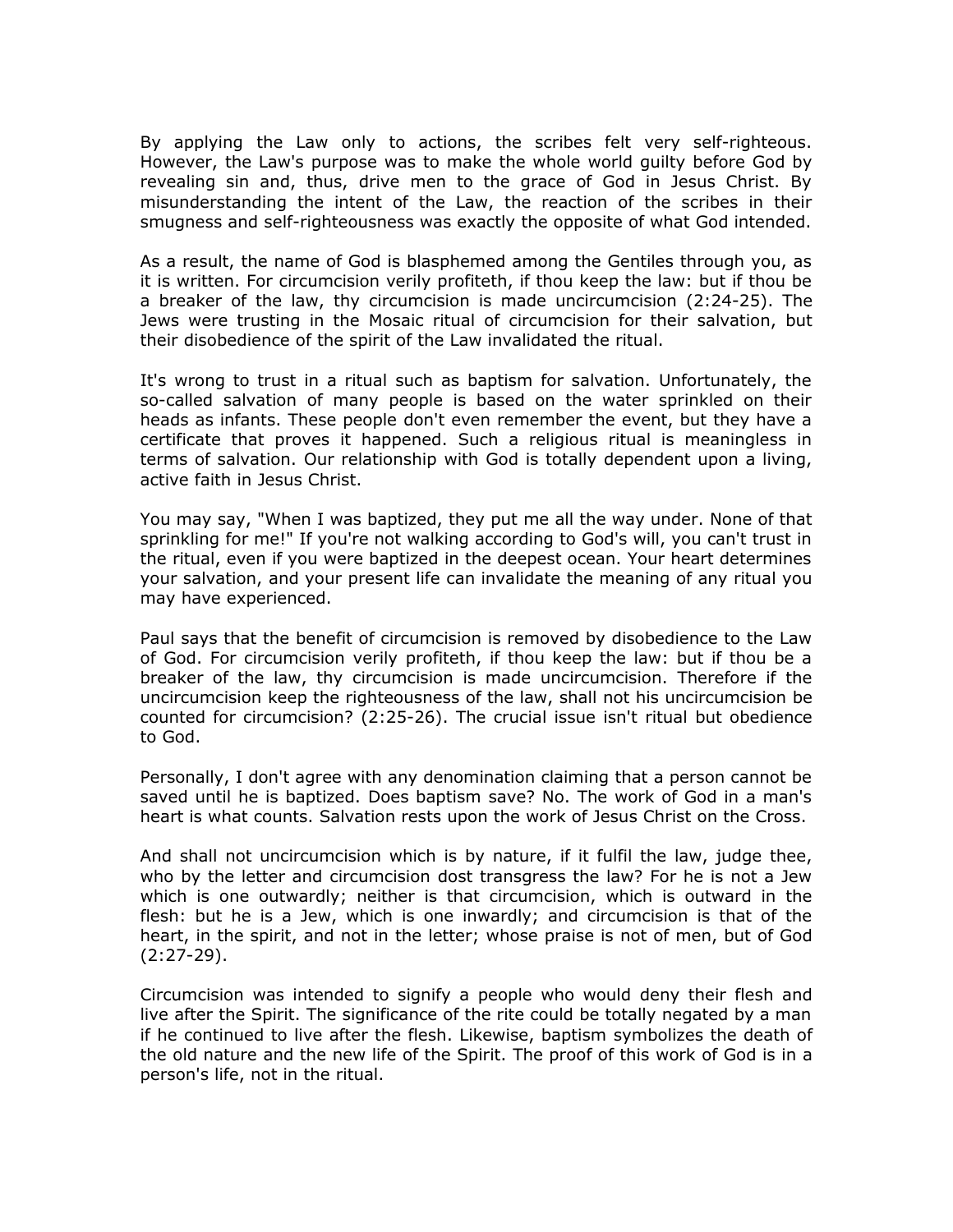By applying the Law only to actions, the scribes felt very self-righteous. However, the Law's purpose was to make the whole world guilty before God by revealing sin and, thus, drive men to the grace of God in Jesus Christ. By misunderstanding the intent of the Law, the reaction of the scribes in their smugness and self-righteousness was exactly the opposite of what God intended.

As a result, the name of God is blasphemed among the Gentiles through you, as it is written. For circumcision verily profiteth, if thou keep the law: but if thou be a breaker of the law, thy circumcision is made uncircumcision (2:24-25). The Jews were trusting in the Mosaic ritual of circumcision for their salvation, but their disobedience of the spirit of the Law invalidated the ritual.

It's wrong to trust in a ritual such as baptism for salvation. Unfortunately, the so-called salvation of many people is based on the water sprinkled on their heads as infants. These people don't even remember the event, but they have a certificate that proves it happened. Such a religious ritual is meaningless in terms of salvation. Our relationship with God is totally dependent upon a living, active faith in Jesus Christ.

You may say, "When I was baptized, they put me all the way under. None of that sprinkling for me!" If you're not walking according to God's will, you can't trust in the ritual, even if you were baptized in the deepest ocean. Your heart determines your salvation, and your present life can invalidate the meaning of any ritual you may have experienced.

Paul says that the benefit of circumcision is removed by disobedience to the Law of God. For circumcision verily profiteth, if thou keep the law: but if thou be a breaker of the law, thy circumcision is made uncircumcision. Therefore if the uncircumcision keep the righteousness of the law, shall not his uncircumcision be counted for circumcision? (2:25-26). The crucial issue isn't ritual but obedience to God.

Personally, I don't agree with any denomination claiming that a person cannot be saved until he is baptized. Does baptism save? No. The work of God in a man's heart is what counts. Salvation rests upon the work of Jesus Christ on the Cross.

And shall not uncircumcision which is by nature, if it fulfil the law, judge thee, who by the letter and circumcision dost transgress the law? For he is not a Jew which is one outwardly; neither is that circumcision, which is outward in the flesh: but he is a Jew, which is one inwardly; and circumcision is that of the heart, in the spirit, and not in the letter; whose praise is not of men, but of God (2:27-29).

Circumcision was intended to signify a people who would deny their flesh and live after the Spirit. The significance of the rite could be totally negated by a man if he continued to live after the flesh. Likewise, baptism symbolizes the death of the old nature and the new life of the Spirit. The proof of this work of God is in a person's life, not in the ritual.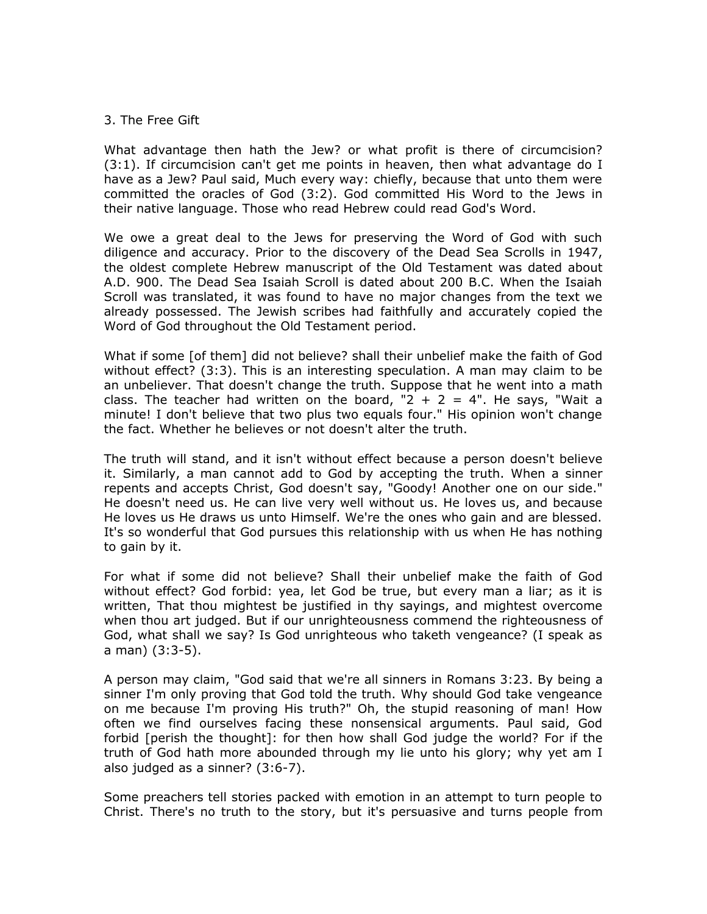## 3. The Free Gift

What advantage then hath the Jew? or what profit is there of circumcision? (3:1). If circumcision can't get me points in heaven, then what advantage do I have as a Jew? Paul said, Much every way: chiefly, because that unto them were committed the oracles of God (3:2). God committed His Word to the Jews in their native language. Those who read Hebrew could read God's Word.

We owe a great deal to the Jews for preserving the Word of God with such diligence and accuracy. Prior to the discovery of the Dead Sea Scrolls in 1947, the oldest complete Hebrew manuscript of the Old Testament was dated about A.D. 900. The Dead Sea Isaiah Scroll is dated about 200 B.C. When the Isaiah Scroll was translated, it was found to have no major changes from the text we already possessed. The Jewish scribes had faithfully and accurately copied the Word of God throughout the Old Testament period.

What if some [of them] did not believe? shall their unbelief make the faith of God without effect? (3:3). This is an interesting speculation. A man may claim to be an unbeliever. That doesn't change the truth. Suppose that he went into a math class. The teacher had written on the board, "2 + 2 = 4". He says, "Wait a minute! I don't believe that two plus two equals four." His opinion won't change the fact. Whether he believes or not doesn't alter the truth.

The truth will stand, and it isn't without effect because a person doesn't believe it. Similarly, a man cannot add to God by accepting the truth. When a sinner repents and accepts Christ, God doesn't say, "Goody! Another one on our side." He doesn't need us. He can live very well without us. He loves us, and because He loves us He draws us unto Himself. We're the ones who gain and are blessed. It's so wonderful that God pursues this relationship with us when He has nothing to gain by it.

For what if some did not believe? Shall their unbelief make the faith of God without effect? God forbid: yea, let God be true, but every man a liar; as it is written, That thou mightest be justified in thy sayings, and mightest overcome when thou art judged. But if our unrighteousness commend the righteousness of God, what shall we say? Is God unrighteous who taketh vengeance? (I speak as a man) (3:3-5).

A person may claim, "God said that we're all sinners in Romans 3:23. By being a sinner I'm only proving that God told the truth. Why should God take vengeance on me because I'm proving His truth?" Oh, the stupid reasoning of man! How often we find ourselves facing these nonsensical arguments. Paul said, God forbid [perish the thought]: for then how shall God judge the world? For if the truth of God hath more abounded through my lie unto his glory; why yet am I also judged as a sinner? (3:6-7).

Some preachers tell stories packed with emotion in an attempt to turn people to Christ. There's no truth to the story, but it's persuasive and turns people from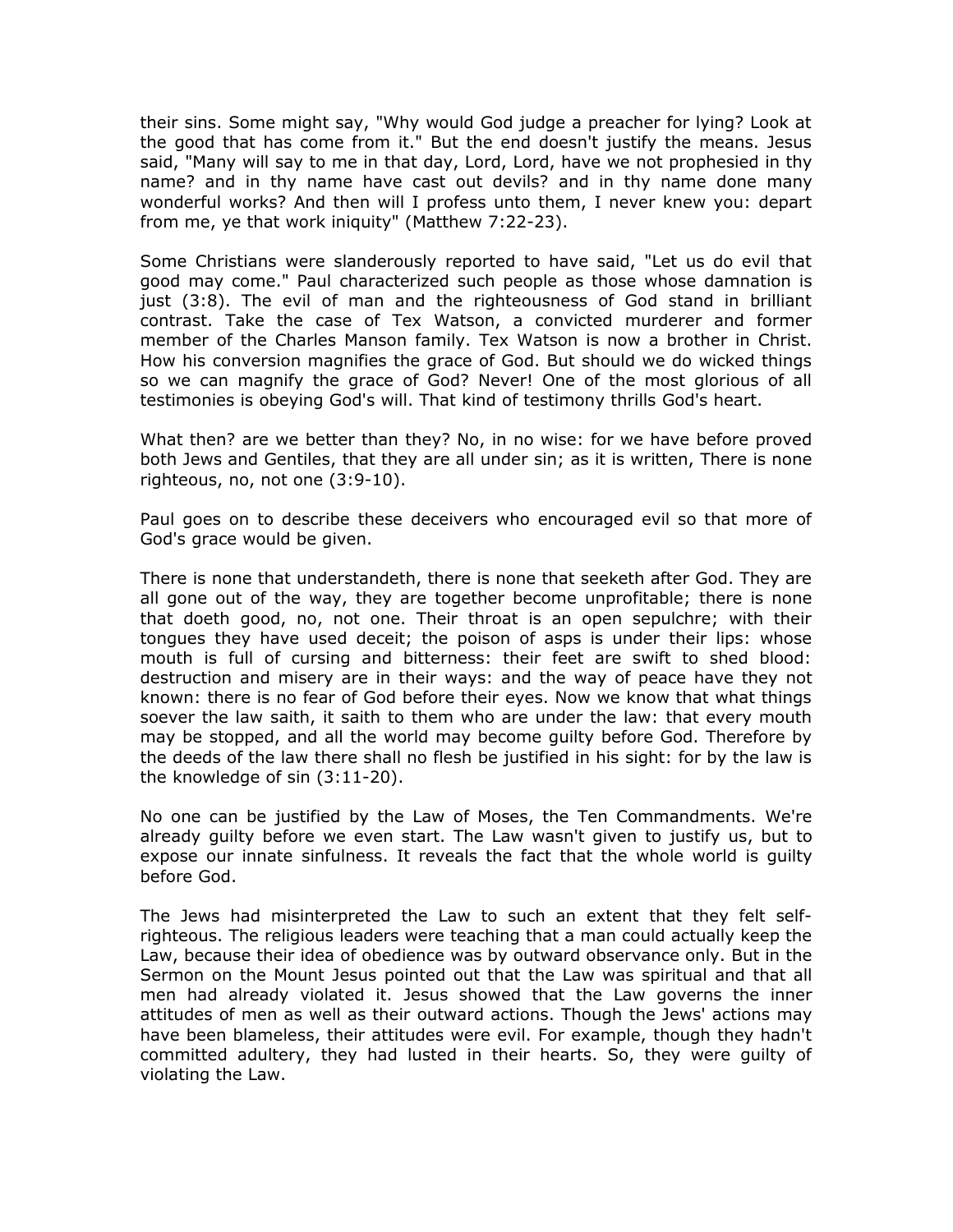their sins. Some might say, "Why would God judge a preacher for lying? Look at the good that has come from it." But the end doesn't justify the means. Jesus said, "Many will say to me in that day, Lord, Lord, have we not prophesied in thy name? and in thy name have cast out devils? and in thy name done many wonderful works? And then will I profess unto them, I never knew you: depart from me, ye that work iniquity" (Matthew 7:22-23).

Some Christians were slanderously reported to have said, "Let us do evil that good may come." Paul characterized such people as those whose damnation is just (3:8). The evil of man and the righteousness of God stand in brilliant contrast. Take the case of Tex Watson, a convicted murderer and former member of the Charles Manson family. Tex Watson is now a brother in Christ. How his conversion magnifies the grace of God. But should we do wicked things so we can magnify the grace of God? Never! One of the most glorious of all testimonies is obeying God's will. That kind of testimony thrills God's heart.

What then? are we better than they? No, in no wise: for we have before proved both Jews and Gentiles, that they are all under sin; as it is written, There is none righteous, no, not one (3:9-10).

Paul goes on to describe these deceivers who encouraged evil so that more of God's grace would be given.

There is none that understandeth, there is none that seeketh after God. They are all gone out of the way, they are together become unprofitable; there is none that doeth good, no, not one. Their throat is an open sepulchre; with their tongues they have used deceit; the poison of asps is under their lips: whose mouth is full of cursing and bitterness: their feet are swift to shed blood: destruction and misery are in their ways: and the way of peace have they not known: there is no fear of God before their eyes. Now we know that what things soever the law saith, it saith to them who are under the law: that every mouth may be stopped, and all the world may become guilty before God. Therefore by the deeds of the law there shall no flesh be justified in his sight: for by the law is the knowledge of sin (3:11-20).

No one can be justified by the Law of Moses, the Ten Commandments. We're already guilty before we even start. The Law wasn't given to justify us, but to expose our innate sinfulness. It reveals the fact that the whole world is guilty before God.

The Jews had misinterpreted the Law to such an extent that they felt self-righteous. The religious leaders were teaching that a man could actually keep the Law, because their idea of obedience was by outward observance only. But in the Sermon on the Mount Jesus pointed out that the Law was spiritual and that all men had already violated it. Jesus showed that the Law governs the inner attitudes of men as well as their outward actions. Though the Jews' actions may have been blameless, their attitudes were evil. For example, though they hadn't committed adultery, they had lusted in their hearts. So, they were guilty of violating the Law.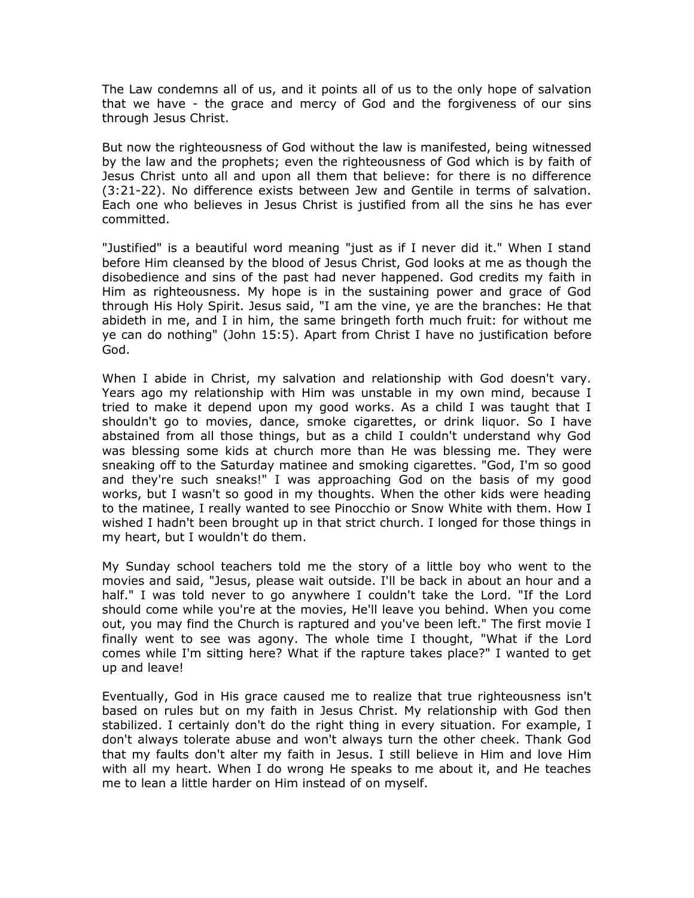The Law condemns all of us, and it points all of us to the only hope of salvation that we have - the grace and mercy of God and the forgiveness of our sins through Jesus Christ.

But now the righteousness of God without the law is manifested, being witnessed by the law and the prophets; even the righteousness of God which is by faith of Jesus Christ unto all and upon all them that believe: for there is no difference (3:21-22). No difference exists between Jew and Gentile in terms of salvation. Each one who believes in Jesus Christ is justified from all the sins he has ever committed.

"Justified" is a beautiful word meaning "just as if I never did it." When I stand before Him cleansed by the blood of Jesus Christ, God looks at me as though the disobedience and sins of the past had never happened. God credits my faith in Him as righteousness. My hope is in the sustaining power and grace of God through His Holy Spirit. Jesus said, "I am the vine, ye are the branches: He that abideth in me, and I in him, the same bringeth forth much fruit: for without me ye can do nothing" (John 15:5). Apart from Christ I have no justification before God.

When I abide in Christ, my salvation and relationship with God doesn't vary. Years ago my relationship with Him was unstable in my own mind, because I tried to make it depend upon my good works. As a child I was taught that I shouldn't go to movies, dance, smoke cigarettes, or drink liquor. So I have abstained from all those things, but as a child I couldn't understand why God was blessing some kids at church more than He was blessing me. They were sneaking off to the Saturday matinee and smoking cigarettes. "God, I'm so good and they're such sneaks!" I was approaching God on the basis of my good works, but I wasn't so good in my thoughts. When the other kids were heading to the matinee, I really wanted to see Pinocchio or Snow White with them. How I wished I hadn't been brought up in that strict church. I longed for those things in my heart, but I wouldn't do them.

My Sunday school teachers told me the story of a little boy who went to the movies and said, "Jesus, please wait outside. I'll be back in about an hour and a half." I was told never to go anywhere I couldn't take the Lord. "If the Lord should come while you're at the movies, He'll leave you behind. When you come out, you may find the Church is raptured and you've been left." The first movie I finally went to see was agony. The whole time I thought, "What if the Lord comes while I'm sitting here? What if the rapture takes place?" I wanted to get up and leave!

Eventually, God in His grace caused me to realize that true righteousness isn't based on rules but on my faith in Jesus Christ. My relationship with God then stabilized. I certainly don't do the right thing in every situation. For example, I don't always tolerate abuse and won't always turn the other cheek. Thank God that my faults don't alter my faith in Jesus. I still believe in Him and love Him with all my heart. When I do wrong He speaks to me about it, and He teaches me to lean a little harder on Him instead of on myself.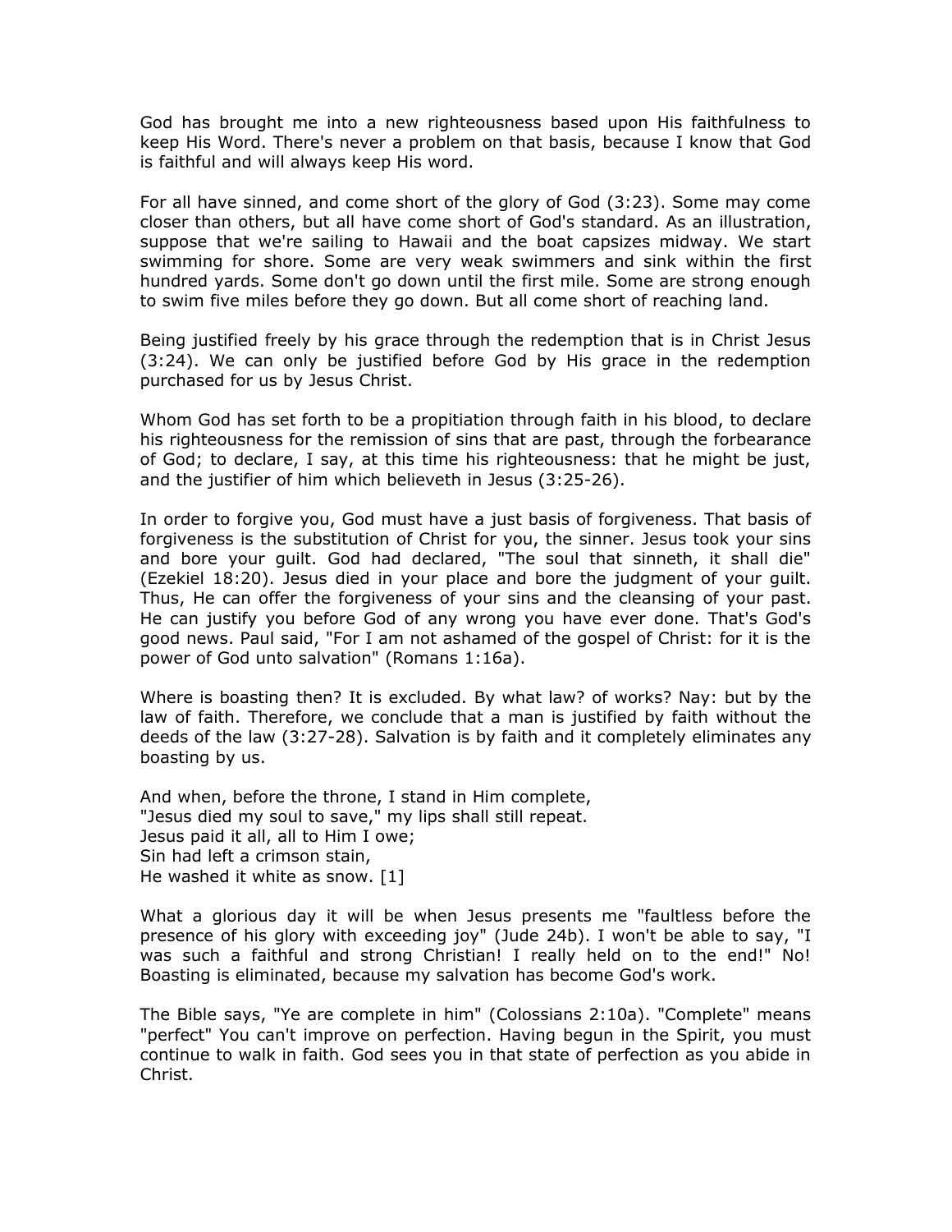God has brought me into a new righteousness based upon His faithfulness to keep His Word. There's never a problem on that basis, because I know that God is faithful and will always keep His word.

For all have sinned, and come short of the glory of God (3:23). Some may come closer than others, but all have come short of God's standard. As an illustration, suppose that we're sailing to Hawaii and the boat capsizes midway. We start swimming for shore. Some are very weak swimmers and sink within the first hundred yards. Some don't go down until the first mile. Some are strong enough to swim five miles before they go down. But all come short of reaching land.

Being justified freely by his grace through the redemption that is in Christ Jesus (3:24). We can only be justified before God by His grace in the redemption purchased for us by Jesus Christ.

Whom God has set forth to be a propitiation through faith in his blood, to declare his righteousness for the remission of sins that are past, through the forbearance of God; to declare, I say, at this time his righteousness: that he might be just, and the justifier of him which believeth in Jesus (3:25-26).

In order to forgive you, God must have a just basis of forgiveness. That basis of forgiveness is the substitution of Christ for you, the sinner. Jesus took your sins and bore your guilt. God had declared, "The soul that sinneth, it shall die" (Ezekiel 18:20). Jesus died in your place and bore the judgment of your guilt. Thus, He can offer the forgiveness of your sins and the cleansing of your past. He can justify you before God of any wrong you have ever done. That's God's good news. Paul said, "For I am not ashamed of the gospel of Christ: for it is the power of God unto salvation" (Romans 1:16a).

Where is boasting then? It is excluded. By what law? of works? Nay: but by the law of faith. Therefore, we conclude that a man is justified by faith without the deeds of the law (3:27-28). Salvation is by faith and it completely eliminates any boasting by us.

And when, before the throne, I stand in Him complete,  
"Jesus died my soul to save," my lips shall still repeat.  
Jesus paid it all, all to Him I owe;  
Sin had left a crimson stain,  
He washed it white as snow. [1]

What a glorious day it will be when Jesus presents me "faultless before the presence of his glory with exceeding joy" (Jude 24b). I won't be able to say, "I was such a faithful and strong Christian! I really held on to the end!" No! Boasting is eliminated, because my salvation has become God's work.

The Bible says, "Ye are complete in him" (Colossians 2:10a). "Complete" means "perfect" You can't improve on perfection. Having begun in the Spirit, you must continue to walk in faith. God sees you in that state of perfection as you abide in Christ.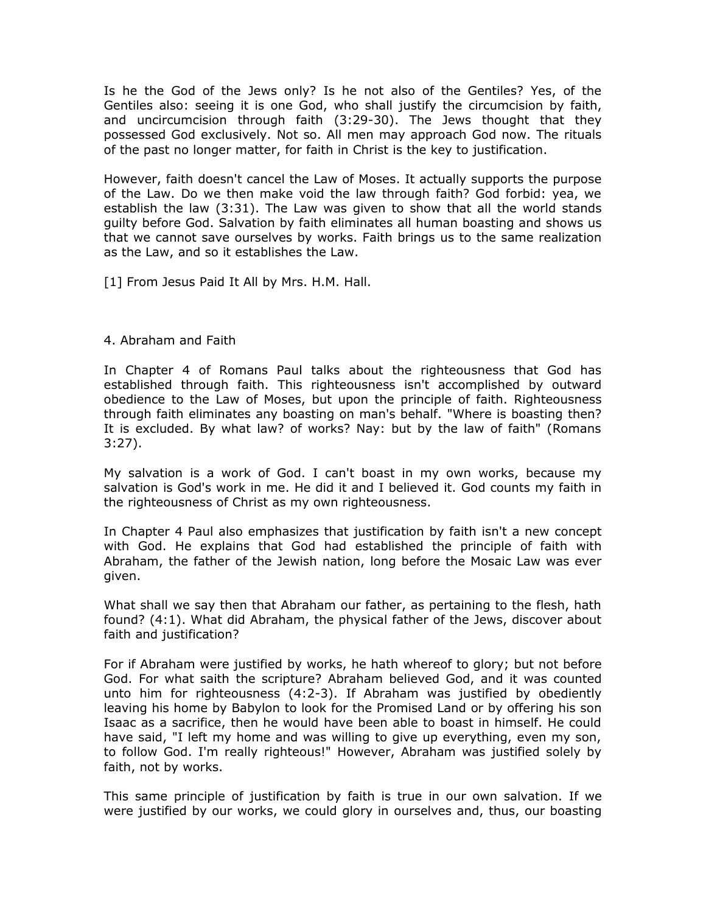Is he the God of the Jews only? Is he not also of the Gentiles? Yes, of the Gentiles also: seeing it is one God, who shall justify the circumcision by faith, and uncircumcision through faith (3:29-30). The Jews thought that they possessed God exclusively. Not so. All men may approach God now. The rituals of the past no longer matter, for faith in Christ is the key to justification.

However, faith doesn't cancel the Law of Moses. It actually supports the purpose of the Law. Do we then make void the law through faith? God forbid: yea, we establish the law (3:31). The Law was given to show that all the world stands guilty before God. Salvation by faith eliminates all human boasting and shows us that we cannot save ourselves by works. Faith brings us to the same realization as the Law, and so it establishes the Law.

[1] From Jesus Paid It All by Mrs. H.M. Hall.

## 4. Abraham and Faith

In Chapter 4 of Romans Paul talks about the righteousness that God has established through faith. This righteousness isn't accomplished by outward obedience to the Law of Moses, but upon the principle of faith. Righteousness through faith eliminates any boasting on man's behalf. "Where is boasting then? It is excluded. By what law? of works? Nay: but by the law of faith" (Romans 3:27).

My salvation is a work of God. I can't boast in my own works, because my salvation is God's work in me. He did it and I believed it. God counts my faith in the righteousness of Christ as my own righteousness.

In Chapter 4 Paul also emphasizes that justification by faith isn't a new concept with God. He explains that God had established the principle of faith with Abraham, the father of the Jewish nation, long before the Mosaic Law was ever given.

What shall we say then that Abraham our father, as pertaining to the flesh, hath found? (4:1). What did Abraham, the physical father of the Jews, discover about faith and justification?

For if Abraham were justified by works, he hath whereof to glory; but not before God. For what saith the scripture? Abraham believed God, and it was counted unto him for righteousness (4:2-3). If Abraham was justified by obediently leaving his home by Babylon to look for the Promised Land or by offering his son Isaac as a sacrifice, then he would have been able to boast in himself. He could have said, "I left my home and was willing to give up everything, even my son, to follow God. I'm really righteous!" However, Abraham was justified solely by faith, not by works.

This same principle of justification by faith is true in our own salvation. If we were justified by our works, we could glory in ourselves and, thus, our boasting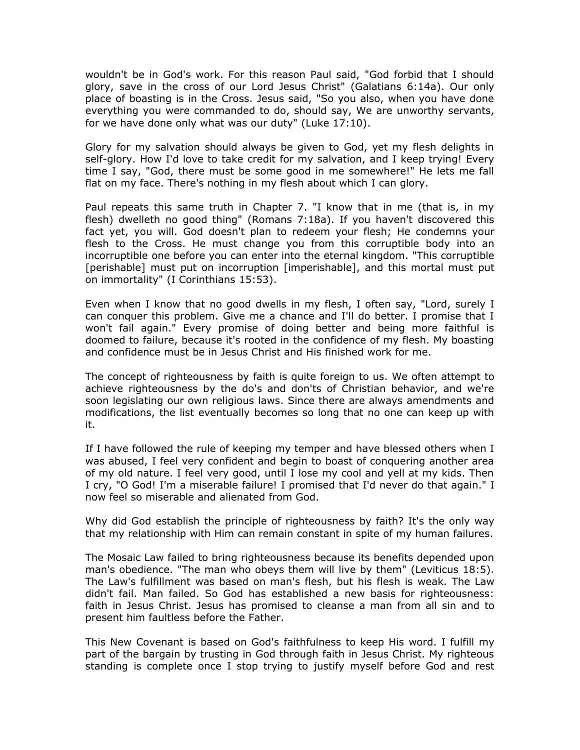wouldn't be in God's work. For this reason Paul said, "God forbid that I should glory, save in the cross of our Lord Jesus Christ" (Galatians 6:14a). Our only place of boasting is in the Cross. Jesus said, "So you also, when you have done everything you were commanded to do, should say, We are unworthy servants, for we have done only what was our duty" (Luke 17:10).

Glory for my salvation should always be given to God, yet my flesh delights in self-glory. How I'd love to take credit for my salvation, and I keep trying! Every time I say, "God, there must be some good in me somewhere!" He lets me fall flat on my face. There's nothing in my flesh about which I can glory.

Paul repeats this same truth in Chapter 7. "I know that in me (that is, in my flesh) dwelleth no good thing" (Romans 7:18a). If you haven't discovered this fact yet, you will. God doesn't plan to redeem your flesh; He condemns your flesh to the Cross. He must change you from this corruptible body into an incorruptible one before you can enter into the eternal kingdom. "This corruptible [perishable] must put on incorruption [imperishable], and this mortal must put on immortality" (I Corinthians 15:53).

Even when I know that no good dwells in my flesh, I often say, "Lord, surely I can conquer this problem. Give me a chance and I'll do better. I promise that I won't fail again." Every promise of doing better and being more faithful is doomed to failure, because it's rooted in the confidence of my flesh. My boasting and confidence must be in Jesus Christ and His finished work for me.

The concept of righteousness by faith is quite foreign to us. We often attempt to achieve righteousness by the do's and don'ts of Christian behavior, and we're soon legislating our own religious laws. Since there are always amendments and modifications, the list eventually becomes so long that no one can keep up with it.

If I have followed the rule of keeping my temper and have blessed others when I was abused, I feel very confident and begin to boast of conquering another area of my old nature. I feel very good, until I lose my cool and yell at my kids. Then I cry, "O God! I'm a miserable failure! I promised that I'd never do that again." I now feel so miserable and alienated from God.

Why did God establish the principle of righteousness by faith? It's the only way that my relationship with Him can remain constant in spite of my human failures.

The Mosaic Law failed to bring righteousness because its benefits depended upon man's obedience. "The man who obeys them will live by them" (Leviticus 18:5). The Law's fulfillment was based on man's flesh, but his flesh is weak. The Law didn't fail. Man failed. So God has established a new basis for righteousness: faith in Jesus Christ. Jesus has promised to cleanse a man from all sin and to present him faultless before the Father.

This New Covenant is based on God's faithfulness to keep His word. I fulfill my part of the bargain by trusting in God through faith in Jesus Christ. My righteous standing is complete once I stop trying to justify myself before God and rest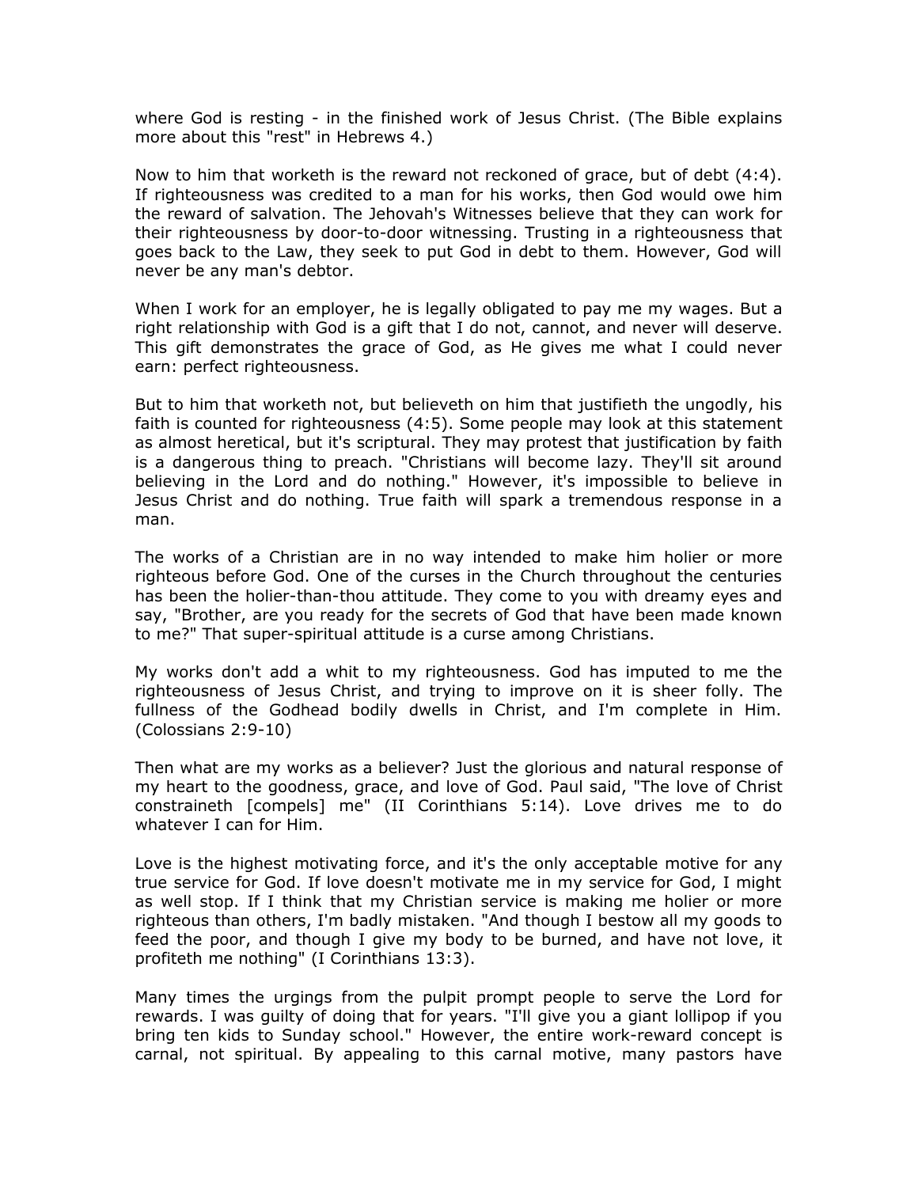where God is resting - in the finished work of Jesus Christ. (The Bible explains more about this "rest" in Hebrews 4.)

Now to him that worketh is the reward not reckoned of grace, but of debt (4:4). If righteousness was credited to a man for his works, then God would owe him the reward of salvation. The Jehovah's Witnesses believe that they can work for their righteousness by door-to-door witnessing. Trusting in a righteousness that goes back to the Law, they seek to put God in debt to them. However, God will never be any man's debtor.

When I work for an employer, he is legally obligated to pay me my wages. But a right relationship with God is a gift that I do not, cannot, and never will deserve. This gift demonstrates the grace of God, as He gives me what I could never earn: perfect righteousness.

But to him that worketh not, but believeth on him that justifieth the ungodly, his faith is counted for righteousness (4:5). Some people may look at this statement as almost heretical, but it's scriptural. They may protest that justification by faith is a dangerous thing to preach. "Christians will become lazy. They'll sit around believing in the Lord and do nothing." However, it's impossible to believe in Jesus Christ and do nothing. True faith will spark a tremendous response in a man.

The works of a Christian are in no way intended to make him holier or more righteous before God. One of the curses in the Church throughout the centuries has been the holier-than-thou attitude. They come to you with dreamy eyes and say, "Brother, are you ready for the secrets of God that have been made known to me?" That super-spiritual attitude is a curse among Christians.

My works don't add a whit to my righteousness. God has imputed to me the righteousness of Jesus Christ, and trying to improve on it is sheer folly. The fullness of the Godhead bodily dwells in Christ, and I'm complete in Him. (Colossians 2:9-10)

Then what are my works as a believer? Just the glorious and natural response of my heart to the goodness, grace, and love of God. Paul said, "The love of Christ constraineth [compels] me" (II Corinthians 5:14). Love drives me to do whatever I can for Him.

Love is the highest motivating force, and it's the only acceptable motive for any true service for God. If love doesn't motivate me in my service for God, I might as well stop. If I think that my Christian service is making me holier or more righteous than others, I'm badly mistaken. "And though I bestow all my goods to feed the poor, and though I give my body to be burned, and have not love, it profiteth me nothing" (I Corinthians 13:3).

Many times the urgings from the pulpit prompt people to serve the Lord for rewards. I was guilty of doing that for years. "I'll give you a giant lollipop if you bring ten kids to Sunday school." However, the entire work-reward concept is carnal, not spiritual. By appealing to this carnal motive, many pastors have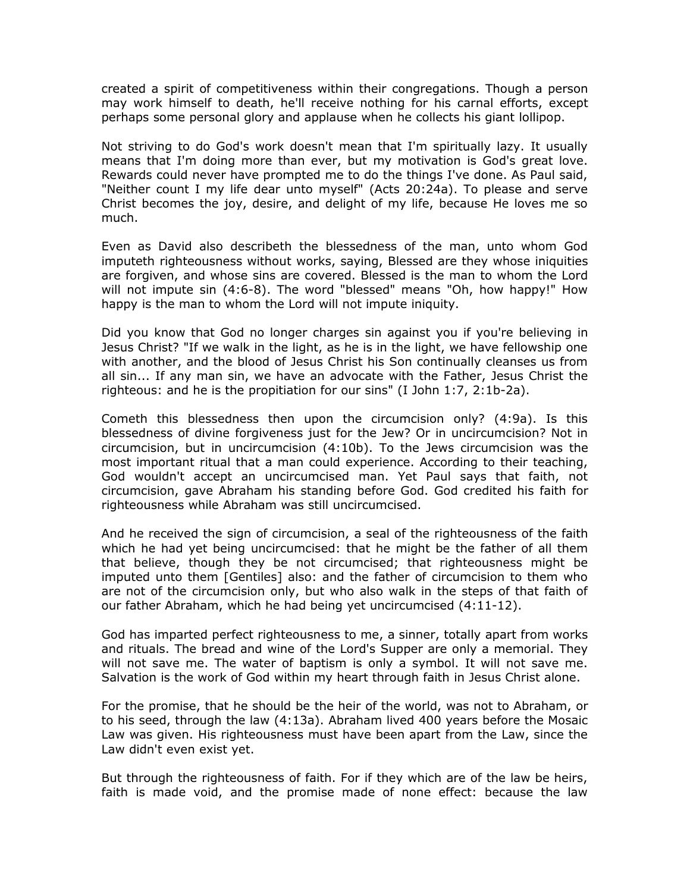created a spirit of competitiveness within their congregations. Though a person may work himself to death, he'll receive nothing for his carnal efforts, except perhaps some personal glory and applause when he collects his giant lollipop.

Not striving to do God's work doesn't mean that I'm spiritually lazy. It usually means that I'm doing more than ever, but my motivation is God's great love. Rewards could never have prompted me to do the things I've done. As Paul said, "Neither count I my life dear unto myself" (Acts 20:24a). To please and serve Christ becomes the joy, desire, and delight of my life, because He loves me so much.

Even as David also describeth the blessedness of the man, unto whom God imputeth righteousness without works, saying, Blessed are they whose iniquities are forgiven, and whose sins are covered. Blessed is the man to whom the Lord will not impute sin (4:6-8). The word "blessed" means "Oh, how happy!" How happy is the man to whom the Lord will not impute iniquity.

Did you know that God no longer charges sin against you if you're believing in Jesus Christ? "If we walk in the light, as he is in the light, we have fellowship one with another, and the blood of Jesus Christ his Son continually cleanses us from all sin... If any man sin, we have an advocate with the Father, Jesus Christ the righteous: and he is the propitiation for our sins" (I John 1:7, 2:1b-2a).

Cometh this blessedness then upon the circumcision only? (4:9a). Is this blessedness of divine forgiveness just for the Jew? Or in uncircumcision? Not in circumcision, but in uncircumcision (4:10b). To the Jews circumcision was the most important ritual that a man could experience. According to their teaching, God wouldn't accept an uncircumcised man. Yet Paul says that faith, not circumcision, gave Abraham his standing before God. God credited his faith for righteousness while Abraham was still uncircumcised.

And he received the sign of circumcision, a seal of the righteousness of the faith which he had yet being uncircumcised: that he might be the father of all them that believe, though they be not circumcised; that righteousness might be imputed unto them [Gentiles] also: and the father of circumcision to them who are not of the circumcision only, but who also walk in the steps of that faith of our father Abraham, which he had being yet uncircumcised (4:11-12).

God has imparted perfect righteousness to me, a sinner, totally apart from works and rituals. The bread and wine of the Lord's Supper are only a memorial. They will not save me. The water of baptism is only a symbol. It will not save me. Salvation is the work of God within my heart through faith in Jesus Christ alone.

For the promise, that he should be the heir of the world, was not to Abraham, or to his seed, through the law (4:13a). Abraham lived 400 years before the Mosaic Law was given. His righteousness must have been apart from the Law, since the Law didn't even exist yet.

But through the righteousness of faith. For if they which are of the law be heirs, faith is made void, and the promise made of none effect: because the law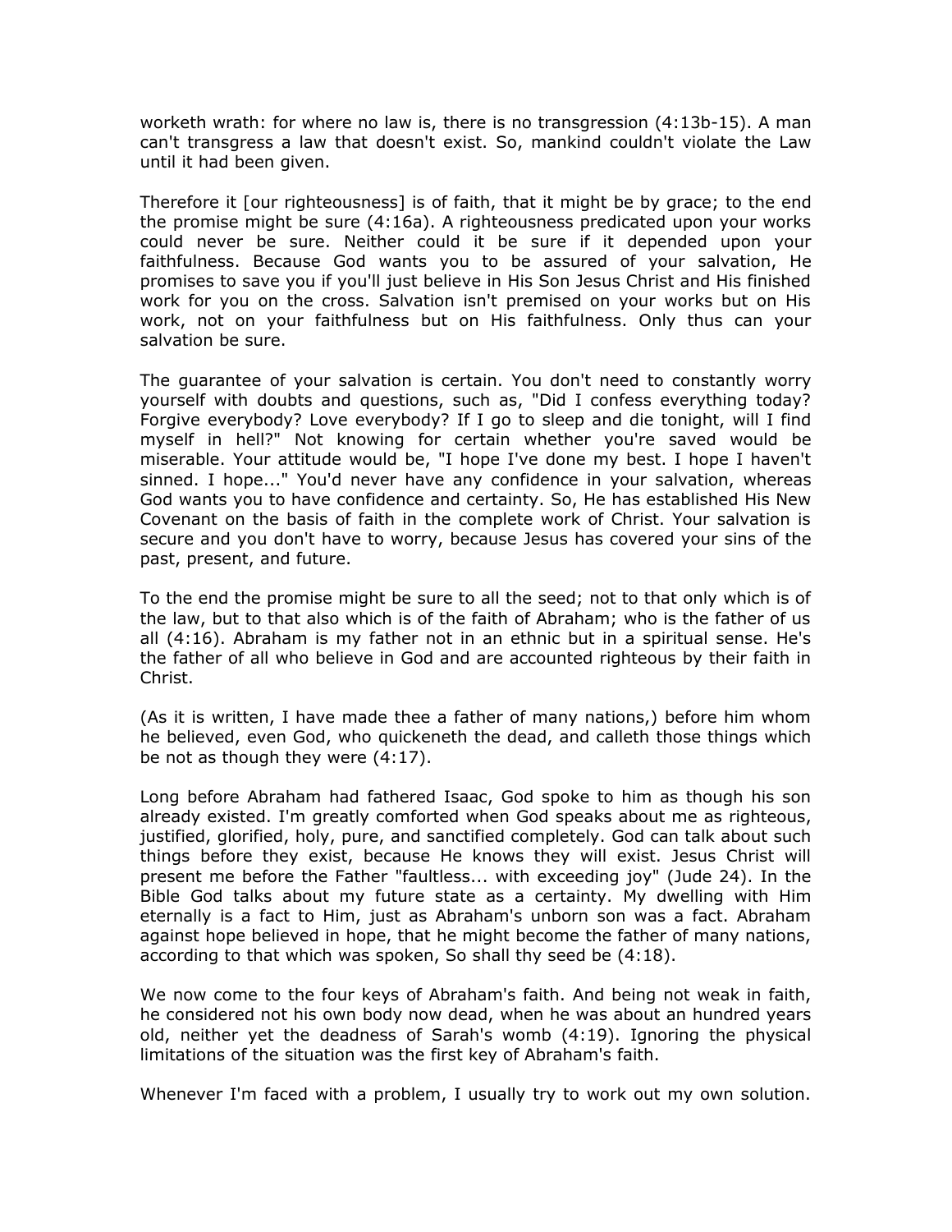worketh wrath: for where no law is, there is no transgression (4:13b-15). A man can't transgress a law that doesn't exist. So, mankind couldn't violate the Law until it had been given.

Therefore it [our righteousness] is of faith, that it might be by grace; to the end the promise might be sure (4:16a). A righteousness predicated upon your works could never be sure. Neither could it be sure if it depended upon your faithfulness. Because God wants you to be assured of your salvation, He promises to save you if you'll just believe in His Son Jesus Christ and His finished work for you on the cross. Salvation isn't premised on your works but on His work, not on your faithfulness but on His faithfulness. Only thus can your salvation be sure.

The guarantee of your salvation is certain. You don't need to constantly worry yourself with doubts and questions, such as, "Did I confess everything today? Forgive everybody? Love everybody? If I go to sleep and die tonight, will I find myself in hell?" Not knowing for certain whether you're saved would be miserable. Your attitude would be, "I hope I've done my best. I hope I haven't sinned. I hope..." You'd never have any confidence in your salvation, whereas God wants you to have confidence and certainty. So, He has established His New Covenant on the basis of faith in the complete work of Christ. Your salvation is secure and you don't have to worry, because Jesus has covered your sins of the past, present, and future.

To the end the promise might be sure to all the seed; not to that only which is of the law, but to that also which is of the faith of Abraham; who is the father of us all (4:16). Abraham is my father not in an ethnic but in a spiritual sense. He's the father of all who believe in God and are accounted righteous by their faith in Christ.

(As it is written, I have made thee a father of many nations,) before him whom he believed, even God, who quickeneth the dead, and calleth those things which be not as though they were (4:17).

Long before Abraham had fathered Isaac, God spoke to him as though his son already existed. I'm greatly comforted when God speaks about me as righteous, justified, glorified, holy, pure, and sanctified completely. God can talk about such things before they exist, because He knows they will exist. Jesus Christ will present me before the Father "faultless... with exceeding joy" (Jude 24). In the Bible God talks about my future state as a certainty. My dwelling with Him eternally is a fact to Him, just as Abraham's unborn son was a fact. Abraham against hope believed in hope, that he might become the father of many nations, according to that which was spoken, So shall thy seed be (4:18).

We now come to the four keys of Abraham's faith. And being not weak in faith, he considered not his own body now dead, when he was about an hundred years old, neither yet the deadness of Sarah's womb (4:19). Ignoring the physical limitations of the situation was the first key of Abraham's faith.

Whenever I'm faced with a problem, I usually try to work out my own solution.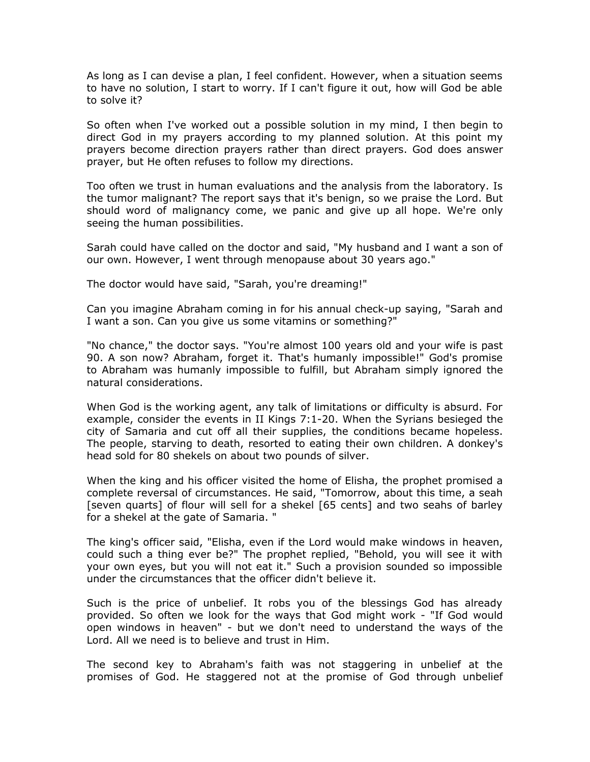As long as I can devise a plan, I feel confident. However, when a situation seems to have no solution, I start to worry. If I can't figure it out, how will God be able to solve it?

So often when I've worked out a possible solution in my mind, I then begin to direct God in my prayers according to my planned solution. At this point my prayers become direction prayers rather than direct prayers. God does answer prayer, but He often refuses to follow my directions.

Too often we trust in human evaluations and the analysis from the laboratory. Is the tumor malignant? The report says that it's benign, so we praise the Lord. But should word of malignancy come, we panic and give up all hope. We're only seeing the human possibilities.

Sarah could have called on the doctor and said, "My husband and I want a son of our own. However, I went through menopause about 30 years ago."

The doctor would have said, "Sarah, you're dreaming!"

Can you imagine Abraham coming in for his annual check-up saying, "Sarah and I want a son. Can you give us some vitamins or something?"

"No chance," the doctor says. "You're almost 100 years old and your wife is past 90. A son now? Abraham, forget it. That's humanly impossible!" God's promise to Abraham was humanly impossible to fulfill, but Abraham simply ignored the natural considerations.

When God is the working agent, any talk of limitations or difficulty is absurd. For example, consider the events in II Kings 7:1-20. When the Syrians besieged the city of Samaria and cut off all their supplies, the conditions became hopeless. The people, starving to death, resorted to eating their own children. A donkey's head sold for 80 shekels on about two pounds of silver.

When the king and his officer visited the home of Elisha, the prophet promised a complete reversal of circumstances. He said, "Tomorrow, about this time, a seah [seven quarts] of flour will sell for a shekel [65 cents] and two seahs of barley for a shekel at the gate of Samaria. "

The king's officer said, "Elisha, even if the Lord would make windows in heaven, could such a thing ever be?" The prophet replied, "Behold, you will see it with your own eyes, but you will not eat it." Such a provision sounded so impossible under the circumstances that the officer didn't believe it.

Such is the price of unbelief. It robs you of the blessings God has already provided. So often we look for the ways that God might work - "If God would open windows in heaven" - but we don't need to understand the ways of the Lord. All we need is to believe and trust in Him.

The second key to Abraham's faith was not staggering in unbelief at the promises of God. He staggered not at the promise of God through unbelief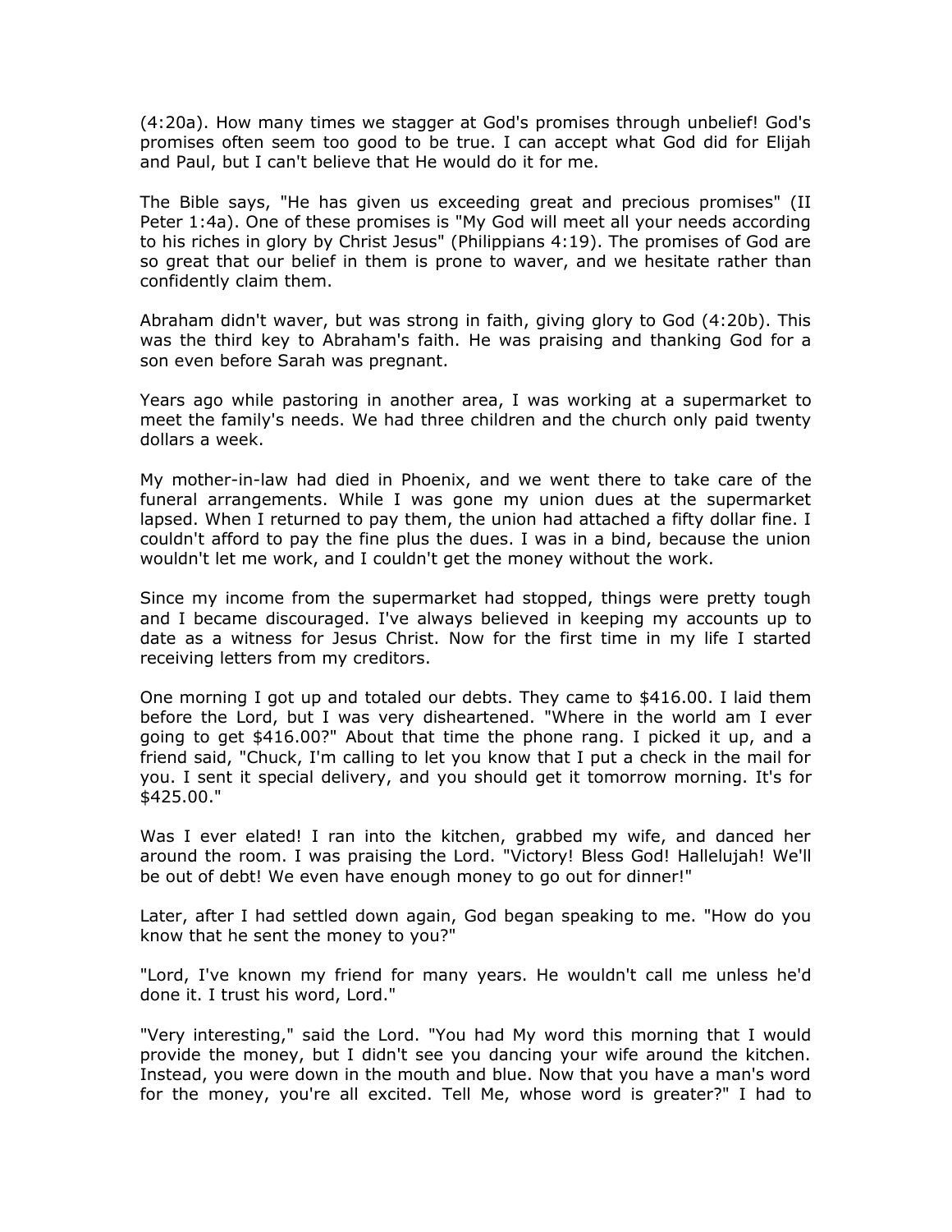(4:20a). How many times we stagger at God's promises through unbelief! God's promises often seem too good to be true. I can accept what God did for Elijah and Paul, but I can't believe that He would do it for me.

The Bible says, "He has given us exceeding great and precious promises" (II Peter 1:4a). One of these promises is "My God will meet all your needs according to his riches in glory by Christ Jesus" (Philippians 4:19). The promises of God are so great that our belief in them is prone to waver, and we hesitate rather than confidently claim them.

Abraham didn't waver, but was strong in faith, giving glory to God (4:20b). This was the third key to Abraham's faith. He was praising and thanking God for a son even before Sarah was pregnant.

Years ago while pastoring in another area, I was working at a supermarket to meet the family's needs. We had three children and the church only paid twenty dollars a week.

My mother-in-law had died in Phoenix, and we went there to take care of the funeral arrangements. While I was gone my union dues at the supermarket lapsed. When I returned to pay them, the union had attached a fifty dollar fine. I couldn't afford to pay the fine plus the dues. I was in a bind, because the union wouldn't let me work, and I couldn't get the money without the work.

Since my income from the supermarket had stopped, things were pretty tough and I became discouraged. I've always believed in keeping my accounts up to date as a witness for Jesus Christ. Now for the first time in my life I started receiving letters from my creditors.

One morning I got up and totaled our debts. They came to $416.00. I laid them before the Lord, but I was very disheartened. "Where in the world am I ever going to get $416.00?" About that time the phone rang. I picked it up, and a friend said, "Chuck, I'm calling to let you know that I put a check in the mail for you. I sent it special delivery, and you should get it tomorrow morning. It's for $425.00."

Was I ever elated! I ran into the kitchen, grabbed my wife, and danced her around the room. I was praising the Lord. "Victory! Bless God! Hallelujah! We'll be out of debt! We even have enough money to go out for dinner!"

Later, after I had settled down again, God began speaking to me. "How do you know that he sent the money to you?"

"Lord, I've known my friend for many years. He wouldn't call me unless he'd done it. I trust his word, Lord."

"Very interesting," said the Lord. "You had My word this morning that I would provide the money, but I didn't see you dancing your wife around the kitchen. Instead, you were down in the mouth and blue. Now that you have a man's word for the money, you're all excited. Tell Me, whose word is greater?" I had to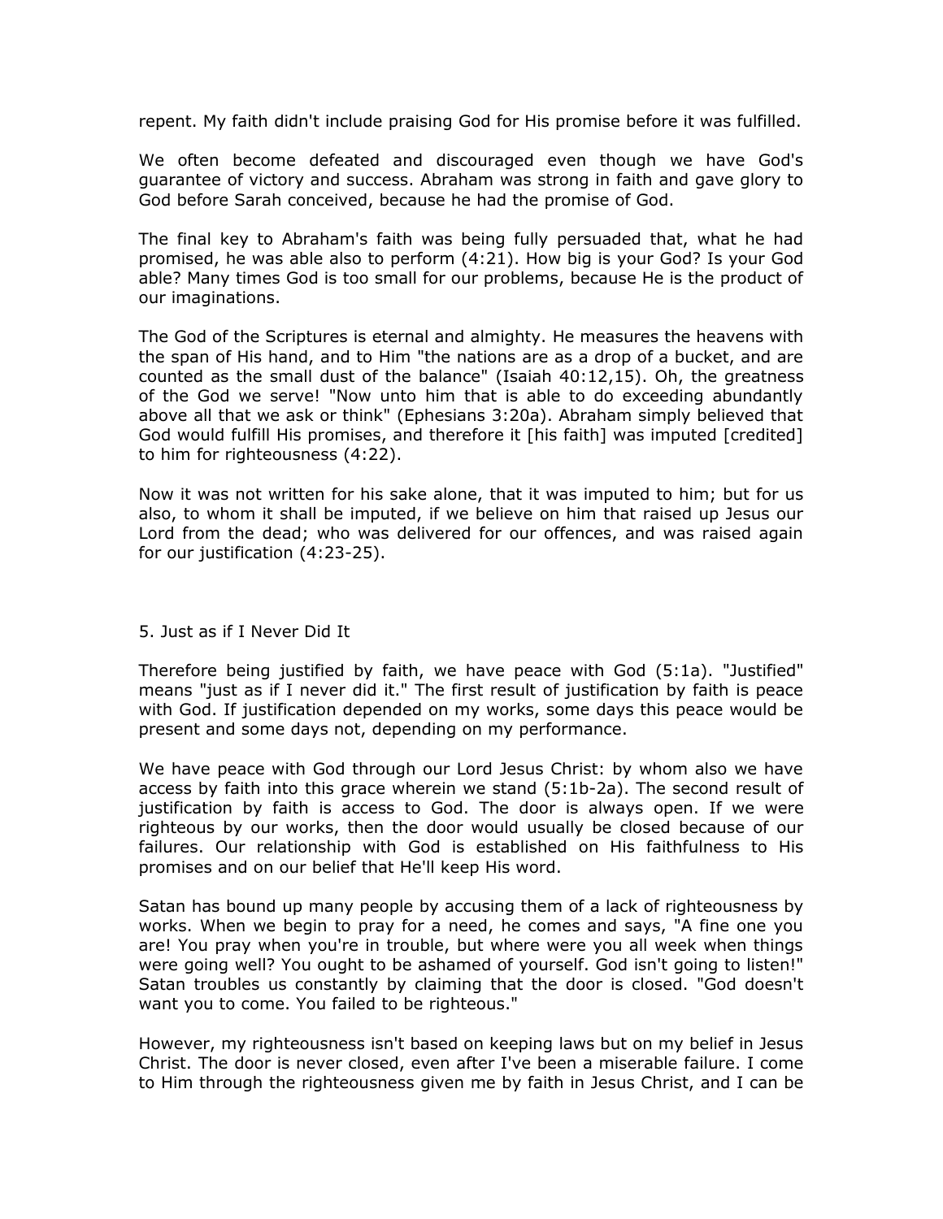repent. My faith didn't include praising God for His promise before it was fulfilled.

We often become defeated and discouraged even though we have God's guarantee of victory and success. Abraham was strong in faith and gave glory to God before Sarah conceived, because he had the promise of God.

The final key to Abraham's faith was being fully persuaded that, what he had promised, he was able also to perform (4:21). How big is your God? Is your God able? Many times God is too small for our problems, because He is the product of our imaginations.

The God of the Scriptures is eternal and almighty. He measures the heavens with the span of His hand, and to Him "the nations are as a drop of a bucket, and are counted as the small dust of the balance" (Isaiah 40:12,15). Oh, the greatness of the God we serve! "Now unto him that is able to do exceeding abundantly above all that we ask or think" (Ephesians 3:20a). Abraham simply believed that God would fulfill His promises, and therefore it [his faith] was imputed [credited] to him for righteousness (4:22).

Now it was not written for his sake alone, that it was imputed to him; but for us also, to whom it shall be imputed, if we believe on him that raised up Jesus our Lord from the dead; who was delivered for our offences, and was raised again for our justification (4:23-25).

## 5. Just as if I Never Did It

Therefore being justified by faith, we have peace with God (5:1a). "Justified" means "just as if I never did it." The first result of justification by faith is peace with God. If justification depended on my works, some days this peace would be present and some days not, depending on my performance.

We have peace with God through our Lord Jesus Christ: by whom also we have access by faith into this grace wherein we stand (5:1b-2a). The second result of justification by faith is access to God. The door is always open. If we were righteous by our works, then the door would usually be closed because of our failures. Our relationship with God is established on His faithfulness to His promises and on our belief that He'll keep His word.

Satan has bound up many people by accusing them of a lack of righteousness by works. When we begin to pray for a need, he comes and says, "A fine one you are! You pray when you're in trouble, but where were you all week when things were going well? You ought to be ashamed of yourself. God isn't going to listen!" Satan troubles us constantly by claiming that the door is closed. "God doesn't want you to come. You failed to be righteous."

However, my righteousness isn't based on keeping laws but on my belief in Jesus Christ. The door is never closed, even after I've been a miserable failure. I come to Him through the righteousness given me by faith in Jesus Christ, and I can be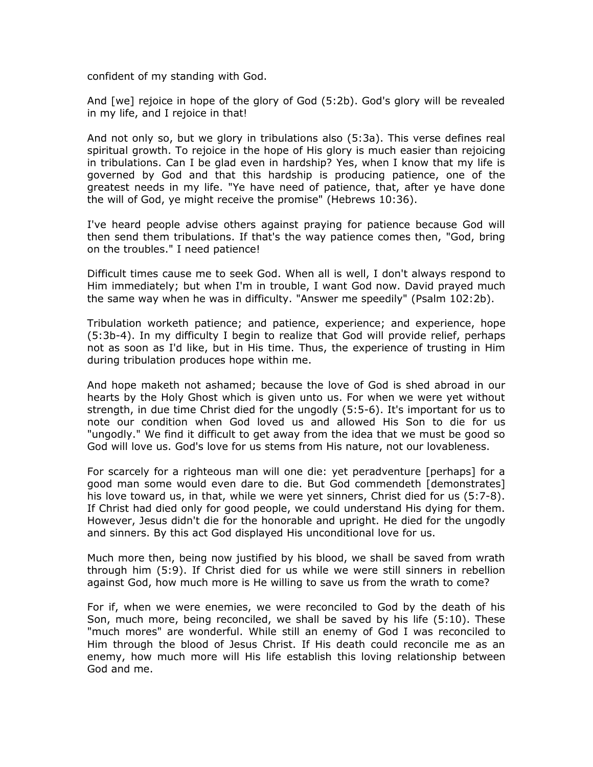confident of my standing with God.

And [we] rejoice in hope of the glory of God (5:2b). God's glory will be revealed in my life, and I rejoice in that!

And not only so, but we glory in tribulations also (5:3a). This verse defines real spiritual growth. To rejoice in the hope of His glory is much easier than rejoicing in tribulations. Can I be glad even in hardship? Yes, when I know that my life is governed by God and that this hardship is producing patience, one of the greatest needs in my life. "Ye have need of patience, that, after ye have done the will of God, ye might receive the promise" (Hebrews 10:36).

I've heard people advise others against praying for patience because God will then send them tribulations. If that's the way patience comes then, "God, bring on the troubles." I need patience!

Difficult times cause me to seek God. When all is well, I don't always respond to Him immediately; but when I'm in trouble, I want God now. David prayed much the same way when he was in difficulty. "Answer me speedily" (Psalm 102:2b).

Tribulation worketh patience; and patience, experience; and experience, hope (5:3b-4). In my difficulty I begin to realize that God will provide relief, perhaps not as soon as I'd like, but in His time. Thus, the experience of trusting in Him during tribulation produces hope within me.

And hope maketh not ashamed; because the love of God is shed abroad in our hearts by the Holy Ghost which is given unto us. For when we were yet without strength, in due time Christ died for the ungodly (5:5-6). It's important for us to note our condition when God loved us and allowed His Son to die for us "ungodly." We find it difficult to get away from the idea that we must be good so God will love us. God's love for us stems from His nature, not our lovableness.

For scarcely for a righteous man will one die: yet peradventure [perhaps] for a good man some would even dare to die. But God commendeth [demonstrates] his love toward us, in that, while we were yet sinners, Christ died for us (5:7-8). If Christ had died only for good people, we could understand His dying for them. However, Jesus didn't die for the honorable and upright. He died for the ungodly and sinners. By this act God displayed His unconditional love for us.

Much more then, being now justified by his blood, we shall be saved from wrath through him (5:9). If Christ died for us while we were still sinners in rebellion against God, how much more is He willing to save us from the wrath to come?

For if, when we were enemies, we were reconciled to God by the death of his Son, much more, being reconciled, we shall be saved by his life (5:10). These "much mores" are wonderful. While still an enemy of God I was reconciled to Him through the blood of Jesus Christ. If His death could reconcile me as an enemy, how much more will His life establish this loving relationship between God and me.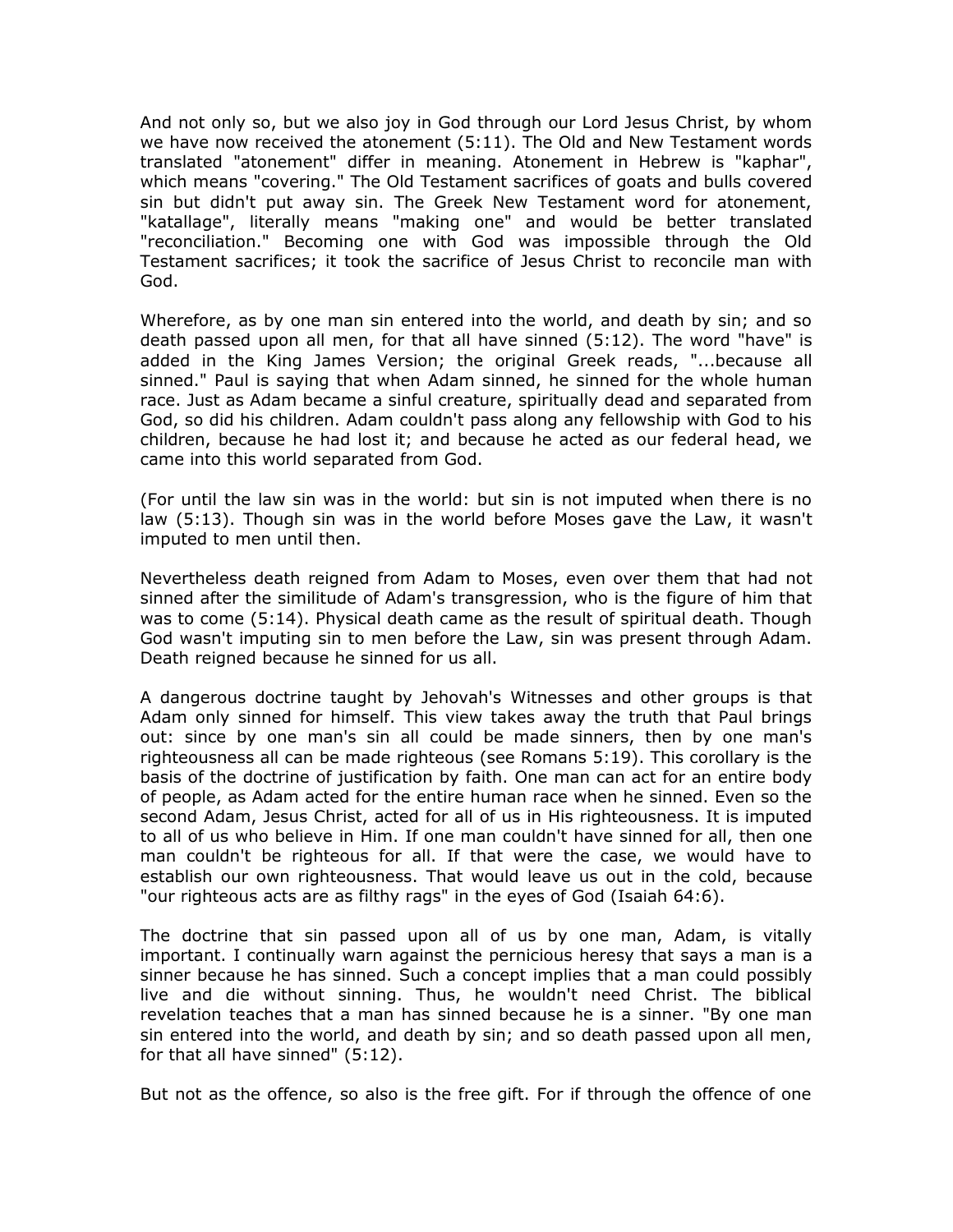And not only so, but we also joy in God through our Lord Jesus Christ, by whom we have now received the atonement (5:11). The Old and New Testament words translated "atonement" differ in meaning. Atonement in Hebrew is "kaphar", which means "covering." The Old Testament sacrifices of goats and bulls covered sin but didn't put away sin. The Greek New Testament word for atonement, "katallage", literally means "making one" and would be better translated "reconciliation." Becoming one with God was impossible through the Old Testament sacrifices; it took the sacrifice of Jesus Christ to reconcile man with God.

Wherefore, as by one man sin entered into the world, and death by sin; and so death passed upon all men, for that all have sinned (5:12). The word "have" is added in the King James Version; the original Greek reads, "...because all sinned." Paul is saying that when Adam sinned, he sinned for the whole human race. Just as Adam became a sinful creature, spiritually dead and separated from God, so did his children. Adam couldn't pass along any fellowship with God to his children, because he had lost it; and because he acted as our federal head, we came into this world separated from God.

(For until the law sin was in the world: but sin is not imputed when there is no law (5:13). Though sin was in the world before Moses gave the Law, it wasn't imputed to men until then.

Nevertheless death reigned from Adam to Moses, even over them that had not sinned after the similitude of Adam's transgression, who is the figure of him that was to come (5:14). Physical death came as the result of spiritual death. Though God wasn't imputing sin to men before the Law, sin was present through Adam. Death reigned because he sinned for us all.

A dangerous doctrine taught by Jehovah's Witnesses and other groups is that Adam only sinned for himself. This view takes away the truth that Paul brings out: since by one man's sin all could be made sinners, then by one man's righteousness all can be made righteous (see Romans 5:19). This corollary is the basis of the doctrine of justification by faith. One man can act for an entire body of people, as Adam acted for the entire human race when he sinned. Even so the second Adam, Jesus Christ, acted for all of us in His righteousness. It is imputed to all of us who believe in Him. If one man couldn't have sinned for all, then one man couldn't be righteous for all. If that were the case, we would have to establish our own righteousness. That would leave us out in the cold, because "our righteous acts are as filthy rags" in the eyes of God (Isaiah 64:6).

The doctrine that sin passed upon all of us by one man, Adam, is vitally important. I continually warn against the pernicious heresy that says a man is a sinner because he has sinned. Such a concept implies that a man could possibly live and die without sinning. Thus, he wouldn't need Christ. The biblical revelation teaches that a man has sinned because he is a sinner. "By one man sin entered into the world, and death by sin; and so death passed upon all men, for that all have sinned" (5:12).

But not as the offence, so also is the free gift. For if through the offence of one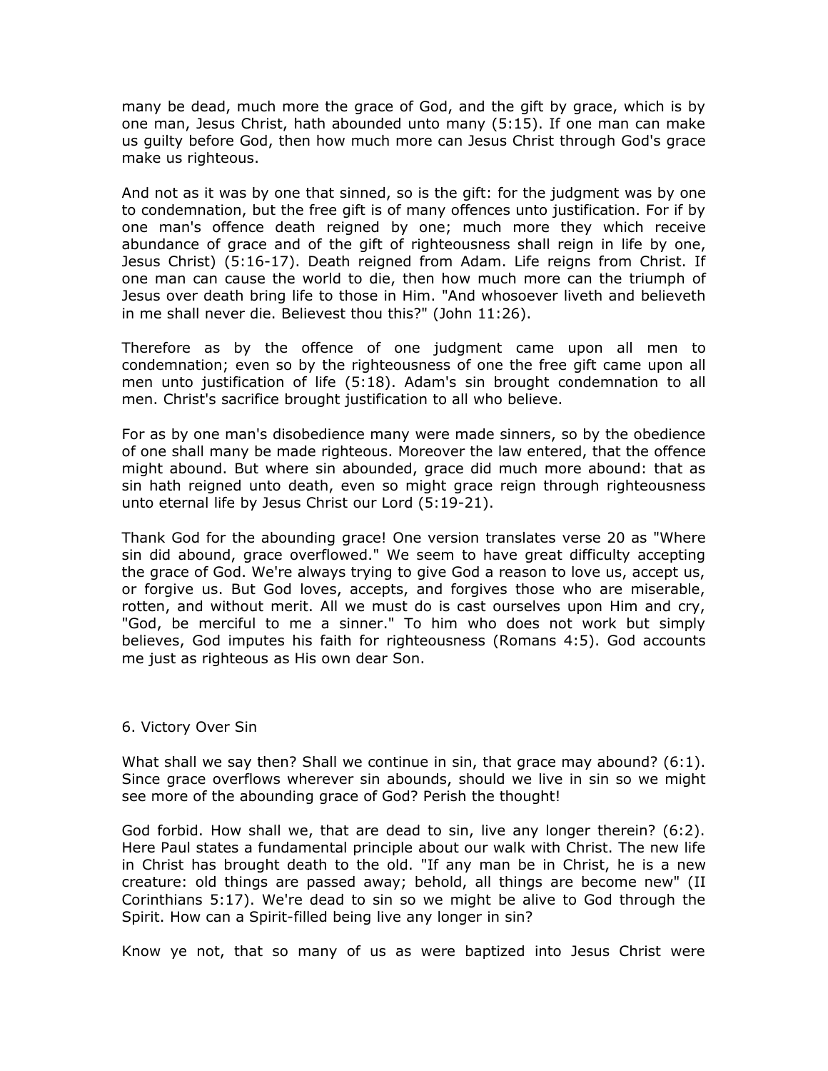many be dead, much more the grace of God, and the gift by grace, which is by one man, Jesus Christ, hath abounded unto many (5:15). If one man can make us guilty before God, then how much more can Jesus Christ through God's grace make us righteous.

And not as it was by one that sinned, so is the gift: for the judgment was by one to condemnation, but the free gift is of many offences unto justification. For if by one man's offence death reigned by one; much more they which receive abundance of grace and of the gift of righteousness shall reign in life by one, Jesus Christ) (5:16-17). Death reigned from Adam. Life reigns from Christ. If one man can cause the world to die, then how much more can the triumph of Jesus over death bring life to those in Him. "And whosoever liveth and believeth in me shall never die. Believest thou this?" (John 11:26).

Therefore as by the offence of one judgment came upon all men to condemnation; even so by the righteousness of one the free gift came upon all men unto justification of life (5:18). Adam's sin brought condemnation to all men. Christ's sacrifice brought justification to all who believe.

For as by one man's disobedience many were made sinners, so by the obedience of one shall many be made righteous. Moreover the law entered, that the offence might abound. But where sin abounded, grace did much more abound: that as sin hath reigned unto death, even so might grace reign through righteousness unto eternal life by Jesus Christ our Lord (5:19-21).

Thank God for the abounding grace! One version translates verse 20 as "Where sin did abound, grace overflowed." We seem to have great difficulty accepting the grace of God. We're always trying to give God a reason to love us, accept us, or forgive us. But God loves, accepts, and forgives those who are miserable, rotten, and without merit. All we must do is cast ourselves upon Him and cry, "God, be merciful to me a sinner." To him who does not work but simply believes, God imputes his faith for righteousness (Romans 4:5). God accounts me just as righteous as His own dear Son.

## 6. Victory Over Sin

What shall we say then? Shall we continue in sin, that grace may abound? (6:1). Since grace overflows wherever sin abounds, should we live in sin so we might see more of the abounding grace of God? Perish the thought!

God forbid. How shall we, that are dead to sin, live any longer therein? (6:2). Here Paul states a fundamental principle about our walk with Christ. The new life in Christ has brought death to the old. "If any man be in Christ, he is a new creature: old things are passed away; behold, all things are become new" (II Corinthians 5:17). We're dead to sin so we might be alive to God through the Spirit. How can a Spirit-filled being live any longer in sin?

Know ye not, that so many of us as were baptized into Jesus Christ were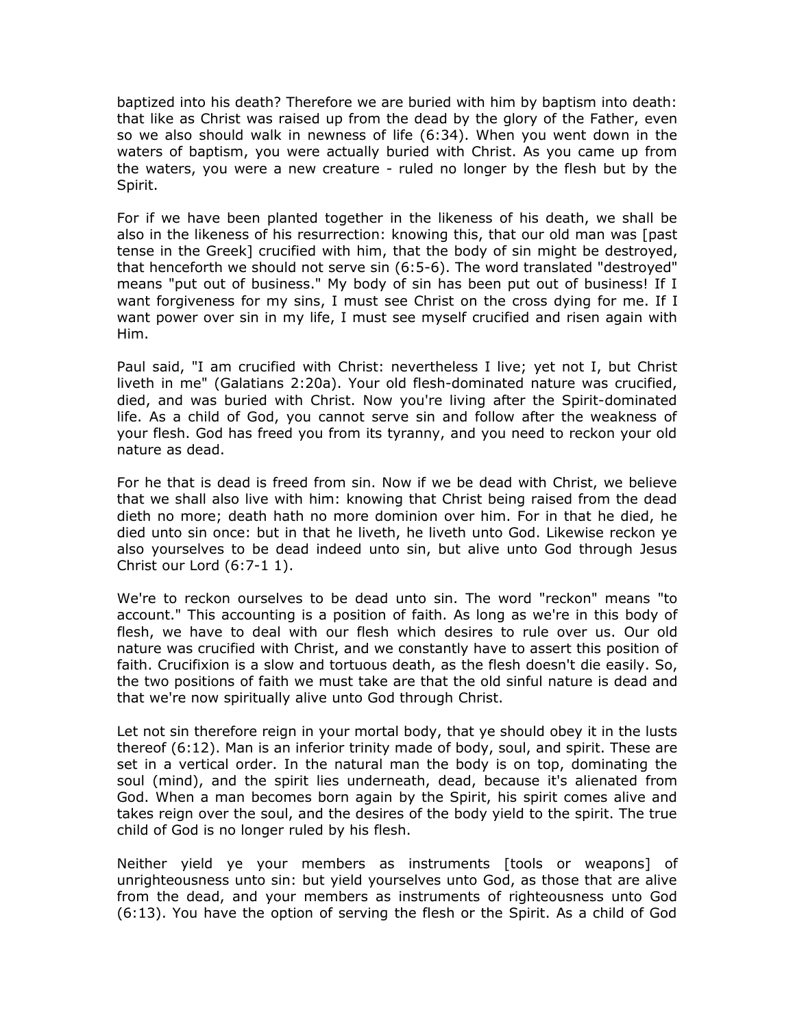baptized into his death? Therefore we are buried with him by baptism into death: that like as Christ was raised up from the dead by the glory of the Father, even so we also should walk in newness of life (6:34). When you went down in the waters of baptism, you were actually buried with Christ. As you came up from the waters, you were a new creature - ruled no longer by the flesh but by the Spirit.

For if we have been planted together in the likeness of his death, we shall be also in the likeness of his resurrection: knowing this, that our old man was [past tense in the Greek] crucified with him, that the body of sin might be destroyed, that henceforth we should not serve sin (6:5-6). The word translated "destroyed" means "put out of business." My body of sin has been put out of business! If I want forgiveness for my sins, I must see Christ on the cross dying for me. If I want power over sin in my life, I must see myself crucified and risen again with Him.

Paul said, "I am crucified with Christ: nevertheless I live; yet not I, but Christ liveth in me" (Galatians 2:20a). Your old flesh-dominated nature was crucified, died, and was buried with Christ. Now you're living after the Spirit-dominated life. As a child of God, you cannot serve sin and follow after the weakness of your flesh. God has freed you from its tyranny, and you need to reckon your old nature as dead.

For he that is dead is freed from sin. Now if we be dead with Christ, we believe that we shall also live with him: knowing that Christ being raised from the dead dieth no more; death hath no more dominion over him. For in that he died, he died unto sin once: but in that he liveth, he liveth unto God. Likewise reckon ye also yourselves to be dead indeed unto sin, but alive unto God through Jesus Christ our Lord (6:7-1 1).

We're to reckon ourselves to be dead unto sin. The word "reckon" means "to account." This accounting is a position of faith. As long as we're in this body of flesh, we have to deal with our flesh which desires to rule over us. Our old nature was crucified with Christ, and we constantly have to assert this position of faith. Crucifixion is a slow and tortuous death, as the flesh doesn't die easily. So, the two positions of faith we must take are that the old sinful nature is dead and that we're now spiritually alive unto God through Christ.

Let not sin therefore reign in your mortal body, that ye should obey it in the lusts thereof (6:12). Man is an inferior trinity made of body, soul, and spirit. These are set in a vertical order. In the natural man the body is on top, dominating the soul (mind), and the spirit lies underneath, dead, because it's alienated from God. When a man becomes born again by the Spirit, his spirit comes alive and takes reign over the soul, and the desires of the body yield to the spirit. The true child of God is no longer ruled by his flesh.

Neither yield ye your members as instruments [tools or weapons] of unrighteousness unto sin: but yield yourselves unto God, as those that are alive from the dead, and your members as instruments of righteousness unto God (6:13). You have the option of serving the flesh or the Spirit. As a child of God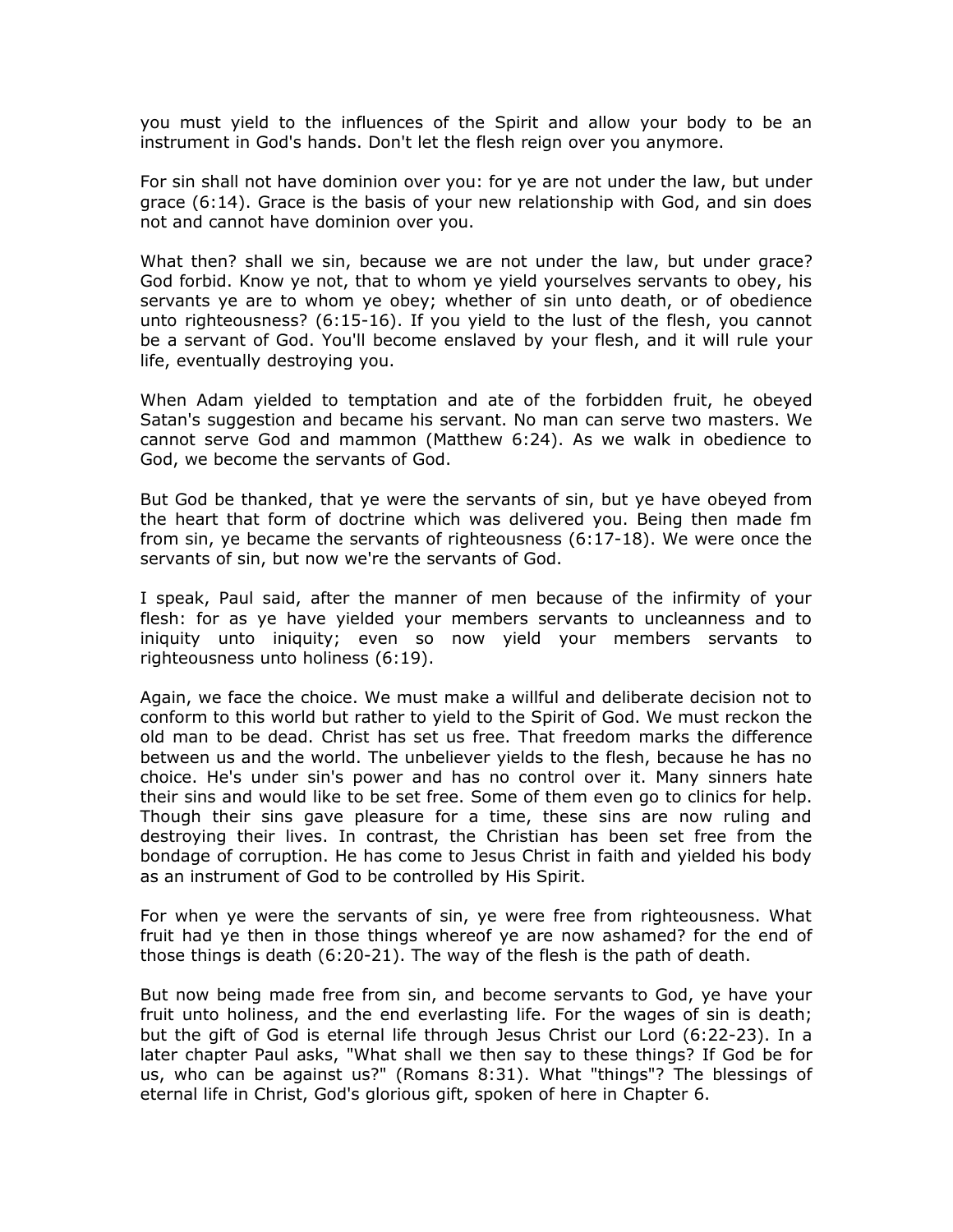you must yield to the influences of the Spirit and allow your body to be an instrument in God's hands. Don't let the flesh reign over you anymore.

For sin shall not have dominion over you: for ye are not under the law, but under grace (6:14). Grace is the basis of your new relationship with God, and sin does not and cannot have dominion over you.

What then? shall we sin, because we are not under the law, but under grace? God forbid. Know ye not, that to whom ye yield yourselves servants to obey, his servants ye are to whom ye obey; whether of sin unto death, or of obedience unto righteousness? (6:15-16). If you yield to the lust of the flesh, you cannot be a servant of God. You'll become enslaved by your flesh, and it will rule your life, eventually destroying you.

When Adam yielded to temptation and ate of the forbidden fruit, he obeyed Satan's suggestion and became his servant. No man can serve two masters. We cannot serve God and mammon (Matthew 6:24). As we walk in obedience to God, we become the servants of God.

But God be thanked, that ye were the servants of sin, but ye have obeyed from the heart that form of doctrine which was delivered you. Being then made fm from sin, ye became the servants of righteousness (6:17-18). We were once the servants of sin, but now we're the servants of God.

I speak, Paul said, after the manner of men because of the infirmity of your flesh: for as ye have yielded your members servants to uncleanness and to iniquity unto iniquity; even so now yield your members servants to righteousness unto holiness (6:19).

Again, we face the choice. We must make a willful and deliberate decision not to conform to this world but rather to yield to the Spirit of God. We must reckon the old man to be dead. Christ has set us free. That freedom marks the difference between us and the world. The unbeliever yields to the flesh, because he has no choice. He's under sin's power and has no control over it. Many sinners hate their sins and would like to be set free. Some of them even go to clinics for help. Though their sins gave pleasure for a time, these sins are now ruling and destroying their lives. In contrast, the Christian has been set free from the bondage of corruption. He has come to Jesus Christ in faith and yielded his body as an instrument of God to be controlled by His Spirit.

For when ye were the servants of sin, ye were free from righteousness. What fruit had ye then in those things whereof ye are now ashamed? for the end of those things is death (6:20-21). The way of the flesh is the path of death.

But now being made free from sin, and become servants to God, ye have your fruit unto holiness, and the end everlasting life. For the wages of sin is death; but the gift of God is eternal life through Jesus Christ our Lord (6:22-23). In a later chapter Paul asks, "What shall we then say to these things? If God be for us, who can be against us?" (Romans 8:31). What "things"? The blessings of eternal life in Christ, God's glorious gift, spoken of here in Chapter 6.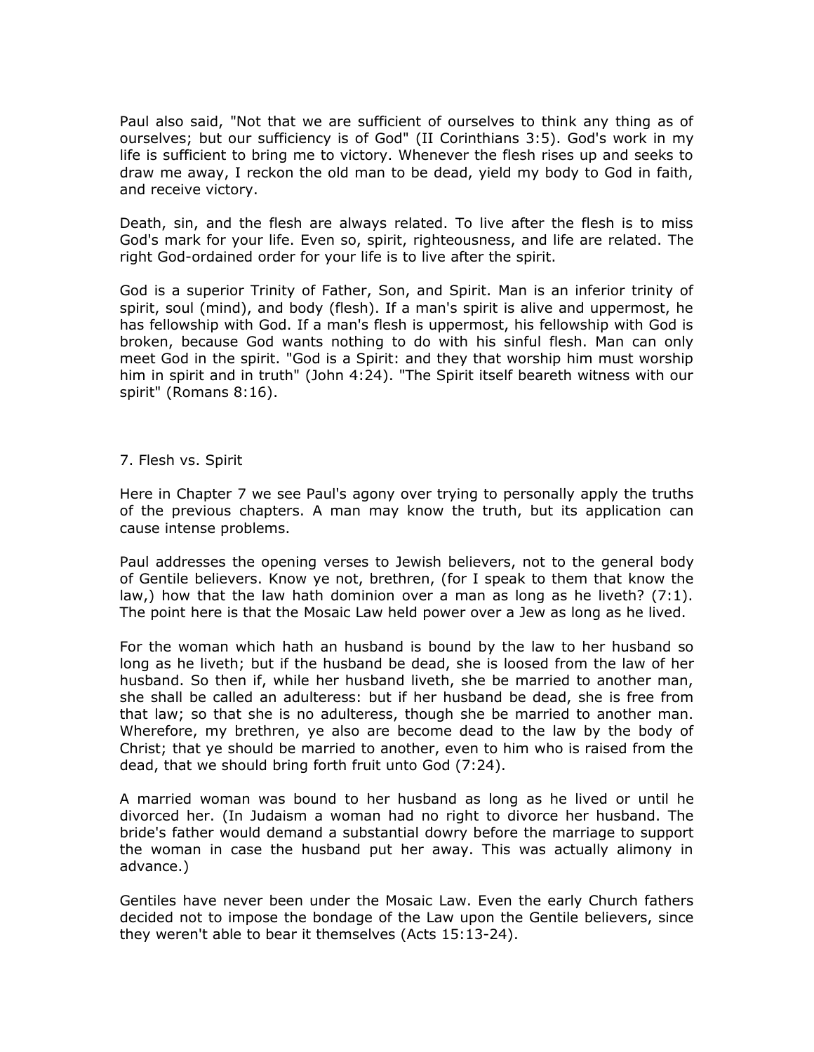Paul also said, "Not that we are sufficient of ourselves to think any thing as of ourselves; but our sufficiency is of God" (II Corinthians 3:5). God's work in my life is sufficient to bring me to victory. Whenever the flesh rises up and seeks to draw me away, I reckon the old man to be dead, yield my body to God in faith, and receive victory.

Death, sin, and the flesh are always related. To live after the flesh is to miss God's mark for your life. Even so, spirit, righteousness, and life are related. The right God-ordained order for your life is to live after the spirit.

God is a superior Trinity of Father, Son, and Spirit. Man is an inferior trinity of spirit, soul (mind), and body (flesh). If a man's spirit is alive and uppermost, he has fellowship with God. If a man's flesh is uppermost, his fellowship with God is broken, because God wants nothing to do with his sinful flesh. Man can only meet God in the spirit. "God is a Spirit: and they that worship him must worship him in spirit and in truth" (John 4:24). "The Spirit itself beareth witness with our spirit" (Romans 8:16).

## 7. Flesh vs. Spirit

Here in Chapter 7 we see Paul's agony over trying to personally apply the truths of the previous chapters. A man may know the truth, but its application can cause intense problems.

Paul addresses the opening verses to Jewish believers, not to the general body of Gentile believers. Know ye not, brethren, (for I speak to them that know the law,) how that the law hath dominion over a man as long as he liveth? (7:1). The point here is that the Mosaic Law held power over a Jew as long as he lived.

For the woman which hath an husband is bound by the law to her husband so long as he liveth; but if the husband be dead, she is loosed from the law of her husband. So then if, while her husband liveth, she be married to another man, she shall be called an adulteress: but if her husband be dead, she is free from that law; so that she is no adulteress, though she be married to another man. Wherefore, my brethren, ye also are become dead to the law by the body of Christ; that ye should be married to another, even to him who is raised from the dead, that we should bring forth fruit unto God (7:24).

A married woman was bound to her husband as long as he lived or until he divorced her. (In Judaism a woman had no right to divorce her husband. The bride's father would demand a substantial dowry before the marriage to support the woman in case the husband put her away. This was actually alimony in advance.)

Gentiles have never been under the Mosaic Law. Even the early Church fathers decided not to impose the bondage of the Law upon the Gentile believers, since they weren't able to bear it themselves (Acts 15:13-24).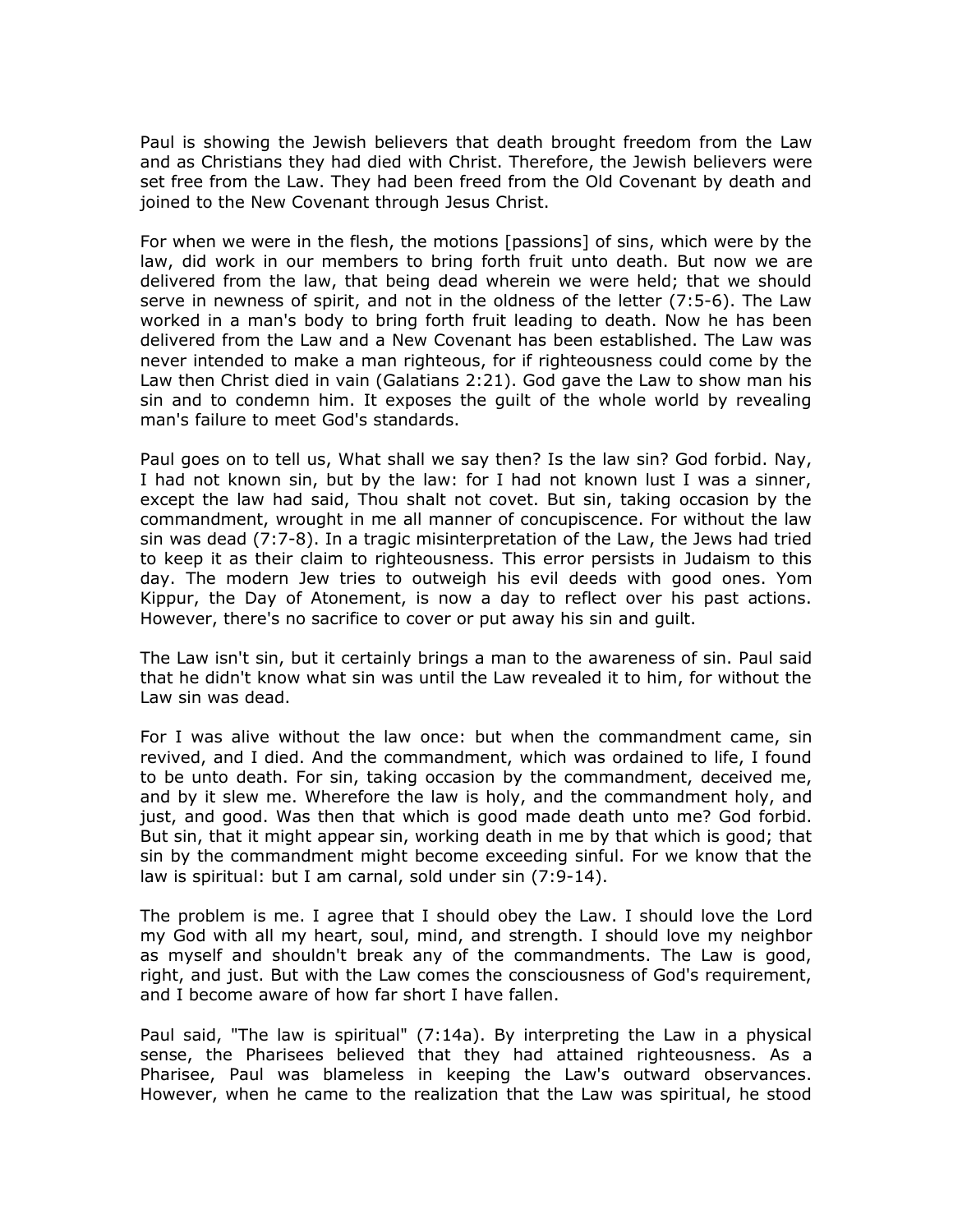Paul is showing the Jewish believers that death brought freedom from the Law and as Christians they had died with Christ. Therefore, the Jewish believers were set free from the Law. They had been freed from the Old Covenant by death and joined to the New Covenant through Jesus Christ.

For when we were in the flesh, the motions [passions] of sins, which were by the law, did work in our members to bring forth fruit unto death. But now we are delivered from the law, that being dead wherein we were held; that we should serve in newness of spirit, and not in the oldness of the letter (7:5-6). The Law worked in a man's body to bring forth fruit leading to death. Now he has been delivered from the Law and a New Covenant has been established. The Law was never intended to make a man righteous, for if righteousness could come by the Law then Christ died in vain (Galatians 2:21). God gave the Law to show man his sin and to condemn him. It exposes the guilt of the whole world by revealing man's failure to meet God's standards.

Paul goes on to tell us, What shall we say then? Is the law sin? God forbid. Nay, I had not known sin, but by the law: for I had not known lust I was a sinner, except the law had said, Thou shalt not covet. But sin, taking occasion by the commandment, wrought in me all manner of concupiscence. For without the law sin was dead (7:7-8). In a tragic misinterpretation of the Law, the Jews had tried to keep it as their claim to righteousness. This error persists in Judaism to this day. The modern Jew tries to outweigh his evil deeds with good ones. Yom Kippur, the Day of Atonement, is now a day to reflect over his past actions. However, there's no sacrifice to cover or put away his sin and guilt.

The Law isn't sin, but it certainly brings a man to the awareness of sin. Paul said that he didn't know what sin was until the Law revealed it to him, for without the Law sin was dead.

For I was alive without the law once: but when the commandment came, sin revived, and I died. And the commandment, which was ordained to life, I found to be unto death. For sin, taking occasion by the commandment, deceived me, and by it slew me. Wherefore the law is holy, and the commandment holy, and just, and good. Was then that which is good made death unto me? God forbid. But sin, that it might appear sin, working death in me by that which is good; that sin by the commandment might become exceeding sinful. For we know that the law is spiritual: but I am carnal, sold under sin (7:9-14).

The problem is me. I agree that I should obey the Law. I should love the Lord my God with all my heart, soul, mind, and strength. I should love my neighbor as myself and shouldn't break any of the commandments. The Law is good, right, and just. But with the Law comes the consciousness of God's requirement, and I become aware of how far short I have fallen.

Paul said, "The law is spiritual" (7:14a). By interpreting the Law in a physical sense, the Pharisees believed that they had attained righteousness. As a Pharisee, Paul was blameless in keeping the Law's outward observances. However, when he came to the realization that the Law was spiritual, he stood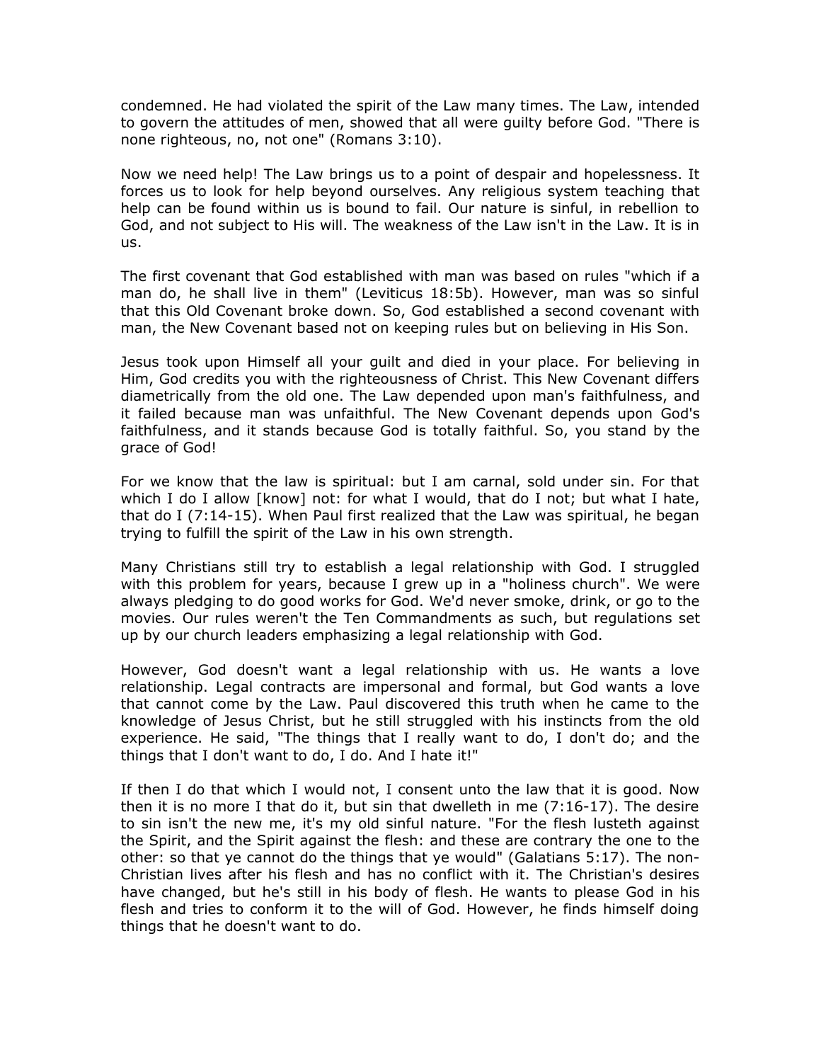condemned. He had violated the spirit of the Law many times. The Law, intended to govern the attitudes of men, showed that all were guilty before God. "There is none righteous, no, not one" (Romans 3:10).

Now we need help! The Law brings us to a point of despair and hopelessness. It forces us to look for help beyond ourselves. Any religious system teaching that help can be found within us is bound to fail. Our nature is sinful, in rebellion to God, and not subject to His will. The weakness of the Law isn't in the Law. It is in us.

The first covenant that God established with man was based on rules "which if a man do, he shall live in them" (Leviticus 18:5b). However, man was so sinful that this Old Covenant broke down. So, God established a second covenant with man, the New Covenant based not on keeping rules but on believing in His Son.

Jesus took upon Himself all your guilt and died in your place. For believing in Him, God credits you with the righteousness of Christ. This New Covenant differs diametrically from the old one. The Law depended upon man's faithfulness, and it failed because man was unfaithful. The New Covenant depends upon God's faithfulness, and it stands because God is totally faithful. So, you stand by the grace of God!

For we know that the law is spiritual: but I am carnal, sold under sin. For that which I do I allow [know] not: for what I would, that do I not; but what I hate, that do I (7:14-15). When Paul first realized that the Law was spiritual, he began trying to fulfill the spirit of the Law in his own strength.

Many Christians still try to establish a legal relationship with God. I struggled with this problem for years, because I grew up in a "holiness church". We were always pledging to do good works for God. We'd never smoke, drink, or go to the movies. Our rules weren't the Ten Commandments as such, but regulations set up by our church leaders emphasizing a legal relationship with God.

However, God doesn't want a legal relationship with us. He wants a love relationship. Legal contracts are impersonal and formal, but God wants a love that cannot come by the Law. Paul discovered this truth when he came to the knowledge of Jesus Christ, but he still struggled with his instincts from the old experience. He said, "The things that I really want to do, I don't do; and the things that I don't want to do, I do. And I hate it!"

If then I do that which I would not, I consent unto the law that it is good. Now then it is no more I that do it, but sin that dwelleth in me (7:16-17). The desire to sin isn't the new me, it's my old sinful nature. "For the flesh lusteth against the Spirit, and the Spirit against the flesh: and these are contrary the one to the other: so that ye cannot do the things that ye would" (Galatians 5:17). The non-Christian lives after his flesh and has no conflict with it. The Christian's desires have changed, but he's still in his body of flesh. He wants to please God in his flesh and tries to conform it to the will of God. However, he finds himself doing things that he doesn't want to do.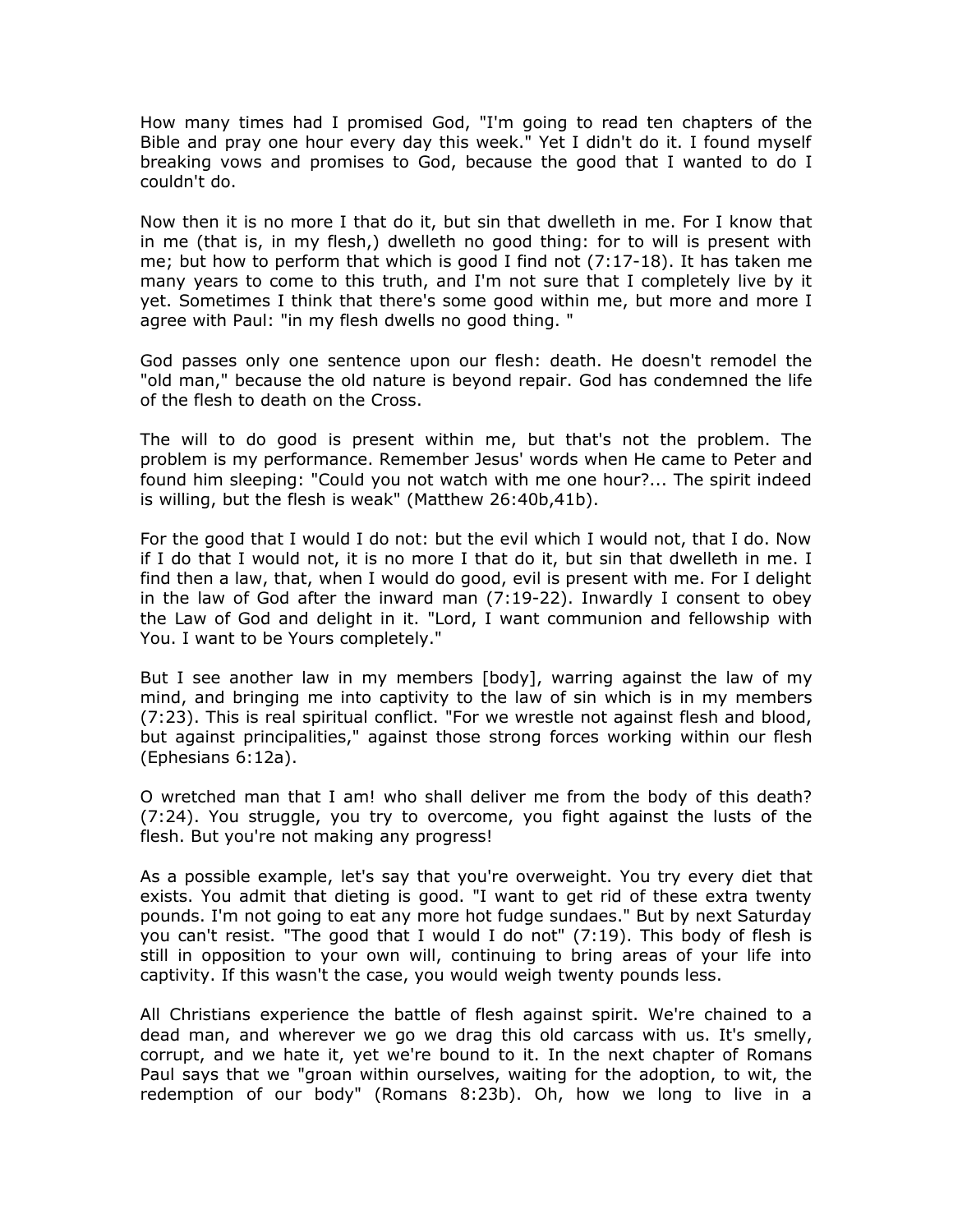How many times had I promised God, "I'm going to read ten chapters of the Bible and pray one hour every day this week." Yet I didn't do it. I found myself breaking vows and promises to God, because the good that I wanted to do I couldn't do.

Now then it is no more I that do it, but sin that dwelleth in me. For I know that in me (that is, in my flesh,) dwelleth no good thing: for to will is present with me; but how to perform that which is good I find not (7:17-18). It has taken me many years to come to this truth, and I'm not sure that I completely live by it yet. Sometimes I think that there's some good within me, but more and more I agree with Paul: "in my flesh dwells no good thing. "

God passes only one sentence upon our flesh: death. He doesn't remodel the "old man," because the old nature is beyond repair. God has condemned the life of the flesh to death on the Cross.

The will to do good is present within me, but that's not the problem. The problem is my performance. Remember Jesus' words when He came to Peter and found him sleeping: "Could you not watch with me one hour?... The spirit indeed is willing, but the flesh is weak" (Matthew 26:40b,41b).

For the good that I would I do not: but the evil which I would not, that I do. Now if I do that I would not, it is no more I that do it, but sin that dwelleth in me. I find then a law, that, when I would do good, evil is present with me. For I delight in the law of God after the inward man (7:19-22). Inwardly I consent to obey the Law of God and delight in it. "Lord, I want communion and fellowship with You. I want to be Yours completely."

But I see another law in my members [body], warring against the law of my mind, and bringing me into captivity to the law of sin which is in my members (7:23). This is real spiritual conflict. "For we wrestle not against flesh and blood, but against principalities," against those strong forces working within our flesh (Ephesians 6:12a).

O wretched man that I am! who shall deliver me from the body of this death? (7:24). You struggle, you try to overcome, you fight against the lusts of the flesh. But you're not making any progress!

As a possible example, let's say that you're overweight. You try every diet that exists. You admit that dieting is good. "I want to get rid of these extra twenty pounds. I'm not going to eat any more hot fudge sundaes." But by next Saturday you can't resist. "The good that I would I do not" (7:19). This body of flesh is still in opposition to your own will, continuing to bring areas of your life into captivity. If this wasn't the case, you would weigh twenty pounds less.

All Christians experience the battle of flesh against spirit. We're chained to a dead man, and wherever we go we drag this old carcass with us. It's smelly, corrupt, and we hate it, yet we're bound to it. In the next chapter of Romans Paul says that we "groan within ourselves, waiting for the adoption, to wit, the redemption of our body" (Romans 8:23b). Oh, how we long to live in a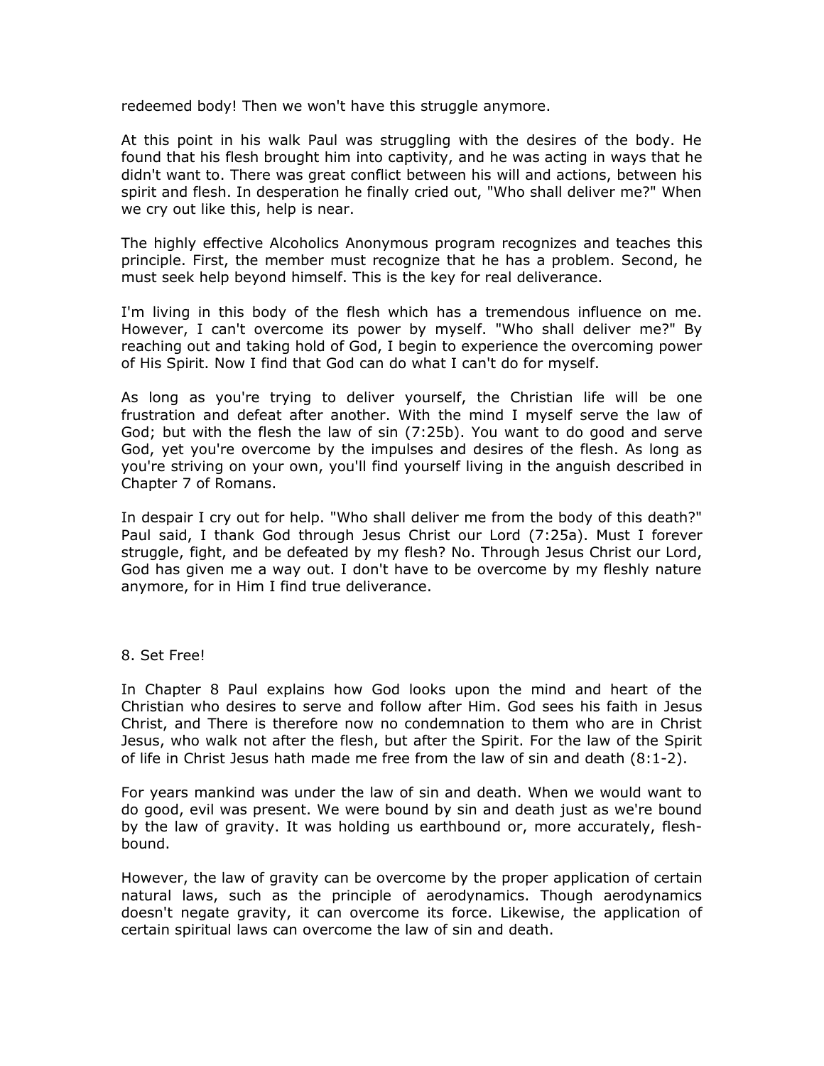redeemed body! Then we won't have this struggle anymore.

At this point in his walk Paul was struggling with the desires of the body. He found that his flesh brought him into captivity, and he was acting in ways that he didn't want to. There was great conflict between his will and actions, between his spirit and flesh. In desperation he finally cried out, "Who shall deliver me?" When we cry out like this, help is near.

The highly effective Alcoholics Anonymous program recognizes and teaches this principle. First, the member must recognize that he has a problem. Second, he must seek help beyond himself. This is the key for real deliverance.

I'm living in this body of the flesh which has a tremendous influence on me. However, I can't overcome its power by myself. "Who shall deliver me?" By reaching out and taking hold of God, I begin to experience the overcoming power of His Spirit. Now I find that God can do what I can't do for myself.

As long as you're trying to deliver yourself, the Christian life will be one frustration and defeat after another. With the mind I myself serve the law of God; but with the flesh the law of sin (7:25b). You want to do good and serve God, yet you're overcome by the impulses and desires of the flesh. As long as you're striving on your own, you'll find yourself living in the anguish described in Chapter 7 of Romans.

In despair I cry out for help. "Who shall deliver me from the body of this death?" Paul said, I thank God through Jesus Christ our Lord (7:25a). Must I forever struggle, fight, and be defeated by my flesh? No. Through Jesus Christ our Lord, God has given me a way out. I don't have to be overcome by my fleshly nature anymore, for in Him I find true deliverance.

## 8. Set Free!

In Chapter 8 Paul explains how God looks upon the mind and heart of the Christian who desires to serve and follow after Him. God sees his faith in Jesus Christ, and There is therefore now no condemnation to them who are in Christ Jesus, who walk not after the flesh, but after the Spirit. For the law of the Spirit of life in Christ Jesus hath made me free from the law of sin and death (8:1-2).

For years mankind was under the law of sin and death. When we would want to do good, evil was present. We were bound by sin and death just as we're bound by the law of gravity. It was holding us earthbound or, more accurately, flesh-bound.

However, the law of gravity can be overcome by the proper application of certain natural laws, such as the principle of aerodynamics. Though aerodynamics doesn't negate gravity, it can overcome its force. Likewise, the application of certain spiritual laws can overcome the law of sin and death.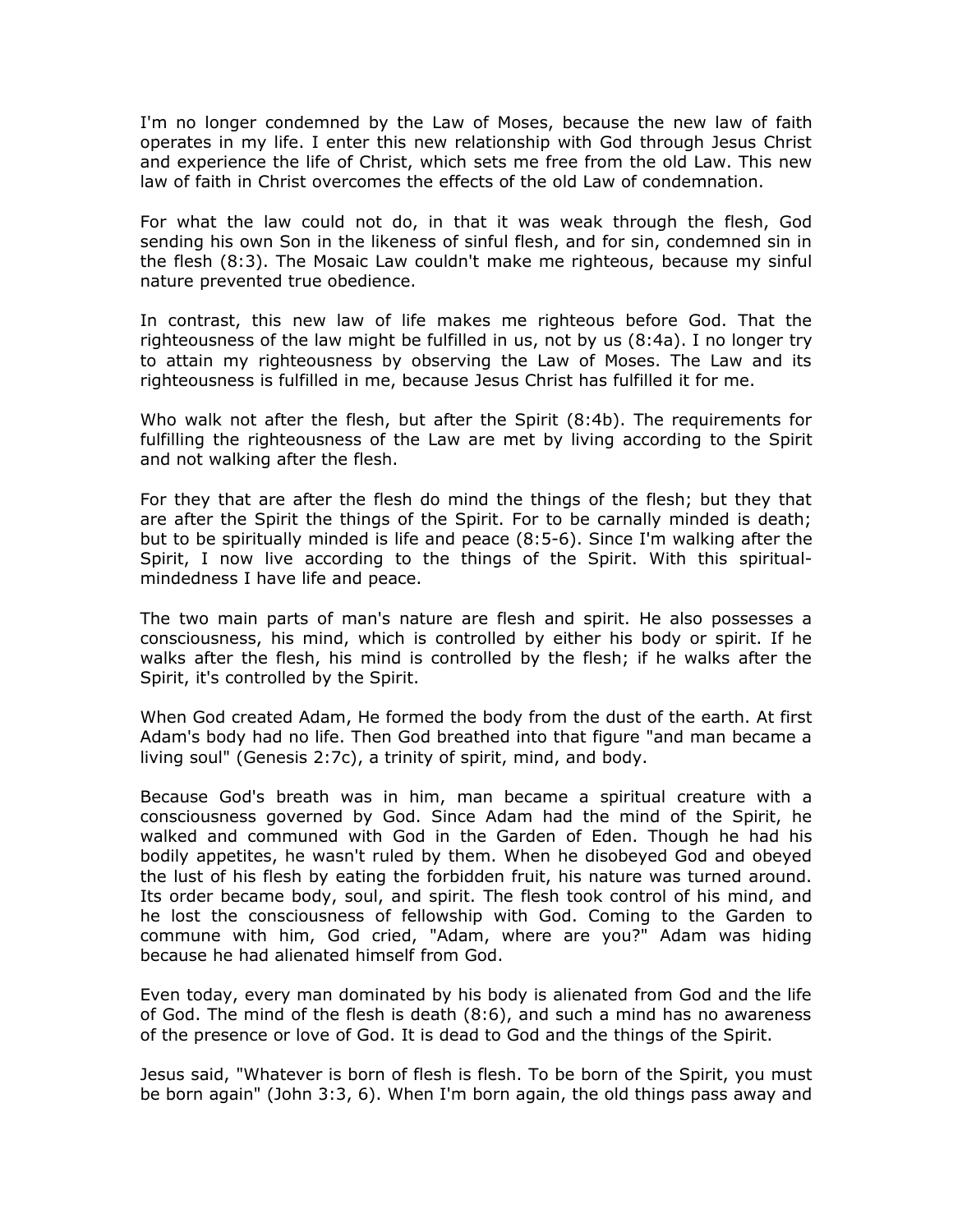I'm no longer condemned by the Law of Moses, because the new law of faith operates in my life. I enter this new relationship with God through Jesus Christ and experience the life of Christ, which sets me free from the old Law. This new law of faith in Christ overcomes the effects of the old Law of condemnation.

For what the law could not do, in that it was weak through the flesh, God sending his own Son in the likeness of sinful flesh, and for sin, condemned sin in the flesh (8:3). The Mosaic Law couldn't make me righteous, because my sinful nature prevented true obedience.

In contrast, this new law of life makes me righteous before God. That the righteousness of the law might be fulfilled in us, not by us (8:4a). I no longer try to attain my righteousness by observing the Law of Moses. The Law and its righteousness is fulfilled in me, because Jesus Christ has fulfilled it for me.

Who walk not after the flesh, but after the Spirit (8:4b). The requirements for fulfilling the righteousness of the Law are met by living according to the Spirit and not walking after the flesh.

For they that are after the flesh do mind the things of the flesh; but they that are after the Spirit the things of the Spirit. For to be carnally minded is death; but to be spiritually minded is life and peace (8:5-6). Since I'm walking after the Spirit, I now live according to the things of the Spirit. With this spiritual-mindedness I have life and peace.

The two main parts of man's nature are flesh and spirit. He also possesses a consciousness, his mind, which is controlled by either his body or spirit. If he walks after the flesh, his mind is controlled by the flesh; if he walks after the Spirit, it's controlled by the Spirit.

When God created Adam, He formed the body from the dust of the earth. At first Adam's body had no life. Then God breathed into that figure "and man became a living soul" (Genesis 2:7c), a trinity of spirit, mind, and body.

Because God's breath was in him, man became a spiritual creature with a consciousness governed by God. Since Adam had the mind of the Spirit, he walked and communed with God in the Garden of Eden. Though he had his bodily appetites, he wasn't ruled by them. When he disobeyed God and obeyed the lust of his flesh by eating the forbidden fruit, his nature was turned around. Its order became body, soul, and spirit. The flesh took control of his mind, and he lost the consciousness of fellowship with God. Coming to the Garden to commune with him, God cried, "Adam, where are you?" Adam was hiding because he had alienated himself from God.

Even today, every man dominated by his body is alienated from God and the life of God. The mind of the flesh is death (8:6), and such a mind has no awareness of the presence or love of God. It is dead to God and the things of the Spirit.

Jesus said, "Whatever is born of flesh is flesh. To be born of the Spirit, you must be born again" (John 3:3, 6). When I'm born again, the old things pass away and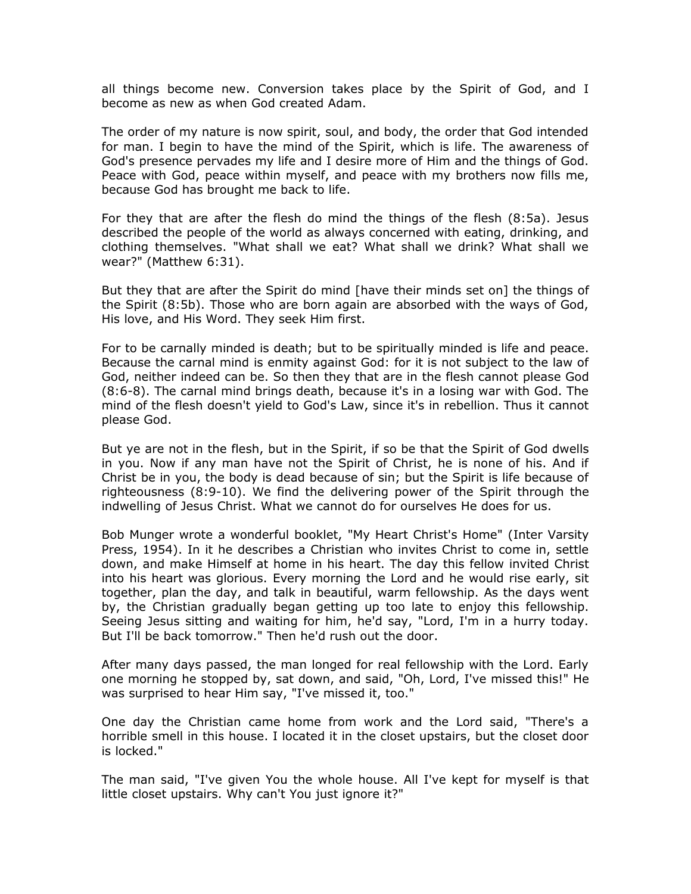all things become new. Conversion takes place by the Spirit of God, and I become as new as when God created Adam.

The order of my nature is now spirit, soul, and body, the order that God intended for man. I begin to have the mind of the Spirit, which is life. The awareness of God's presence pervades my life and I desire more of Him and the things of God. Peace with God, peace within myself, and peace with my brothers now fills me, because God has brought me back to life.

For they that are after the flesh do mind the things of the flesh (8:5a). Jesus described the people of the world as always concerned with eating, drinking, and clothing themselves. "What shall we eat? What shall we drink? What shall we wear?" (Matthew 6:31).

But they that are after the Spirit do mind [have their minds set on] the things of the Spirit (8:5b). Those who are born again are absorbed with the ways of God, His love, and His Word. They seek Him first.

For to be carnally minded is death; but to be spiritually minded is life and peace. Because the carnal mind is enmity against God: for it is not subject to the law of God, neither indeed can be. So then they that are in the flesh cannot please God (8:6-8). The carnal mind brings death, because it's in a losing war with God. The mind of the flesh doesn't yield to God's Law, since it's in rebellion. Thus it cannot please God.

But ye are not in the flesh, but in the Spirit, if so be that the Spirit of God dwells in you. Now if any man have not the Spirit of Christ, he is none of his. And if Christ be in you, the body is dead because of sin; but the Spirit is life because of righteousness (8:9-10). We find the delivering power of the Spirit through the indwelling of Jesus Christ. What we cannot do for ourselves He does for us.

Bob Munger wrote a wonderful booklet, "My Heart Christ's Home" (Inter Varsity Press, 1954). In it he describes a Christian who invites Christ to come in, settle down, and make Himself at home in his heart. The day this fellow invited Christ into his heart was glorious. Every morning the Lord and he would rise early, sit together, plan the day, and talk in beautiful, warm fellowship. As the days went by, the Christian gradually began getting up too late to enjoy this fellowship. Seeing Jesus sitting and waiting for him, he'd say, "Lord, I'm in a hurry today. But I'll be back tomorrow." Then he'd rush out the door.

After many days passed, the man longed for real fellowship with the Lord. Early one morning he stopped by, sat down, and said, "Oh, Lord, I've missed this!" He was surprised to hear Him say, "I've missed it, too."

One day the Christian came home from work and the Lord said, "There's a horrible smell in this house. I located it in the closet upstairs, but the closet door is locked."

The man said, "I've given You the whole house. All I've kept for myself is that little closet upstairs. Why can't You just ignore it?"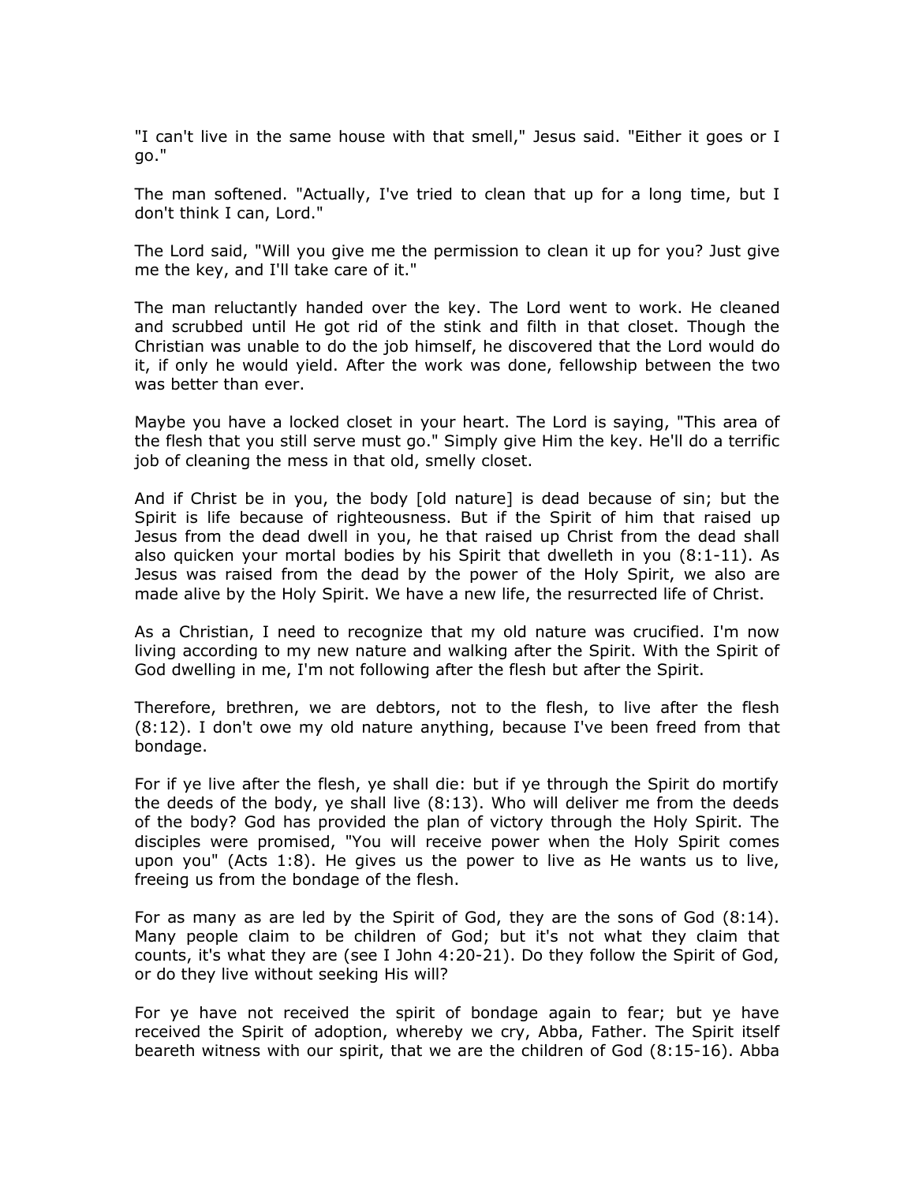"I can't live in the same house with that smell," Jesus said. "Either it goes or I go."

The man softened. "Actually, I've tried to clean that up for a long time, but I don't think I can, Lord."

The Lord said, "Will you give me the permission to clean it up for you? Just give me the key, and I'll take care of it."

The man reluctantly handed over the key. The Lord went to work. He cleaned and scrubbed until He got rid of the stink and filth in that closet. Though the Christian was unable to do the job himself, he discovered that the Lord would do it, if only he would yield. After the work was done, fellowship between the two was better than ever.

Maybe you have a locked closet in your heart. The Lord is saying, "This area of the flesh that you still serve must go." Simply give Him the key. He'll do a terrific job of cleaning the mess in that old, smelly closet.

And if Christ be in you, the body [old nature] is dead because of sin; but the Spirit is life because of righteousness. But if the Spirit of him that raised up Jesus from the dead dwell in you, he that raised up Christ from the dead shall also quicken your mortal bodies by his Spirit that dwelleth in you (8:1-11). As Jesus was raised from the dead by the power of the Holy Spirit, we also are made alive by the Holy Spirit. We have a new life, the resurrected life of Christ.

As a Christian, I need to recognize that my old nature was crucified. I'm now living according to my new nature and walking after the Spirit. With the Spirit of God dwelling in me, I'm not following after the flesh but after the Spirit.

Therefore, brethren, we are debtors, not to the flesh, to live after the flesh (8:12). I don't owe my old nature anything, because I've been freed from that bondage.

For if ye live after the flesh, ye shall die: but if ye through the Spirit do mortify the deeds of the body, ye shall live (8:13). Who will deliver me from the deeds of the body? God has provided the plan of victory through the Holy Spirit. The disciples were promised, "You will receive power when the Holy Spirit comes upon you" (Acts 1:8). He gives us the power to live as He wants us to live, freeing us from the bondage of the flesh.

For as many as are led by the Spirit of God, they are the sons of God (8:14). Many people claim to be children of God; but it's not what they claim that counts, it's what they are (see I John 4:20-21). Do they follow the Spirit of God, or do they live without seeking His will?

For ye have not received the spirit of bondage again to fear; but ye have received the Spirit of adoption, whereby we cry, Abba, Father. The Spirit itself beareth witness with our spirit, that we are the children of God (8:15-16). Abba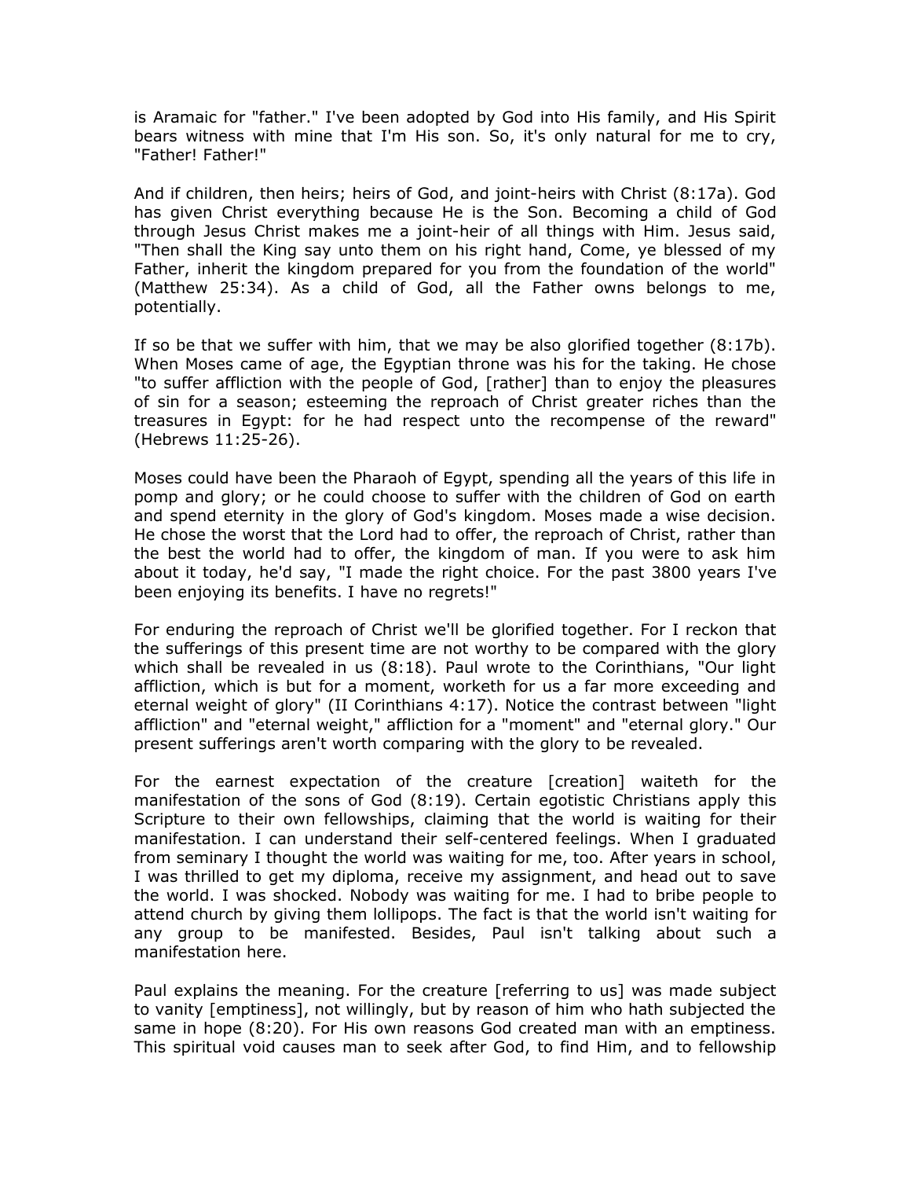is Aramaic for "father." I've been adopted by God into His family, and His Spirit bears witness with mine that I'm His son. So, it's only natural for me to cry, "Father! Father!"

And if children, then heirs; heirs of God, and joint-heirs with Christ (8:17a). God has given Christ everything because He is the Son. Becoming a child of God through Jesus Christ makes me a joint-heir of all things with Him. Jesus said, "Then shall the King say unto them on his right hand, Come, ye blessed of my Father, inherit the kingdom prepared for you from the foundation of the world" (Matthew 25:34). As a child of God, all the Father owns belongs to me, potentially.

If so be that we suffer with him, that we may be also glorified together (8:17b). When Moses came of age, the Egyptian throne was his for the taking. He chose "to suffer affliction with the people of God, [rather] than to enjoy the pleasures of sin for a season; esteeming the reproach of Christ greater riches than the treasures in Egypt: for he had respect unto the recompense of the reward" (Hebrews 11:25-26).

Moses could have been the Pharaoh of Egypt, spending all the years of this life in pomp and glory; or he could choose to suffer with the children of God on earth and spend eternity in the glory of God's kingdom. Moses made a wise decision. He chose the worst that the Lord had to offer, the reproach of Christ, rather than the best the world had to offer, the kingdom of man. If you were to ask him about it today, he'd say, "I made the right choice. For the past 3800 years I've been enjoying its benefits. I have no regrets!"

For enduring the reproach of Christ we'll be glorified together. For I reckon that the sufferings of this present time are not worthy to be compared with the glory which shall be revealed in us (8:18). Paul wrote to the Corinthians, "Our light affliction, which is but for a moment, worketh for us a far more exceeding and eternal weight of glory" (II Corinthians 4:17). Notice the contrast between "light affliction" and "eternal weight," affliction for a "moment" and "eternal glory." Our present sufferings aren't worth comparing with the glory to be revealed.

For the earnest expectation of the creature [creation] waiteth for the manifestation of the sons of God (8:19). Certain egotistic Christians apply this Scripture to their own fellowships, claiming that the world is waiting for their manifestation. I can understand their self-centered feelings. When I graduated from seminary I thought the world was waiting for me, too. After years in school, I was thrilled to get my diploma, receive my assignment, and head out to save the world. I was shocked. Nobody was waiting for me. I had to bribe people to attend church by giving them lollipops. The fact is that the world isn't waiting for any group to be manifested. Besides, Paul isn't talking about such a manifestation here.

Paul explains the meaning. For the creature [referring to us] was made subject to vanity [emptiness], not willingly, but by reason of him who hath subjected the same in hope (8:20). For His own reasons God created man with an emptiness. This spiritual void causes man to seek after God, to find Him, and to fellowship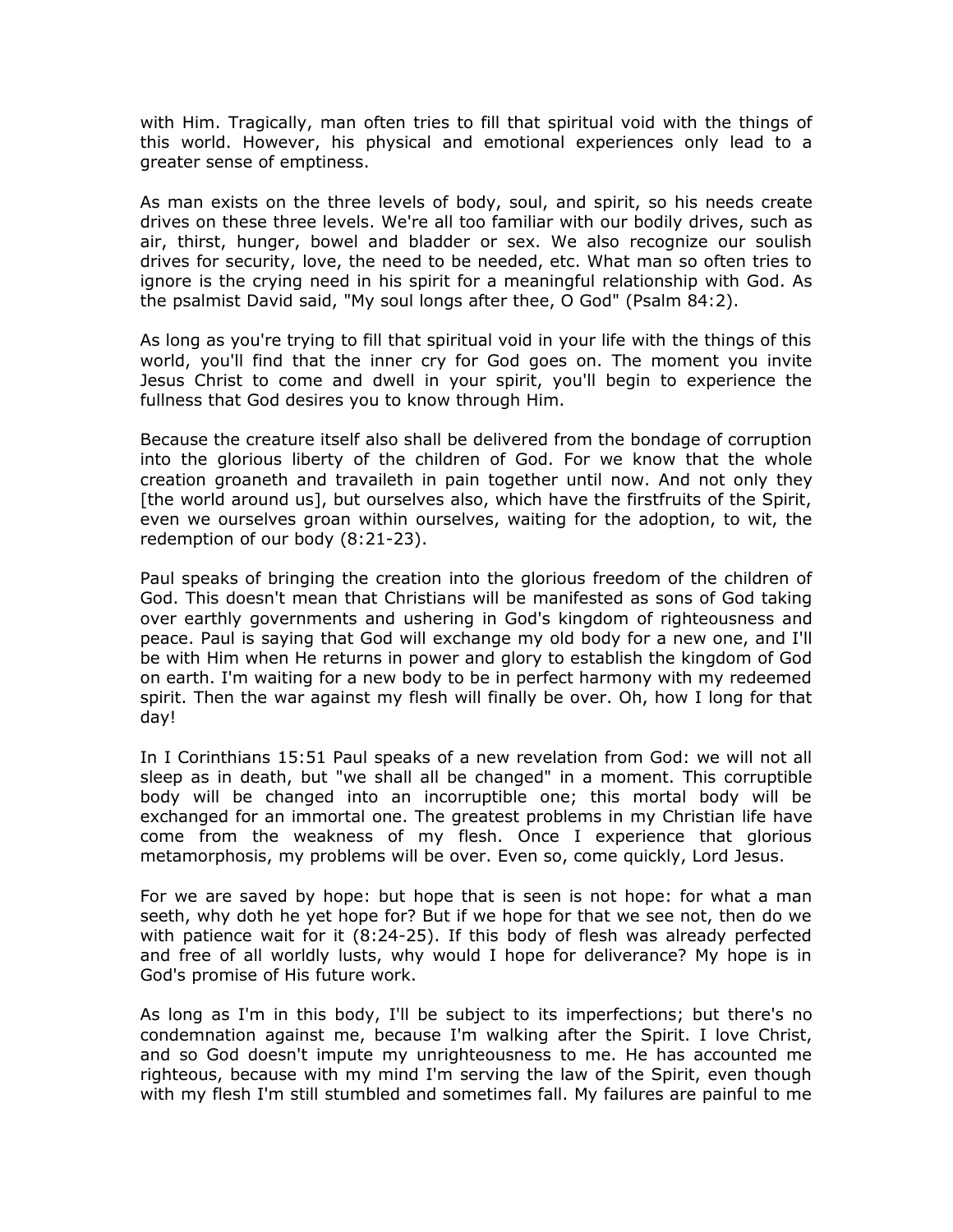with Him. Tragically, man often tries to fill that spiritual void with the things of this world. However, his physical and emotional experiences only lead to a greater sense of emptiness.

As man exists on the three levels of body, soul, and spirit, so his needs create drives on these three levels. We're all too familiar with our bodily drives, such as air, thirst, hunger, bowel and bladder or sex. We also recognize our soulish drives for security, love, the need to be needed, etc. What man so often tries to ignore is the crying need in his spirit for a meaningful relationship with God. As the psalmist David said, "My soul longs after thee, O God" (Psalm 84:2).

As long as you're trying to fill that spiritual void in your life with the things of this world, you'll find that the inner cry for God goes on. The moment you invite Jesus Christ to come and dwell in your spirit, you'll begin to experience the fullness that God desires you to know through Him.

Because the creature itself also shall be delivered from the bondage of corruption into the glorious liberty of the children of God. For we know that the whole creation groaneth and travaileth in pain together until now. And not only they [the world around us], but ourselves also, which have the firstfruits of the Spirit, even we ourselves groan within ourselves, waiting for the adoption, to wit, the redemption of our body (8:21-23).

Paul speaks of bringing the creation into the glorious freedom of the children of God. This doesn't mean that Christians will be manifested as sons of God taking over earthly governments and ushering in God's kingdom of righteousness and peace. Paul is saying that God will exchange my old body for a new one, and I'll be with Him when He returns in power and glory to establish the kingdom of God on earth. I'm waiting for a new body to be in perfect harmony with my redeemed spirit. Then the war against my flesh will finally be over. Oh, how I long for that day!

In I Corinthians 15:51 Paul speaks of a new revelation from God: we will not all sleep as in death, but "we shall all be changed" in a moment. This corruptible body will be changed into an incorruptible one; this mortal body will be exchanged for an immortal one. The greatest problems in my Christian life have come from the weakness of my flesh. Once I experience that glorious metamorphosis, my problems will be over. Even so, come quickly, Lord Jesus.

For we are saved by hope: but hope that is seen is not hope: for what a man seeth, why doth he yet hope for? But if we hope for that we see not, then do we with patience wait for it (8:24-25). If this body of flesh was already perfected and free of all worldly lusts, why would I hope for deliverance? My hope is in God's promise of His future work.

As long as I'm in this body, I'll be subject to its imperfections; but there's no condemnation against me, because I'm walking after the Spirit. I love Christ, and so God doesn't impute my unrighteousness to me. He has accounted me righteous, because with my mind I'm serving the law of the Spirit, even though with my flesh I'm still stumbled and sometimes fall. My failures are painful to me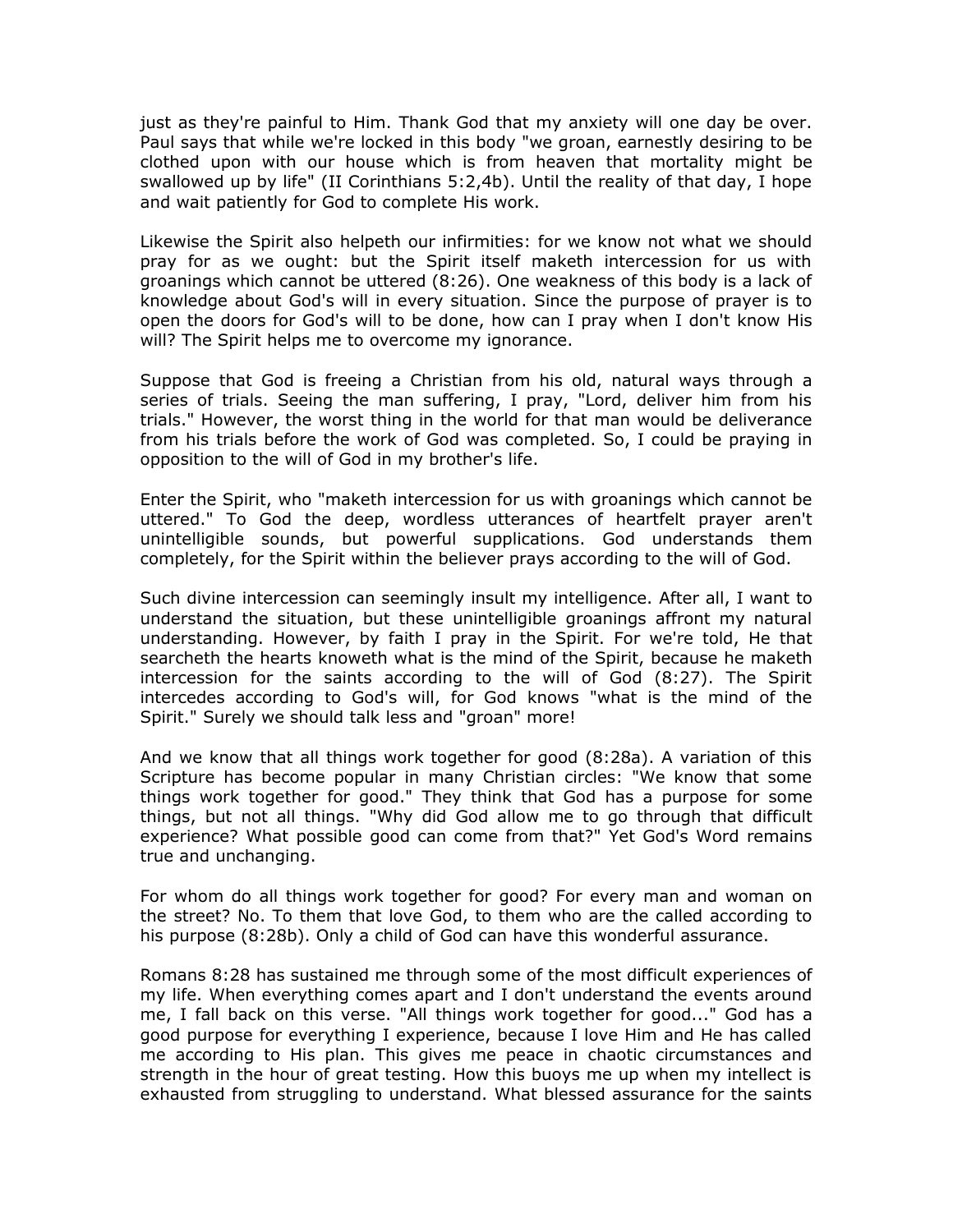just as they're painful to Him. Thank God that my anxiety will one day be over. Paul says that while we're locked in this body "we groan, earnestly desiring to be clothed upon with our house which is from heaven that mortality might be swallowed up by life" (II Corinthians 5:2,4b). Until the reality of that day, I hope and wait patiently for God to complete His work.

Likewise the Spirit also helpeth our infirmities: for we know not what we should pray for as we ought: but the Spirit itself maketh intercession for us with groanings which cannot be uttered (8:26). One weakness of this body is a lack of knowledge about God's will in every situation. Since the purpose of prayer is to open the doors for God's will to be done, how can I pray when I don't know His will? The Spirit helps me to overcome my ignorance.

Suppose that God is freeing a Christian from his old, natural ways through a series of trials. Seeing the man suffering, I pray, "Lord, deliver him from his trials." However, the worst thing in the world for that man would be deliverance from his trials before the work of God was completed. So, I could be praying in opposition to the will of God in my brother's life.

Enter the Spirit, who "maketh intercession for us with groanings which cannot be uttered." To God the deep, wordless utterances of heartfelt prayer aren't unintelligible sounds, but powerful supplications. God understands them completely, for the Spirit within the believer prays according to the will of God.

Such divine intercession can seemingly insult my intelligence. After all, I want to understand the situation, but these unintelligible groanings affront my natural understanding. However, by faith I pray in the Spirit. For we're told, He that searcheth the hearts knoweth what is the mind of the Spirit, because he maketh intercession for the saints according to the will of God (8:27). The Spirit intercedes according to God's will, for God knows "what is the mind of the Spirit." Surely we should talk less and "groan" more!

And we know that all things work together for good (8:28a). A variation of this Scripture has become popular in many Christian circles: "We know that some things work together for good." They think that God has a purpose for some things, but not all things. "Why did God allow me to go through that difficult experience? What possible good can come from that?" Yet God's Word remains true and unchanging.

For whom do all things work together for good? For every man and woman on the street? No. To them that love God, to them who are the called according to his purpose (8:28b). Only a child of God can have this wonderful assurance.

Romans 8:28 has sustained me through some of the most difficult experiences of my life. When everything comes apart and I don't understand the events around me, I fall back on this verse. "All things work together for good..." God has a good purpose for everything I experience, because I love Him and He has called me according to His plan. This gives me peace in chaotic circumstances and strength in the hour of great testing. How this buoys me up when my intellect is exhausted from struggling to understand. What blessed assurance for the saints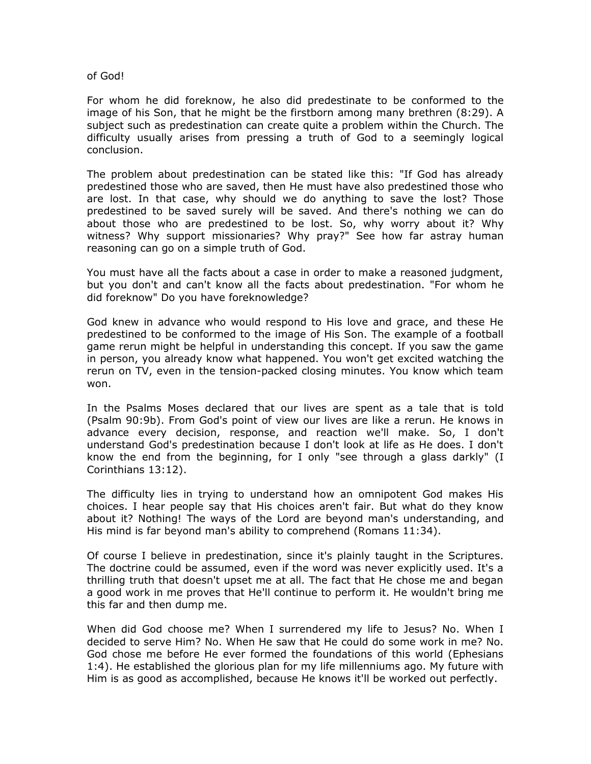of God!

For whom he did foreknow, he also did predestinate to be conformed to the image of his Son, that he might be the firstborn among many brethren (8:29). A subject such as predestination can create quite a problem within the Church. The difficulty usually arises from pressing a truth of God to a seemingly logical conclusion.

The problem about predestination can be stated like this: "If God has already predestined those who are saved, then He must have also predestined those who are lost. In that case, why should we do anything to save the lost? Those predestined to be saved surely will be saved. And there's nothing we can do about those who are predestined to be lost. So, why worry about it? Why witness? Why support missionaries? Why pray?" See how far astray human reasoning can go on a simple truth of God.

You must have all the facts about a case in order to make a reasoned judgment, but you don't and can't know all the facts about predestination. "For whom he did foreknow" Do you have foreknowledge?

God knew in advance who would respond to His love and grace, and these He predestined to be conformed to the image of His Son. The example of a football game rerun might be helpful in understanding this concept. If you saw the game in person, you already know what happened. You won't get excited watching the rerun on TV, even in the tension-packed closing minutes. You know which team won.

In the Psalms Moses declared that our lives are spent as a tale that is told (Psalm 90:9b). From God's point of view our lives are like a rerun. He knows in advance every decision, response, and reaction we'll make. So, I don't understand God's predestination because I don't look at life as He does. I don't know the end from the beginning, for I only "see through a glass darkly" (I Corinthians 13:12).

The difficulty lies in trying to understand how an omnipotent God makes His choices. I hear people say that His choices aren't fair. But what do they know about it? Nothing! The ways of the Lord are beyond man's understanding, and His mind is far beyond man's ability to comprehend (Romans 11:34).

Of course I believe in predestination, since it's plainly taught in the Scriptures. The doctrine could be assumed, even if the word was never explicitly used. It's a thrilling truth that doesn't upset me at all. The fact that He chose me and began a good work in me proves that He'll continue to perform it. He wouldn't bring me this far and then dump me.

When did God choose me? When I surrendered my life to Jesus? No. When I decided to serve Him? No. When He saw that He could do some work in me? No. God chose me before He ever formed the foundations of this world (Ephesians 1:4). He established the glorious plan for my life millenniums ago. My future with Him is as good as accomplished, because He knows it'll be worked out perfectly.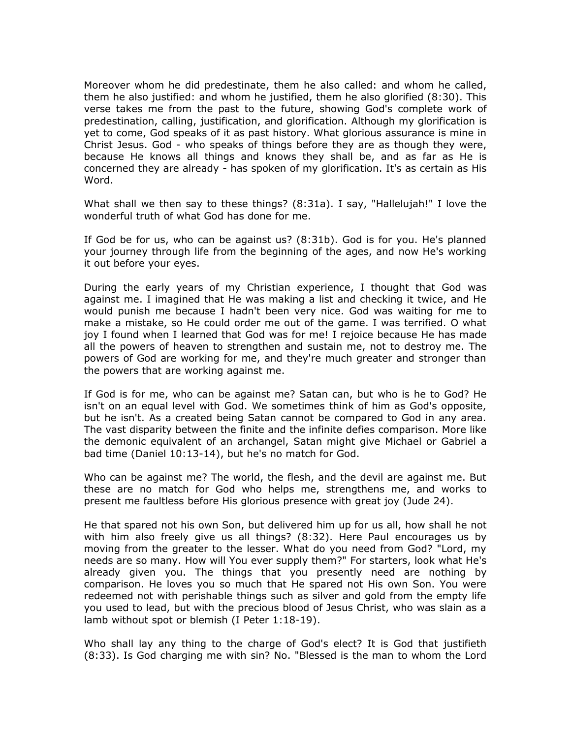Moreover whom he did predestinate, them he also called: and whom he called, them he also justified: and whom he justified, them he also glorified (8:30). This verse takes me from the past to the future, showing God's complete work of predestination, calling, justification, and glorification. Although my glorification is yet to come, God speaks of it as past history. What glorious assurance is mine in Christ Jesus. God - who speaks of things before they are as though they were, because He knows all things and knows they shall be, and as far as He is concerned they are already - has spoken of my glorification. It's as certain as His Word.

What shall we then say to these things? (8:31a). I say, "Hallelujah!" I love the wonderful truth of what God has done for me.

If God be for us, who can be against us? (8:31b). God is for you. He's planned your journey through life from the beginning of the ages, and now He's working it out before your eyes.

During the early years of my Christian experience, I thought that God was against me. I imagined that He was making a list and checking it twice, and He would punish me because I hadn't been very nice. God was waiting for me to make a mistake, so He could order me out of the game. I was terrified. O what joy I found when I learned that God was for me! I rejoice because He has made all the powers of heaven to strengthen and sustain me, not to destroy me. The powers of God are working for me, and they're much greater and stronger than the powers that are working against me.

If God is for me, who can be against me? Satan can, but who is he to God? He isn't on an equal level with God. We sometimes think of him as God's opposite, but he isn't. As a created being Satan cannot be compared to God in any area. The vast disparity between the finite and the infinite defies comparison. More like the demonic equivalent of an archangel, Satan might give Michael or Gabriel a bad time (Daniel 10:13-14), but he's no match for God.

Who can be against me? The world, the flesh, and the devil are against me. But these are no match for God who helps me, strengthens me, and works to present me faultless before His glorious presence with great joy (Jude 24).

He that spared not his own Son, but delivered him up for us all, how shall he not with him also freely give us all things? (8:32). Here Paul encourages us by moving from the greater to the lesser. What do you need from God? "Lord, my needs are so many. How will You ever supply them?" For starters, look what He's already given you. The things that you presently need are nothing by comparison. He loves you so much that He spared not His own Son. You were redeemed not with perishable things such as silver and gold from the empty life you used to lead, but with the precious blood of Jesus Christ, who was slain as a lamb without spot or blemish (I Peter 1:18-19).

Who shall lay any thing to the charge of God's elect? It is God that justifieth (8:33). Is God charging me with sin? No. "Blessed is the man to whom the Lord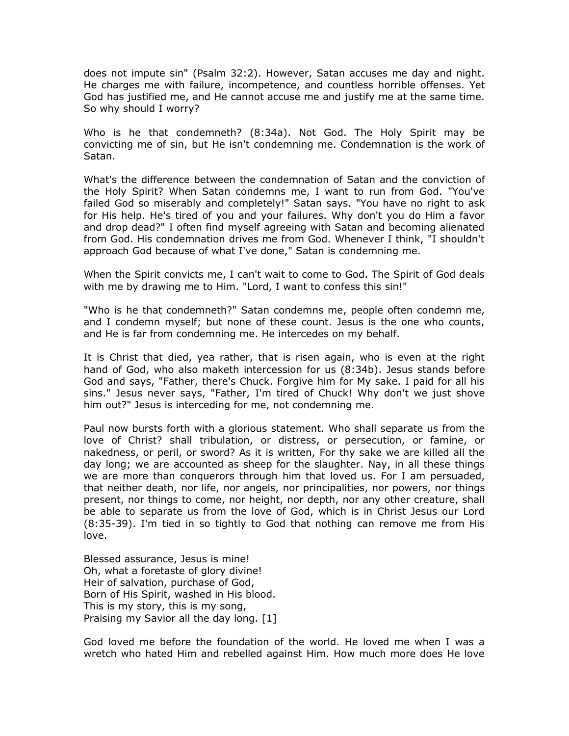does not impute sin" (Psalm 32:2). However, Satan accuses me day and night. He charges me with failure, incompetence, and countless horrible offenses. Yet God has justified me, and He cannot accuse me and justify me at the same time. So why should I worry?

Who is he that condemneth? (8:34a). Not God. The Holy Spirit may be convicting me of sin, but He isn't condemning me. Condemnation is the work of Satan.

What's the difference between the condemnation of Satan and the conviction of the Holy Spirit? When Satan condemns me, I want to run from God. "You've failed God so miserably and completely!" Satan says. "You have no right to ask for His help. He's tired of you and your failures. Why don't you do Him a favor and drop dead?" I often find myself agreeing with Satan and becoming alienated from God. His condemnation drives me from God. Whenever I think, "I shouldn't approach God because of what I've done," Satan is condemning me.

When the Spirit convicts me, I can't wait to come to God. The Spirit of God deals with me by drawing me to Him. "Lord, I want to confess this sin!"

"Who is he that condemneth?" Satan condemns me, people often condemn me, and I condemn myself; but none of these count. Jesus is the one who counts, and He is far from condemning me. He intercedes on my behalf.

It is Christ that died, yea rather, that is risen again, who is even at the right hand of God, who also maketh intercession for us (8:34b). Jesus stands before God and says, "Father, there's Chuck. Forgive him for My sake. I paid for all his sins." Jesus never says, "Father, I'm tired of Chuck! Why don't we just shove him out?" Jesus is interceding for me, not condemning me.

Paul now bursts forth with a glorious statement. Who shall separate us from the love of Christ? shall tribulation, or distress, or persecution, or famine, or nakedness, or peril, or sword? As it is written, For thy sake we are killed all the day long; we are accounted as sheep for the slaughter. Nay, in all these things we are more than conquerors through him that loved us. For I am persuaded, that neither death, nor life, nor angels, nor principalities, nor powers, nor things present, nor things to come, nor height, nor depth, nor any other creature, shall be able to separate us from the love of God, which is in Christ Jesus our Lord (8:35-39). I'm tied in so tightly to God that nothing can remove me from His love.

Blessed assurance, Jesus is mine!
Oh, what a foretaste of glory divine!
Heir of salvation, purchase of God,
Born of His Spirit, washed in His blood.
This is my story, this is my song,
Praising my Savior all the day long. [1]

God loved me before the foundation of the world. He loved me when I was a wretch who hated Him and rebelled against Him. How much more does He love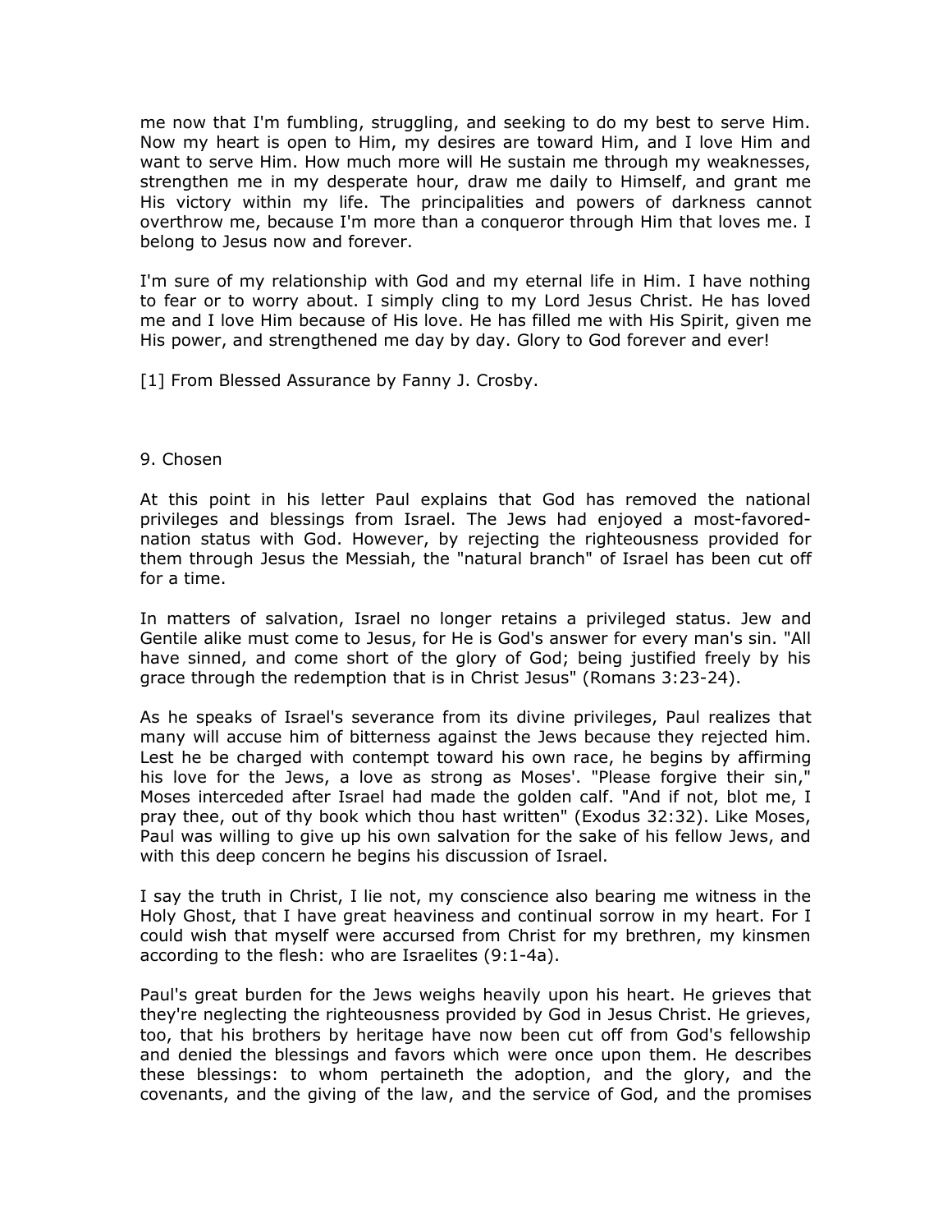me now that I'm fumbling, struggling, and seeking to do my best to serve Him. Now my heart is open to Him, my desires are toward Him, and I love Him and want to serve Him. How much more will He sustain me through my weaknesses, strengthen me in my desperate hour, draw me daily to Himself, and grant me His victory within my life. The principalities and powers of darkness cannot overthrow me, because I'm more than a conqueror through Him that loves me. I belong to Jesus now and forever.

I'm sure of my relationship with God and my eternal life in Him. I have nothing to fear or to worry about. I simply cling to my Lord Jesus Christ. He has loved me and I love Him because of His love. He has filled me with His Spirit, given me His power, and strengthened me day by day. Glory to God forever and ever!

[1] From Blessed Assurance by Fanny J. Crosby.

## 9. Chosen

At this point in his letter Paul explains that God has removed the national privileges and blessings from Israel. The Jews had enjoyed a most-favored-nation status with God. However, by rejecting the righteousness provided for them through Jesus the Messiah, the "natural branch" of Israel has been cut off for a time.

In matters of salvation, Israel no longer retains a privileged status. Jew and Gentile alike must come to Jesus, for He is God's answer for every man's sin. "All have sinned, and come short of the glory of God; being justified freely by his grace through the redemption that is in Christ Jesus" (Romans 3:23-24).

As he speaks of Israel's severance from its divine privileges, Paul realizes that many will accuse him of bitterness against the Jews because they rejected him. Lest he be charged with contempt toward his own race, he begins by affirming his love for the Jews, a love as strong as Moses'. "Please forgive their sin," Moses interceded after Israel had made the golden calf. "And if not, blot me, I pray thee, out of thy book which thou hast written" (Exodus 32:32). Like Moses, Paul was willing to give up his own salvation for the sake of his fellow Jews, and with this deep concern he begins his discussion of Israel.

I say the truth in Christ, I lie not, my conscience also bearing me witness in the Holy Ghost, that I have great heaviness and continual sorrow in my heart. For I could wish that myself were accursed from Christ for my brethren, my kinsmen according to the flesh: who are Israelites (9:1-4a).

Paul's great burden for the Jews weighs heavily upon his heart. He grieves that they're neglecting the righteousness provided by God in Jesus Christ. He grieves, too, that his brothers by heritage have now been cut off from God's fellowship and denied the blessings and favors which were once upon them. He describes these blessings: to whom pertaineth the adoption, and the glory, and the covenants, and the giving of the law, and the service of God, and the promises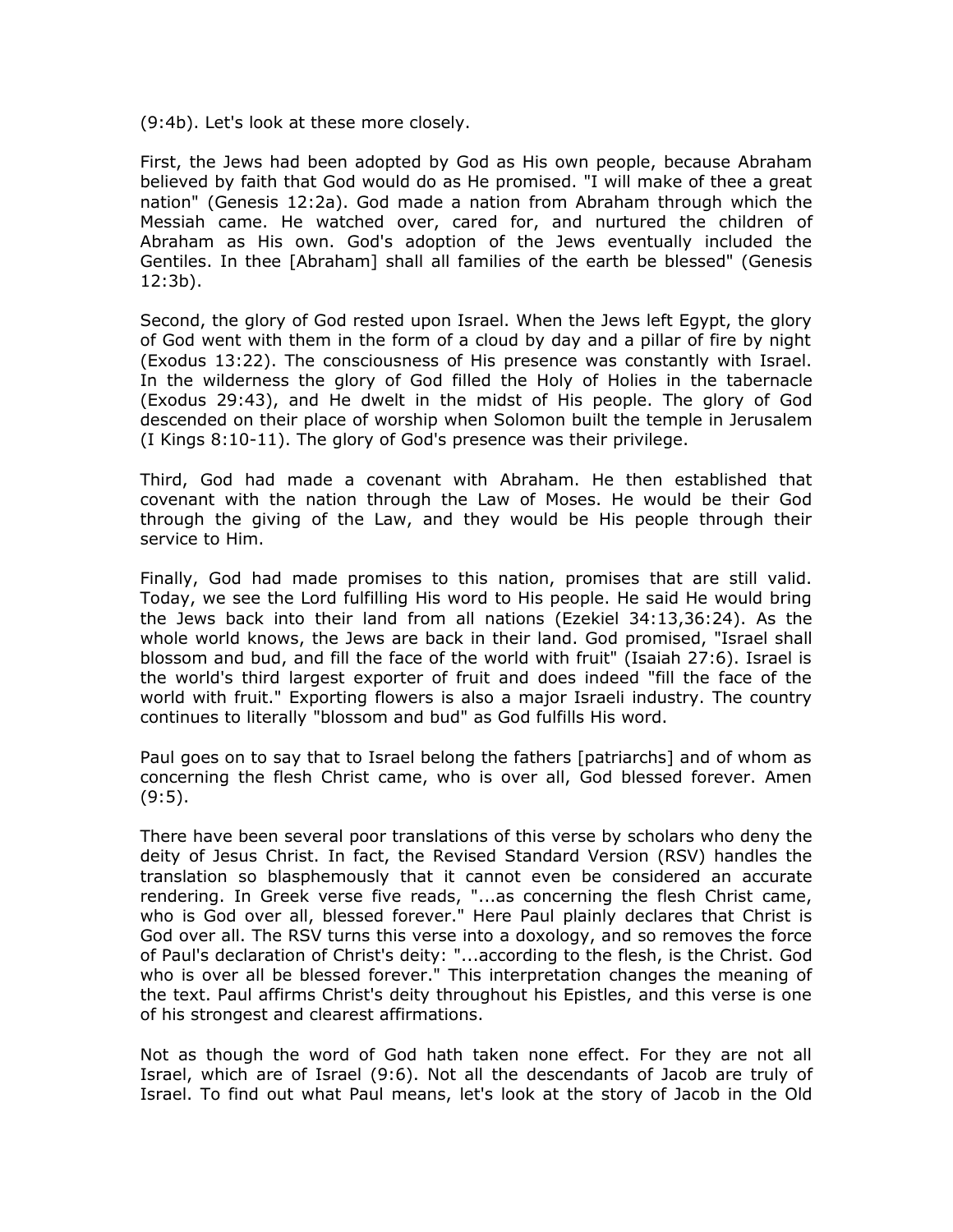(9:4b). Let's look at these more closely.

First, the Jews had been adopted by God as His own people, because Abraham believed by faith that God would do as He promised. "I will make of thee a great nation" (Genesis 12:2a). God made a nation from Abraham through which the Messiah came. He watched over, cared for, and nurtured the children of Abraham as His own. God's adoption of the Jews eventually included the Gentiles. In thee [Abraham] shall all families of the earth be blessed" (Genesis 12:3b).

Second, the glory of God rested upon Israel. When the Jews left Egypt, the glory of God went with them in the form of a cloud by day and a pillar of fire by night (Exodus 13:22). The consciousness of His presence was constantly with Israel. In the wilderness the glory of God filled the Holy of Holies in the tabernacle (Exodus 29:43), and He dwelt in the midst of His people. The glory of God descended on their place of worship when Solomon built the temple in Jerusalem (I Kings 8:10-11). The glory of God's presence was their privilege.

Third, God had made a covenant with Abraham. He then established that covenant with the nation through the Law of Moses. He would be their God through the giving of the Law, and they would be His people through their service to Him.

Finally, God had made promises to this nation, promises that are still valid. Today, we see the Lord fulfilling His word to His people. He said He would bring the Jews back into their land from all nations (Ezekiel 34:13,36:24). As the whole world knows, the Jews are back in their land. God promised, "Israel shall blossom and bud, and fill the face of the world with fruit" (Isaiah 27:6). Israel is the world's third largest exporter of fruit and does indeed "fill the face of the world with fruit." Exporting flowers is also a major Israeli industry. The country continues to literally "blossom and bud" as God fulfills His word.

Paul goes on to say that to Israel belong the fathers [patriarchs] and of whom as concerning the flesh Christ came, who is over all, God blessed forever. Amen (9:5).

There have been several poor translations of this verse by scholars who deny the deity of Jesus Christ. In fact, the Revised Standard Version (RSV) handles the translation so blasphemously that it cannot even be considered an accurate rendering. In Greek verse five reads, "...as concerning the flesh Christ came, who is God over all, blessed forever." Here Paul plainly declares that Christ is God over all. The RSV turns this verse into a doxology, and so removes the force of Paul's declaration of Christ's deity: "...according to the flesh, is the Christ. God who is over all be blessed forever." This interpretation changes the meaning of the text. Paul affirms Christ's deity throughout his Epistles, and this verse is one of his strongest and clearest affirmations.

Not as though the word of God hath taken none effect. For they are not all Israel, which are of Israel (9:6). Not all the descendants of Jacob are truly of Israel. To find out what Paul means, let's look at the story of Jacob in the Old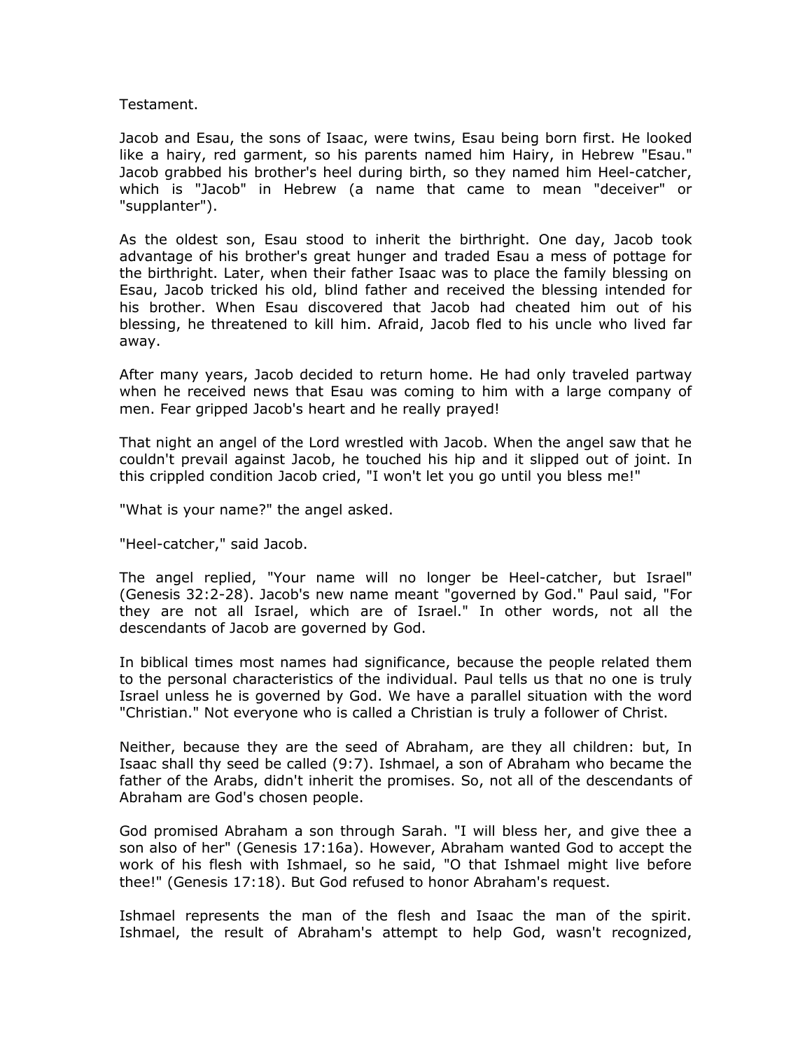Testament.

Jacob and Esau, the sons of Isaac, were twins, Esau being born first. He looked like a hairy, red garment, so his parents named him Hairy, in Hebrew "Esau." Jacob grabbed his brother's heel during birth, so they named him Heel-catcher, which is "Jacob" in Hebrew (a name that came to mean "deceiver" or "supplanter").

As the oldest son, Esau stood to inherit the birthright. One day, Jacob took advantage of his brother's great hunger and traded Esau a mess of pottage for the birthright. Later, when their father Isaac was to place the family blessing on Esau, Jacob tricked his old, blind father and received the blessing intended for his brother. When Esau discovered that Jacob had cheated him out of his blessing, he threatened to kill him. Afraid, Jacob fled to his uncle who lived far away.

After many years, Jacob decided to return home. He had only traveled partway when he received news that Esau was coming to him with a large company of men. Fear gripped Jacob's heart and he really prayed!

That night an angel of the Lord wrestled with Jacob. When the angel saw that he couldn't prevail against Jacob, he touched his hip and it slipped out of joint. In this crippled condition Jacob cried, "I won't let you go until you bless me!"

"What is your name?" the angel asked.

"Heel-catcher," said Jacob.

The angel replied, "Your name will no longer be Heel-catcher, but Israel" (Genesis 32:2-28). Jacob's new name meant "governed by God." Paul said, "For they are not all Israel, which are of Israel." In other words, not all the descendants of Jacob are governed by God.

In biblical times most names had significance, because the people related them to the personal characteristics of the individual. Paul tells us that no one is truly Israel unless he is governed by God. We have a parallel situation with the word "Christian." Not everyone who is called a Christian is truly a follower of Christ.

Neither, because they are the seed of Abraham, are they all children: but, In Isaac shall thy seed be called (9:7). Ishmael, a son of Abraham who became the father of the Arabs, didn't inherit the promises. So, not all of the descendants of Abraham are God's chosen people.

God promised Abraham a son through Sarah. "I will bless her, and give thee a son also of her" (Genesis 17:16a). However, Abraham wanted God to accept the work of his flesh with Ishmael, so he said, "O that Ishmael might live before thee!" (Genesis 17:18). But God refused to honor Abraham's request.

Ishmael represents the man of the flesh and Isaac the man of the spirit. Ishmael, the result of Abraham's attempt to help God, wasn't recognized,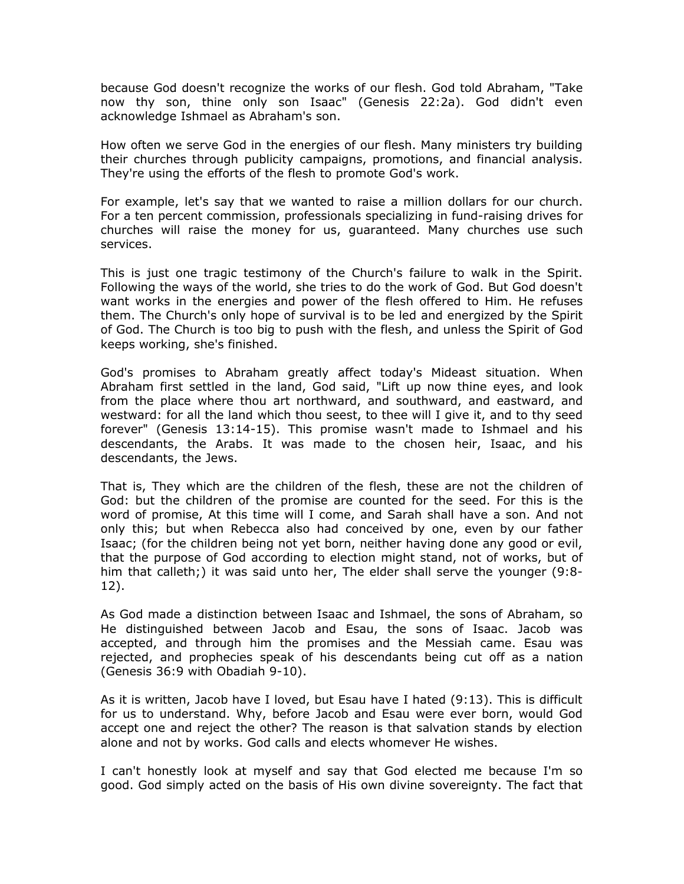because God doesn't recognize the works of our flesh. God told Abraham, "Take now thy son, thine only son Isaac" (Genesis 22:2a). God didn't even acknowledge Ishmael as Abraham's son.

How often we serve God in the energies of our flesh. Many ministers try building their churches through publicity campaigns, promotions, and financial analysis. They're using the efforts of the flesh to promote God's work.

For example, let's say that we wanted to raise a million dollars for our church. For a ten percent commission, professionals specializing in fund-raising drives for churches will raise the money for us, guaranteed. Many churches use such services.

This is just one tragic testimony of the Church's failure to walk in the Spirit. Following the ways of the world, she tries to do the work of God. But God doesn't want works in the energies and power of the flesh offered to Him. He refuses them. The Church's only hope of survival is to be led and energized by the Spirit of God. The Church is too big to push with the flesh, and unless the Spirit of God keeps working, she's finished.

God's promises to Abraham greatly affect today's Mideast situation. When Abraham first settled in the land, God said, "Lift up now thine eyes, and look from the place where thou art northward, and southward, and eastward, and westward: for all the land which thou seest, to thee will I give it, and to thy seed forever" (Genesis 13:14-15). This promise wasn't made to Ishmael and his descendants, the Arabs. It was made to the chosen heir, Isaac, and his descendants, the Jews.

That is, They which are the children of the flesh, these are not the children of God: but the children of the promise are counted for the seed. For this is the word of promise, At this time will I come, and Sarah shall have a son. And not only this; but when Rebecca also had conceived by one, even by our father Isaac; (for the children being not yet born, neither having done any good or evil, that the purpose of God according to election might stand, not of works, but of him that calleth;) it was said unto her, The elder shall serve the younger (9:8-12).

As God made a distinction between Isaac and Ishmael, the sons of Abraham, so He distinguished between Jacob and Esau, the sons of Isaac. Jacob was accepted, and through him the promises and the Messiah came. Esau was rejected, and prophecies speak of his descendants being cut off as a nation (Genesis 36:9 with Obadiah 9-10).

As it is written, Jacob have I loved, but Esau have I hated (9:13). This is difficult for us to understand. Why, before Jacob and Esau were ever born, would God accept one and reject the other? The reason is that salvation stands by election alone and not by works. God calls and elects whomever He wishes.

I can't honestly look at myself and say that God elected me because I'm so good. God simply acted on the basis of His own divine sovereignty. The fact that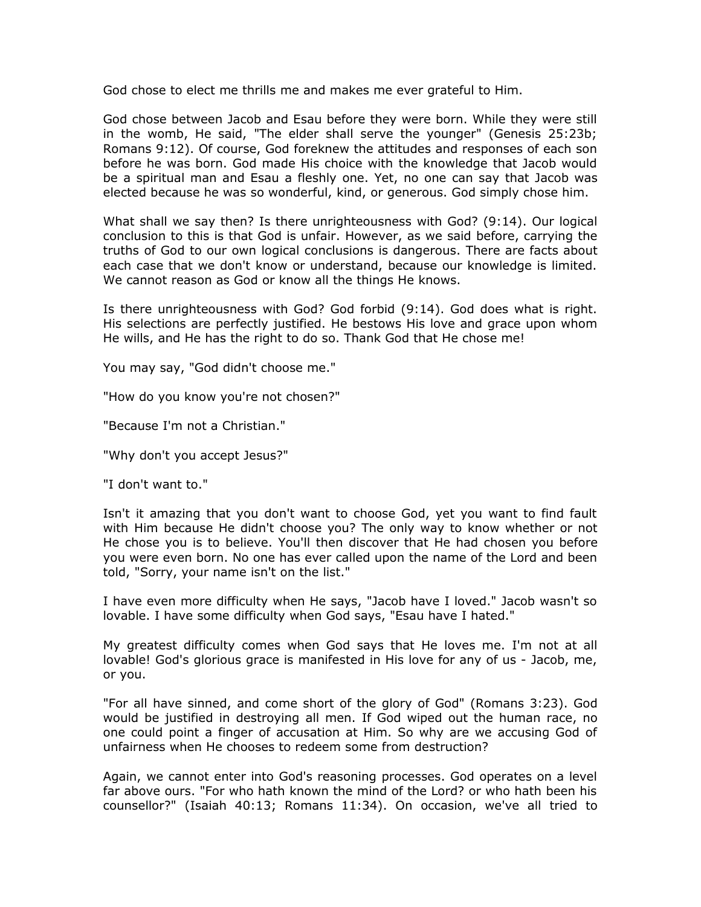God chose to elect me thrills me and makes me ever grateful to Him.

God chose between Jacob and Esau before they were born. While they were still in the womb, He said, "The elder shall serve the younger" (Genesis 25:23b; Romans 9:12). Of course, God foreknew the attitudes and responses of each son before he was born. God made His choice with the knowledge that Jacob would be a spiritual man and Esau a fleshly one. Yet, no one can say that Jacob was elected because he was so wonderful, kind, or generous. God simply chose him.

What shall we say then? Is there unrighteousness with God? (9:14). Our logical conclusion to this is that God is unfair. However, as we said before, carrying the truths of God to our own logical conclusions is dangerous. There are facts about each case that we don't know or understand, because our knowledge is limited. We cannot reason as God or know all the things He knows.

Is there unrighteousness with God? God forbid (9:14). God does what is right. His selections are perfectly justified. He bestows His love and grace upon whom He wills, and He has the right to do so. Thank God that He chose me!

You may say, "God didn't choose me."

"How do you know you're not chosen?"

"Because I'm not a Christian."

"Why don't you accept Jesus?"

"I don't want to."

Isn't it amazing that you don't want to choose God, yet you want to find fault with Him because He didn't choose you? The only way to know whether or not He chose you is to believe. You'll then discover that He had chosen you before you were even born. No one has ever called upon the name of the Lord and been told, "Sorry, your name isn't on the list."

I have even more difficulty when He says, "Jacob have I loved." Jacob wasn't so lovable. I have some difficulty when God says, "Esau have I hated."

My greatest difficulty comes when God says that He loves me. I'm not at all lovable! God's glorious grace is manifested in His love for any of us - Jacob, me, or you.

"For all have sinned, and come short of the glory of God" (Romans 3:23). God would be justified in destroying all men. If God wiped out the human race, no one could point a finger of accusation at Him. So why are we accusing God of unfairness when He chooses to redeem some from destruction?

Again, we cannot enter into God's reasoning processes. God operates on a level far above ours. "For who hath known the mind of the Lord? or who hath been his counsellor?" (Isaiah 40:13; Romans 11:34). On occasion, we've all tried to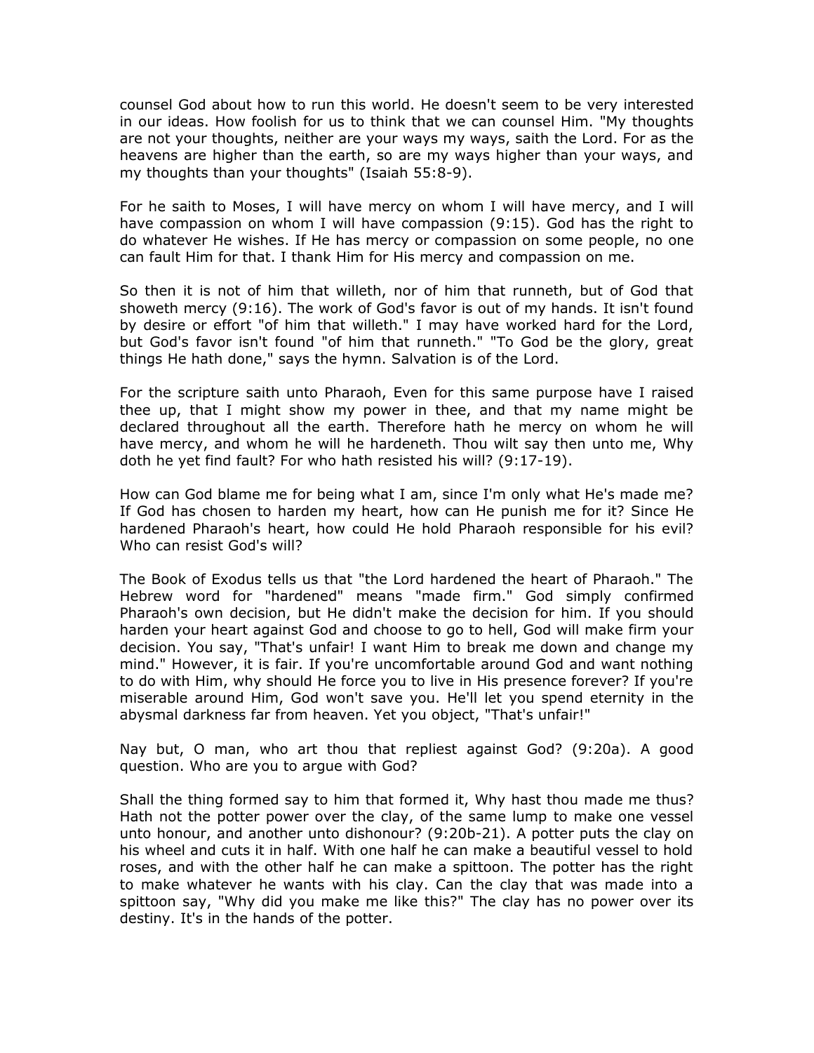counsel God about how to run this world. He doesn't seem to be very interested in our ideas. How foolish for us to think that we can counsel Him. "My thoughts are not your thoughts, neither are your ways my ways, saith the Lord. For as the heavens are higher than the earth, so are my ways higher than your ways, and my thoughts than your thoughts" (Isaiah 55:8-9).

For he saith to Moses, I will have mercy on whom I will have mercy, and I will have compassion on whom I will have compassion (9:15). God has the right to do whatever He wishes. If He has mercy or compassion on some people, no one can fault Him for that. I thank Him for His mercy and compassion on me.

So then it is not of him that willeth, nor of him that runneth, but of God that showeth mercy (9:16). The work of God's favor is out of my hands. It isn't found by desire or effort "of him that willeth." I may have worked hard for the Lord, but God's favor isn't found "of him that runneth." "To God be the glory, great things He hath done," says the hymn. Salvation is of the Lord.

For the scripture saith unto Pharaoh, Even for this same purpose have I raised thee up, that I might show my power in thee, and that my name might be declared throughout all the earth. Therefore hath he mercy on whom he will have mercy, and whom he will he hardeneth. Thou wilt say then unto me, Why doth he yet find fault? For who hath resisted his will? (9:17-19).

How can God blame me for being what I am, since I'm only what He's made me? If God has chosen to harden my heart, how can He punish me for it? Since He hardened Pharaoh's heart, how could He hold Pharaoh responsible for his evil? Who can resist God's will?

The Book of Exodus tells us that "the Lord hardened the heart of Pharaoh." The Hebrew word for "hardened" means "made firm." God simply confirmed Pharaoh's own decision, but He didn't make the decision for him. If you should harden your heart against God and choose to go to hell, God will make firm your decision. You say, "That's unfair! I want Him to break me down and change my mind." However, it is fair. If you're uncomfortable around God and want nothing to do with Him, why should He force you to live in His presence forever? If you're miserable around Him, God won't save you. He'll let you spend eternity in the abysmal darkness far from heaven. Yet you object, "That's unfair!"

Nay but, O man, who art thou that repliest against God? (9:20a). A good question. Who are you to argue with God?

Shall the thing formed say to him that formed it, Why hast thou made me thus? Hath not the potter power over the clay, of the same lump to make one vessel unto honour, and another unto dishonour? (9:20b-21). A potter puts the clay on his wheel and cuts it in half. With one half he can make a beautiful vessel to hold roses, and with the other half he can make a spittoon. The potter has the right to make whatever he wants with his clay. Can the clay that was made into a spittoon say, "Why did you make me like this?" The clay has no power over its destiny. It's in the hands of the potter.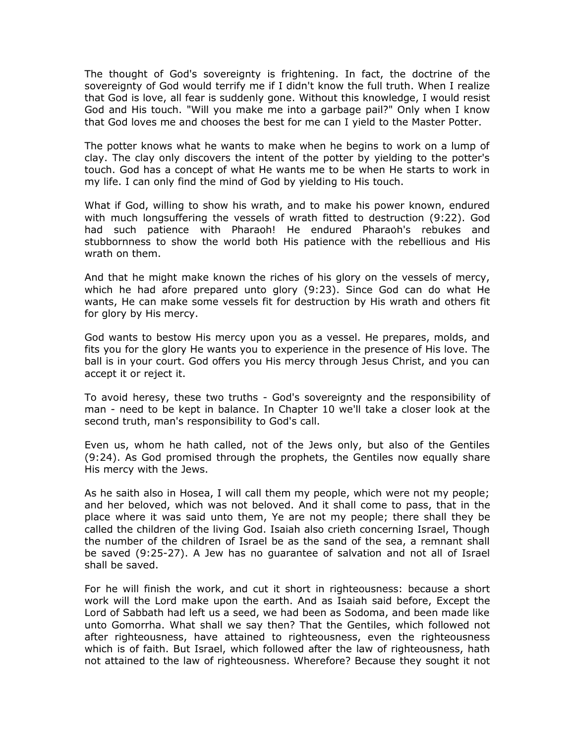The thought of God's sovereignty is frightening. In fact, the doctrine of the sovereignty of God would terrify me if I didn't know the full truth. When I realize that God is love, all fear is suddenly gone. Without this knowledge, I would resist God and His touch. "Will you make me into a garbage pail?" Only when I know that God loves me and chooses the best for me can I yield to the Master Potter.

The potter knows what he wants to make when he begins to work on a lump of clay. The clay only discovers the intent of the potter by yielding to the potter's touch. God has a concept of what He wants me to be when He starts to work in my life. I can only find the mind of God by yielding to His touch.

What if God, willing to show his wrath, and to make his power known, endured with much longsuffering the vessels of wrath fitted to destruction (9:22). God had such patience with Pharaoh! He endured Pharaoh's rebukes and stubbornness to show the world both His patience with the rebellious and His wrath on them.

And that he might make known the riches of his glory on the vessels of mercy, which he had afore prepared unto glory (9:23). Since God can do what He wants, He can make some vessels fit for destruction by His wrath and others fit for glory by His mercy.

God wants to bestow His mercy upon you as a vessel. He prepares, molds, and fits you for the glory He wants you to experience in the presence of His love. The ball is in your court. God offers you His mercy through Jesus Christ, and you can accept it or reject it.

To avoid heresy, these two truths - God's sovereignty and the responsibility of man - need to be kept in balance. In Chapter 10 we'll take a closer look at the second truth, man's responsibility to God's call.

Even us, whom he hath called, not of the Jews only, but also of the Gentiles (9:24). As God promised through the prophets, the Gentiles now equally share His mercy with the Jews.

As he saith also in Hosea, I will call them my people, which were not my people; and her beloved, which was not beloved. And it shall come to pass, that in the place where it was said unto them, Ye are not my people; there shall they be called the children of the living God. Isaiah also crieth concerning Israel, Though the number of the children of Israel be as the sand of the sea, a remnant shall be saved (9:25-27). A Jew has no guarantee of salvation and not all of Israel shall be saved.

For he will finish the work, and cut it short in righteousness: because a short work will the Lord make upon the earth. And as Isaiah said before, Except the Lord of Sabbath had left us a seed, we had been as Sodoma, and been made like unto Gomorrha. What shall we say then? That the Gentiles, which followed not after righteousness, have attained to righteousness, even the righteousness which is of faith. But Israel, which followed after the law of righteousness, hath not attained to the law of righteousness. Wherefore? Because they sought it not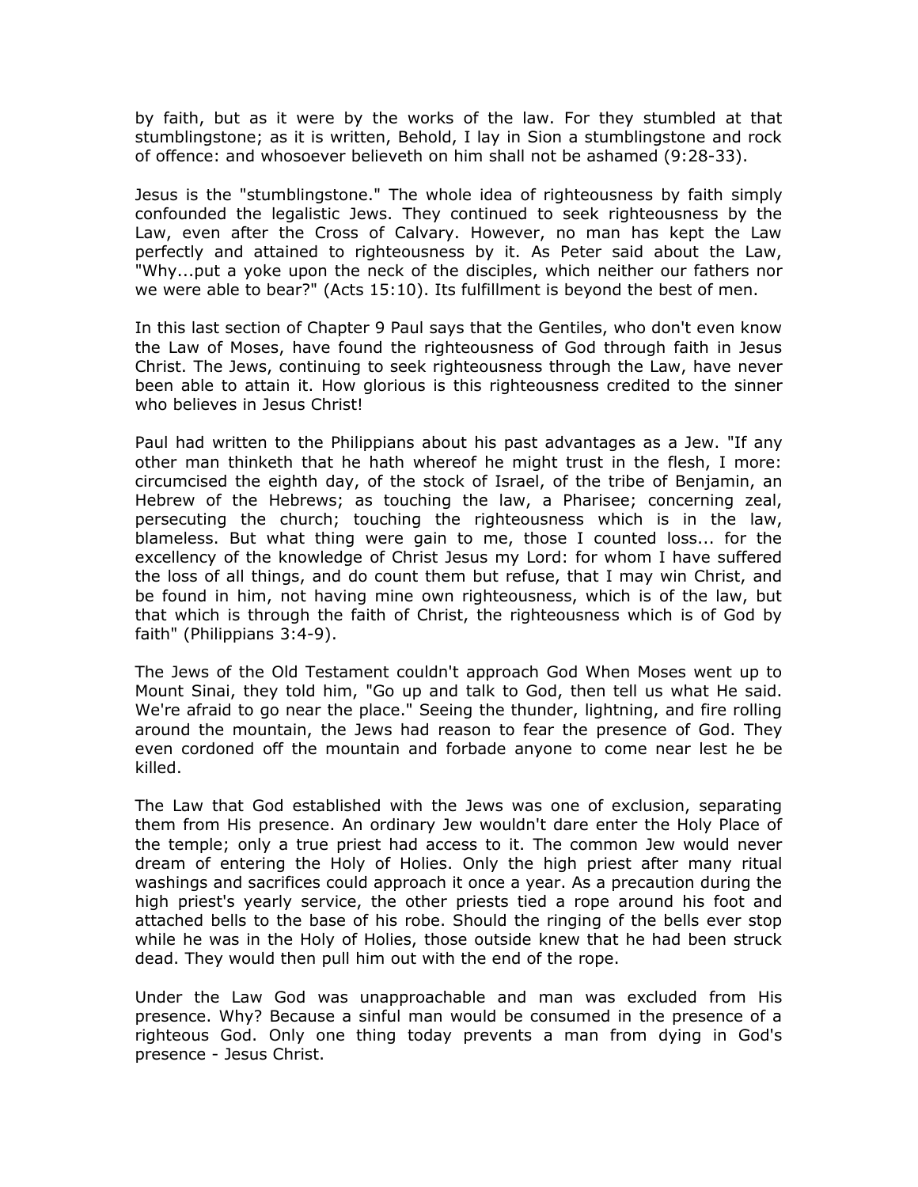by faith, but as it were by the works of the law. For they stumbled at that stumblingstone; as it is written, Behold, I lay in Sion a stumblingstone and rock of offence: and whosoever believeth on him shall not be ashamed (9:28-33).

Jesus is the "stumblingstone." The whole idea of righteousness by faith simply confounded the legalistic Jews. They continued to seek righteousness by the Law, even after the Cross of Calvary. However, no man has kept the Law perfectly and attained to righteousness by it. As Peter said about the Law, "Why...put a yoke upon the neck of the disciples, which neither our fathers nor we were able to bear?" (Acts 15:10). Its fulfillment is beyond the best of men.

In this last section of Chapter 9 Paul says that the Gentiles, who don't even know the Law of Moses, have found the righteousness of God through faith in Jesus Christ. The Jews, continuing to seek righteousness through the Law, have never been able to attain it. How glorious is this righteousness credited to the sinner who believes in Jesus Christ!

Paul had written to the Philippians about his past advantages as a Jew. "If any other man thinketh that he hath whereof he might trust in the flesh, I more: circumcised the eighth day, of the stock of Israel, of the tribe of Benjamin, an Hebrew of the Hebrews; as touching the law, a Pharisee; concerning zeal, persecuting the church; touching the righteousness which is in the law, blameless. But what thing were gain to me, those I counted loss... for the excellency of the knowledge of Christ Jesus my Lord: for whom I have suffered the loss of all things, and do count them but refuse, that I may win Christ, and be found in him, not having mine own righteousness, which is of the law, but that which is through the faith of Christ, the righteousness which is of God by faith" (Philippians 3:4-9).

The Jews of the Old Testament couldn't approach God When Moses went up to Mount Sinai, they told him, "Go up and talk to God, then tell us what He said. We're afraid to go near the place." Seeing the thunder, lightning, and fire rolling around the mountain, the Jews had reason to fear the presence of God. They even cordoned off the mountain and forbade anyone to come near lest he be killed.

The Law that God established with the Jews was one of exclusion, separating them from His presence. An ordinary Jew wouldn't dare enter the Holy Place of the temple; only a true priest had access to it. The common Jew would never dream of entering the Holy of Holies. Only the high priest after many ritual washings and sacrifices could approach it once a year. As a precaution during the high priest's yearly service, the other priests tied a rope around his foot and attached bells to the base of his robe. Should the ringing of the bells ever stop while he was in the Holy of Holies, those outside knew that he had been struck dead. They would then pull him out with the end of the rope.

Under the Law God was unapproachable and man was excluded from His presence. Why? Because a sinful man would be consumed in the presence of a righteous God. Only one thing today prevents a man from dying in God's presence - Jesus Christ.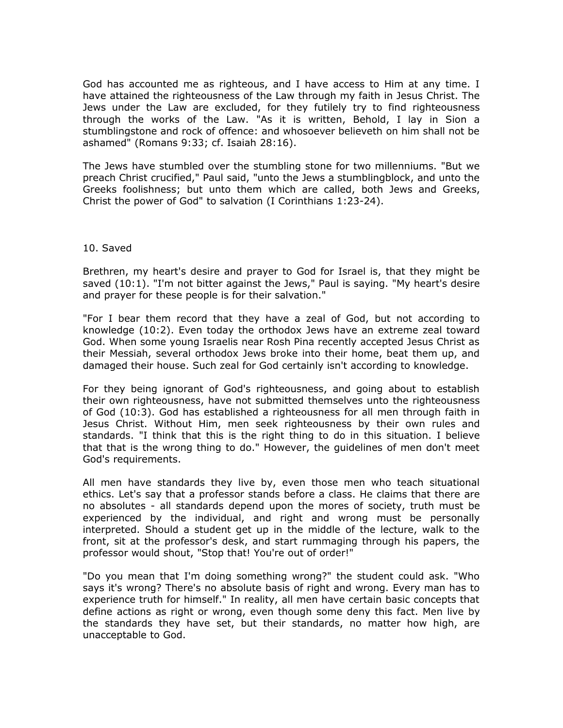God has accounted me as righteous, and I have access to Him at any time. I have attained the righteousness of the Law through my faith in Jesus Christ. The Jews under the Law are excluded, for they futilely try to find righteousness through the works of the Law. "As it is written, Behold, I lay in Sion a stumblingstone and rock of offence: and whosoever believeth on him shall not be ashamed" (Romans 9:33; cf. Isaiah 28:16).

The Jews have stumbled over the stumbling stone for two millenniums. "But we preach Christ crucified," Paul said, "unto the Jews a stumblingblock, and unto the Greeks foolishness; but unto them which are called, both Jews and Greeks, Christ the power of God" to salvation (I Corinthians 1:23-24).

## 10. Saved

Brethren, my heart's desire and prayer to God for Israel is, that they might be saved (10:1). "I'm not bitter against the Jews," Paul is saying. "My heart's desire and prayer for these people is for their salvation."

"For I bear them record that they have a zeal of God, but not according to knowledge (10:2). Even today the orthodox Jews have an extreme zeal toward God. When some young Israelis near Rosh Pina recently accepted Jesus Christ as their Messiah, several orthodox Jews broke into their home, beat them up, and damaged their house. Such zeal for God certainly isn't according to knowledge.

For they being ignorant of God's righteousness, and going about to establish their own righteousness, have not submitted themselves unto the righteousness of God (10:3). God has established a righteousness for all men through faith in Jesus Christ. Without Him, men seek righteousness by their own rules and standards. "I think that this is the right thing to do in this situation. I believe that that is the wrong thing to do." However, the guidelines of men don't meet God's requirements.

All men have standards they live by, even those men who teach situational ethics. Let's say that a professor stands before a class. He claims that there are no absolutes - all standards depend upon the mores of society, truth must be experienced by the individual, and right and wrong must be personally interpreted. Should a student get up in the middle of the lecture, walk to the front, sit at the professor's desk, and start rummaging through his papers, the professor would shout, "Stop that! You're out of order!"

"Do you mean that I'm doing something wrong?" the student could ask. "Who says it's wrong? There's no absolute basis of right and wrong. Every man has to experience truth for himself." In reality, all men have certain basic concepts that define actions as right or wrong, even though some deny this fact. Men live by the standards they have set, but their standards, no matter how high, are unacceptable to God.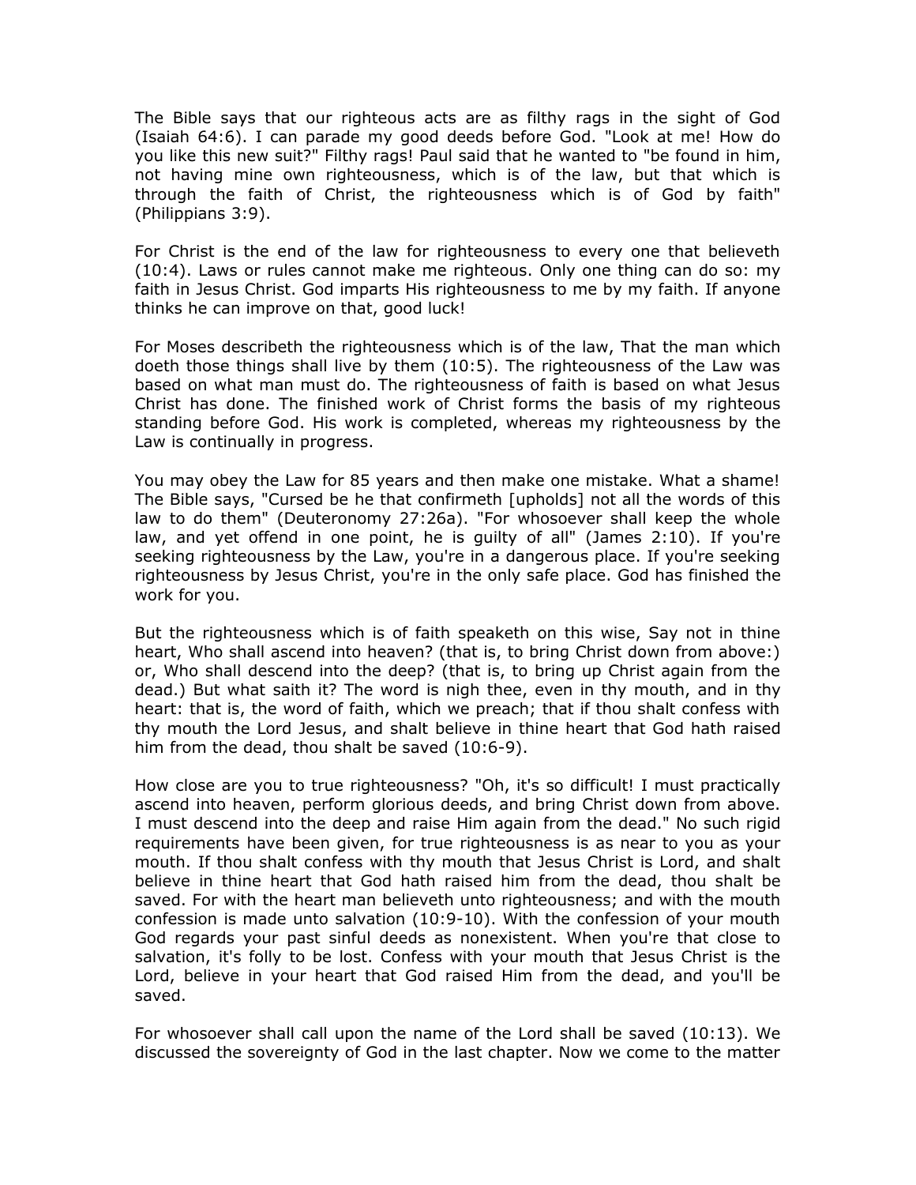The Bible says that our righteous acts are as filthy rags in the sight of God (Isaiah 64:6). I can parade my good deeds before God. "Look at me! How do you like this new suit?" Filthy rags! Paul said that he wanted to "be found in him, not having mine own righteousness, which is of the law, but that which is through the faith of Christ, the righteousness which is of God by faith" (Philippians 3:9).

For Christ is the end of the law for righteousness to every one that believeth (10:4). Laws or rules cannot make me righteous. Only one thing can do so: my faith in Jesus Christ. God imparts His righteousness to me by my faith. If anyone thinks he can improve on that, good luck!

For Moses describeth the righteousness which is of the law, That the man which doeth those things shall live by them (10:5). The righteousness of the Law was based on what man must do. The righteousness of faith is based on what Jesus Christ has done. The finished work of Christ forms the basis of my righteous standing before God. His work is completed, whereas my righteousness by the Law is continually in progress.

You may obey the Law for 85 years and then make one mistake. What a shame! The Bible says, "Cursed be he that confirmeth [upholds] not all the words of this law to do them" (Deuteronomy 27:26a). "For whosoever shall keep the whole law, and yet offend in one point, he is guilty of all" (James 2:10). If you're seeking righteousness by the Law, you're in a dangerous place. If you're seeking righteousness by Jesus Christ, you're in the only safe place. God has finished the work for you.

But the righteousness which is of faith speaketh on this wise, Say not in thine heart, Who shall ascend into heaven? (that is, to bring Christ down from above:) or, Who shall descend into the deep? (that is, to bring up Christ again from the dead.) But what saith it? The word is nigh thee, even in thy mouth, and in thy heart: that is, the word of faith, which we preach; that if thou shalt confess with thy mouth the Lord Jesus, and shalt believe in thine heart that God hath raised him from the dead, thou shalt be saved (10:6-9).

How close are you to true righteousness? "Oh, it's so difficult! I must practically ascend into heaven, perform glorious deeds, and bring Christ down from above. I must descend into the deep and raise Him again from the dead." No such rigid requirements have been given, for true righteousness is as near to you as your mouth. If thou shalt confess with thy mouth that Jesus Christ is Lord, and shalt believe in thine heart that God hath raised him from the dead, thou shalt be saved. For with the heart man believeth unto righteousness; and with the mouth confession is made unto salvation (10:9-10). With the confession of your mouth God regards your past sinful deeds as nonexistent. When you're that close to salvation, it's folly to be lost. Confess with your mouth that Jesus Christ is the Lord, believe in your heart that God raised Him from the dead, and you'll be saved.

For whosoever shall call upon the name of the Lord shall be saved (10:13). We discussed the sovereignty of God in the last chapter. Now we come to the matter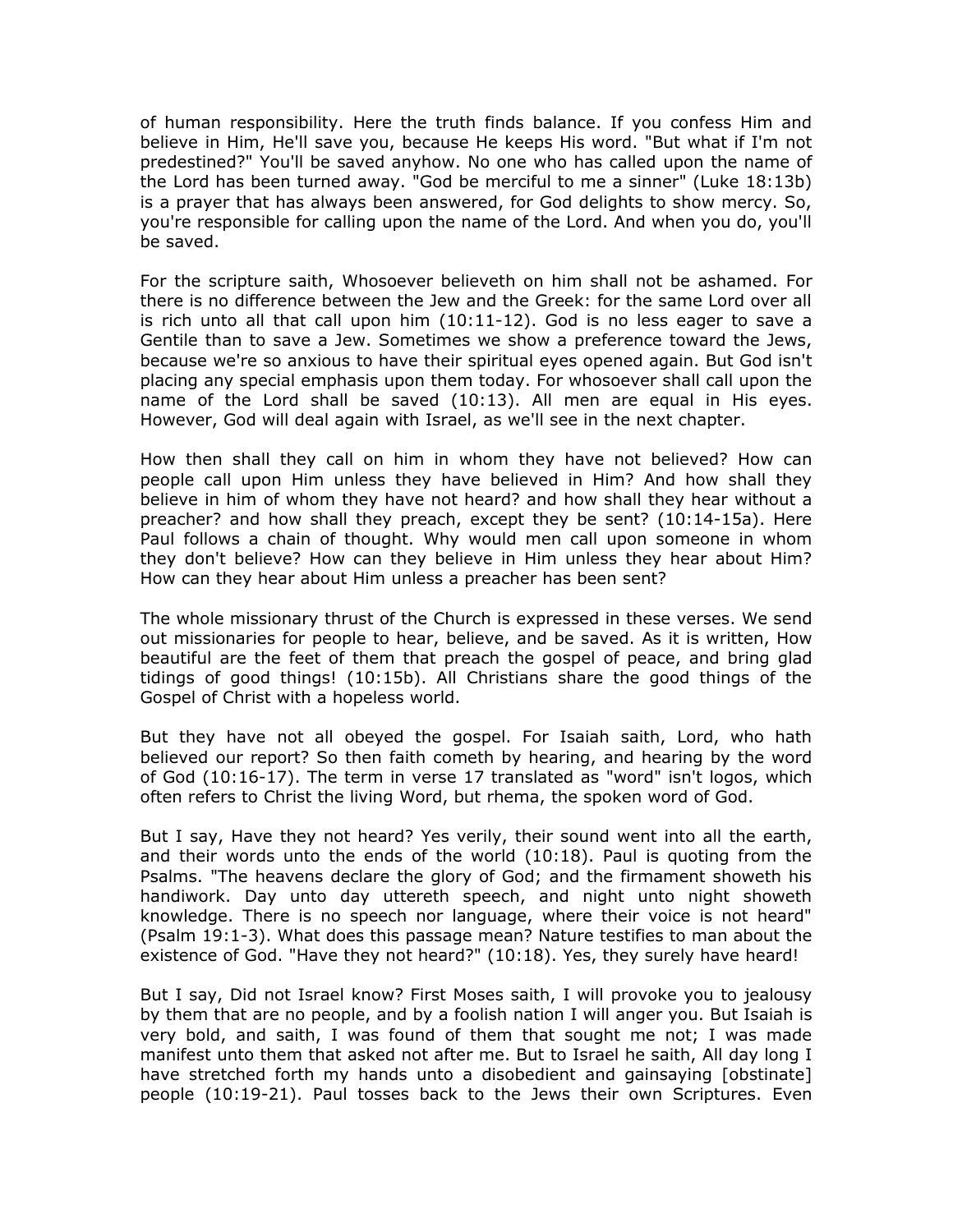of human responsibility. Here the truth finds balance. If you confess Him and believe in Him, He'll save you, because He keeps His word. "But what if I'm not predestined?" You'll be saved anyhow. No one who has called upon the name of the Lord has been turned away. "God be merciful to me a sinner" (Luke 18:13b) is a prayer that has always been answered, for God delights to show mercy. So, you're responsible for calling upon the name of the Lord. And when you do, you'll be saved.

For the scripture saith, Whosoever believeth on him shall not be ashamed. For there is no difference between the Jew and the Greek: for the same Lord over all is rich unto all that call upon him (10:11-12). God is no less eager to save a Gentile than to save a Jew. Sometimes we show a preference toward the Jews, because we're so anxious to have their spiritual eyes opened again. But God isn't placing any special emphasis upon them today. For whosoever shall call upon the name of the Lord shall be saved (10:13). All men are equal in His eyes. However, God will deal again with Israel, as we'll see in the next chapter.

How then shall they call on him in whom they have not believed? How can people call upon Him unless they have believed in Him? And how shall they believe in him of whom they have not heard? and how shall they hear without a preacher? and how shall they preach, except they be sent? (10:14-15a). Here Paul follows a chain of thought. Why would men call upon someone in whom they don't believe? How can they believe in Him unless they hear about Him? How can they hear about Him unless a preacher has been sent?

The whole missionary thrust of the Church is expressed in these verses. We send out missionaries for people to hear, believe, and be saved. As it is written, How beautiful are the feet of them that preach the gospel of peace, and bring glad tidings of good things! (10:15b). All Christians share the good things of the Gospel of Christ with a hopeless world.

But they have not all obeyed the gospel. For Isaiah saith, Lord, who hath believed our report? So then faith cometh by hearing, and hearing by the word of God (10:16-17). The term in verse 17 translated as "word" isn't logos, which often refers to Christ the living Word, but rhema, the spoken word of God.

But I say, Have they not heard? Yes verily, their sound went into all the earth, and their words unto the ends of the world (10:18). Paul is quoting from the Psalms. "The heavens declare the glory of God; and the firmament showeth his handiwork. Day unto day uttereth speech, and night unto night showeth knowledge. There is no speech nor language, where their voice is not heard" (Psalm 19:1-3). What does this passage mean? Nature testifies to man about the existence of God. "Have they not heard?" (10:18). Yes, they surely have heard!

But I say, Did not Israel know? First Moses saith, I will provoke you to jealousy by them that are no people, and by a foolish nation I will anger you. But Isaiah is very bold, and saith, I was found of them that sought me not; I was made manifest unto them that asked not after me. But to Israel he saith, All day long I have stretched forth my hands unto a disobedient and gainsaying [obstinate] people (10:19-21). Paul tosses back to the Jews their own Scriptures. Even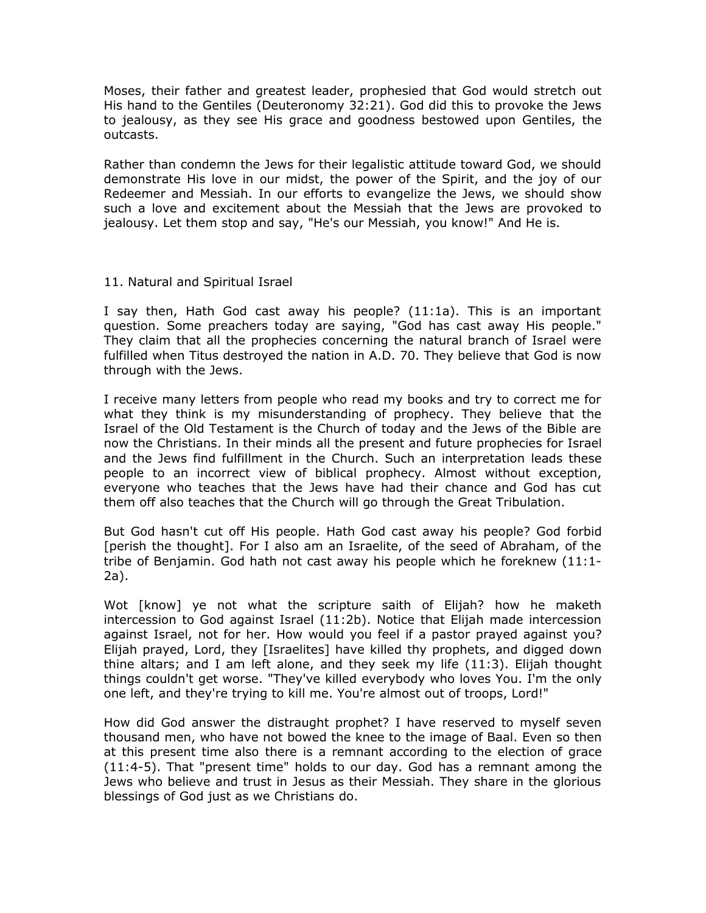Moses, their father and greatest leader, prophesied that God would stretch out His hand to the Gentiles (Deuteronomy 32:21). God did this to provoke the Jews to jealousy, as they see His grace and goodness bestowed upon Gentiles, the outcasts.

Rather than condemn the Jews for their legalistic attitude toward God, we should demonstrate His love in our midst, the power of the Spirit, and the joy of our Redeemer and Messiah. In our efforts to evangelize the Jews, we should show such a love and excitement about the Messiah that the Jews are provoked to jealousy. Let them stop and say, "He's our Messiah, you know!" And He is.

## 11. Natural and Spiritual Israel

I say then, Hath God cast away his people? (11:1a). This is an important question. Some preachers today are saying, "God has cast away His people." They claim that all the prophecies concerning the natural branch of Israel were fulfilled when Titus destroyed the nation in A.D. 70. They believe that God is now through with the Jews.

I receive many letters from people who read my books and try to correct me for what they think is my misunderstanding of prophecy. They believe that the Israel of the Old Testament is the Church of today and the Jews of the Bible are now the Christians. In their minds all the present and future prophecies for Israel and the Jews find fulfillment in the Church. Such an interpretation leads these people to an incorrect view of biblical prophecy. Almost without exception, everyone who teaches that the Jews have had their chance and God has cut them off also teaches that the Church will go through the Great Tribulation.

But God hasn't cut off His people. Hath God cast away his people? God forbid [perish the thought]. For I also am an Israelite, of the seed of Abraham, of the tribe of Benjamin. God hath not cast away his people which he foreknew (11:1-2a).

Wot [know] ye not what the scripture saith of Elijah? how he maketh intercession to God against Israel (11:2b). Notice that Elijah made intercession against Israel, not for her. How would you feel if a pastor prayed against you? Elijah prayed, Lord, they [Israelites] have killed thy prophets, and digged down thine altars; and I am left alone, and they seek my life (11:3). Elijah thought things couldn't get worse. "They've killed everybody who loves You. I'm the only one left, and they're trying to kill me. You're almost out of troops, Lord!"

How did God answer the distraught prophet? I have reserved to myself seven thousand men, who have not bowed the knee to the image of Baal. Even so then at this present time also there is a remnant according to the election of grace (11:4-5). That "present time" holds to our day. God has a remnant among the Jews who believe and trust in Jesus as their Messiah. They share in the glorious blessings of God just as we Christians do.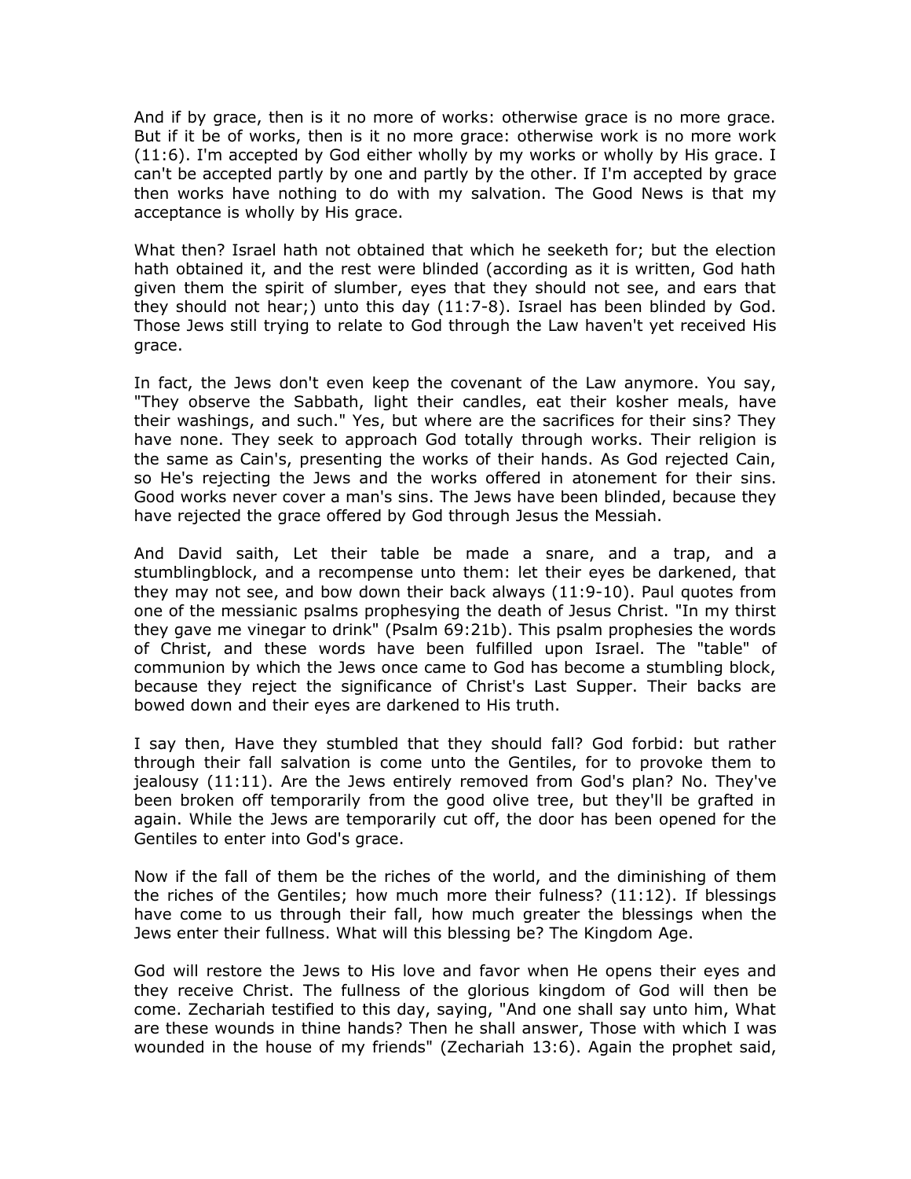And if by grace, then is it no more of works: otherwise grace is no more grace. But if it be of works, then is it no more grace: otherwise work is no more work (11:6). I'm accepted by God either wholly by my works or wholly by His grace. I can't be accepted partly by one and partly by the other. If I'm accepted by grace then works have nothing to do with my salvation. The Good News is that my acceptance is wholly by His grace.

What then? Israel hath not obtained that which he seeketh for; but the election hath obtained it, and the rest were blinded (according as it is written, God hath given them the spirit of slumber, eyes that they should not see, and ears that they should not hear;) unto this day (11:7-8). Israel has been blinded by God. Those Jews still trying to relate to God through the Law haven't yet received His grace.

In fact, the Jews don't even keep the covenant of the Law anymore. You say, "They observe the Sabbath, light their candles, eat their kosher meals, have their washings, and such." Yes, but where are the sacrifices for their sins? They have none. They seek to approach God totally through works. Their religion is the same as Cain's, presenting the works of their hands. As God rejected Cain, so He's rejecting the Jews and the works offered in atonement for their sins. Good works never cover a man's sins. The Jews have been blinded, because they have rejected the grace offered by God through Jesus the Messiah.

And David saith, Let their table be made a snare, and a trap, and a stumblingblock, and a recompense unto them: let their eyes be darkened, that they may not see, and bow down their back always (11:9-10). Paul quotes from one of the messianic psalms prophesying the death of Jesus Christ. "In my thirst they gave me vinegar to drink" (Psalm 69:21b). This psalm prophesies the words of Christ, and these words have been fulfilled upon Israel. The "table" of communion by which the Jews once came to God has become a stumbling block, because they reject the significance of Christ's Last Supper. Their backs are bowed down and their eyes are darkened to His truth.

I say then, Have they stumbled that they should fall? God forbid: but rather through their fall salvation is come unto the Gentiles, for to provoke them to jealousy (11:11). Are the Jews entirely removed from God's plan? No. They've been broken off temporarily from the good olive tree, but they'll be grafted in again. While the Jews are temporarily cut off, the door has been opened for the Gentiles to enter into God's grace.

Now if the fall of them be the riches of the world, and the diminishing of them the riches of the Gentiles; how much more their fulness? (11:12). If blessings have come to us through their fall, how much greater the blessings when the Jews enter their fullness. What will this blessing be? The Kingdom Age.

God will restore the Jews to His love and favor when He opens their eyes and they receive Christ. The fullness of the glorious kingdom of God will then be come. Zechariah testified to this day, saying, "And one shall say unto him, What are these wounds in thine hands? Then he shall answer, Those with which I was wounded in the house of my friends" (Zechariah 13:6). Again the prophet said,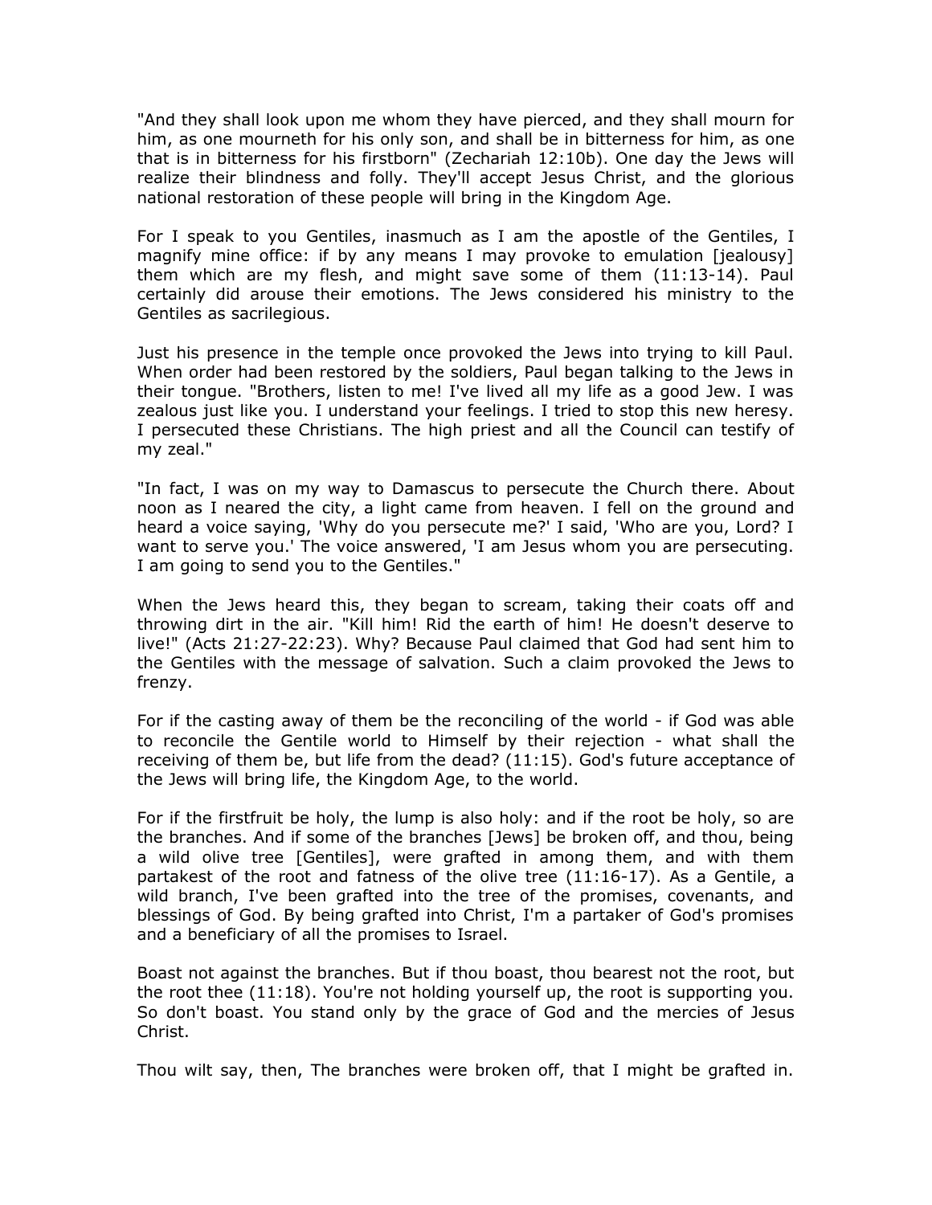"And they shall look upon me whom they have pierced, and they shall mourn for him, as one mourneth for his only son, and shall be in bitterness for him, as one that is in bitterness for his firstborn" (Zechariah 12:10b). One day the Jews will realize their blindness and folly. They'll accept Jesus Christ, and the glorious national restoration of these people will bring in the Kingdom Age.

For I speak to you Gentiles, inasmuch as I am the apostle of the Gentiles, I magnify mine office: if by any means I may provoke to emulation [jealousy] them which are my flesh, and might save some of them (11:13-14). Paul certainly did arouse their emotions. The Jews considered his ministry to the Gentiles as sacrilegious.

Just his presence in the temple once provoked the Jews into trying to kill Paul. When order had been restored by the soldiers, Paul began talking to the Jews in their tongue. "Brothers, listen to me! I've lived all my life as a good Jew. I was zealous just like you. I understand your feelings. I tried to stop this new heresy. I persecuted these Christians. The high priest and all the Council can testify of my zeal."

"In fact, I was on my way to Damascus to persecute the Church there. About noon as I neared the city, a light came from heaven. I fell on the ground and heard a voice saying, 'Why do you persecute me?' I said, 'Who are you, Lord? I want to serve you.' The voice answered, 'I am Jesus whom you are persecuting. I am going to send you to the Gentiles."

When the Jews heard this, they began to scream, taking their coats off and throwing dirt in the air. "Kill him! Rid the earth of him! He doesn't deserve to live!" (Acts 21:27-22:23). Why? Because Paul claimed that God had sent him to the Gentiles with the message of salvation. Such a claim provoked the Jews to frenzy.

For if the casting away of them be the reconciling of the world - if God was able to reconcile the Gentile world to Himself by their rejection - what shall the receiving of them be, but life from the dead? (11:15). God's future acceptance of the Jews will bring life, the Kingdom Age, to the world.

For if the firstfruit be holy, the lump is also holy: and if the root be holy, so are the branches. And if some of the branches [Jews] be broken off, and thou, being a wild olive tree [Gentiles], were grafted in among them, and with them partakest of the root and fatness of the olive tree (11:16-17). As a Gentile, a wild branch, I've been grafted into the tree of the promises, covenants, and blessings of God. By being grafted into Christ, I'm a partaker of God's promises and a beneficiary of all the promises to Israel.

Boast not against the branches. But if thou boast, thou bearest not the root, but the root thee (11:18). You're not holding yourself up, the root is supporting you. So don't boast. You stand only by the grace of God and the mercies of Jesus Christ.

Thou wilt say, then, The branches were broken off, that I might be grafted in.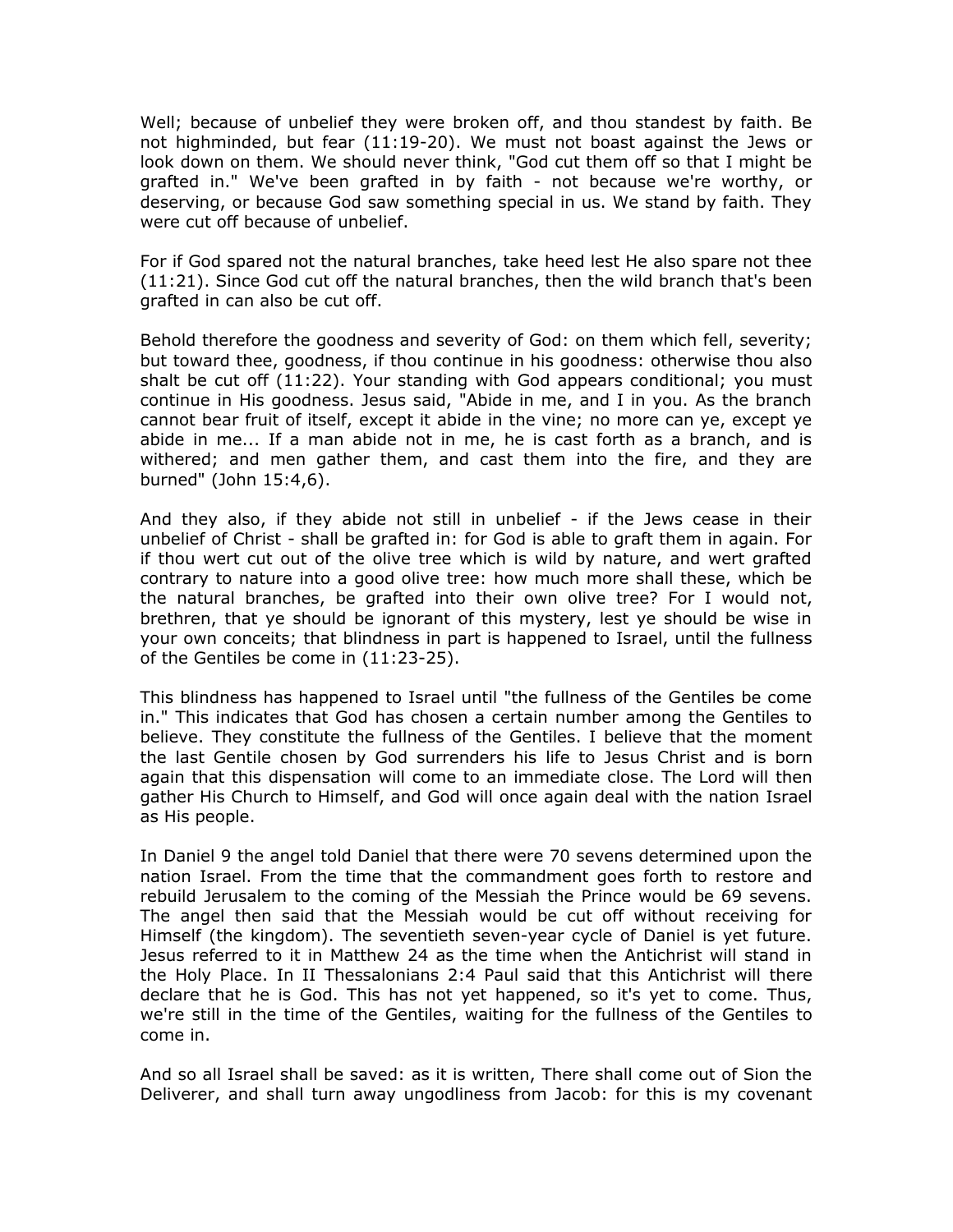Well; because of unbelief they were broken off, and thou standest by faith. Be not highminded, but fear (11:19-20). We must not boast against the Jews or look down on them. We should never think, "God cut them off so that I might be grafted in." We've been grafted in by faith - not because we're worthy, or deserving, or because God saw something special in us. We stand by faith. They were cut off because of unbelief.

For if God spared not the natural branches, take heed lest He also spare not thee (11:21). Since God cut off the natural branches, then the wild branch that's been grafted in can also be cut off.

Behold therefore the goodness and severity of God: on them which fell, severity; but toward thee, goodness, if thou continue in his goodness: otherwise thou also shalt be cut off (11:22). Your standing with God appears conditional; you must continue in His goodness. Jesus said, "Abide in me, and I in you. As the branch cannot bear fruit of itself, except it abide in the vine; no more can ye, except ye abide in me... If a man abide not in me, he is cast forth as a branch, and is withered; and men gather them, and cast them into the fire, and they are burned" (John 15:4,6).

And they also, if they abide not still in unbelief - if the Jews cease in their unbelief of Christ - shall be grafted in: for God is able to graft them in again. For if thou wert cut out of the olive tree which is wild by nature, and wert grafted contrary to nature into a good olive tree: how much more shall these, which be the natural branches, be grafted into their own olive tree? For I would not, brethren, that ye should be ignorant of this mystery, lest ye should be wise in your own conceits; that blindness in part is happened to Israel, until the fullness of the Gentiles be come in (11:23-25).

This blindness has happened to Israel until "the fullness of the Gentiles be come in." This indicates that God has chosen a certain number among the Gentiles to believe. They constitute the fullness of the Gentiles. I believe that the moment the last Gentile chosen by God surrenders his life to Jesus Christ and is born again that this dispensation will come to an immediate close. The Lord will then gather His Church to Himself, and God will once again deal with the nation Israel as His people.

In Daniel 9 the angel told Daniel that there were 70 sevens determined upon the nation Israel. From the time that the commandment goes forth to restore and rebuild Jerusalem to the coming of the Messiah the Prince would be 69 sevens. The angel then said that the Messiah would be cut off without receiving for Himself (the kingdom). The seventieth seven-year cycle of Daniel is yet future. Jesus referred to it in Matthew 24 as the time when the Antichrist will stand in the Holy Place. In II Thessalonians 2:4 Paul said that this Antichrist will there declare that he is God. This has not yet happened, so it's yet to come. Thus, we're still in the time of the Gentiles, waiting for the fullness of the Gentiles to come in.

And so all Israel shall be saved: as it is written, There shall come out of Sion the Deliverer, and shall turn away ungodliness from Jacob: for this is my covenant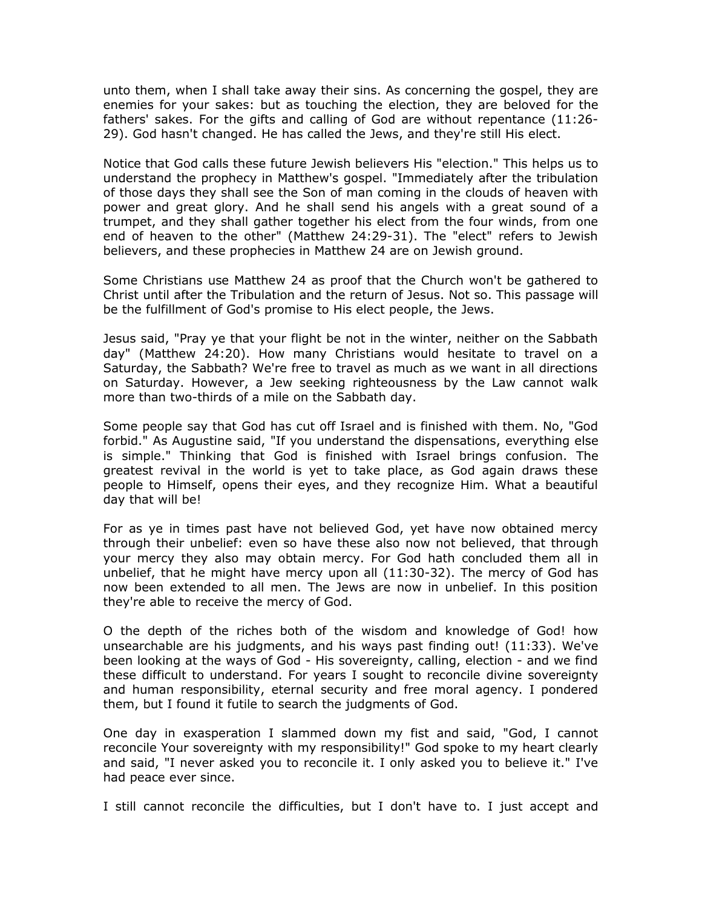unto them, when I shall take away their sins. As concerning the gospel, they are enemies for your sakes: but as touching the election, they are beloved for the fathers' sakes. For the gifts and calling of God are without repentance (11:26-29). God hasn't changed. He has called the Jews, and they're still His elect.

Notice that God calls these future Jewish believers His "election." This helps us to understand the prophecy in Matthew's gospel. "Immediately after the tribulation of those days they shall see the Son of man coming in the clouds of heaven with power and great glory. And he shall send his angels with a great sound of a trumpet, and they shall gather together his elect from the four winds, from one end of heaven to the other" (Matthew 24:29-31). The "elect" refers to Jewish believers, and these prophecies in Matthew 24 are on Jewish ground.

Some Christians use Matthew 24 as proof that the Church won't be gathered to Christ until after the Tribulation and the return of Jesus. Not so. This passage will be the fulfillment of God's promise to His elect people, the Jews.

Jesus said, "Pray ye that your flight be not in the winter, neither on the Sabbath day" (Matthew 24:20). How many Christians would hesitate to travel on a Saturday, the Sabbath? We're free to travel as much as we want in all directions on Saturday. However, a Jew seeking righteousness by the Law cannot walk more than two-thirds of a mile on the Sabbath day.

Some people say that God has cut off Israel and is finished with them. No, "God forbid." As Augustine said, "If you understand the dispensations, everything else is simple." Thinking that God is finished with Israel brings confusion. The greatest revival in the world is yet to take place, as God again draws these people to Himself, opens their eyes, and they recognize Him. What a beautiful day that will be!

For as ye in times past have not believed God, yet have now obtained mercy through their unbelief: even so have these also now not believed, that through your mercy they also may obtain mercy. For God hath concluded them all in unbelief, that he might have mercy upon all (11:30-32). The mercy of God has now been extended to all men. The Jews are now in unbelief. In this position they're able to receive the mercy of God.

O the depth of the riches both of the wisdom and knowledge of God! how unsearchable are his judgments, and his ways past finding out! (11:33). We've been looking at the ways of God - His sovereignty, calling, election - and we find these difficult to understand. For years I sought to reconcile divine sovereignty and human responsibility, eternal security and free moral agency. I pondered them, but I found it futile to search the judgments of God.

One day in exasperation I slammed down my fist and said, "God, I cannot reconcile Your sovereignty with my responsibility!" God spoke to my heart clearly and said, "I never asked you to reconcile it. I only asked you to believe it." I've had peace ever since.

I still cannot reconcile the difficulties, but I don't have to. I just accept and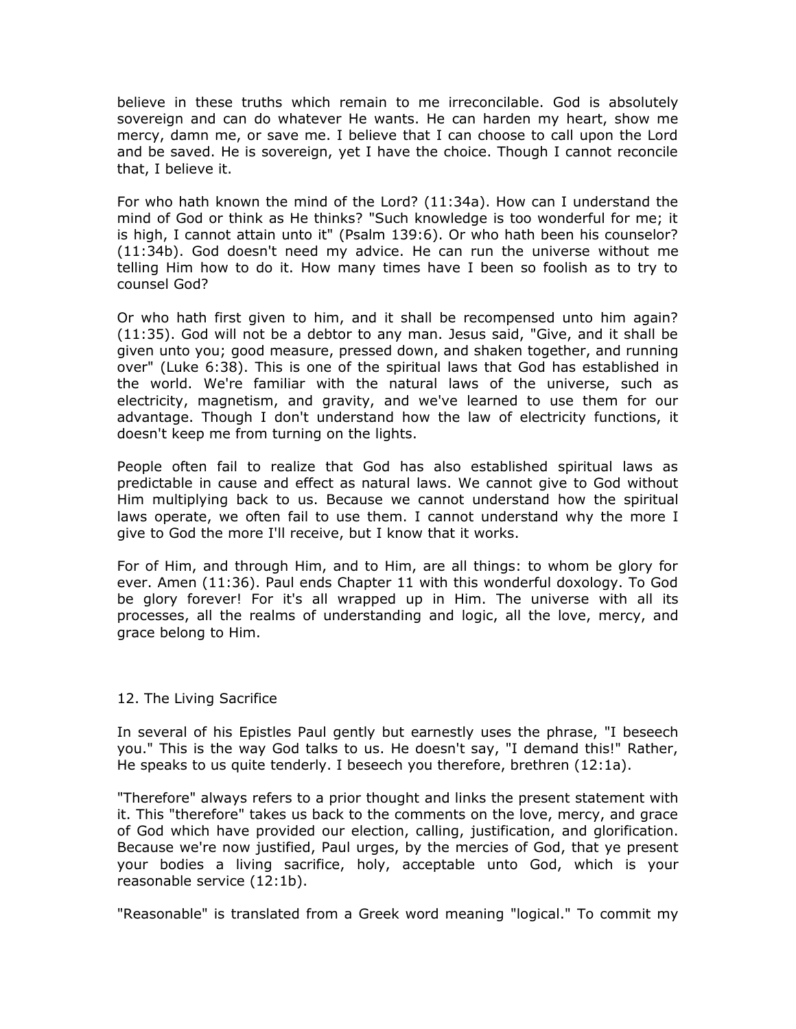believe in these truths which remain to me irreconcilable. God is absolutely sovereign and can do whatever He wants. He can harden my heart, show me mercy, damn me, or save me. I believe that I can choose to call upon the Lord and be saved. He is sovereign, yet I have the choice. Though I cannot reconcile that, I believe it.

For who hath known the mind of the Lord? (11:34a). How can I understand the mind of God or think as He thinks? "Such knowledge is too wonderful for me; it is high, I cannot attain unto it" (Psalm 139:6). Or who hath been his counselor? (11:34b). God doesn't need my advice. He can run the universe without me telling Him how to do it. How many times have I been so foolish as to try to counsel God?

Or who hath first given to him, and it shall be recompensed unto him again? (11:35). God will not be a debtor to any man. Jesus said, "Give, and it shall be given unto you; good measure, pressed down, and shaken together, and running over" (Luke 6:38). This is one of the spiritual laws that God has established in the world. We're familiar with the natural laws of the universe, such as electricity, magnetism, and gravity, and we've learned to use them for our advantage. Though I don't understand how the law of electricity functions, it doesn't keep me from turning on the lights.

People often fail to realize that God has also established spiritual laws as predictable in cause and effect as natural laws. We cannot give to God without Him multiplying back to us. Because we cannot understand how the spiritual laws operate, we often fail to use them. I cannot understand why the more I give to God the more I'll receive, but I know that it works.

For of Him, and through Him, and to Him, are all things: to whom be glory for ever. Amen (11:36). Paul ends Chapter 11 with this wonderful doxology. To God be glory forever! For it's all wrapped up in Him. The universe with all its processes, all the realms of understanding and logic, all the love, mercy, and grace belong to Him.

## 12. The Living Sacrifice

In several of his Epistles Paul gently but earnestly uses the phrase, "I beseech you." This is the way God talks to us. He doesn't say, "I demand this!" Rather, He speaks to us quite tenderly. I beseech you therefore, brethren (12:1a).

"Therefore" always refers to a prior thought and links the present statement with it. This "therefore" takes us back to the comments on the love, mercy, and grace of God which have provided our election, calling, justification, and glorification. Because we're now justified, Paul urges, by the mercies of God, that ye present your bodies a living sacrifice, holy, acceptable unto God, which is your reasonable service (12:1b).

"Reasonable" is translated from a Greek word meaning "logical." To commit my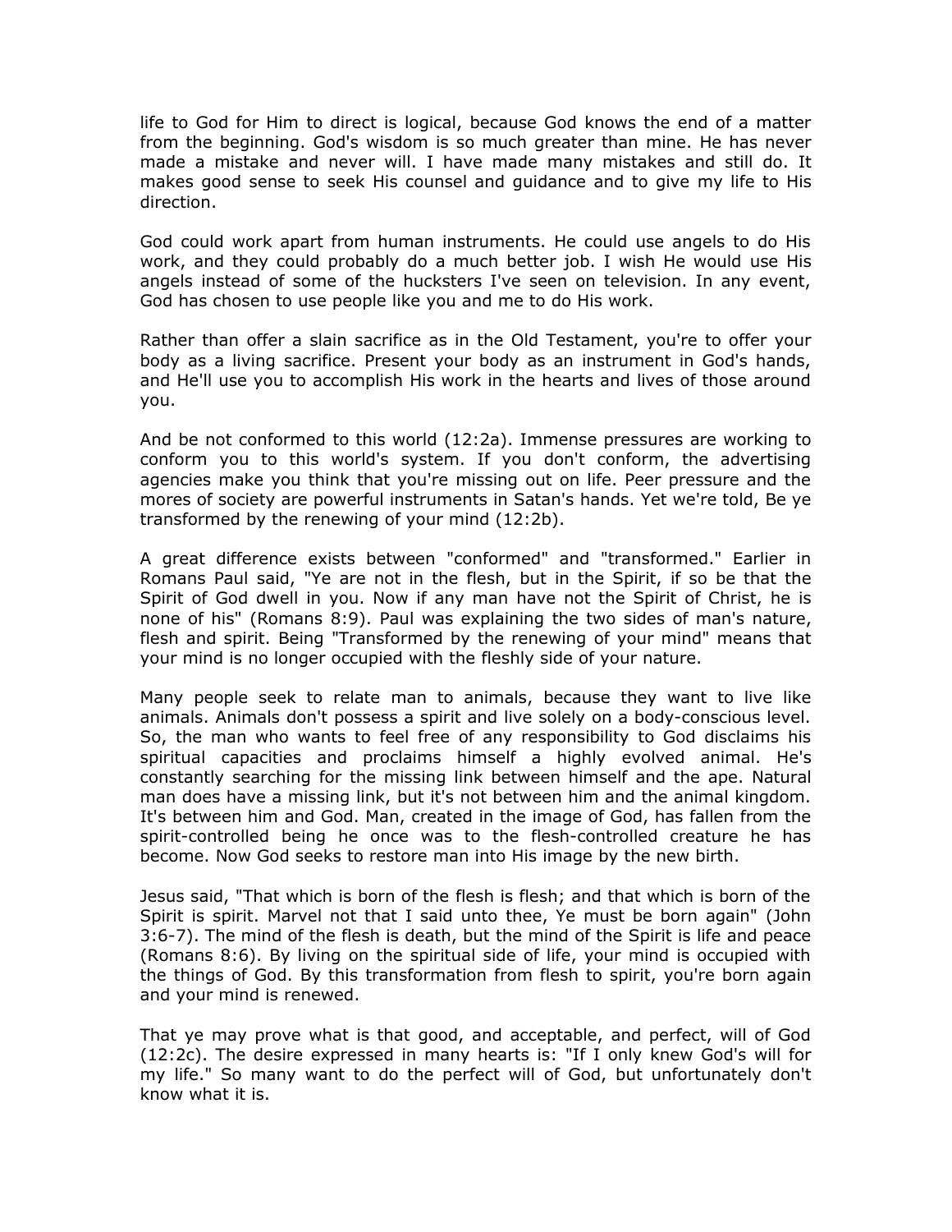life to God for Him to direct is logical, because God knows the end of a matter from the beginning. God's wisdom is so much greater than mine. He has never made a mistake and never will. I have made many mistakes and still do. It makes good sense to seek His counsel and guidance and to give my life to His direction.

God could work apart from human instruments. He could use angels to do His work, and they could probably do a much better job. I wish He would use His angels instead of some of the hucksters I've seen on television. In any event, God has chosen to use people like you and me to do His work.

Rather than offer a slain sacrifice as in the Old Testament, you're to offer your body as a living sacrifice. Present your body as an instrument in God's hands, and He'll use you to accomplish His work in the hearts and lives of those around you.

And be not conformed to this world (12:2a). Immense pressures are working to conform you to this world's system. If you don't conform, the advertising agencies make you think that you're missing out on life. Peer pressure and the mores of society are powerful instruments in Satan's hands. Yet we're told, Be ye transformed by the renewing of your mind (12:2b).

A great difference exists between "conformed" and "transformed." Earlier in Romans Paul said, "Ye are not in the flesh, but in the Spirit, if so be that the Spirit of God dwell in you. Now if any man have not the Spirit of Christ, he is none of his" (Romans 8:9). Paul was explaining the two sides of man's nature, flesh and spirit. Being "Transformed by the renewing of your mind" means that your mind is no longer occupied with the fleshly side of your nature.

Many people seek to relate man to animals, because they want to live like animals. Animals don't possess a spirit and live solely on a body-conscious level. So, the man who wants to feel free of any responsibility to God disclaims his spiritual capacities and proclaims himself a highly evolved animal. He's constantly searching for the missing link between himself and the ape. Natural man does have a missing link, but it's not between him and the animal kingdom. It's between him and God. Man, created in the image of God, has fallen from the spirit-controlled being he once was to the flesh-controlled creature he has become. Now God seeks to restore man into His image by the new birth.

Jesus said, "That which is born of the flesh is flesh; and that which is born of the Spirit is spirit. Marvel not that I said unto thee, Ye must be born again" (John 3:6-7). The mind of the flesh is death, but the mind of the Spirit is life and peace (Romans 8:6). By living on the spiritual side of life, your mind is occupied with the things of God. By this transformation from flesh to spirit, you're born again and your mind is renewed.

That ye may prove what is that good, and acceptable, and perfect, will of God (12:2c). The desire expressed in many hearts is: "If I only knew God's will for my life." So many want to do the perfect will of God, but unfortunately don't know what it is.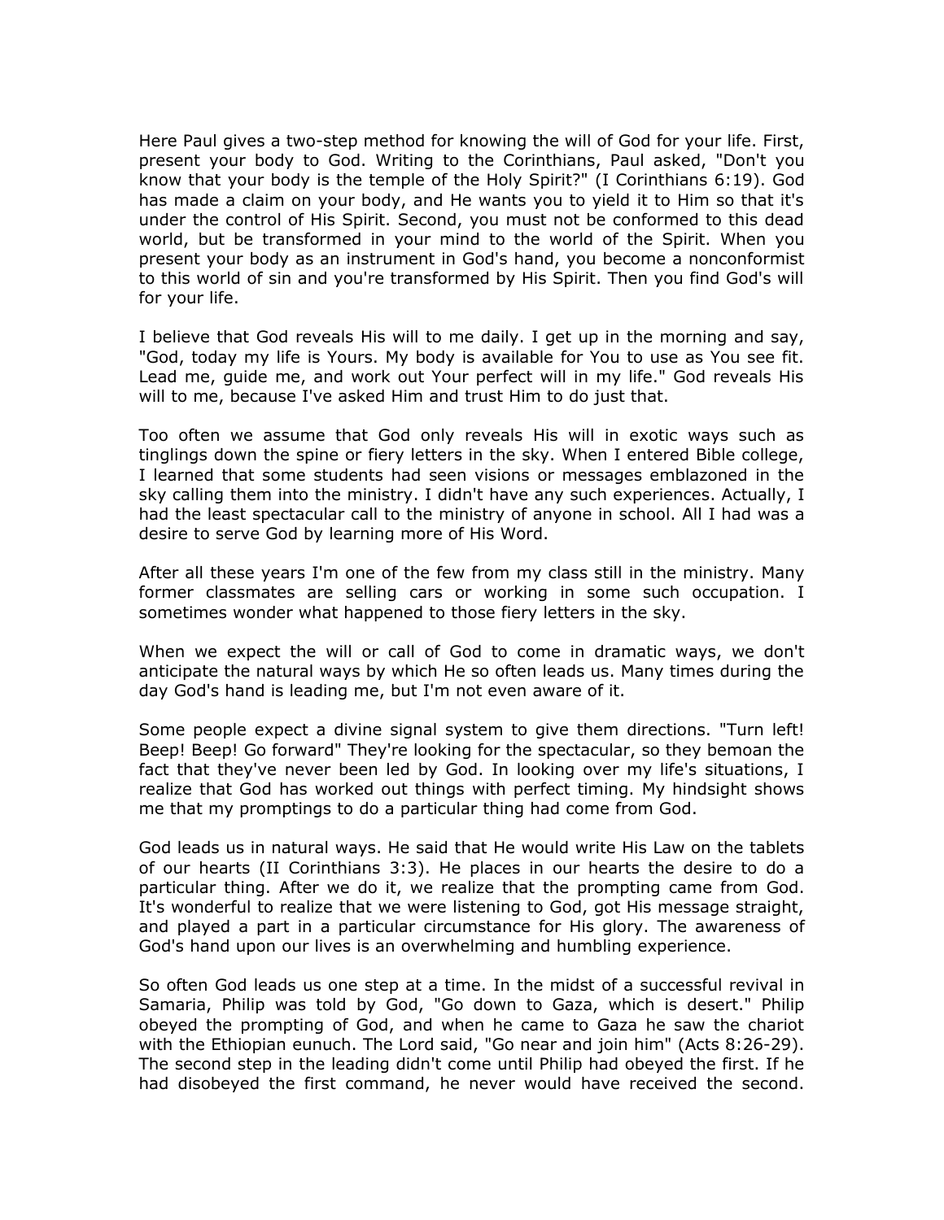Here Paul gives a two-step method for knowing the will of God for your life. First, present your body to God. Writing to the Corinthians, Paul asked, "Don't you know that your body is the temple of the Holy Spirit?" (I Corinthians 6:19). God has made a claim on your body, and He wants you to yield it to Him so that it's under the control of His Spirit. Second, you must not be conformed to this dead world, but be transformed in your mind to the world of the Spirit. When you present your body as an instrument in God's hand, you become a nonconformist to this world of sin and you're transformed by His Spirit. Then you find God's will for your life.

I believe that God reveals His will to me daily. I get up in the morning and say, "God, today my life is Yours. My body is available for You to use as You see fit. Lead me, guide me, and work out Your perfect will in my life." God reveals His will to me, because I've asked Him and trust Him to do just that.

Too often we assume that God only reveals His will in exotic ways such as tinglings down the spine or fiery letters in the sky. When I entered Bible college, I learned that some students had seen visions or messages emblazoned in the sky calling them into the ministry. I didn't have any such experiences. Actually, I had the least spectacular call to the ministry of anyone in school. All I had was a desire to serve God by learning more of His Word.

After all these years I'm one of the few from my class still in the ministry. Many former classmates are selling cars or working in some such occupation. I sometimes wonder what happened to those fiery letters in the sky.

When we expect the will or call of God to come in dramatic ways, we don't anticipate the natural ways by which He so often leads us. Many times during the day God's hand is leading me, but I'm not even aware of it.

Some people expect a divine signal system to give them directions. "Turn left! Beep! Beep! Go forward" They're looking for the spectacular, so they bemoan the fact that they've never been led by God. In looking over my life's situations, I realize that God has worked out things with perfect timing. My hindsight shows me that my promptings to do a particular thing had come from God.

God leads us in natural ways. He said that He would write His Law on the tablets of our hearts (II Corinthians 3:3). He places in our hearts the desire to do a particular thing. After we do it, we realize that the prompting came from God. It's wonderful to realize that we were listening to God, got His message straight, and played a part in a particular circumstance for His glory. The awareness of God's hand upon our lives is an overwhelming and humbling experience.

So often God leads us one step at a time. In the midst of a successful revival in Samaria, Philip was told by God, "Go down to Gaza, which is desert." Philip obeyed the prompting of God, and when he came to Gaza he saw the chariot with the Ethiopian eunuch. The Lord said, "Go near and join him" (Acts 8:26-29). The second step in the leading didn't come until Philip had obeyed the first. If he had disobeyed the first command, he never would have received the second.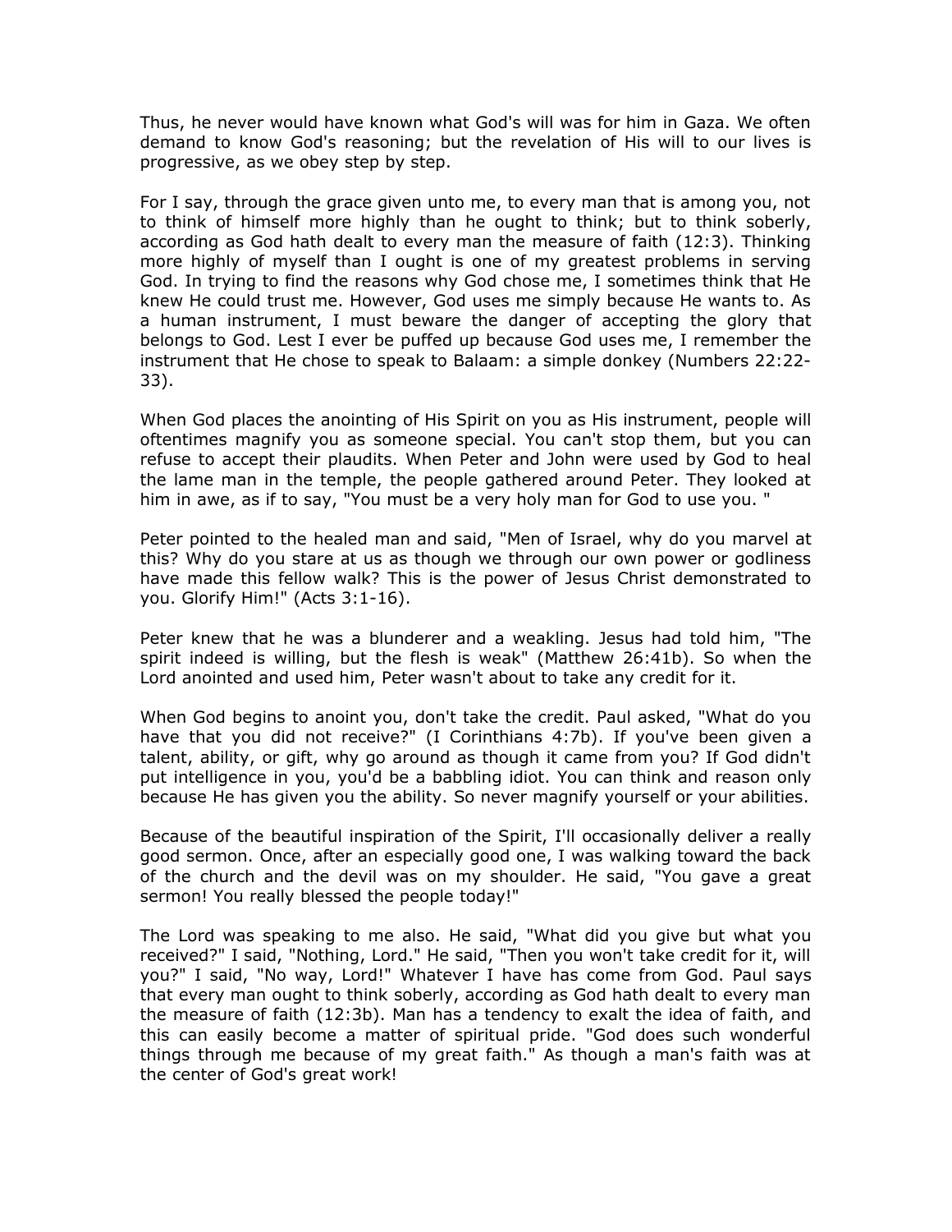Thus, he never would have known what God's will was for him in Gaza. We often demand to know God's reasoning; but the revelation of His will to our lives is progressive, as we obey step by step.

For I say, through the grace given unto me, to every man that is among you, not to think of himself more highly than he ought to think; but to think soberly, according as God hath dealt to every man the measure of faith (12:3). Thinking more highly of myself than I ought is one of my greatest problems in serving God. In trying to find the reasons why God chose me, I sometimes think that He knew He could trust me. However, God uses me simply because He wants to. As a human instrument, I must beware the danger of accepting the glory that belongs to God. Lest I ever be puffed up because God uses me, I remember the instrument that He chose to speak to Balaam: a simple donkey (Numbers 22:22-33).

When God places the anointing of His Spirit on you as His instrument, people will oftentimes magnify you as someone special. You can't stop them, but you can refuse to accept their plaudits. When Peter and John were used by God to heal the lame man in the temple, the people gathered around Peter. They looked at him in awe, as if to say, "You must be a very holy man for God to use you. "

Peter pointed to the healed man and said, "Men of Israel, why do you marvel at this? Why do you stare at us as though we through our own power or godliness have made this fellow walk? This is the power of Jesus Christ demonstrated to you. Glorify Him!" (Acts 3:1-16).

Peter knew that he was a blunderer and a weakling. Jesus had told him, "The spirit indeed is willing, but the flesh is weak" (Matthew 26:41b). So when the Lord anointed and used him, Peter wasn't about to take any credit for it.

When God begins to anoint you, don't take the credit. Paul asked, "What do you have that you did not receive?" (I Corinthians 4:7b). If you've been given a talent, ability, or gift, why go around as though it came from you? If God didn't put intelligence in you, you'd be a babbling idiot. You can think and reason only because He has given you the ability. So never magnify yourself or your abilities.

Because of the beautiful inspiration of the Spirit, I'll occasionally deliver a really good sermon. Once, after an especially good one, I was walking toward the back of the church and the devil was on my shoulder. He said, "You gave a great sermon! You really blessed the people today!"

The Lord was speaking to me also. He said, "What did you give but what you received?" I said, "Nothing, Lord." He said, "Then you won't take credit for it, will you?" I said, "No way, Lord!" Whatever I have has come from God. Paul says that every man ought to think soberly, according as God hath dealt to every man the measure of faith (12:3b). Man has a tendency to exalt the idea of faith, and this can easily become a matter of spiritual pride. "God does such wonderful things through me because of my great faith." As though a man's faith was at the center of God's great work!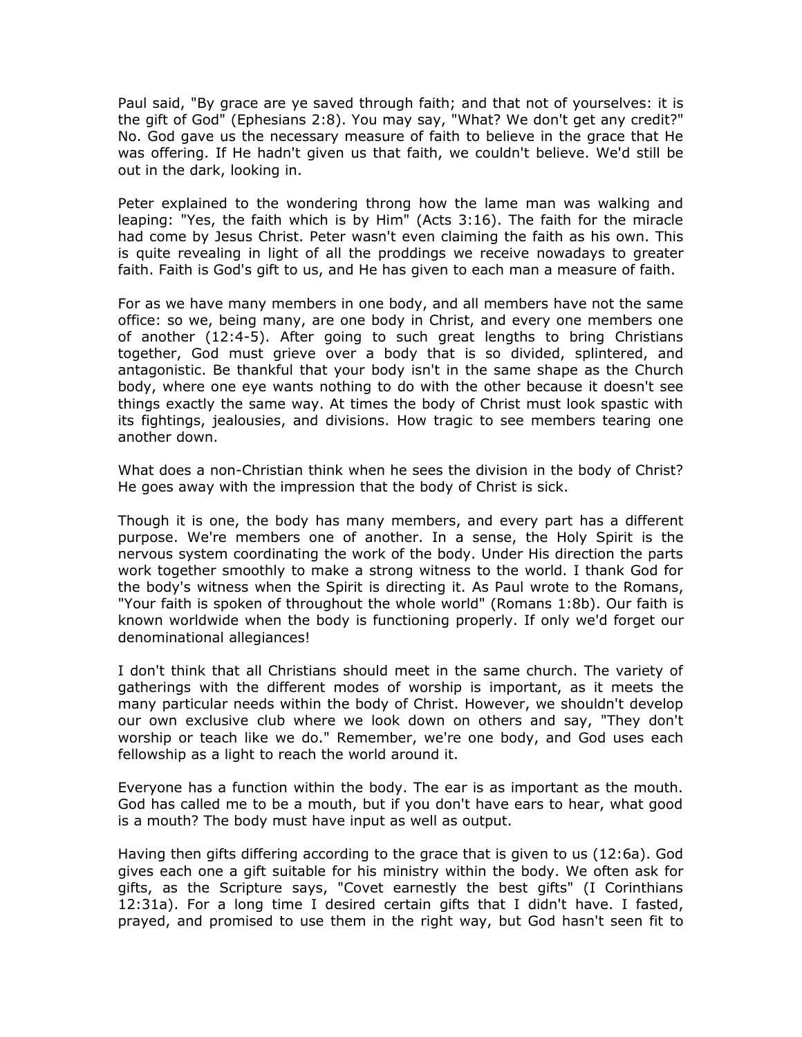Paul said, "By grace are ye saved through faith; and that not of yourselves: it is the gift of God" (Ephesians 2:8). You may say, "What? We don't get any credit?" No. God gave us the necessary measure of faith to believe in the grace that He was offering. If He hadn't given us that faith, we couldn't believe. We'd still be out in the dark, looking in.

Peter explained to the wondering throng how the lame man was walking and leaping: "Yes, the faith which is by Him" (Acts 3:16). The faith for the miracle had come by Jesus Christ. Peter wasn't even claiming the faith as his own. This is quite revealing in light of all the proddings we receive nowadays to greater faith. Faith is God's gift to us, and He has given to each man a measure of faith.

For as we have many members in one body, and all members have not the same office: so we, being many, are one body in Christ, and every one members one of another (12:4-5). After going to such great lengths to bring Christians together, God must grieve over a body that is so divided, splintered, and antagonistic. Be thankful that your body isn't in the same shape as the Church body, where one eye wants nothing to do with the other because it doesn't see things exactly the same way. At times the body of Christ must look spastic with its fightings, jealousies, and divisions. How tragic to see members tearing one another down.

What does a non-Christian think when he sees the division in the body of Christ? He goes away with the impression that the body of Christ is sick.

Though it is one, the body has many members, and every part has a different purpose. We're members one of another. In a sense, the Holy Spirit is the nervous system coordinating the work of the body. Under His direction the parts work together smoothly to make a strong witness to the world. I thank God for the body's witness when the Spirit is directing it. As Paul wrote to the Romans, "Your faith is spoken of throughout the whole world" (Romans 1:8b). Our faith is known worldwide when the body is functioning properly. If only we'd forget our denominational allegiances!

I don't think that all Christians should meet in the same church. The variety of gatherings with the different modes of worship is important, as it meets the many particular needs within the body of Christ. However, we shouldn't develop our own exclusive club where we look down on others and say, "They don't worship or teach like we do." Remember, we're one body, and God uses each fellowship as a light to reach the world around it.

Everyone has a function within the body. The ear is as important as the mouth. God has called me to be a mouth, but if you don't have ears to hear, what good is a mouth? The body must have input as well as output.

Having then gifts differing according to the grace that is given to us (12:6a). God gives each one a gift suitable for his ministry within the body. We often ask for gifts, as the Scripture says, "Covet earnestly the best gifts" (I Corinthians 12:31a). For a long time I desired certain gifts that I didn't have. I fasted, prayed, and promised to use them in the right way, but God hasn't seen fit to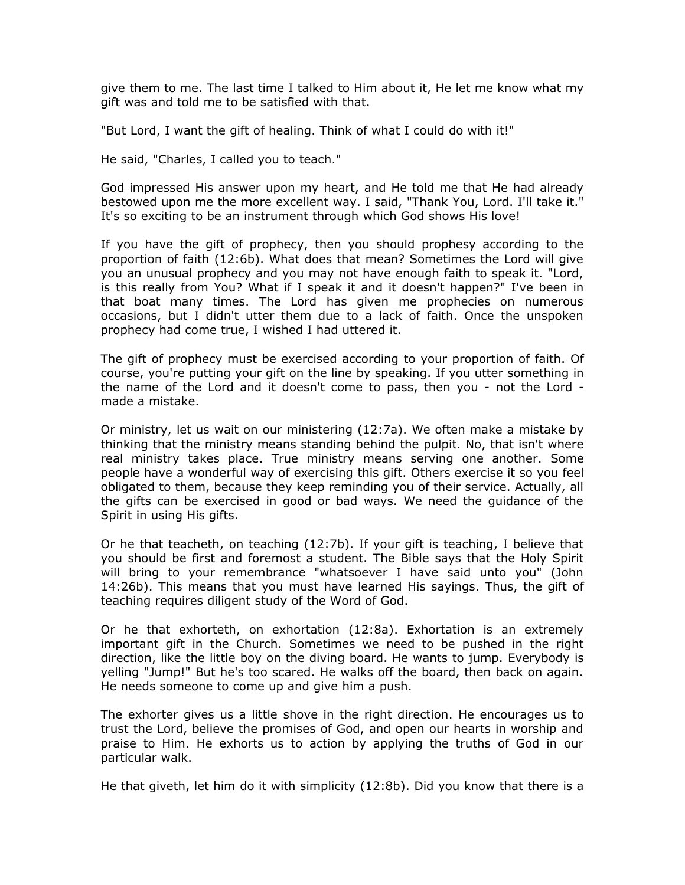give them to me. The last time I talked to Him about it, He let me know what my gift was and told me to be satisfied with that.

"But Lord, I want the gift of healing. Think of what I could do with it!"

He said, "Charles, I called you to teach."

God impressed His answer upon my heart, and He told me that He had already bestowed upon me the more excellent way. I said, "Thank You, Lord. I'll take it." It's so exciting to be an instrument through which God shows His love!

If you have the gift of prophecy, then you should prophesy according to the proportion of faith (12:6b). What does that mean? Sometimes the Lord will give you an unusual prophecy and you may not have enough faith to speak it. "Lord, is this really from You? What if I speak it and it doesn't happen?" I've been in that boat many times. The Lord has given me prophecies on numerous occasions, but I didn't utter them due to a lack of faith. Once the unspoken prophecy had come true, I wished I had uttered it.

The gift of prophecy must be exercised according to your proportion of faith. Of course, you're putting your gift on the line by speaking. If you utter something in the name of the Lord and it doesn't come to pass, then you - not the Lord - made a mistake.

Or ministry, let us wait on our ministering (12:7a). We often make a mistake by thinking that the ministry means standing behind the pulpit. No, that isn't where real ministry takes place. True ministry means serving one another. Some people have a wonderful way of exercising this gift. Others exercise it so you feel obligated to them, because they keep reminding you of their service. Actually, all the gifts can be exercised in good or bad ways. We need the guidance of the Spirit in using His gifts.

Or he that teacheth, on teaching (12:7b). If your gift is teaching, I believe that you should be first and foremost a student. The Bible says that the Holy Spirit will bring to your remembrance "whatsoever I have said unto you" (John 14:26b). This means that you must have learned His sayings. Thus, the gift of teaching requires diligent study of the Word of God.

Or he that exhorteth, on exhortation (12:8a). Exhortation is an extremely important gift in the Church. Sometimes we need to be pushed in the right direction, like the little boy on the diving board. He wants to jump. Everybody is yelling "Jump!" But he's too scared. He walks off the board, then back on again. He needs someone to come up and give him a push.

The exhorter gives us a little shove in the right direction. He encourages us to trust the Lord, believe the promises of God, and open our hearts in worship and praise to Him. He exhorts us to action by applying the truths of God in our particular walk.

He that giveth, let him do it with simplicity (12:8b). Did you know that there is a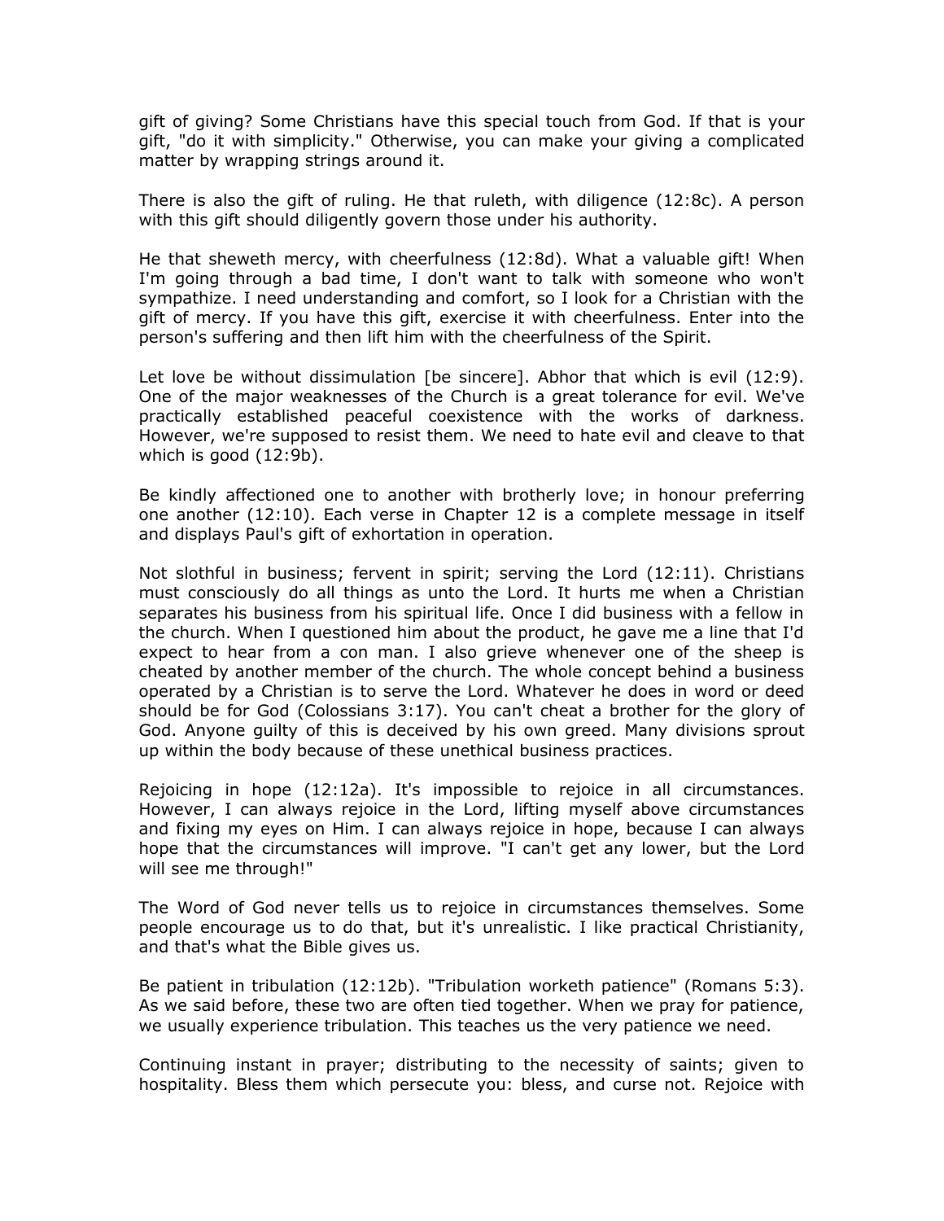gift of giving? Some Christians have this special touch from God. If that is your gift, "do it with simplicity." Otherwise, you can make your giving a complicated matter by wrapping strings around it.

There is also the gift of ruling. He that ruleth, with diligence (12:8c). A person with this gift should diligently govern those under his authority.

He that sheweth mercy, with cheerfulness (12:8d). What a valuable gift! When I'm going through a bad time, I don't want to talk with someone who won't sympathize. I need understanding and comfort, so I look for a Christian with the gift of mercy. If you have this gift, exercise it with cheerfulness. Enter into the person's suffering and then lift him with the cheerfulness of the Spirit.

Let love be without dissimulation [be sincere]. Abhor that which is evil (12:9). One of the major weaknesses of the Church is a great tolerance for evil. We've practically established peaceful coexistence with the works of darkness. However, we're supposed to resist them. We need to hate evil and cleave to that which is good (12:9b).

Be kindly affectioned one to another with brotherly love; in honour preferring one another (12:10). Each verse in Chapter 12 is a complete message in itself and displays Paul's gift of exhortation in operation.

Not slothful in business; fervent in spirit; serving the Lord (12:11). Christians must consciously do all things as unto the Lord. It hurts me when a Christian separates his business from his spiritual life. Once I did business with a fellow in the church. When I questioned him about the product, he gave me a line that I'd expect to hear from a con man. I also grieve whenever one of the sheep is cheated by another member of the church. The whole concept behind a business operated by a Christian is to serve the Lord. Whatever he does in word or deed should be for God (Colossians 3:17). You can't cheat a brother for the glory of God. Anyone guilty of this is deceived by his own greed. Many divisions sprout up within the body because of these unethical business practices.

Rejoicing in hope (12:12a). It's impossible to rejoice in all circumstances. However, I can always rejoice in the Lord, lifting myself above circumstances and fixing my eyes on Him. I can always rejoice in hope, because I can always hope that the circumstances will improve. "I can't get any lower, but the Lord will see me through!"

The Word of God never tells us to rejoice in circumstances themselves. Some people encourage us to do that, but it's unrealistic. I like practical Christianity, and that's what the Bible gives us.

Be patient in tribulation (12:12b). "Tribulation worketh patience" (Romans 5:3). As we said before, these two are often tied together. When we pray for patience, we usually experience tribulation. This teaches us the very patience we need.

Continuing instant in prayer; distributing to the necessity of saints; given to hospitality. Bless them which persecute you: bless, and curse not. Rejoice with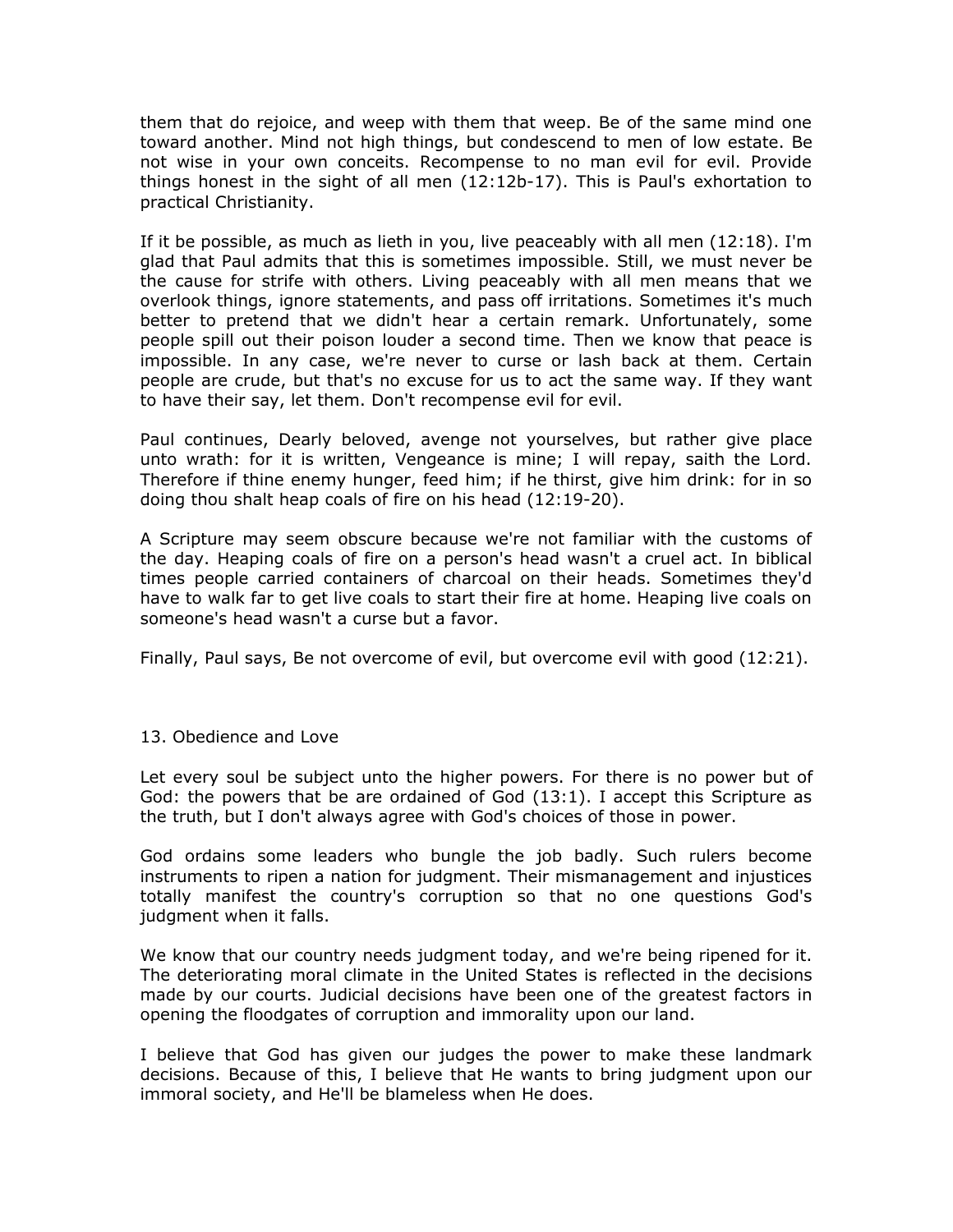them that do rejoice, and weep with them that weep. Be of the same mind one toward another. Mind not high things, but condescend to men of low estate. Be not wise in your own conceits. Recompense to no man evil for evil. Provide things honest in the sight of all men (12:12b-17). This is Paul's exhortation to practical Christianity.

If it be possible, as much as lieth in you, live peaceably with all men (12:18). I'm glad that Paul admits that this is sometimes impossible. Still, we must never be the cause for strife with others. Living peaceably with all men means that we overlook things, ignore statements, and pass off irritations. Sometimes it's much better to pretend that we didn't hear a certain remark. Unfortunately, some people spill out their poison louder a second time. Then we know that peace is impossible. In any case, we're never to curse or lash back at them. Certain people are crude, but that's no excuse for us to act the same way. If they want to have their say, let them. Don't recompense evil for evil.

Paul continues, Dearly beloved, avenge not yourselves, but rather give place unto wrath: for it is written, Vengeance is mine; I will repay, saith the Lord. Therefore if thine enemy hunger, feed him; if he thirst, give him drink: for in so doing thou shalt heap coals of fire on his head (12:19-20).

A Scripture may seem obscure because we're not familiar with the customs of the day. Heaping coals of fire on a person's head wasn't a cruel act. In biblical times people carried containers of charcoal on their heads. Sometimes they'd have to walk far to get live coals to start their fire at home. Heaping live coals on someone's head wasn't a curse but a favor.

Finally, Paul says, Be not overcome of evil, but overcome evil with good (12:21).

## 13. Obedience and Love

Let every soul be subject unto the higher powers. For there is no power but of God: the powers that be are ordained of God (13:1). I accept this Scripture as the truth, but I don't always agree with God's choices of those in power.

God ordains some leaders who bungle the job badly. Such rulers become instruments to ripen a nation for judgment. Their mismanagement and injustices totally manifest the country's corruption so that no one questions God's judgment when it falls.

We know that our country needs judgment today, and we're being ripened for it. The deteriorating moral climate in the United States is reflected in the decisions made by our courts. Judicial decisions have been one of the greatest factors in opening the floodgates of corruption and immorality upon our land.

I believe that God has given our judges the power to make these landmark decisions. Because of this, I believe that He wants to bring judgment upon our immoral society, and He'll be blameless when He does.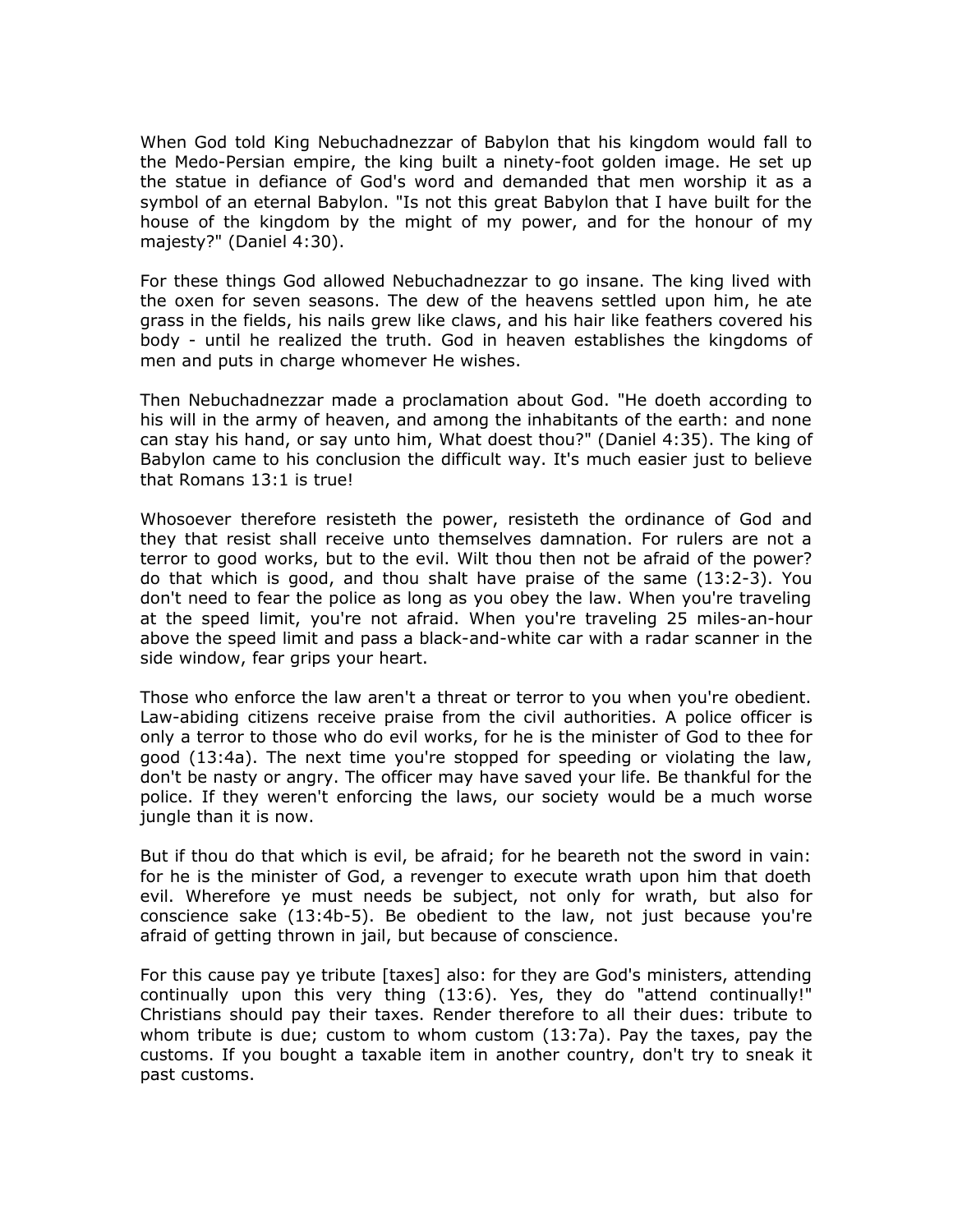When God told King Nebuchadnezzar of Babylon that his kingdom would fall to the Medo-Persian empire, the king built a ninety-foot golden image. He set up the statue in defiance of God's word and demanded that men worship it as a symbol of an eternal Babylon. "Is not this great Babylon that I have built for the house of the kingdom by the might of my power, and for the honour of my majesty?" (Daniel 4:30).

For these things God allowed Nebuchadnezzar to go insane. The king lived with the oxen for seven seasons. The dew of the heavens settled upon him, he ate grass in the fields, his nails grew like claws, and his hair like feathers covered his body - until he realized the truth. God in heaven establishes the kingdoms of men and puts in charge whomever He wishes.

Then Nebuchadnezzar made a proclamation about God. "He doeth according to his will in the army of heaven, and among the inhabitants of the earth: and none can stay his hand, or say unto him, What doest thou?" (Daniel 4:35). The king of Babylon came to his conclusion the difficult way. It's much easier just to believe that Romans 13:1 is true!

Whosoever therefore resisteth the power, resisteth the ordinance of God and they that resist shall receive unto themselves damnation. For rulers are not a terror to good works, but to the evil. Wilt thou then not be afraid of the power? do that which is good, and thou shalt have praise of the same (13:2-3). You don't need to fear the police as long as you obey the law. When you're traveling at the speed limit, you're not afraid. When you're traveling 25 miles-an-hour above the speed limit and pass a black-and-white car with a radar scanner in the side window, fear grips your heart.

Those who enforce the law aren't a threat or terror to you when you're obedient. Law-abiding citizens receive praise from the civil authorities. A police officer is only a terror to those who do evil works, for he is the minister of God to thee for good (13:4a). The next time you're stopped for speeding or violating the law, don't be nasty or angry. The officer may have saved your life. Be thankful for the police. If they weren't enforcing the laws, our society would be a much worse jungle than it is now.

But if thou do that which is evil, be afraid; for he beareth not the sword in vain: for he is the minister of God, a revenger to execute wrath upon him that doeth evil. Wherefore ye must needs be subject, not only for wrath, but also for conscience sake (13:4b-5). Be obedient to the law, not just because you're afraid of getting thrown in jail, but because of conscience.

For this cause pay ye tribute [taxes] also: for they are God's ministers, attending continually upon this very thing (13:6). Yes, they do "attend continually!" Christians should pay their taxes. Render therefore to all their dues: tribute to whom tribute is due; custom to whom custom (13:7a). Pay the taxes, pay the customs. If you bought a taxable item in another country, don't try to sneak it past customs.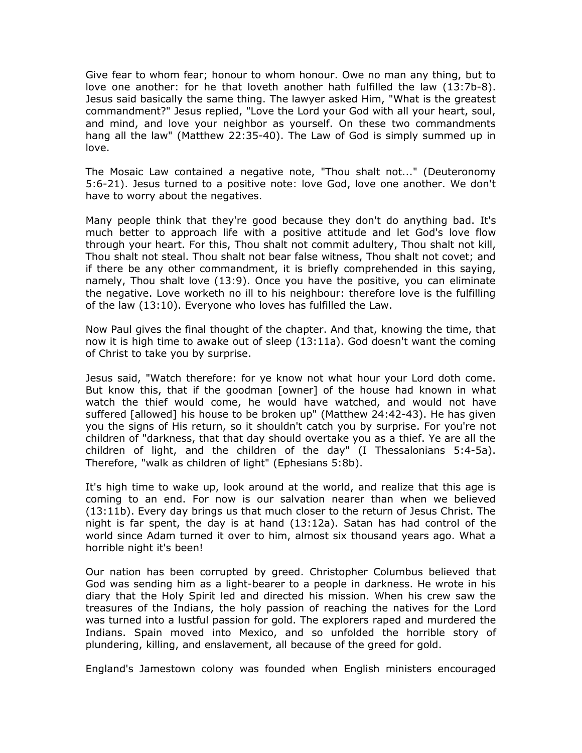Give fear to whom fear; honour to whom honour. Owe no man any thing, but to love one another: for he that loveth another hath fulfilled the law (13:7b-8). Jesus said basically the same thing. The lawyer asked Him, "What is the greatest commandment?" Jesus replied, "Love the Lord your God with all your heart, soul, and mind, and love your neighbor as yourself. On these two commandments hang all the law" (Matthew 22:35-40). The Law of God is simply summed up in love.

The Mosaic Law contained a negative note, "Thou shalt not..." (Deuteronomy 5:6-21). Jesus turned to a positive note: love God, love one another. We don't have to worry about the negatives.

Many people think that they're good because they don't do anything bad. It's much better to approach life with a positive attitude and let God's love flow through your heart. For this, Thou shalt not commit adultery, Thou shalt not kill, Thou shalt not steal. Thou shalt not bear false witness, Thou shalt not covet; and if there be any other commandment, it is briefly comprehended in this saying, namely, Thou shalt love (13:9). Once you have the positive, you can eliminate the negative. Love worketh no ill to his neighbour: therefore love is the fulfilling of the law (13:10). Everyone who loves has fulfilled the Law.

Now Paul gives the final thought of the chapter. And that, knowing the time, that now it is high time to awake out of sleep (13:11a). God doesn't want the coming of Christ to take you by surprise.

Jesus said, "Watch therefore: for ye know not what hour your Lord doth come. But know this, that if the goodman [owner] of the house had known in what watch the thief would come, he would have watched, and would not have suffered [allowed] his house to be broken up" (Matthew 24:42-43). He has given you the signs of His return, so it shouldn't catch you by surprise. For you're not children of "darkness, that that day should overtake you as a thief. Ye are all the children of light, and the children of the day" (I Thessalonians 5:4-5a). Therefore, "walk as children of light" (Ephesians 5:8b).

It's high time to wake up, look around at the world, and realize that this age is coming to an end. For now is our salvation nearer than when we believed (13:11b). Every day brings us that much closer to the return of Jesus Christ. The night is far spent, the day is at hand (13:12a). Satan has had control of the world since Adam turned it over to him, almost six thousand years ago. What a horrible night it's been!

Our nation has been corrupted by greed. Christopher Columbus believed that God was sending him as a light-bearer to a people in darkness. He wrote in his diary that the Holy Spirit led and directed his mission. When his crew saw the treasures of the Indians, the holy passion of reaching the natives for the Lord was turned into a lustful passion for gold. The explorers raped and murdered the Indians. Spain moved into Mexico, and so unfolded the horrible story of plundering, killing, and enslavement, all because of the greed for gold.

England's Jamestown colony was founded when English ministers encouraged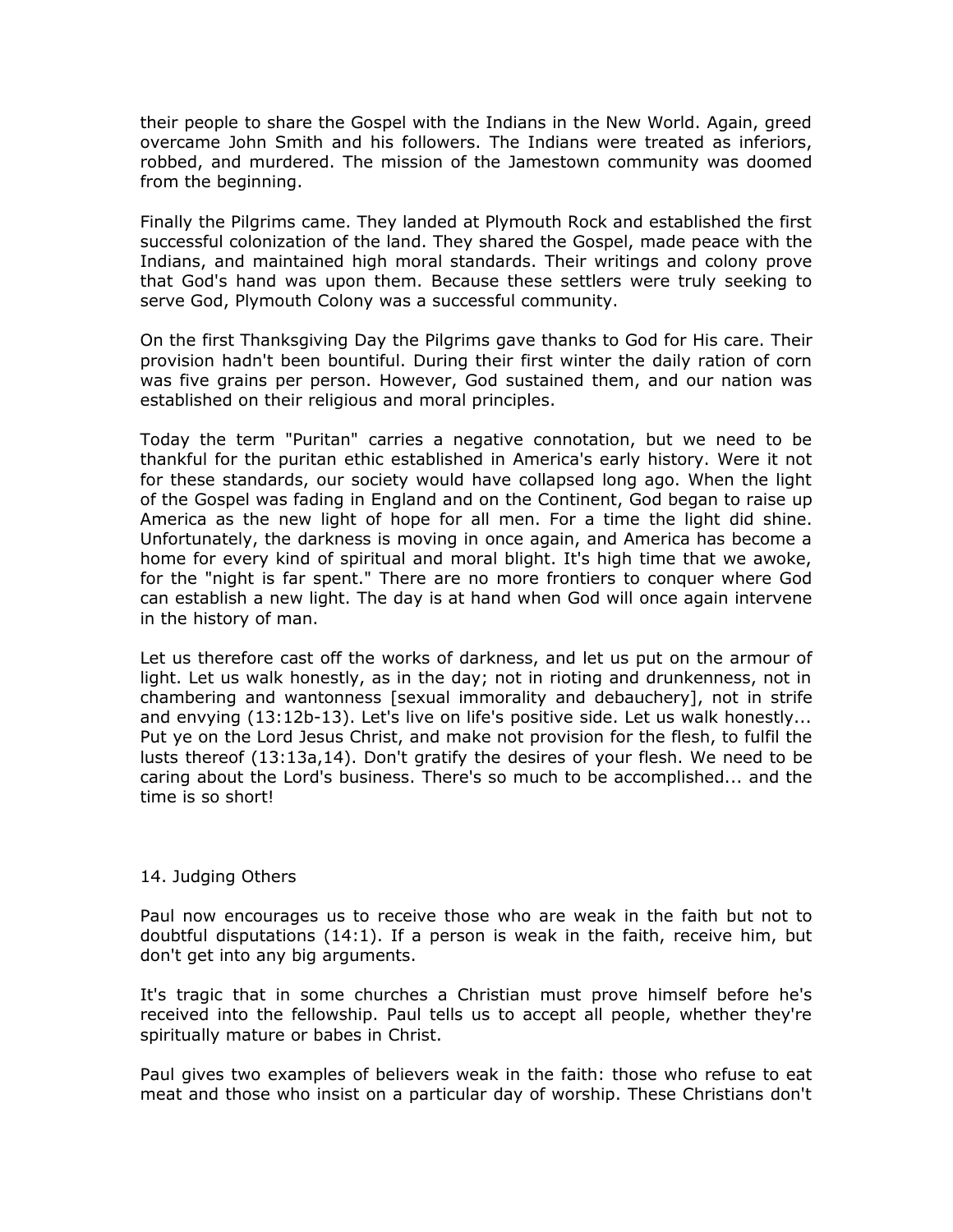their people to share the Gospel with the Indians in the New World. Again, greed overcame John Smith and his followers. The Indians were treated as inferiors, robbed, and murdered. The mission of the Jamestown community was doomed from the beginning.

Finally the Pilgrims came. They landed at Plymouth Rock and established the first successful colonization of the land. They shared the Gospel, made peace with the Indians, and maintained high moral standards. Their writings and colony prove that God's hand was upon them. Because these settlers were truly seeking to serve God, Plymouth Colony was a successful community.

On the first Thanksgiving Day the Pilgrims gave thanks to God for His care. Their provision hadn't been bountiful. During their first winter the daily ration of corn was five grains per person. However, God sustained them, and our nation was established on their religious and moral principles.

Today the term "Puritan" carries a negative connotation, but we need to be thankful for the puritan ethic established in America's early history. Were it not for these standards, our society would have collapsed long ago. When the light of the Gospel was fading in England and on the Continent, God began to raise up America as the new light of hope for all men. For a time the light did shine. Unfortunately, the darkness is moving in once again, and America has become a home for every kind of spiritual and moral blight. It's high time that we awoke, for the "night is far spent." There are no more frontiers to conquer where God can establish a new light. The day is at hand when God will once again intervene in the history of man.

Let us therefore cast off the works of darkness, and let us put on the armour of light. Let us walk honestly, as in the day; not in rioting and drunkenness, not in chambering and wantonness [sexual immorality and debauchery], not in strife and envying (13:12b-13). Let's live on life's positive side. Let us walk honestly... Put ye on the Lord Jesus Christ, and make not provision for the flesh, to fulfil the lusts thereof (13:13a,14). Don't gratify the desires of your flesh. We need to be caring about the Lord's business. There's so much to be accomplished... and the time is so short!

## 14. Judging Others

Paul now encourages us to receive those who are weak in the faith but not to doubtful disputations (14:1). If a person is weak in the faith, receive him, but don't get into any big arguments.

It's tragic that in some churches a Christian must prove himself before he's received into the fellowship. Paul tells us to accept all people, whether they're spiritually mature or babes in Christ.

Paul gives two examples of believers weak in the faith: those who refuse to eat meat and those who insist on a particular day of worship. These Christians don't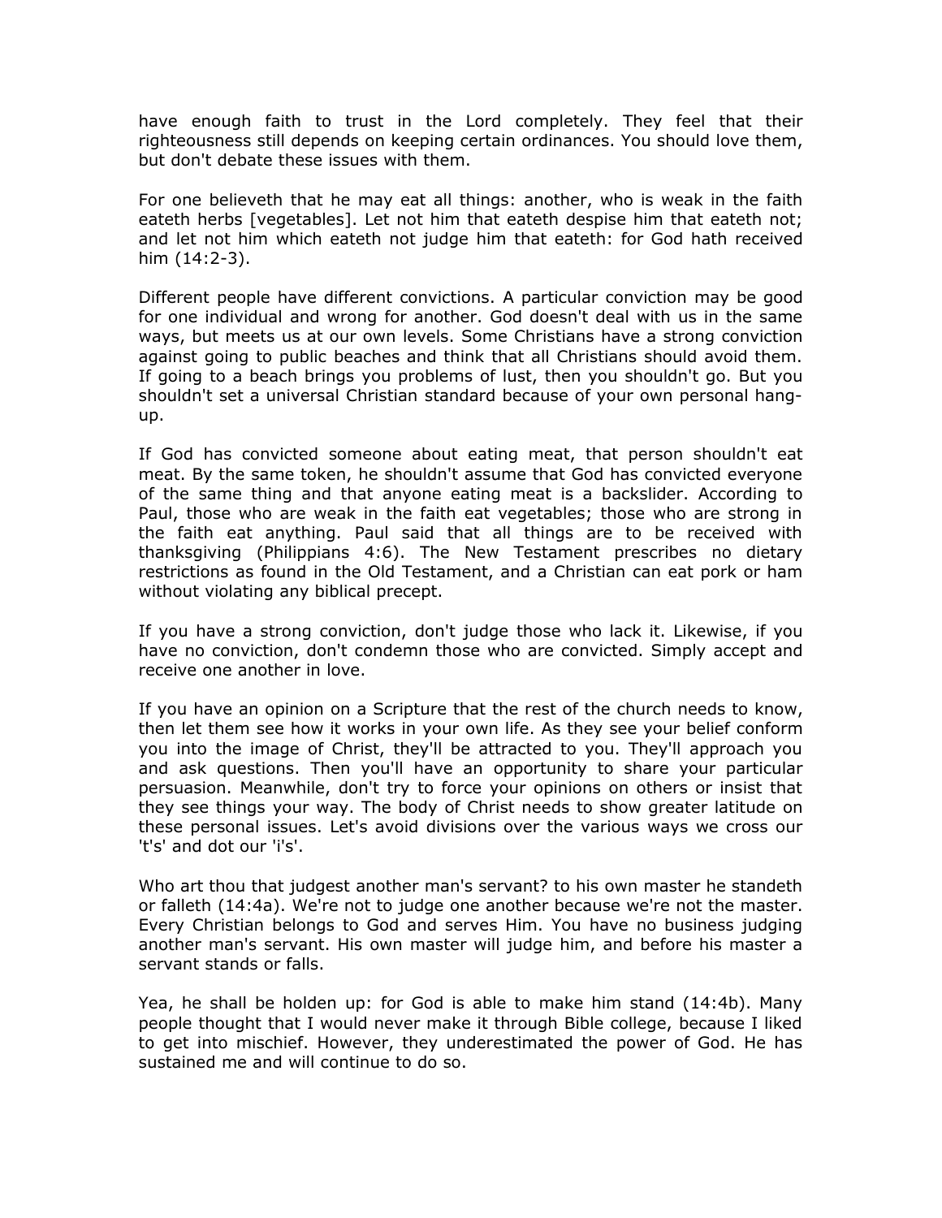have enough faith to trust in the Lord completely. They feel that their righteousness still depends on keeping certain ordinances. You should love them, but don't debate these issues with them.

For one believeth that he may eat all things: another, who is weak in the faith eateth herbs [vegetables]. Let not him that eateth despise him that eateth not; and let not him which eateth not judge him that eateth: for God hath received him (14:2-3).

Different people have different convictions. A particular conviction may be good for one individual and wrong for another. God doesn't deal with us in the same ways, but meets us at our own levels. Some Christians have a strong conviction against going to public beaches and think that all Christians should avoid them. If going to a beach brings you problems of lust, then you shouldn't go. But you shouldn't set a universal Christian standard because of your own personal hang-up.

If God has convicted someone about eating meat, that person shouldn't eat meat. By the same token, he shouldn't assume that God has convicted everyone of the same thing and that anyone eating meat is a backslider. According to Paul, those who are weak in the faith eat vegetables; those who are strong in the faith eat anything. Paul said that all things are to be received with thanksgiving (Philippians 4:6). The New Testament prescribes no dietary restrictions as found in the Old Testament, and a Christian can eat pork or ham without violating any biblical precept.

If you have a strong conviction, don't judge those who lack it. Likewise, if you have no conviction, don't condemn those who are convicted. Simply accept and receive one another in love.

If you have an opinion on a Scripture that the rest of the church needs to know, then let them see how it works in your own life. As they see your belief conform you into the image of Christ, they'll be attracted to you. They'll approach you and ask questions. Then you'll have an opportunity to share your particular persuasion. Meanwhile, don't try to force your opinions on others or insist that they see things your way. The body of Christ needs to show greater latitude on these personal issues. Let's avoid divisions over the various ways we cross our 't's' and dot our 'i's'.

Who art thou that judgest another man's servant? to his own master he standeth or falleth (14:4a). We're not to judge one another because we're not the master. Every Christian belongs to God and serves Him. You have no business judging another man's servant. His own master will judge him, and before his master a servant stands or falls.

Yea, he shall be holden up: for God is able to make him stand (14:4b). Many people thought that I would never make it through Bible college, because I liked to get into mischief. However, they underestimated the power of God. He has sustained me and will continue to do so.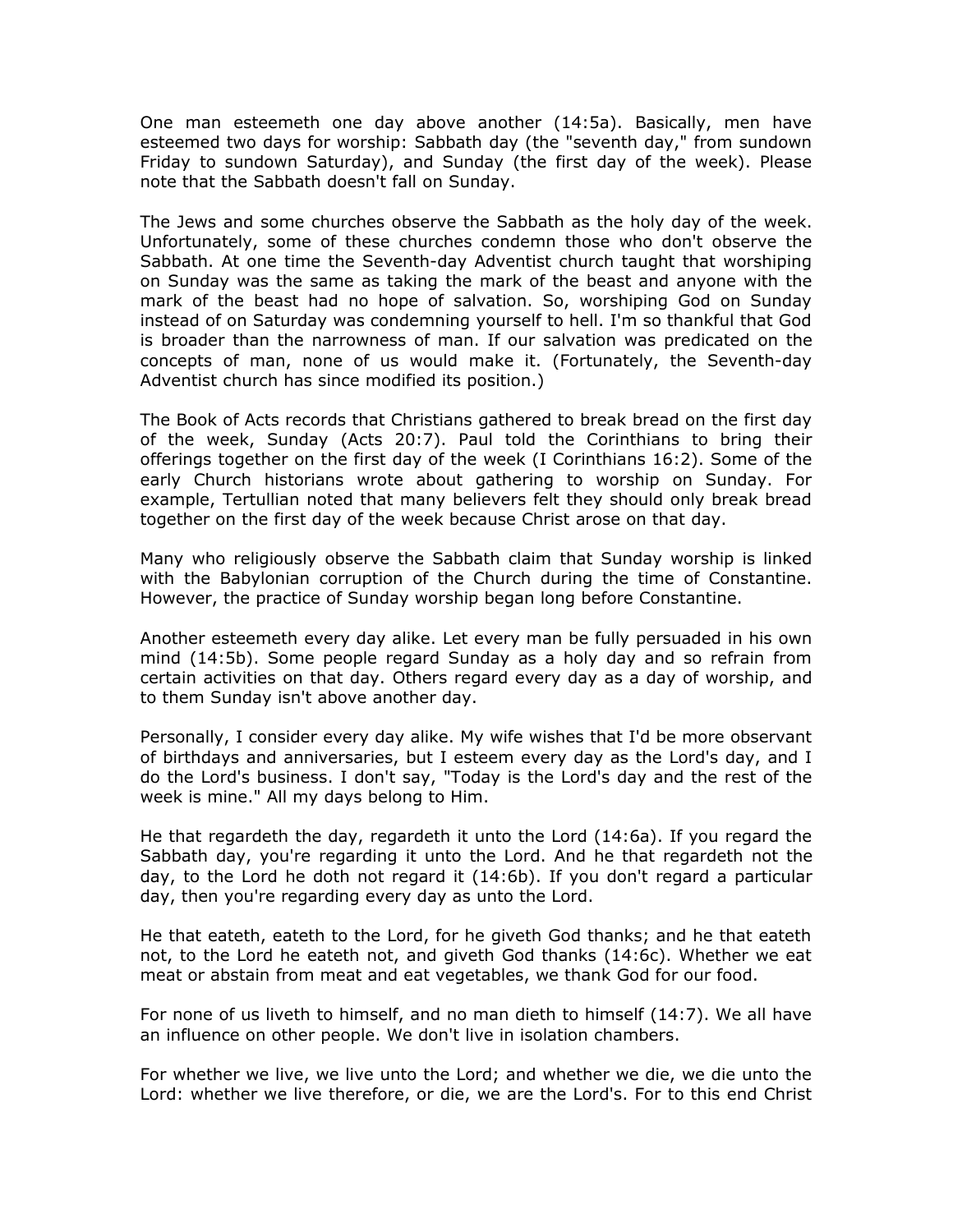One man esteemeth one day above another (14:5a). Basically, men have esteemed two days for worship: Sabbath day (the "seventh day," from sundown Friday to sundown Saturday), and Sunday (the first day of the week). Please note that the Sabbath doesn't fall on Sunday.

The Jews and some churches observe the Sabbath as the holy day of the week. Unfortunately, some of these churches condemn those who don't observe the Sabbath. At one time the Seventh-day Adventist church taught that worshiping on Sunday was the same as taking the mark of the beast and anyone with the mark of the beast had no hope of salvation. So, worshiping God on Sunday instead of on Saturday was condemning yourself to hell. I'm so thankful that God is broader than the narrowness of man. If our salvation was predicated on the concepts of man, none of us would make it. (Fortunately, the Seventh-day Adventist church has since modified its position.)

The Book of Acts records that Christians gathered to break bread on the first day of the week, Sunday (Acts 20:7). Paul told the Corinthians to bring their offerings together on the first day of the week (I Corinthians 16:2). Some of the early Church historians wrote about gathering to worship on Sunday. For example, Tertullian noted that many believers felt they should only break bread together on the first day of the week because Christ arose on that day.

Many who religiously observe the Sabbath claim that Sunday worship is linked with the Babylonian corruption of the Church during the time of Constantine. However, the practice of Sunday worship began long before Constantine.

Another esteemeth every day alike. Let every man be fully persuaded in his own mind (14:5b). Some people regard Sunday as a holy day and so refrain from certain activities on that day. Others regard every day as a day of worship, and to them Sunday isn't above another day.

Personally, I consider every day alike. My wife wishes that I'd be more observant of birthdays and anniversaries, but I esteem every day as the Lord's day, and I do the Lord's business. I don't say, "Today is the Lord's day and the rest of the week is mine." All my days belong to Him.

He that regardeth the day, regardeth it unto the Lord (14:6a). If you regard the Sabbath day, you're regarding it unto the Lord. And he that regardeth not the day, to the Lord he doth not regard it (14:6b). If you don't regard a particular day, then you're regarding every day as unto the Lord.

He that eateth, eateth to the Lord, for he giveth God thanks; and he that eateth not, to the Lord he eateth not, and giveth God thanks (14:6c). Whether we eat meat or abstain from meat and eat vegetables, we thank God for our food.

For none of us liveth to himself, and no man dieth to himself (14:7). We all have an influence on other people. We don't live in isolation chambers.

For whether we live, we live unto the Lord; and whether we die, we die unto the Lord: whether we live therefore, or die, we are the Lord's. For to this end Christ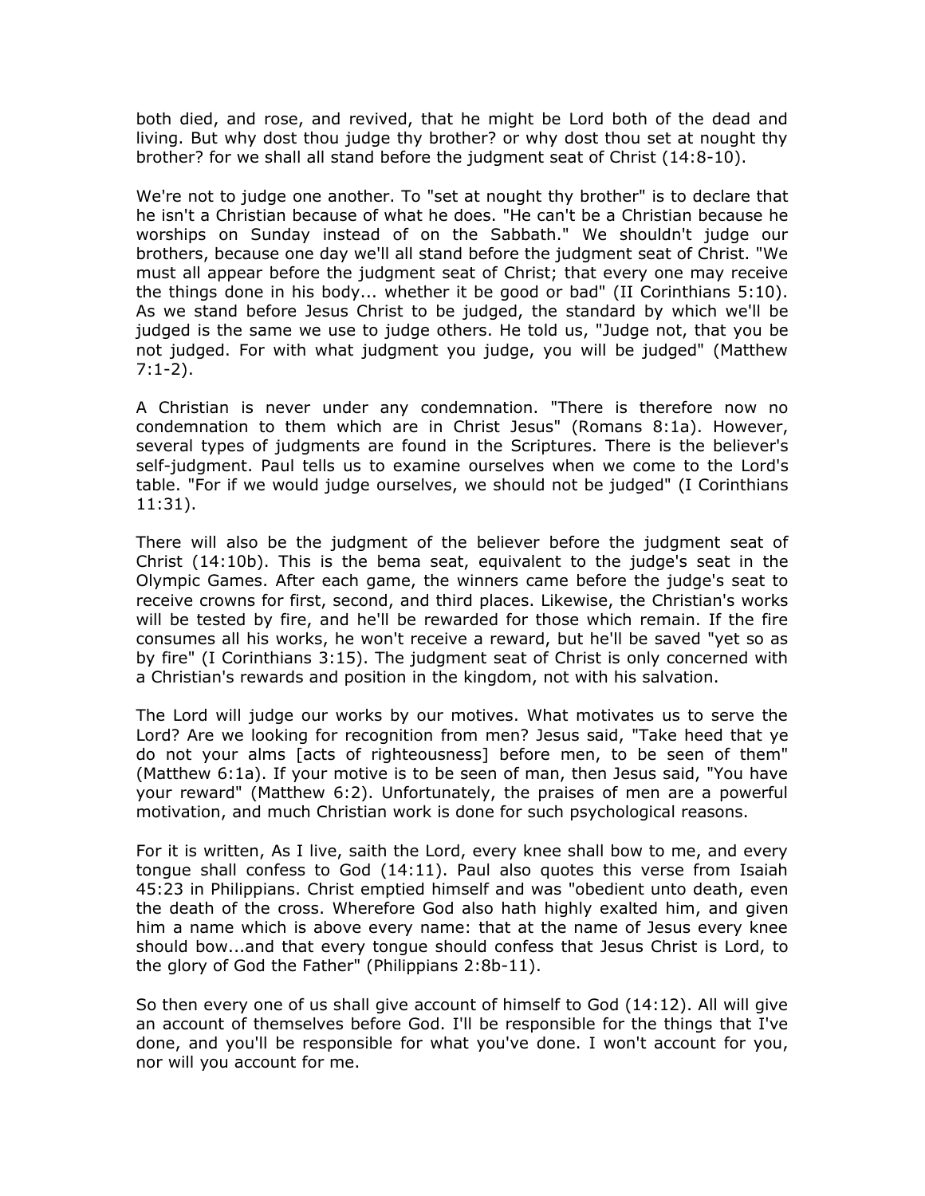both died, and rose, and revived, that he might be Lord both of the dead and living. But why dost thou judge thy brother? or why dost thou set at nought thy brother? for we shall all stand before the judgment seat of Christ (14:8-10).

We're not to judge one another. To "set at nought thy brother" is to declare that he isn't a Christian because of what he does. "He can't be a Christian because he worships on Sunday instead of on the Sabbath." We shouldn't judge our brothers, because one day we'll all stand before the judgment seat of Christ. "We must all appear before the judgment seat of Christ; that every one may receive the things done in his body... whether it be good or bad" (II Corinthians 5:10). As we stand before Jesus Christ to be judged, the standard by which we'll be judged is the same we use to judge others. He told us, "Judge not, that you be not judged. For with what judgment you judge, you will be judged" (Matthew 7:1-2).

A Christian is never under any condemnation. "There is therefore now no condemnation to them which are in Christ Jesus" (Romans 8:1a). However, several types of judgments are found in the Scriptures. There is the believer's self-judgment. Paul tells us to examine ourselves when we come to the Lord's table. "For if we would judge ourselves, we should not be judged" (I Corinthians 11:31).

There will also be the judgment of the believer before the judgment seat of Christ (14:10b). This is the bema seat, equivalent to the judge's seat in the Olympic Games. After each game, the winners came before the judge's seat to receive crowns for first, second, and third places. Likewise, the Christian's works will be tested by fire, and he'll be rewarded for those which remain. If the fire consumes all his works, he won't receive a reward, but he'll be saved "yet so as by fire" (I Corinthians 3:15). The judgment seat of Christ is only concerned with a Christian's rewards and position in the kingdom, not with his salvation.

The Lord will judge our works by our motives. What motivates us to serve the Lord? Are we looking for recognition from men? Jesus said, "Take heed that ye do not your alms [acts of righteousness] before men, to be seen of them" (Matthew 6:1a). If your motive is to be seen of man, then Jesus said, "You have your reward" (Matthew 6:2). Unfortunately, the praises of men are a powerful motivation, and much Christian work is done for such psychological reasons.

For it is written, As I live, saith the Lord, every knee shall bow to me, and every tongue shall confess to God (14:11). Paul also quotes this verse from Isaiah 45:23 in Philippians. Christ emptied himself and was "obedient unto death, even the death of the cross. Wherefore God also hath highly exalted him, and given him a name which is above every name: that at the name of Jesus every knee should bow...and that every tongue should confess that Jesus Christ is Lord, to the glory of God the Father" (Philippians 2:8b-11).

So then every one of us shall give account of himself to God (14:12). All will give an account of themselves before God. I'll be responsible for the things that I've done, and you'll be responsible for what you've done. I won't account for you, nor will you account for me.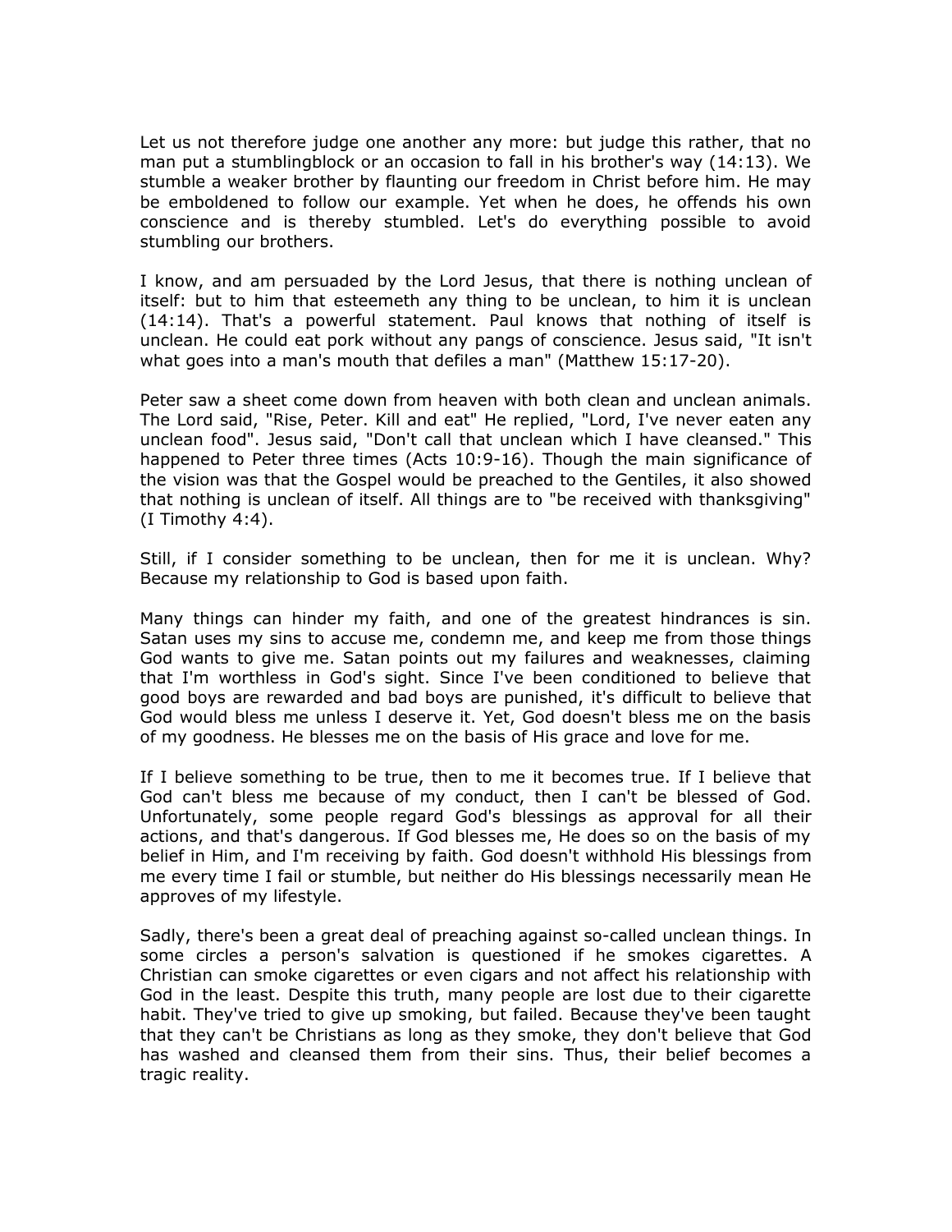Let us not therefore judge one another any more: but judge this rather, that no man put a stumblingblock or an occasion to fall in his brother's way (14:13). We stumble a weaker brother by flaunting our freedom in Christ before him. He may be emboldened to follow our example. Yet when he does, he offends his own conscience and is thereby stumbled. Let's do everything possible to avoid stumbling our brothers.

I know, and am persuaded by the Lord Jesus, that there is nothing unclean of itself: but to him that esteemeth any thing to be unclean, to him it is unclean (14:14). That's a powerful statement. Paul knows that nothing of itself is unclean. He could eat pork without any pangs of conscience. Jesus said, "It isn't what goes into a man's mouth that defiles a man" (Matthew 15:17-20).

Peter saw a sheet come down from heaven with both clean and unclean animals. The Lord said, "Rise, Peter. Kill and eat" He replied, "Lord, I've never eaten any unclean food". Jesus said, "Don't call that unclean which I have cleansed." This happened to Peter three times (Acts 10:9-16). Though the main significance of the vision was that the Gospel would be preached to the Gentiles, it also showed that nothing is unclean of itself. All things are to "be received with thanksgiving" (I Timothy 4:4).

Still, if I consider something to be unclean, then for me it is unclean. Why? Because my relationship to God is based upon faith.

Many things can hinder my faith, and one of the greatest hindrances is sin. Satan uses my sins to accuse me, condemn me, and keep me from those things God wants to give me. Satan points out my failures and weaknesses, claiming that I'm worthless in God's sight. Since I've been conditioned to believe that good boys are rewarded and bad boys are punished, it's difficult to believe that God would bless me unless I deserve it. Yet, God doesn't bless me on the basis of my goodness. He blesses me on the basis of His grace and love for me.

If I believe something to be true, then to me it becomes true. If I believe that God can't bless me because of my conduct, then I can't be blessed of God. Unfortunately, some people regard God's blessings as approval for all their actions, and that's dangerous. If God blesses me, He does so on the basis of my belief in Him, and I'm receiving by faith. God doesn't withhold His blessings from me every time I fail or stumble, but neither do His blessings necessarily mean He approves of my lifestyle.

Sadly, there's been a great deal of preaching against so-called unclean things. In some circles a person's salvation is questioned if he smokes cigarettes. A Christian can smoke cigarettes or even cigars and not affect his relationship with God in the least. Despite this truth, many people are lost due to their cigarette habit. They've tried to give up smoking, but failed. Because they've been taught that they can't be Christians as long as they smoke, they don't believe that God has washed and cleansed them from their sins. Thus, their belief becomes a tragic reality.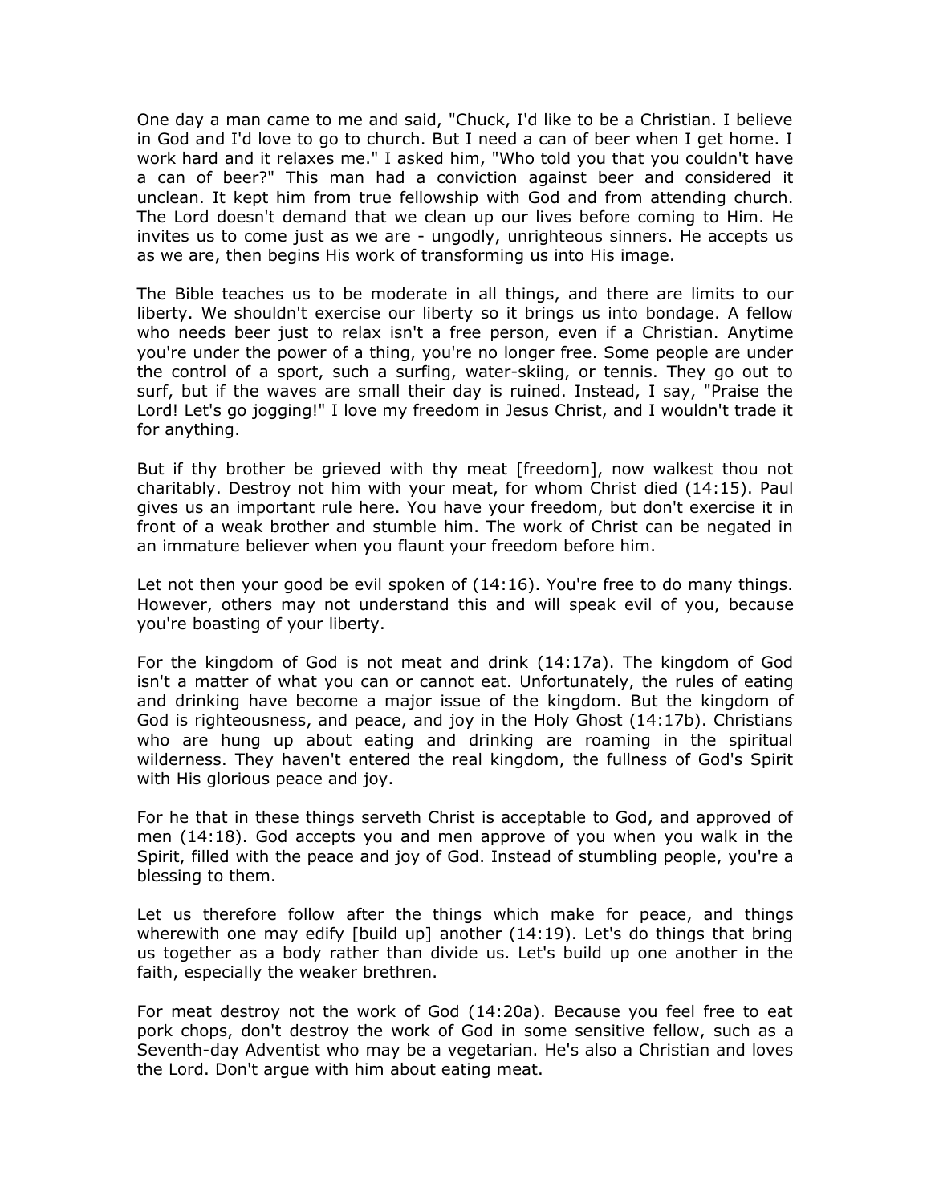One day a man came to me and said, "Chuck, I'd like to be a Christian. I believe in God and I'd love to go to church. But I need a can of beer when I get home. I work hard and it relaxes me." I asked him, "Who told you that you couldn't have a can of beer?" This man had a conviction against beer and considered it unclean. It kept him from true fellowship with God and from attending church. The Lord doesn't demand that we clean up our lives before coming to Him. He invites us to come just as we are - ungodly, unrighteous sinners. He accepts us as we are, then begins His work of transforming us into His image.

The Bible teaches us to be moderate in all things, and there are limits to our liberty. We shouldn't exercise our liberty so it brings us into bondage. A fellow who needs beer just to relax isn't a free person, even if a Christian. Anytime you're under the power of a thing, you're no longer free. Some people are under the control of a sport, such a surfing, water-skiing, or tennis. They go out to surf, but if the waves are small their day is ruined. Instead, I say, "Praise the Lord! Let's go jogging!" I love my freedom in Jesus Christ, and I wouldn't trade it for anything.

But if thy brother be grieved with thy meat [freedom], now walkest thou not charitably. Destroy not him with your meat, for whom Christ died (14:15). Paul gives us an important rule here. You have your freedom, but don't exercise it in front of a weak brother and stumble him. The work of Christ can be negated in an immature believer when you flaunt your freedom before him.

Let not then your good be evil spoken of (14:16). You're free to do many things. However, others may not understand this and will speak evil of you, because you're boasting of your liberty.

For the kingdom of God is not meat and drink (14:17a). The kingdom of God isn't a matter of what you can or cannot eat. Unfortunately, the rules of eating and drinking have become a major issue of the kingdom. But the kingdom of God is righteousness, and peace, and joy in the Holy Ghost (14:17b). Christians who are hung up about eating and drinking are roaming in the spiritual wilderness. They haven't entered the real kingdom, the fullness of God's Spirit with His glorious peace and joy.

For he that in these things serveth Christ is acceptable to God, and approved of men (14:18). God accepts you and men approve of you when you walk in the Spirit, filled with the peace and joy of God. Instead of stumbling people, you're a blessing to them.

Let us therefore follow after the things which make for peace, and things wherewith one may edify [build up] another (14:19). Let's do things that bring us together as a body rather than divide us. Let's build up one another in the faith, especially the weaker brethren.

For meat destroy not the work of God (14:20a). Because you feel free to eat pork chops, don't destroy the work of God in some sensitive fellow, such as a Seventh-day Adventist who may be a vegetarian. He's also a Christian and loves the Lord. Don't argue with him about eating meat.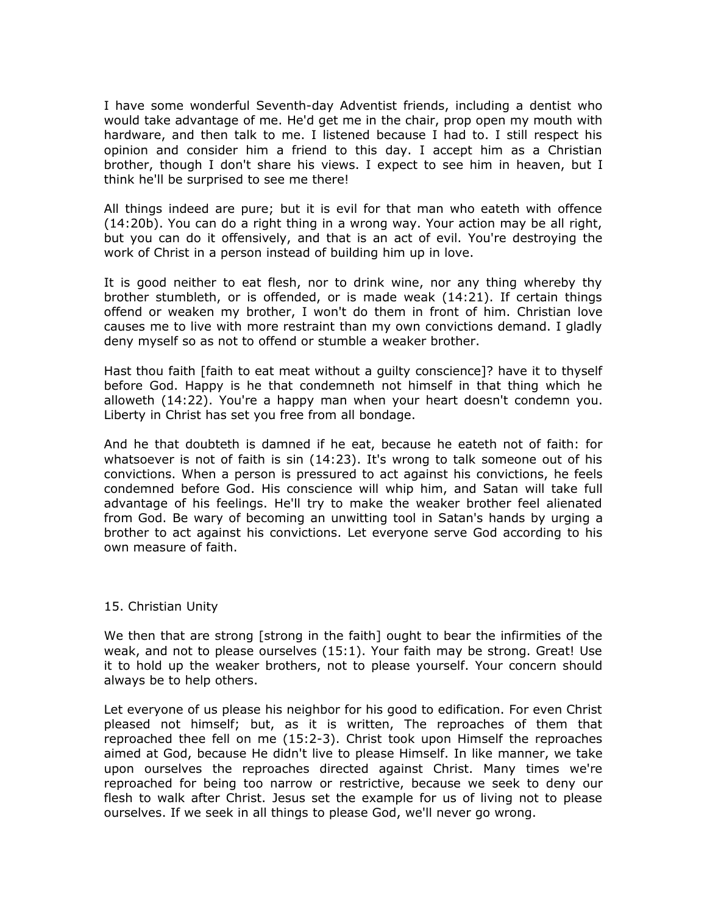I have some wonderful Seventh-day Adventist friends, including a dentist who would take advantage of me. He'd get me in the chair, prop open my mouth with hardware, and then talk to me. I listened because I had to. I still respect his opinion and consider him a friend to this day. I accept him as a Christian brother, though I don't share his views. I expect to see him in heaven, but I think he'll be surprised to see me there!

All things indeed are pure; but it is evil for that man who eateth with offence (14:20b). You can do a right thing in a wrong way. Your action may be all right, but you can do it offensively, and that is an act of evil. You're destroying the work of Christ in a person instead of building him up in love.

It is good neither to eat flesh, nor to drink wine, nor any thing whereby thy brother stumbleth, or is offended, or is made weak (14:21). If certain things offend or weaken my brother, I won't do them in front of him. Christian love causes me to live with more restraint than my own convictions demand. I gladly deny myself so as not to offend or stumble a weaker brother.

Hast thou faith [faith to eat meat without a guilty conscience]? have it to thyself before God. Happy is he that condemneth not himself in that thing which he alloweth (14:22). You're a happy man when your heart doesn't condemn you. Liberty in Christ has set you free from all bondage.

And he that doubteth is damned if he eat, because he eateth not of faith: for whatsoever is not of faith is sin (14:23). It's wrong to talk someone out of his convictions. When a person is pressured to act against his convictions, he feels condemned before God. His conscience will whip him, and Satan will take full advantage of his feelings. He'll try to make the weaker brother feel alienated from God. Be wary of becoming an unwitting tool in Satan's hands by urging a brother to act against his convictions. Let everyone serve God according to his own measure of faith.

## 15. Christian Unity

We then that are strong [strong in the faith] ought to bear the infirmities of the weak, and not to please ourselves (15:1). Your faith may be strong. Great! Use it to hold up the weaker brothers, not to please yourself. Your concern should always be to help others.

Let everyone of us please his neighbor for his good to edification. For even Christ pleased not himself; but, as it is written, The reproaches of them that reproached thee fell on me (15:2-3). Christ took upon Himself the reproaches aimed at God, because He didn't live to please Himself. In like manner, we take upon ourselves the reproaches directed against Christ. Many times we're reproached for being too narrow or restrictive, because we seek to deny our flesh to walk after Christ. Jesus set the example for us of living not to please ourselves. If we seek in all things to please God, we'll never go wrong.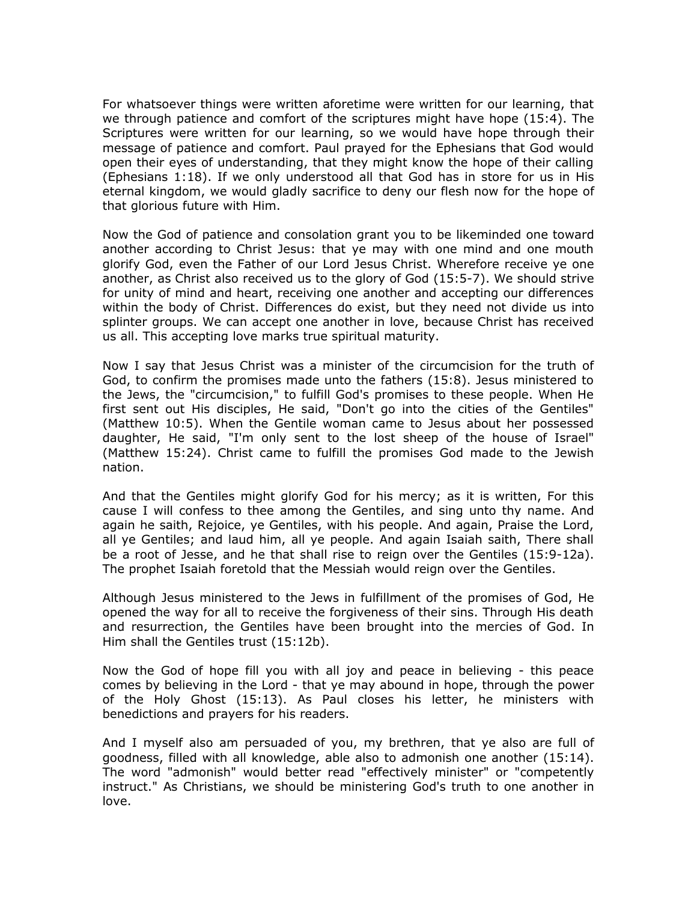For whatsoever things were written aforetime were written for our learning, that we through patience and comfort of the scriptures might have hope (15:4). The Scriptures were written for our learning, so we would have hope through their message of patience and comfort. Paul prayed for the Ephesians that God would open their eyes of understanding, that they might know the hope of their calling (Ephesians 1:18). If we only understood all that God has in store for us in His eternal kingdom, we would gladly sacrifice to deny our flesh now for the hope of that glorious future with Him.

Now the God of patience and consolation grant you to be likeminded one toward another according to Christ Jesus: that ye may with one mind and one mouth glorify God, even the Father of our Lord Jesus Christ. Wherefore receive ye one another, as Christ also received us to the glory of God (15:5-7). We should strive for unity of mind and heart, receiving one another and accepting our differences within the body of Christ. Differences do exist, but they need not divide us into splinter groups. We can accept one another in love, because Christ has received us all. This accepting love marks true spiritual maturity.

Now I say that Jesus Christ was a minister of the circumcision for the truth of God, to confirm the promises made unto the fathers (15:8). Jesus ministered to the Jews, the "circumcision," to fulfill God's promises to these people. When He first sent out His disciples, He said, "Don't go into the cities of the Gentiles" (Matthew 10:5). When the Gentile woman came to Jesus about her possessed daughter, He said, "I'm only sent to the lost sheep of the house of Israel" (Matthew 15:24). Christ came to fulfill the promises God made to the Jewish nation.

And that the Gentiles might glorify God for his mercy; as it is written, For this cause I will confess to thee among the Gentiles, and sing unto thy name. And again he saith, Rejoice, ye Gentiles, with his people. And again, Praise the Lord, all ye Gentiles; and laud him, all ye people. And again Isaiah saith, There shall be a root of Jesse, and he that shall rise to reign over the Gentiles (15:9-12a). The prophet Isaiah foretold that the Messiah would reign over the Gentiles.

Although Jesus ministered to the Jews in fulfillment of the promises of God, He opened the way for all to receive the forgiveness of their sins. Through His death and resurrection, the Gentiles have been brought into the mercies of God. In Him shall the Gentiles trust (15:12b).

Now the God of hope fill you with all joy and peace in believing - this peace comes by believing in the Lord - that ye may abound in hope, through the power of the Holy Ghost (15:13). As Paul closes his letter, he ministers with benedictions and prayers for his readers.

And I myself also am persuaded of you, my brethren, that ye also are full of goodness, filled with all knowledge, able also to admonish one another (15:14). The word "admonish" would better read "effectively minister" or "competently instruct." As Christians, we should be ministering God's truth to one another in love.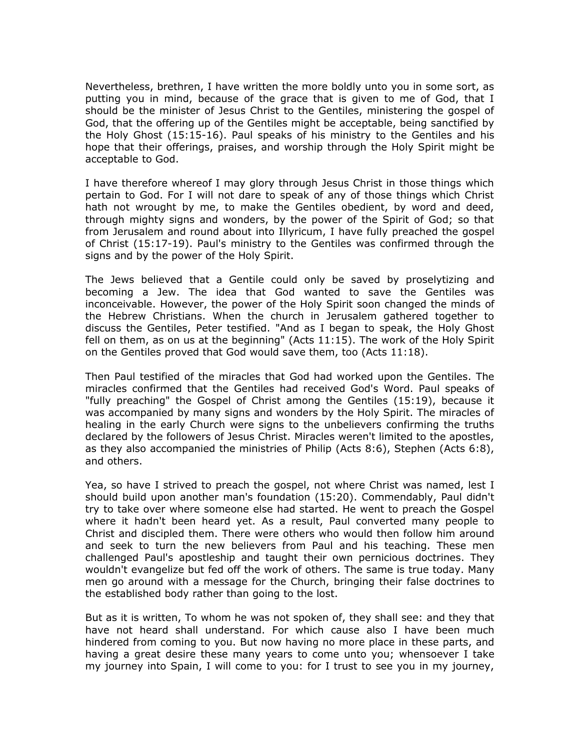Nevertheless, brethren, I have written the more boldly unto you in some sort, as putting you in mind, because of the grace that is given to me of God, that I should be the minister of Jesus Christ to the Gentiles, ministering the gospel of God, that the offering up of the Gentiles might be acceptable, being sanctified by the Holy Ghost (15:15-16). Paul speaks of his ministry to the Gentiles and his hope that their offerings, praises, and worship through the Holy Spirit might be acceptable to God.

I have therefore whereof I may glory through Jesus Christ in those things which pertain to God. For I will not dare to speak of any of those things which Christ hath not wrought by me, to make the Gentiles obedient, by word and deed, through mighty signs and wonders, by the power of the Spirit of God; so that from Jerusalem and round about into Illyricum, I have fully preached the gospel of Christ (15:17-19). Paul's ministry to the Gentiles was confirmed through the signs and by the power of the Holy Spirit.

The Jews believed that a Gentile could only be saved by proselytizing and becoming a Jew. The idea that God wanted to save the Gentiles was inconceivable. However, the power of the Holy Spirit soon changed the minds of the Hebrew Christians. When the church in Jerusalem gathered together to discuss the Gentiles, Peter testified. "And as I began to speak, the Holy Ghost fell on them, as on us at the beginning" (Acts 11:15). The work of the Holy Spirit on the Gentiles proved that God would save them, too (Acts 11:18).

Then Paul testified of the miracles that God had worked upon the Gentiles. The miracles confirmed that the Gentiles had received God's Word. Paul speaks of "fully preaching" the Gospel of Christ among the Gentiles (15:19), because it was accompanied by many signs and wonders by the Holy Spirit. The miracles of healing in the early Church were signs to the unbelievers confirming the truths declared by the followers of Jesus Christ. Miracles weren't limited to the apostles, as they also accompanied the ministries of Philip (Acts 8:6), Stephen (Acts 6:8), and others.

Yea, so have I strived to preach the gospel, not where Christ was named, lest I should build upon another man's foundation (15:20). Commendably, Paul didn't try to take over where someone else had started. He went to preach the Gospel where it hadn't been heard yet. As a result, Paul converted many people to Christ and discipled them. There were others who would then follow him around and seek to turn the new believers from Paul and his teaching. These men challenged Paul's apostleship and taught their own pernicious doctrines. They wouldn't evangelize but fed off the work of others. The same is true today. Many men go around with a message for the Church, bringing their false doctrines to the established body rather than going to the lost.

But as it is written, To whom he was not spoken of, they shall see: and they that have not heard shall understand. For which cause also I have been much hindered from coming to you. But now having no more place in these parts, and having a great desire these many years to come unto you; whensoever I take my journey into Spain, I will come to you: for I trust to see you in my journey,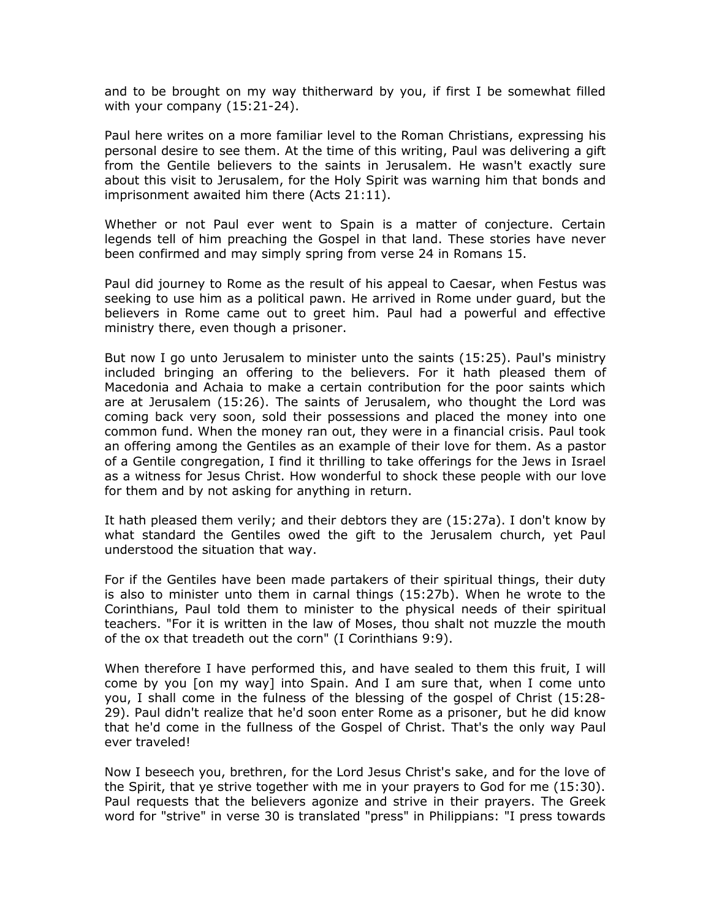and to be brought on my way thitherward by you, if first I be somewhat filled with your company (15:21-24).

Paul here writes on a more familiar level to the Roman Christians, expressing his personal desire to see them. At the time of this writing, Paul was delivering a gift from the Gentile believers to the saints in Jerusalem. He wasn't exactly sure about this visit to Jerusalem, for the Holy Spirit was warning him that bonds and imprisonment awaited him there (Acts 21:11).

Whether or not Paul ever went to Spain is a matter of conjecture. Certain legends tell of him preaching the Gospel in that land. These stories have never been confirmed and may simply spring from verse 24 in Romans 15.

Paul did journey to Rome as the result of his appeal to Caesar, when Festus was seeking to use him as a political pawn. He arrived in Rome under guard, but the believers in Rome came out to greet him. Paul had a powerful and effective ministry there, even though a prisoner.

But now I go unto Jerusalem to minister unto the saints (15:25). Paul's ministry included bringing an offering to the believers. For it hath pleased them of Macedonia and Achaia to make a certain contribution for the poor saints which are at Jerusalem (15:26). The saints of Jerusalem, who thought the Lord was coming back very soon, sold their possessions and placed the money into one common fund. When the money ran out, they were in a financial crisis. Paul took an offering among the Gentiles as an example of their love for them. As a pastor of a Gentile congregation, I find it thrilling to take offerings for the Jews in Israel as a witness for Jesus Christ. How wonderful to shock these people with our love for them and by not asking for anything in return.

It hath pleased them verily; and their debtors they are (15:27a). I don't know by what standard the Gentiles owed the gift to the Jerusalem church, yet Paul understood the situation that way.

For if the Gentiles have been made partakers of their spiritual things, their duty is also to minister unto them in carnal things (15:27b). When he wrote to the Corinthians, Paul told them to minister to the physical needs of their spiritual teachers. "For it is written in the law of Moses, thou shalt not muzzle the mouth of the ox that treadeth out the corn" (I Corinthians 9:9).

When therefore I have performed this, and have sealed to them this fruit, I will come by you [on my way] into Spain. And I am sure that, when I come unto you, I shall come in the fulness of the blessing of the gospel of Christ (15:28-29). Paul didn't realize that he'd soon enter Rome as a prisoner, but he did know that he'd come in the fullness of the Gospel of Christ. That's the only way Paul ever traveled!

Now I beseech you, brethren, for the Lord Jesus Christ's sake, and for the love of the Spirit, that ye strive together with me in your prayers to God for me (15:30). Paul requests that the believers agonize and strive in their prayers. The Greek word for "strive" in verse 30 is translated "press" in Philippians: "I press towards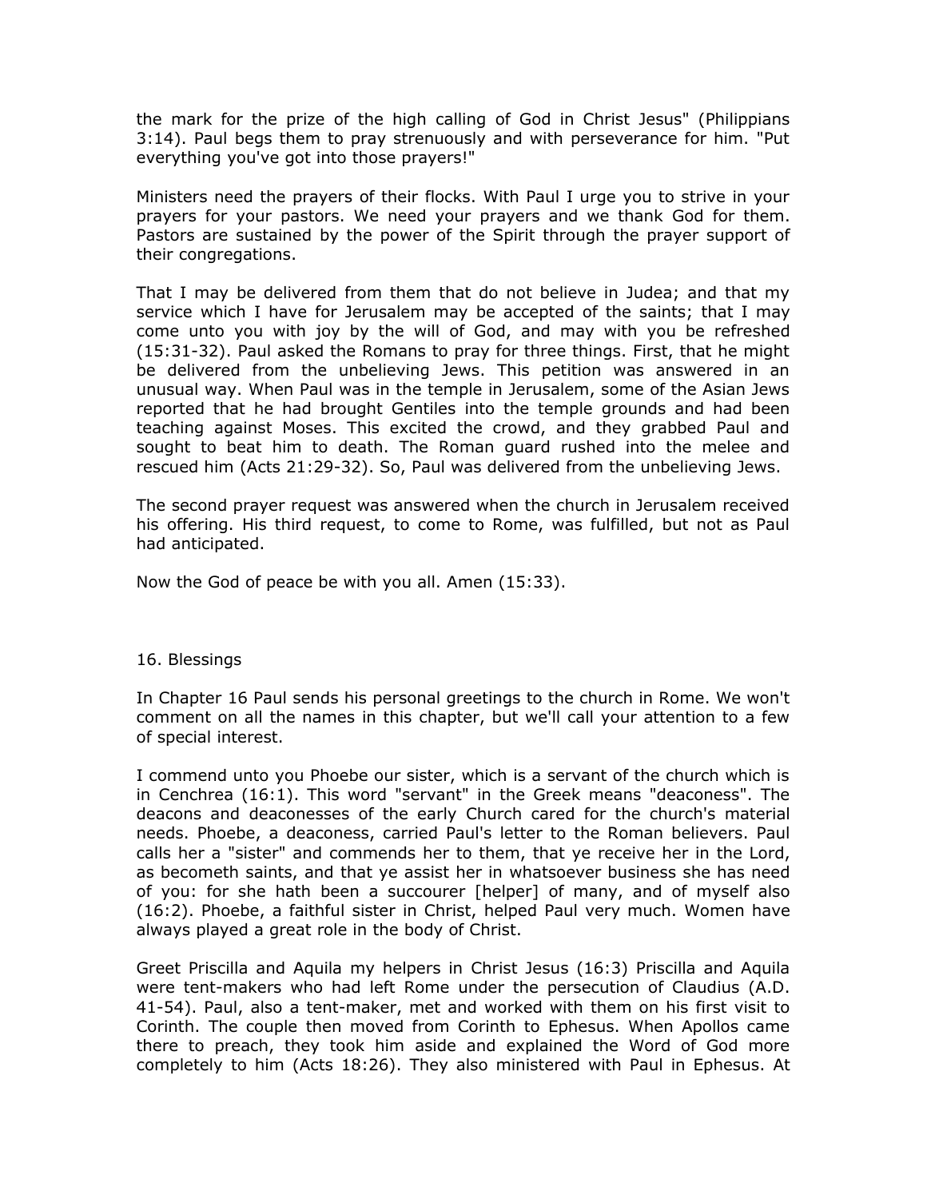the mark for the prize of the high calling of God in Christ Jesus" (Philippians 3:14). Paul begs them to pray strenuously and with perseverance for him. "Put everything you've got into those prayers!"

Ministers need the prayers of their flocks. With Paul I urge you to strive in your prayers for your pastors. We need your prayers and we thank God for them. Pastors are sustained by the power of the Spirit through the prayer support of their congregations.

That I may be delivered from them that do not believe in Judea; and that my service which I have for Jerusalem may be accepted of the saints; that I may come unto you with joy by the will of God, and may with you be refreshed (15:31-32). Paul asked the Romans to pray for three things. First, that he might be delivered from the unbelieving Jews. This petition was answered in an unusual way. When Paul was in the temple in Jerusalem, some of the Asian Jews reported that he had brought Gentiles into the temple grounds and had been teaching against Moses. This excited the crowd, and they grabbed Paul and sought to beat him to death. The Roman guard rushed into the melee and rescued him (Acts 21:29-32). So, Paul was delivered from the unbelieving Jews.

The second prayer request was answered when the church in Jerusalem received his offering. His third request, to come to Rome, was fulfilled, but not as Paul had anticipated.

Now the God of peace be with you all. Amen (15:33).

## 16. Blessings

In Chapter 16 Paul sends his personal greetings to the church in Rome. We won't comment on all the names in this chapter, but we'll call your attention to a few of special interest.

I commend unto you Phoebe our sister, which is a servant of the church which is in Cenchrea (16:1). This word "servant" in the Greek means "deaconess". The deacons and deaconesses of the early Church cared for the church's material needs. Phoebe, a deaconess, carried Paul's letter to the Roman believers. Paul calls her a "sister" and commends her to them, that ye receive her in the Lord, as becometh saints, and that ye assist her in whatsoever business she has need of you: for she hath been a succourer [helper] of many, and of myself also (16:2). Phoebe, a faithful sister in Christ, helped Paul very much. Women have always played a great role in the body of Christ.

Greet Priscilla and Aquila my helpers in Christ Jesus (16:3) Priscilla and Aquila were tent-makers who had left Rome under the persecution of Claudius (A.D. 41-54). Paul, also a tent-maker, met and worked with them on his first visit to Corinth. The couple then moved from Corinth to Ephesus. When Apollos came there to preach, they took him aside and explained the Word of God more completely to him (Acts 18:26). They also ministered with Paul in Ephesus. At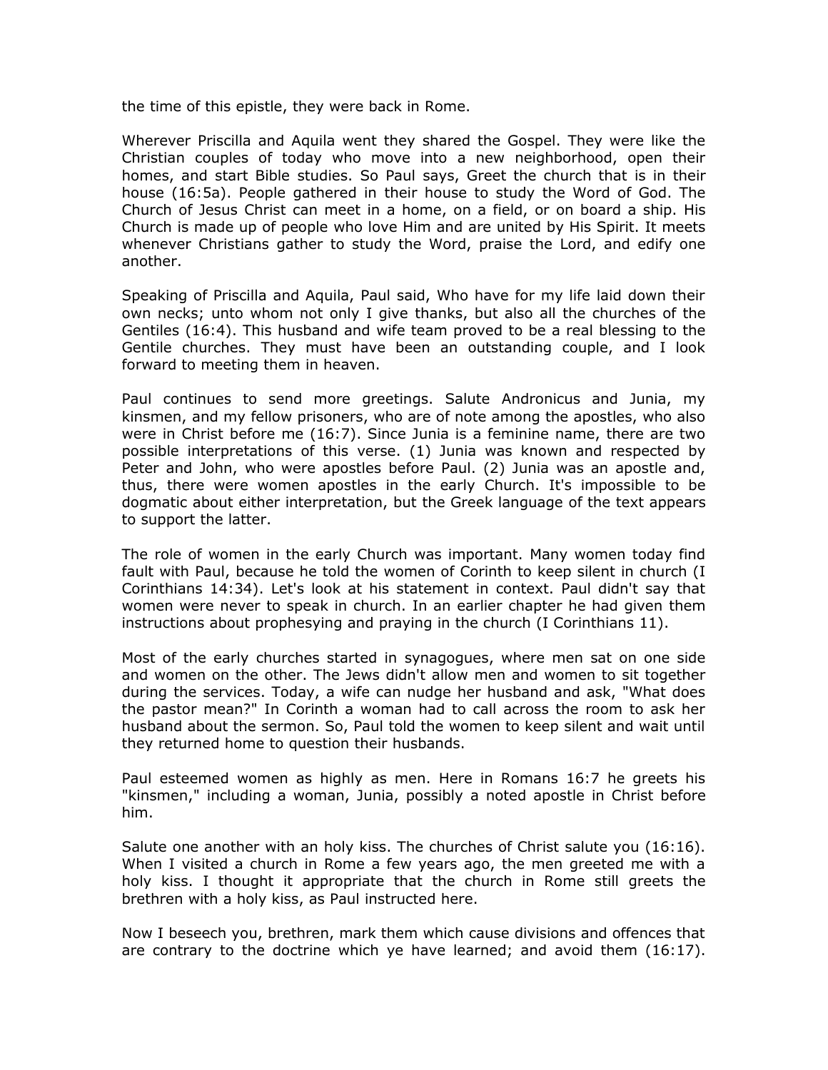the time of this epistle, they were back in Rome.

Wherever Priscilla and Aquila went they shared the Gospel. They were like the Christian couples of today who move into a new neighborhood, open their homes, and start Bible studies. So Paul says, Greet the church that is in their house (16:5a). People gathered in their house to study the Word of God. The Church of Jesus Christ can meet in a home, on a field, or on board a ship. His Church is made up of people who love Him and are united by His Spirit. It meets whenever Christians gather to study the Word, praise the Lord, and edify one another.

Speaking of Priscilla and Aquila, Paul said, Who have for my life laid down their own necks; unto whom not only I give thanks, but also all the churches of the Gentiles (16:4). This husband and wife team proved to be a real blessing to the Gentile churches. They must have been an outstanding couple, and I look forward to meeting them in heaven.

Paul continues to send more greetings. Salute Andronicus and Junia, my kinsmen, and my fellow prisoners, who are of note among the apostles, who also were in Christ before me (16:7). Since Junia is a feminine name, there are two possible interpretations of this verse. (1) Junia was known and respected by Peter and John, who were apostles before Paul. (2) Junia was an apostle and, thus, there were women apostles in the early Church. It's impossible to be dogmatic about either interpretation, but the Greek language of the text appears to support the latter.

The role of women in the early Church was important. Many women today find fault with Paul, because he told the women of Corinth to keep silent in church (I Corinthians 14:34). Let's look at his statement in context. Paul didn't say that women were never to speak in church. In an earlier chapter he had given them instructions about prophesying and praying in the church (I Corinthians 11).

Most of the early churches started in synagogues, where men sat on one side and women on the other. The Jews didn't allow men and women to sit together during the services. Today, a wife can nudge her husband and ask, "What does the pastor mean?" In Corinth a woman had to call across the room to ask her husband about the sermon. So, Paul told the women to keep silent and wait until they returned home to question their husbands.

Paul esteemed women as highly as men. Here in Romans 16:7 he greets his "kinsmen," including a woman, Junia, possibly a noted apostle in Christ before him.

Salute one another with an holy kiss. The churches of Christ salute you (16:16). When I visited a church in Rome a few years ago, the men greeted me with a holy kiss. I thought it appropriate that the church in Rome still greets the brethren with a holy kiss, as Paul instructed here.

Now I beseech you, brethren, mark them which cause divisions and offences that are contrary to the doctrine which ye have learned; and avoid them (16:17).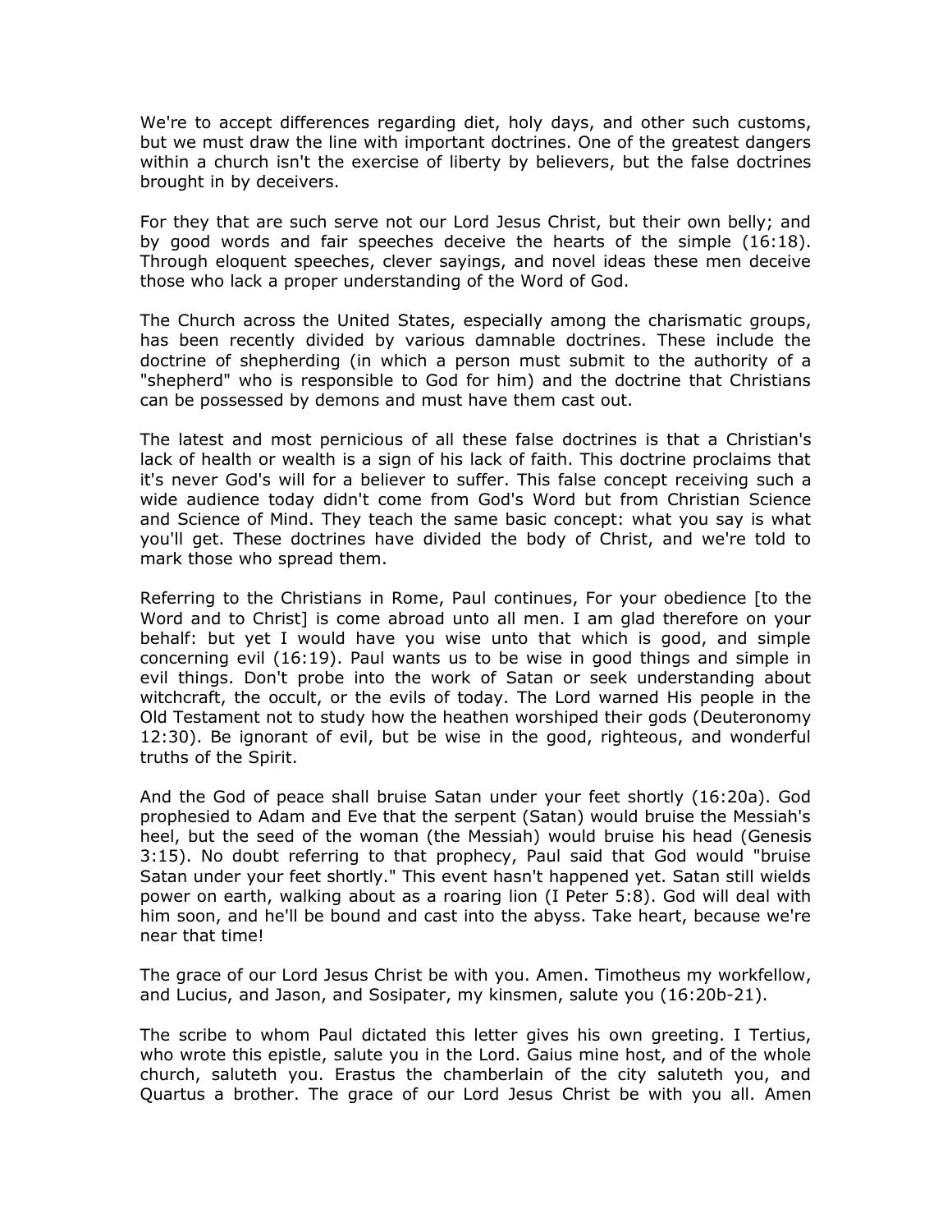We're to accept differences regarding diet, holy days, and other such customs, but we must draw the line with important doctrines. One of the greatest dangers within a church isn't the exercise of liberty by believers, but the false doctrines brought in by deceivers.

For they that are such serve not our Lord Jesus Christ, but their own belly; and by good words and fair speeches deceive the hearts of the simple (16:18). Through eloquent speeches, clever sayings, and novel ideas these men deceive those who lack a proper understanding of the Word of God.

The Church across the United States, especially among the charismatic groups, has been recently divided by various damnable doctrines. These include the doctrine of shepherding (in which a person must submit to the authority of a "shepherd" who is responsible to God for him) and the doctrine that Christians can be possessed by demons and must have them cast out.

The latest and most pernicious of all these false doctrines is that a Christian's lack of health or wealth is a sign of his lack of faith. This doctrine proclaims that it's never God's will for a believer to suffer. This false concept receiving such a wide audience today didn't come from God's Word but from Christian Science and Science of Mind. They teach the same basic concept: what you say is what you'll get. These doctrines have divided the body of Christ, and we're told to mark those who spread them.

Referring to the Christians in Rome, Paul continues, For your obedience [to the Word and to Christ] is come abroad unto all men. I am glad therefore on your behalf: but yet I would have you wise unto that which is good, and simple concerning evil (16:19). Paul wants us to be wise in good things and simple in evil things. Don't probe into the work of Satan or seek understanding about witchcraft, the occult, or the evils of today. The Lord warned His people in the Old Testament not to study how the heathen worshiped their gods (Deuteronomy 12:30). Be ignorant of evil, but be wise in the good, righteous, and wonderful truths of the Spirit.

And the God of peace shall bruise Satan under your feet shortly (16:20a). God prophesied to Adam and Eve that the serpent (Satan) would bruise the Messiah's heel, but the seed of the woman (the Messiah) would bruise his head (Genesis 3:15). No doubt referring to that prophecy, Paul said that God would "bruise Satan under your feet shortly." This event hasn't happened yet. Satan still wields power on earth, walking about as a roaring lion (I Peter 5:8). God will deal with him soon, and he'll be bound and cast into the abyss. Take heart, because we're near that time!

The grace of our Lord Jesus Christ be with you. Amen. Timotheus my workfellow, and Lucius, and Jason, and Sosipater, my kinsmen, salute you (16:20b-21).

The scribe to whom Paul dictated this letter gives his own greeting. I Tertius, who wrote this epistle, salute you in the Lord. Gaius mine host, and of the whole church, saluteth you. Erastus the chamberlain of the city saluteth you, and Quartus a brother. The grace of our Lord Jesus Christ be with you all. Amen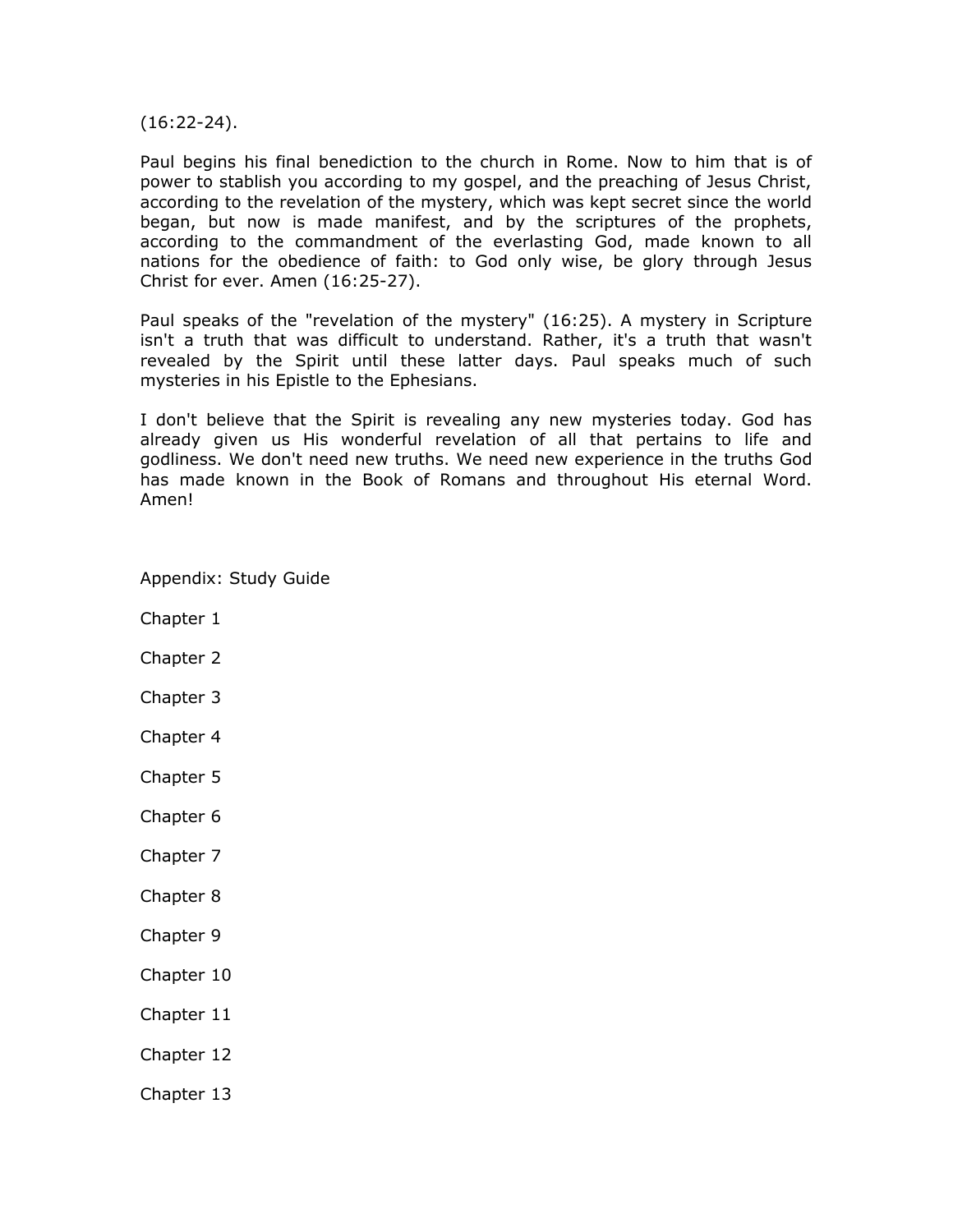(16:22-24).

Paul begins his final benediction to the church in Rome. Now to him that is of power to stablish you according to my gospel, and the preaching of Jesus Christ, according to the revelation of the mystery, which was kept secret since the world began, but now is made manifest, and by the scriptures of the prophets, according to the commandment of the everlasting God, made known to all nations for the obedience of faith: to God only wise, be glory through Jesus Christ for ever. Amen (16:25-27).

Paul speaks of the "revelation of the mystery" (16:25). A mystery in Scripture isn't a truth that was difficult to understand. Rather, it's a truth that wasn't revealed by the Spirit until these latter days. Paul speaks much of such mysteries in his Epistle to the Ephesians.

I don't believe that the Spirit is revealing any new mysteries today. God has already given us His wonderful revelation of all that pertains to life and godliness. We don't need new truths. We need new experience in the truths God has made known in the Book of Romans and throughout His eternal Word. Amen!

## Appendix: Study Guide

Chapter 1

Chapter 2

Chapter 3

Chapter 4

Chapter 5

Chapter 6

Chapter 7

Chapter 8

Chapter 9

Chapter 10

Chapter 11

Chapter 12

Chapter 13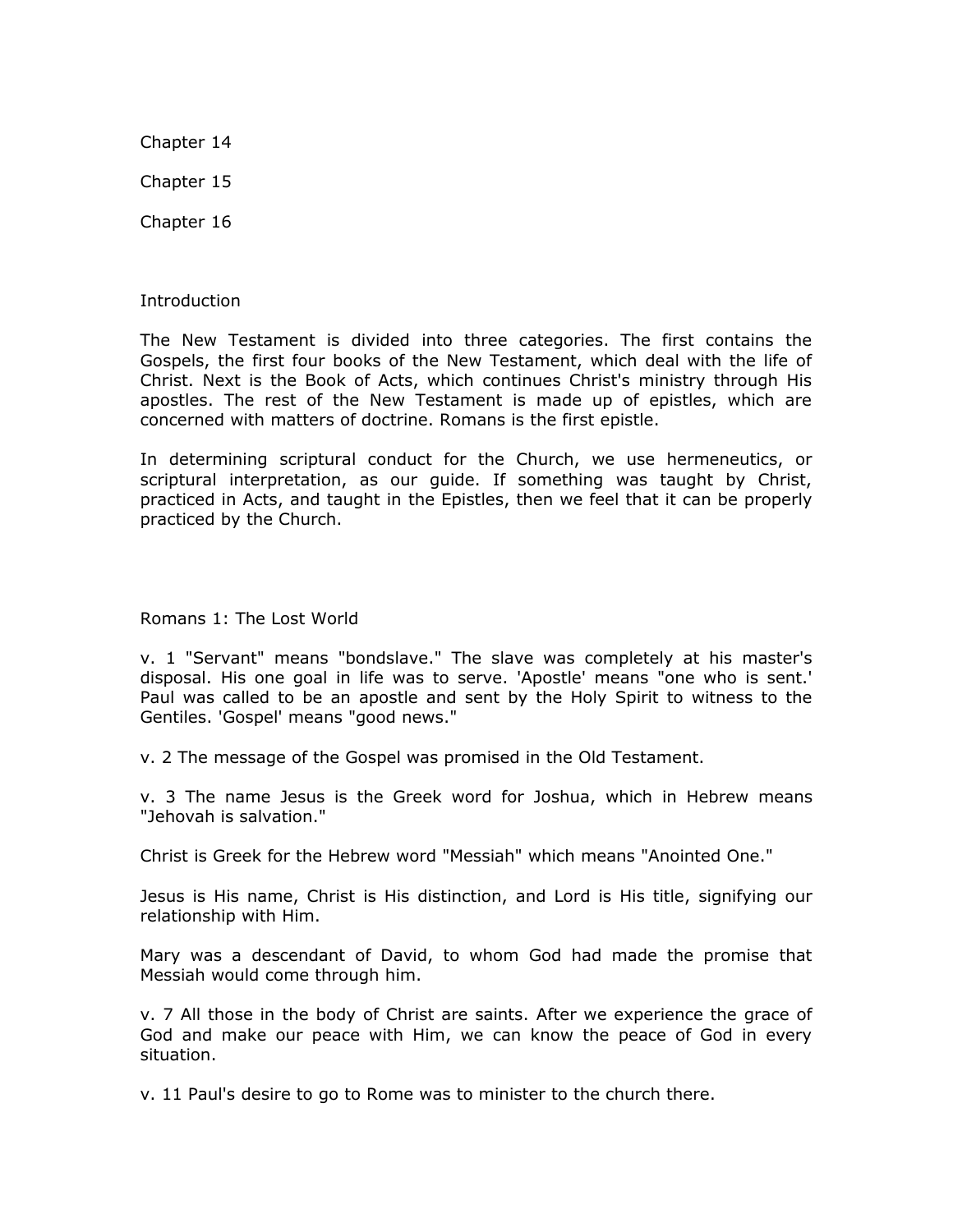Chapter 14

Chapter 15

Chapter 16

## Introduction

The New Testament is divided into three categories. The first contains the Gospels, the first four books of the New Testament, which deal with the life of Christ. Next is the Book of Acts, which continues Christ's ministry through His apostles. The rest of the New Testament is made up of epistles, which are concerned with matters of doctrine. Romans is the first epistle.

In determining scriptural conduct for the Church, we use hermeneutics, or scriptural interpretation, as our guide. If something was taught by Christ, practiced in Acts, and taught in the Epistles, then we feel that it can be properly practiced by the Church.

## Romans 1: The Lost World

v. 1 "Servant" means "bondslave." The slave was completely at his master's disposal. His one goal in life was to serve. 'Apostle' means "one who is sent.' Paul was called to be an apostle and sent by the Holy Spirit to witness to the Gentiles. 'Gospel' means "good news."

v. 2 The message of the Gospel was promised in the Old Testament.

v. 3 The name Jesus is the Greek word for Joshua, which in Hebrew means "Jehovah is salvation."

Christ is Greek for the Hebrew word "Messiah" which means "Anointed One."

Jesus is His name, Christ is His distinction, and Lord is His title, signifying our relationship with Him.

Mary was a descendant of David, to whom God had made the promise that Messiah would come through him.

v. 7 All those in the body of Christ are saints. After we experience the grace of God and make our peace with Him, we can know the peace of God in every situation.

v. 11 Paul's desire to go to Rome was to minister to the church there.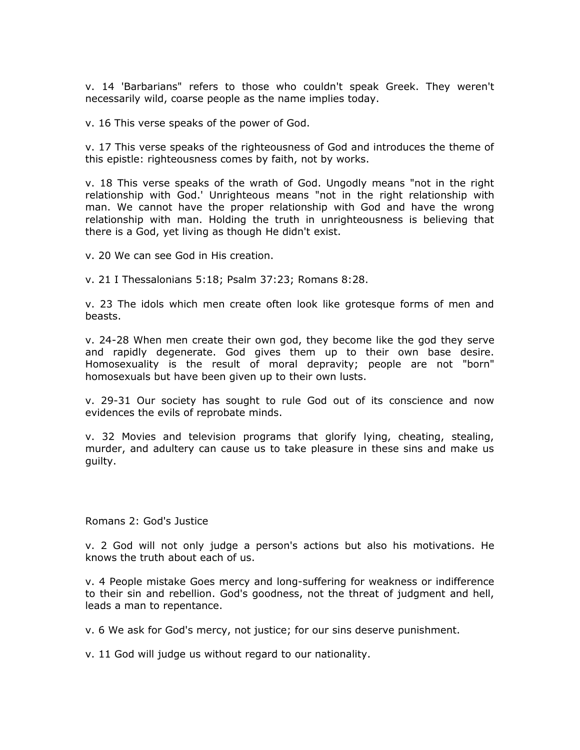v. 14 'Barbarians" refers to those who couldn't speak Greek. They weren't necessarily wild, coarse people as the name implies today.

v. 16 This verse speaks of the power of God.

v. 17 This verse speaks of the righteousness of God and introduces the theme of this epistle: righteousness comes by faith, not by works.

v. 18 This verse speaks of the wrath of God. Ungodly means "not in the right relationship with God.' Unrighteous means "not in the right relationship with man. We cannot have the proper relationship with God and have the wrong relationship with man. Holding the truth in unrighteousness is believing that there is a God, yet living as though He didn't exist.

v. 20 We can see God in His creation.

v. 21 I Thessalonians 5:18; Psalm 37:23; Romans 8:28.

v. 23 The idols which men create often look like grotesque forms of men and beasts.

v. 24-28 When men create their own god, they become like the god they serve and rapidly degenerate. God gives them up to their own base desire. Homosexuality is the result of moral depravity; people are not "born" homosexuals but have been given up to their own lusts.

v. 29-31 Our society has sought to rule God out of its conscience and now evidences the evils of reprobate minds.

v. 32 Movies and television programs that glorify lying, cheating, stealing, murder, and adultery can cause us to take pleasure in these sins and make us guilty.

Romans 2: God's Justice

v. 2 God will not only judge a person's actions but also his motivations. He knows the truth about each of us.

v. 4 People mistake Goes mercy and long-suffering for weakness or indifference to their sin and rebellion. God's goodness, not the threat of judgment and hell, leads a man to repentance.

v. 6 We ask for God's mercy, not justice; for our sins deserve punishment.

v. 11 God will judge us without regard to our nationality.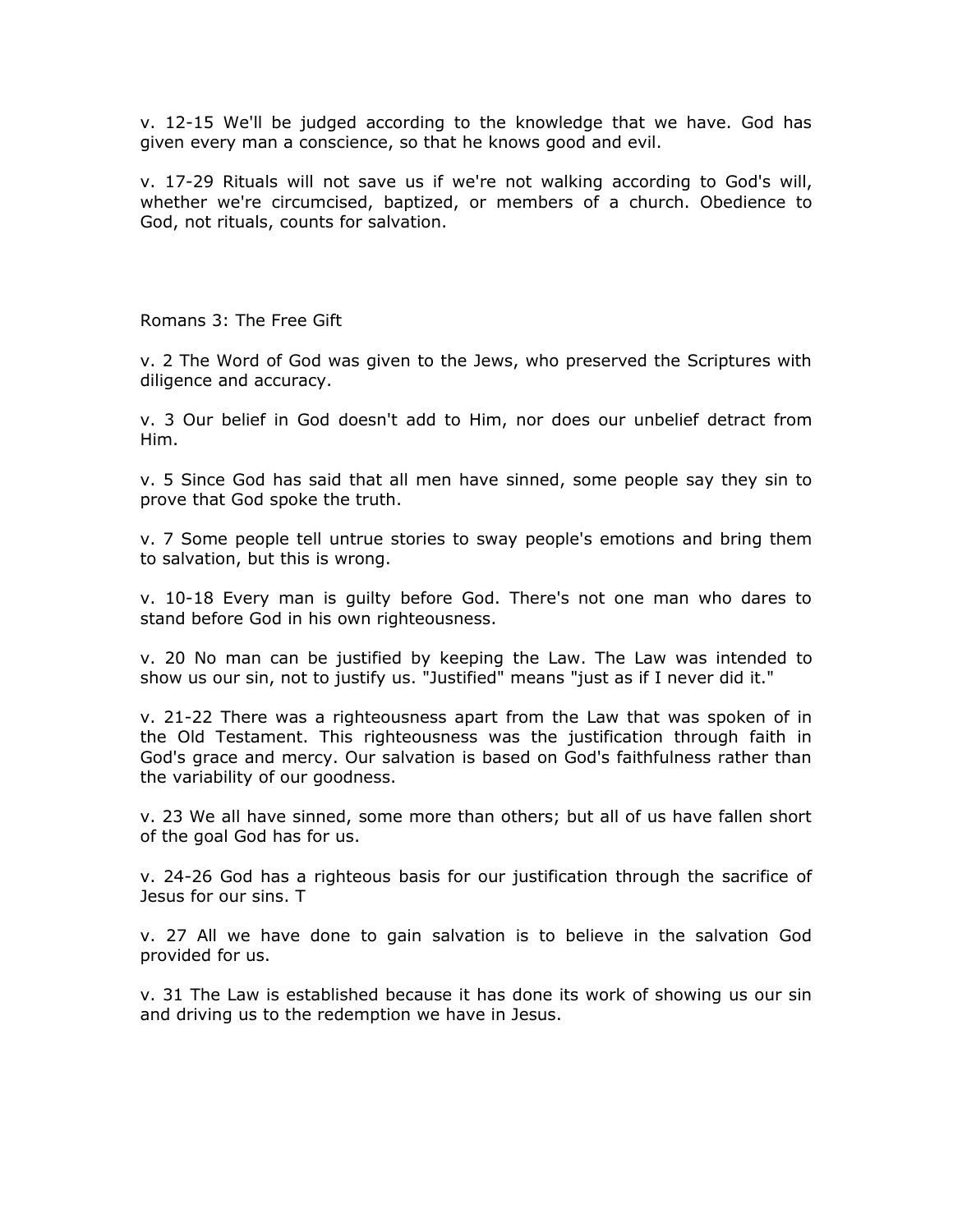v. 12-15 We'll be judged according to the knowledge that we have. God has given every man a conscience, so that he knows good and evil.

v. 17-29 Rituals will not save us if we're not walking according to God's will, whether we're circumcised, baptized, or members of a church. Obedience to God, not rituals, counts for salvation.

## Romans 3: The Free Gift

v. 2 The Word of God was given to the Jews, who preserved the Scriptures with diligence and accuracy.

v. 3 Our belief in God doesn't add to Him, nor does our unbelief detract from Him.

v. 5 Since God has said that all men have sinned, some people say they sin to prove that God spoke the truth.

v. 7 Some people tell untrue stories to sway people's emotions and bring them to salvation, but this is wrong.

v. 10-18 Every man is guilty before God. There's not one man who dares to stand before God in his own righteousness.

v. 20 No man can be justified by keeping the Law. The Law was intended to show us our sin, not to justify us. "Justified" means "just as if I never did it."

v. 21-22 There was a righteousness apart from the Law that was spoken of in the Old Testament. This righteousness was the justification through faith in God's grace and mercy. Our salvation is based on God's faithfulness rather than the variability of our goodness.

v. 23 We all have sinned, some more than others; but all of us have fallen short of the goal God has for us.

v. 24-26 God has a righteous basis for our justification through the sacrifice of Jesus for our sins. T

v. 27 All we have done to gain salvation is to believe in the salvation God provided for us.

v. 31 The Law is established because it has done its work of showing us our sin and driving us to the redemption we have in Jesus.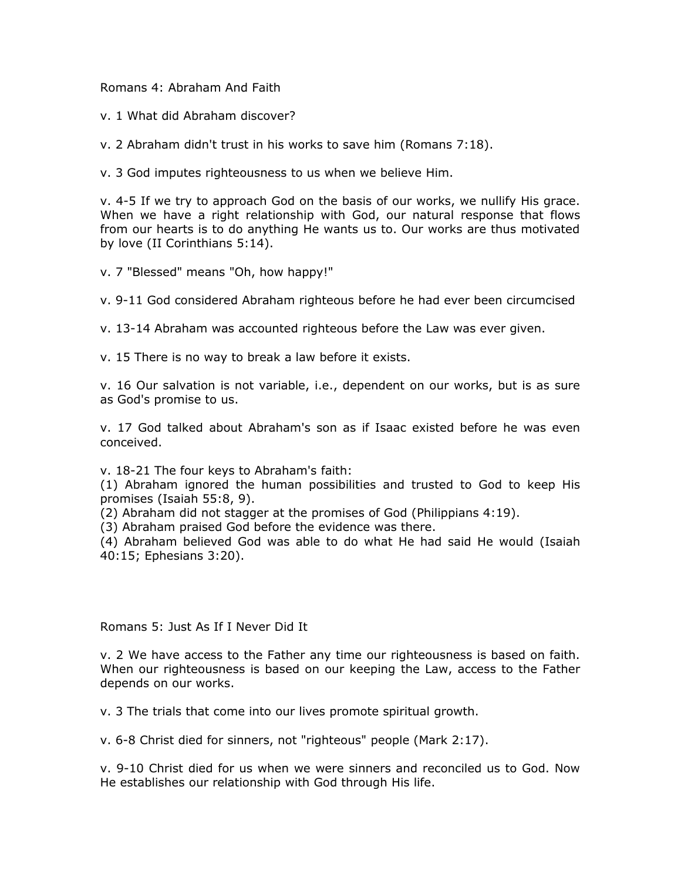## Romans 4: Abraham And Faith

v. 1 What did Abraham discover?

v. 2 Abraham didn't trust in his works to save him (Romans 7:18).

v. 3 God imputes righteousness to us when we believe Him.

v. 4-5 If we try to approach God on the basis of our works, we nullify His grace. When we have a right relationship with God, our natural response that flows from our hearts is to do anything He wants us to. Our works are thus motivated by love (II Corinthians 5:14).

v. 7 "Blessed" means "Oh, how happy!"

v. 9-11 God considered Abraham righteous before he had ever been circumcised

v. 13-14 Abraham was accounted righteous before the Law was ever given.

v. 15 There is no way to break a law before it exists.

v. 16 Our salvation is not variable, i.e., dependent on our works, but is as sure as God's promise to us.

v. 17 God talked about Abraham's son as if Isaac existed before he was even conceived.

v. 18-21 The four keys to Abraham's faith:
(1) Abraham ignored the human possibilities and trusted to God to keep His promises (Isaiah 55:8, 9).
(2) Abraham did not stagger at the promises of God (Philippians 4:19).
(3) Abraham praised God before the evidence was there.
(4) Abraham believed God was able to do what He had said He would (Isaiah 40:15; Ephesians 3:20).

## Romans 5: Just As If I Never Did It

v. 2 We have access to the Father any time our righteousness is based on faith. When our righteousness is based on our keeping the Law, access to the Father depends on our works.

v. 3 The trials that come into our lives promote spiritual growth.

v. 6-8 Christ died for sinners, not "righteous" people (Mark 2:17).

v. 9-10 Christ died for us when we were sinners and reconciled us to God. Now He establishes our relationship with God through His life.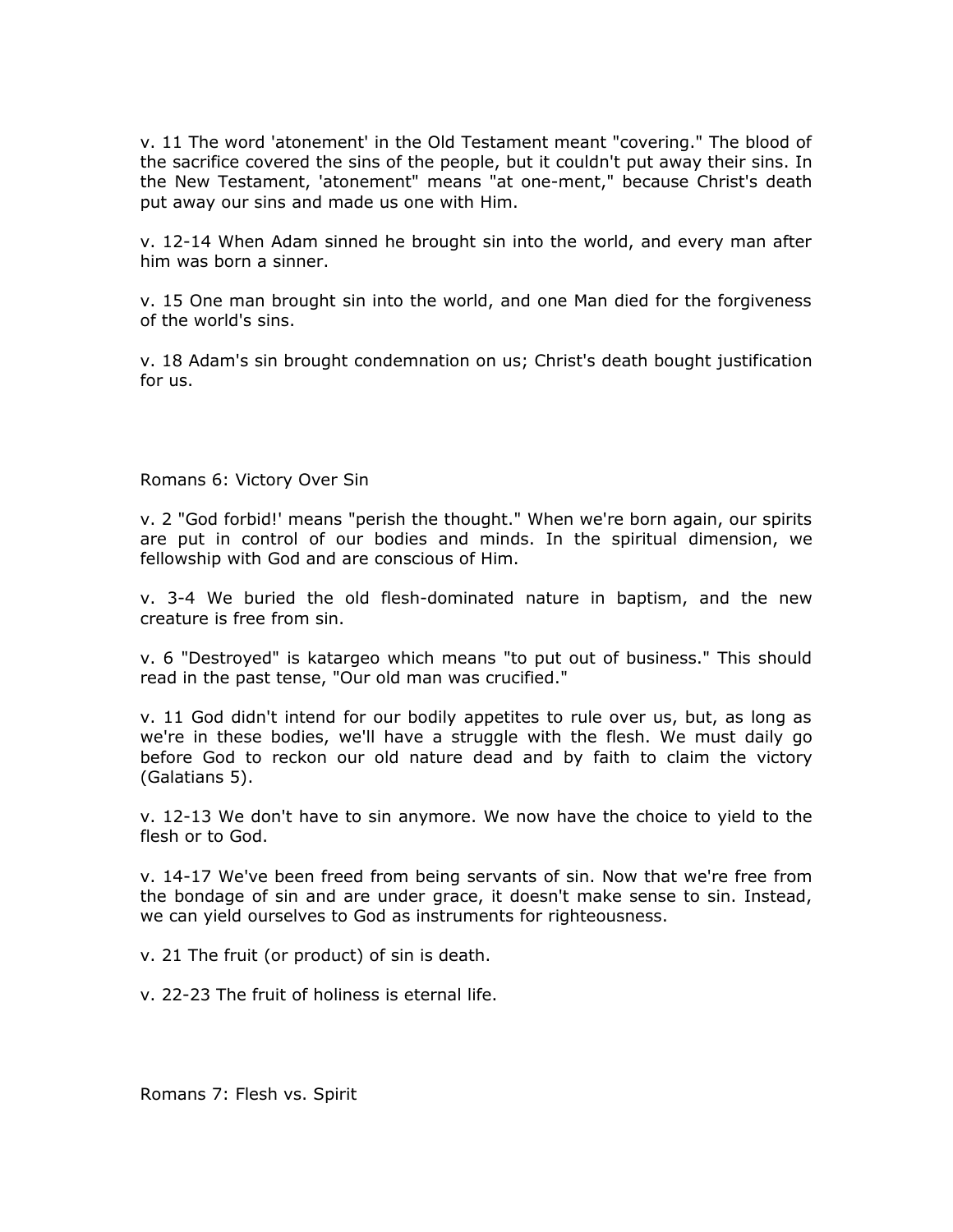v. 11 The word 'atonement' in the Old Testament meant "covering." The blood of the sacrifice covered the sins of the people, but it couldn't put away their sins. In the New Testament, 'atonement" means "at one-ment," because Christ's death put away our sins and made us one with Him.

v. 12-14 When Adam sinned he brought sin into the world, and every man after him was born a sinner.

v. 15 One man brought sin into the world, and one Man died for the forgiveness of the world's sins.

v. 18 Adam's sin brought condemnation on us; Christ's death bought justification for us.

## Romans 6: Victory Over Sin

v. 2 "God forbid!' means "perish the thought." When we're born again, our spirits are put in control of our bodies and minds. In the spiritual dimension, we fellowship with God and are conscious of Him.

v. 3-4 We buried the old flesh-dominated nature in baptism, and the new creature is free from sin.

v. 6 "Destroyed" is katargeo which means "to put out of business." This should read in the past tense, "Our old man was crucified."

v. 11 God didn't intend for our bodily appetites to rule over us, but, as long as we're in these bodies, we'll have a struggle with the flesh. We must daily go before God to reckon our old nature dead and by faith to claim the victory (Galatians 5).

v. 12-13 We don't have to sin anymore. We now have the choice to yield to the flesh or to God.

v. 14-17 We've been freed from being servants of sin. Now that we're free from the bondage of sin and are under grace, it doesn't make sense to sin. Instead, we can yield ourselves to God as instruments for righteousness.

v. 21 The fruit (or product) of sin is death.

v. 22-23 The fruit of holiness is eternal life.

## Romans 7: Flesh vs. Spirit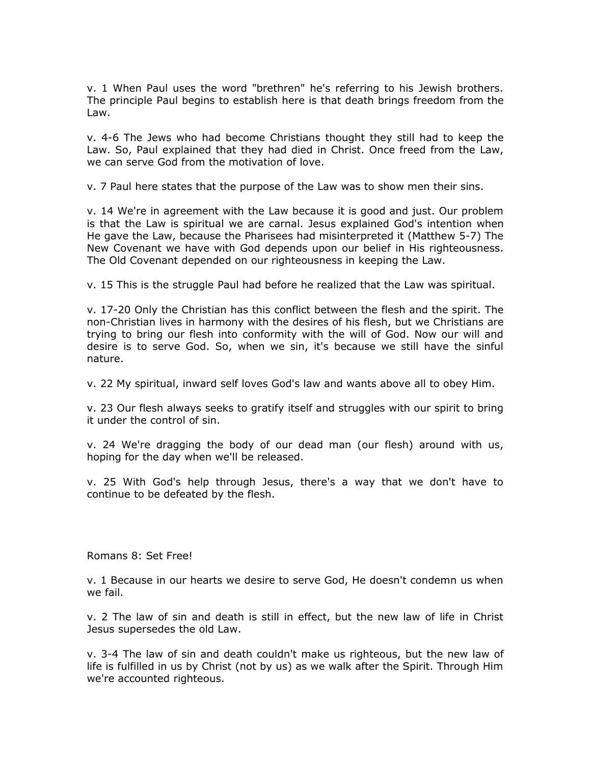v. 1 When Paul uses the word "brethren" he's referring to his Jewish brothers. The principle Paul begins to establish here is that death brings freedom from the Law.

v. 4-6 The Jews who had become Christians thought they still had to keep the Law. So, Paul explained that they had died in Christ. Once freed from the Law, we can serve God from the motivation of love.

v. 7 Paul here states that the purpose of the Law was to show men their sins.

v. 14 We're in agreement with the Law because it is good and just. Our problem is that the Law is spiritual we are carnal. Jesus explained God's intention when He gave the Law, because the Pharisees had misinterpreted it (Matthew 5-7) The New Covenant we have with God depends upon our belief in His righteousness. The Old Covenant depended on our righteousness in keeping the Law.

v. 15 This is the struggle Paul had before he realized that the Law was spiritual.

v. 17-20 Only the Christian has this conflict between the flesh and the spirit. The non-Christian lives in harmony with the desires of his flesh, but we Christians are trying to bring our flesh into conformity with the will of God. Now our will and desire is to serve God. So, when we sin, it's because we still have the sinful nature.

v. 22 My spiritual, inward self loves God's law and wants above all to obey Him.

v. 23 Our flesh always seeks to gratify itself and struggles with our spirit to bring it under the control of sin.

v. 24 We're dragging the body of our dead man (our flesh) around with us, hoping for the day when we'll be released.

v. 25 With God's help through Jesus, there's a way that we don't have to continue to be defeated by the flesh.

Romans 8: Set Free!

v. 1 Because in our hearts we desire to serve God, He doesn't condemn us when we fail.

v. 2 The law of sin and death is still in effect, but the new law of life in Christ Jesus supersedes the old Law.

v. 3-4 The law of sin and death couldn't make us righteous, but the new law of life is fulfilled in us by Christ (not by us) as we walk after the Spirit. Through Him we're accounted righteous.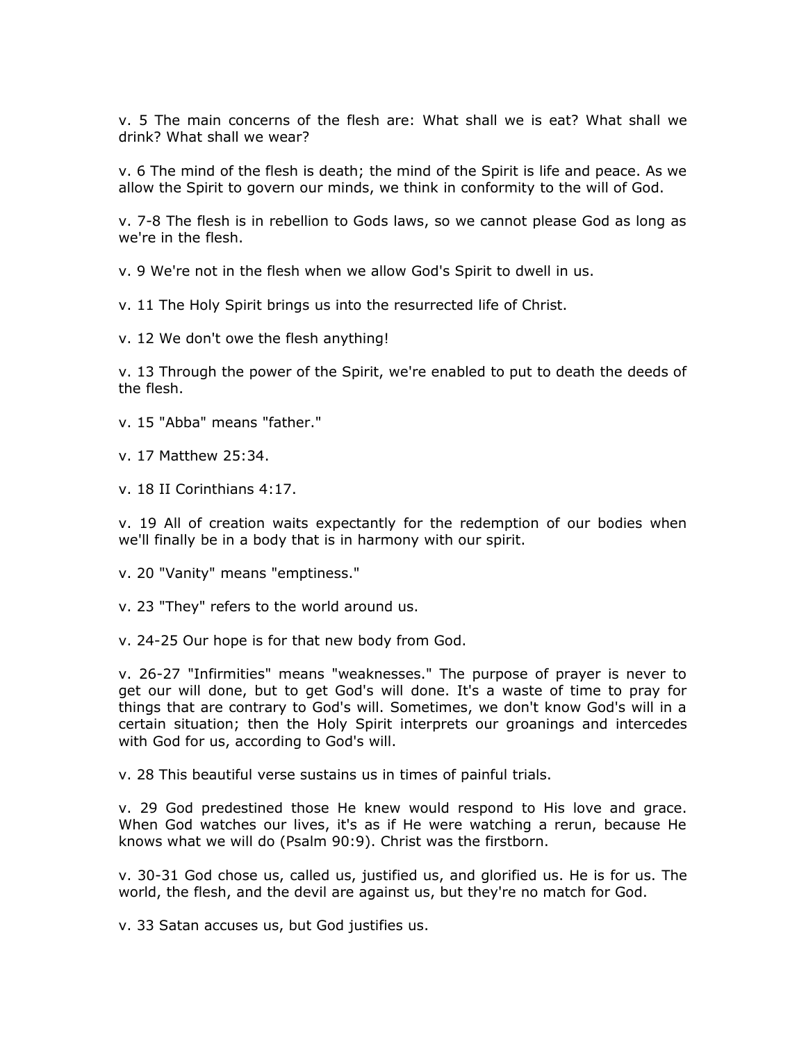v. 5 The main concerns of the flesh are: What shall we is eat? What shall we drink? What shall we wear?

v. 6 The mind of the flesh is death; the mind of the Spirit is life and peace. As we allow the Spirit to govern our minds, we think in conformity to the will of God.

v. 7-8 The flesh is in rebellion to Gods laws, so we cannot please God as long as we're in the flesh.

v. 9 We're not in the flesh when we allow God's Spirit to dwell in us.

v. 11 The Holy Spirit brings us into the resurrected life of Christ.

v. 12 We don't owe the flesh anything!

v. 13 Through the power of the Spirit, we're enabled to put to death the deeds of the flesh.

v. 15 "Abba" means "father."

v. 17 Matthew 25:34.

v. 18 II Corinthians 4:17.

v. 19 All of creation waits expectantly for the redemption of our bodies when we'll finally be in a body that is in harmony with our spirit.

v. 20 "Vanity" means "emptiness."

v. 23 "They" refers to the world around us.

v. 24-25 Our hope is for that new body from God.

v. 26-27 "Infirmities" means "weaknesses." The purpose of prayer is never to get our will done, but to get God's will done. It's a waste of time to pray for things that are contrary to God's will. Sometimes, we don't know God's will in a certain situation; then the Holy Spirit interprets our groanings and intercedes with God for us, according to God's will.

v. 28 This beautiful verse sustains us in times of painful trials.

v. 29 God predestined those He knew would respond to His love and grace. When God watches our lives, it's as if He were watching a rerun, because He knows what we will do (Psalm 90:9). Christ was the firstborn.

v. 30-31 God chose us, called us, justified us, and glorified us. He is for us. The world, the flesh, and the devil are against us, but they're no match for God.

v. 33 Satan accuses us, but God justifies us.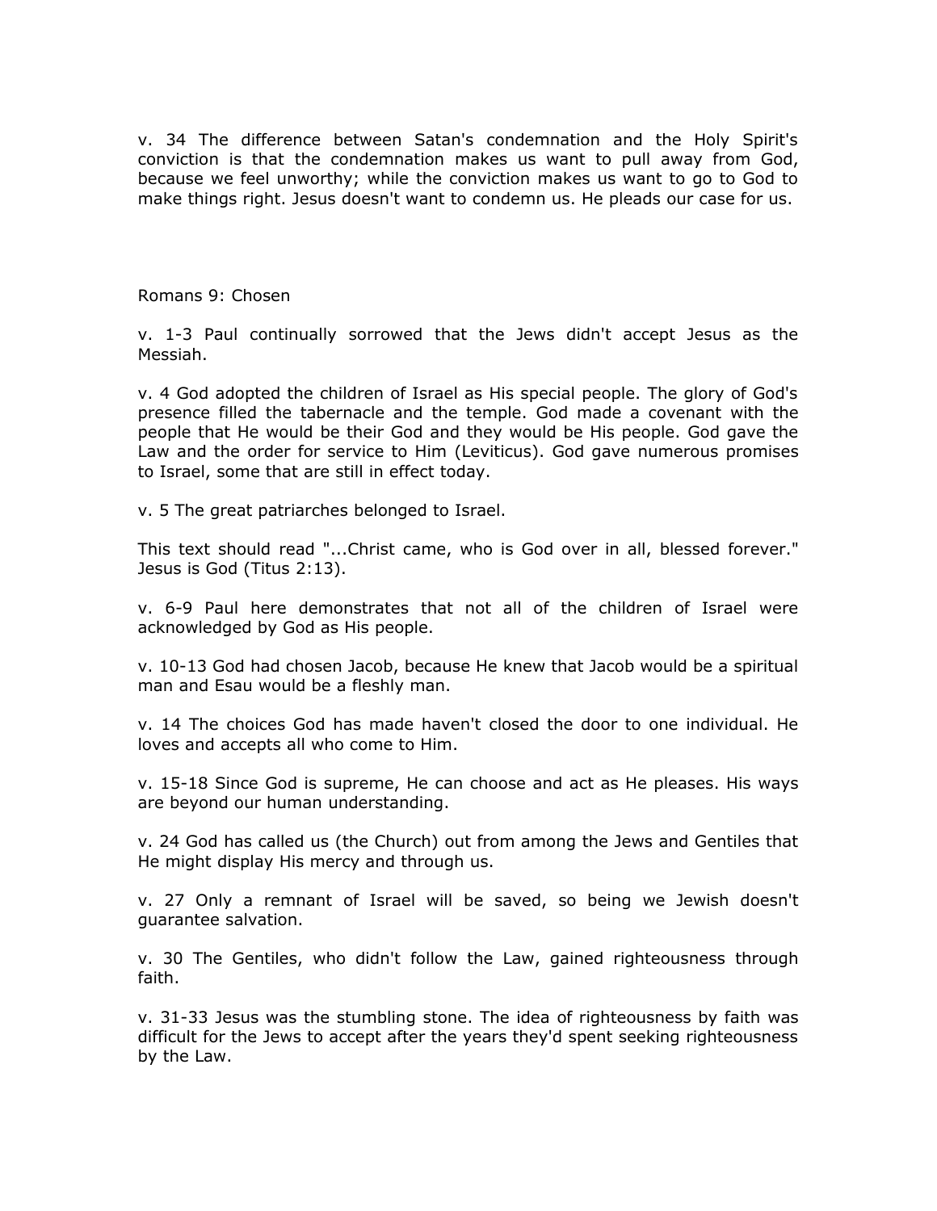v. 34 The difference between Satan's condemnation and the Holy Spirit's conviction is that the condemnation makes us want to pull away from God, because we feel unworthy; while the conviction makes us want to go to God to make things right. Jesus doesn't want to condemn us. He pleads our case for us.

Romans 9: Chosen

v. 1-3 Paul continually sorrowed that the Jews didn't accept Jesus as the Messiah.

v. 4 God adopted the children of Israel as His special people. The glory of God's presence filled the tabernacle and the temple. God made a covenant with the people that He would be their God and they would be His people. God gave the Law and the order for service to Him (Leviticus). God gave numerous promises to Israel, some that are still in effect today.

v. 5 The great patriarchs belonged to Israel.

This text should read "...Christ came, who is God over in all, blessed forever." Jesus is God (Titus 2:13).

v. 6-9 Paul here demonstrates that not all of the children of Israel were acknowledged by God as His people.

v. 10-13 God had chosen Jacob, because He knew that Jacob would be a spiritual man and Esau would be a fleshly man.

v. 14 The choices God has made haven't closed the door to one individual. He loves and accepts all who come to Him.

v. 15-18 Since God is supreme, He can choose and act as He pleases. His ways are beyond our human understanding.

v. 24 God has called us (the Church) out from among the Jews and Gentiles that He might display His mercy and through us.

v. 27 Only a remnant of Israel will be saved, so being we Jewish doesn't guarantee salvation.

v. 30 The Gentiles, who didn't follow the Law, gained righteousness through faith.

v. 31-33 Jesus was the stumbling stone. The idea of righteousness by faith was difficult for the Jews to accept after the years they'd spent seeking righteousness by the Law.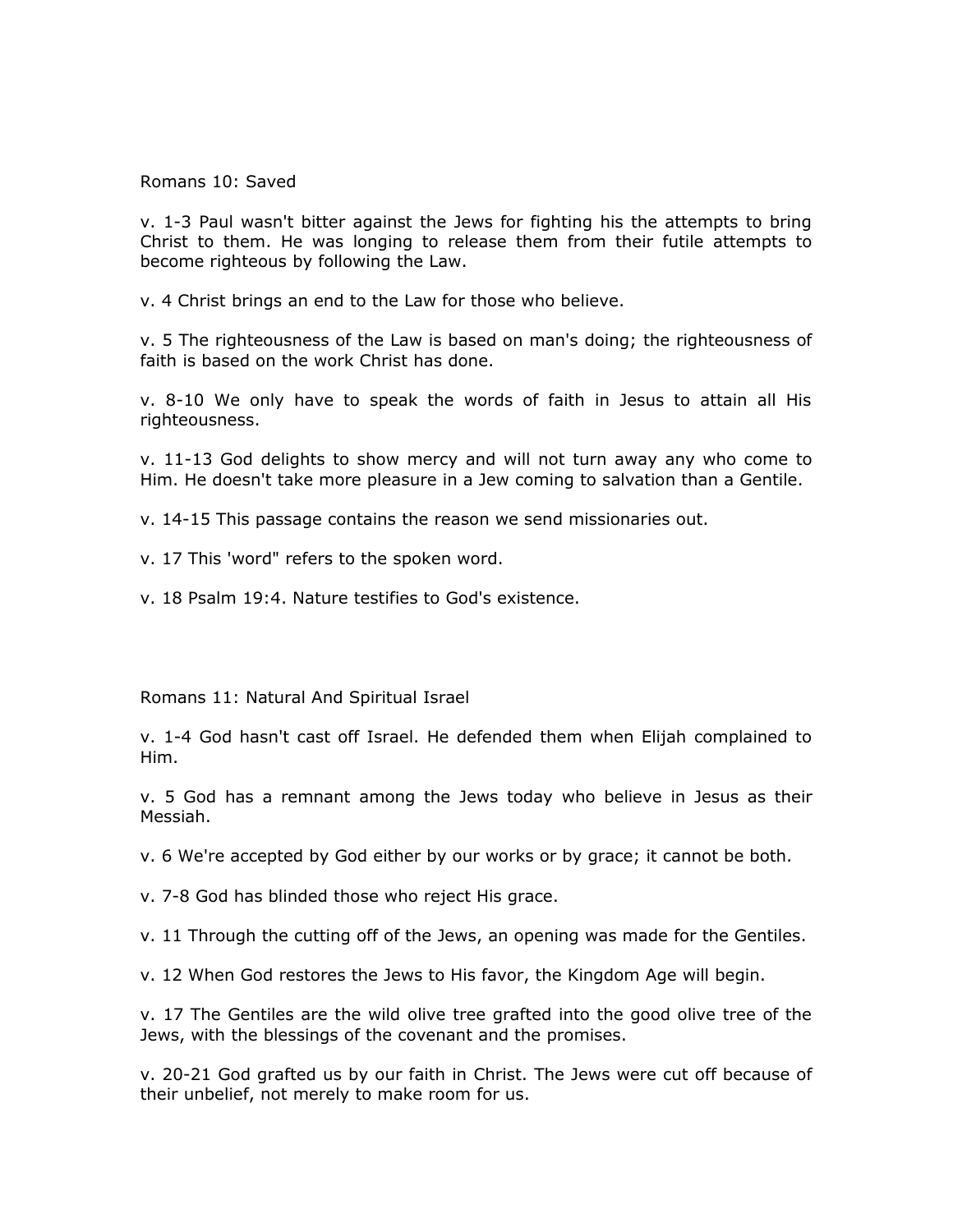Romans 10: Saved

v. 1-3 Paul wasn't bitter against the Jews for fighting his the attempts to bring Christ to them. He was longing to release them from their futile attempts to become righteous by following the Law.

v. 4 Christ brings an end to the Law for those who believe.

v. 5 The righteousness of the Law is based on man's doing; the righteousness of faith is based on the work Christ has done.

v. 8-10 We only have to speak the words of faith in Jesus to attain all His righteousness.

v. 11-13 God delights to show mercy and will not turn away any who come to Him. He doesn't take more pleasure in a Jew coming to salvation than a Gentile.

v. 14-15 This passage contains the reason we send missionaries out.

v. 17 This 'word" refers to the spoken word.

v. 18 Psalm 19:4. Nature testifies to God's existence.

Romans 11: Natural And Spiritual Israel

v. 1-4 God hasn't cast off Israel. He defended them when Elijah complained to Him.

v. 5 God has a remnant among the Jews today who believe in Jesus as their Messiah.

v. 6 We're accepted by God either by our works or by grace; it cannot be both.

v. 7-8 God has blinded those who reject His grace.

v. 11 Through the cutting off of the Jews, an opening was made for the Gentiles.

v. 12 When God restores the Jews to His favor, the Kingdom Age will begin.

v. 17 The Gentiles are the wild olive tree grafted into the good olive tree of the Jews, with the blessings of the covenant and the promises.

v. 20-21 God grafted us by our faith in Christ. The Jews were cut off because of their unbelief, not merely to make room for us.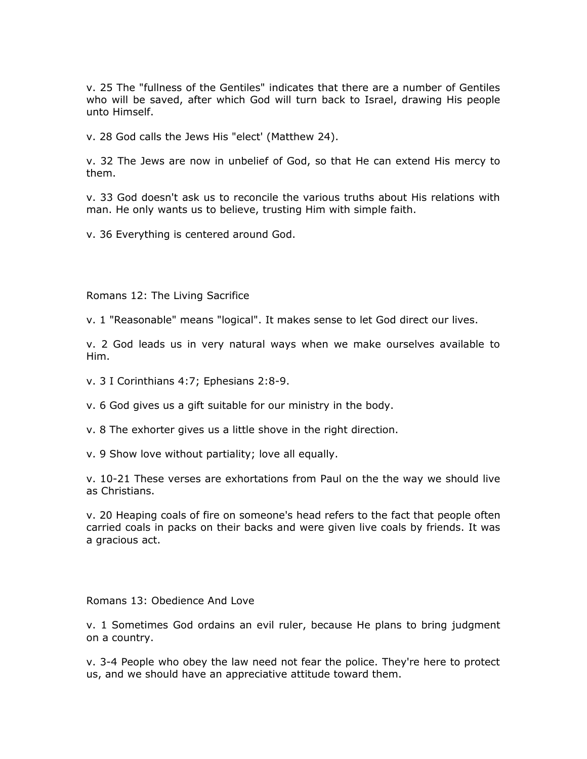v. 25 The "fullness of the Gentiles" indicates that there are a number of Gentiles who will be saved, after which God will turn back to Israel, drawing His people unto Himself.

v. 28 God calls the Jews His "elect' (Matthew 24).

v. 32 The Jews are now in unbelief of God, so that He can extend His mercy to them.

v. 33 God doesn't ask us to reconcile the various truths about His relations with man. He only wants us to believe, trusting Him with simple faith.

v. 36 Everything is centered around God.

## Romans 12: The Living Sacrifice

v. 1 "Reasonable" means "logical". It makes sense to let God direct our lives.

v. 2 God leads us in very natural ways when we make ourselves available to Him.

v. 3 I Corinthians 4:7; Ephesians 2:8-9.

v. 6 God gives us a gift suitable for our ministry in the body.

v. 8 The exhorter gives us a little shove in the right direction.

v. 9 Show love without partiality; love all equally.

v. 10-21 These verses are exhortations from Paul on the the way we should live as Christians.

v. 20 Heaping coals of fire on someone's head refers to the fact that people often carried coals in packs on their backs and were given live coals by friends. It was a gracious act.

## Romans 13: Obedience And Love

v. 1 Sometimes God ordains an evil ruler, because He plans to bring judgment on a country.

v. 3-4 People who obey the law need not fear the police. They're here to protect us, and we should have an appreciative attitude toward them.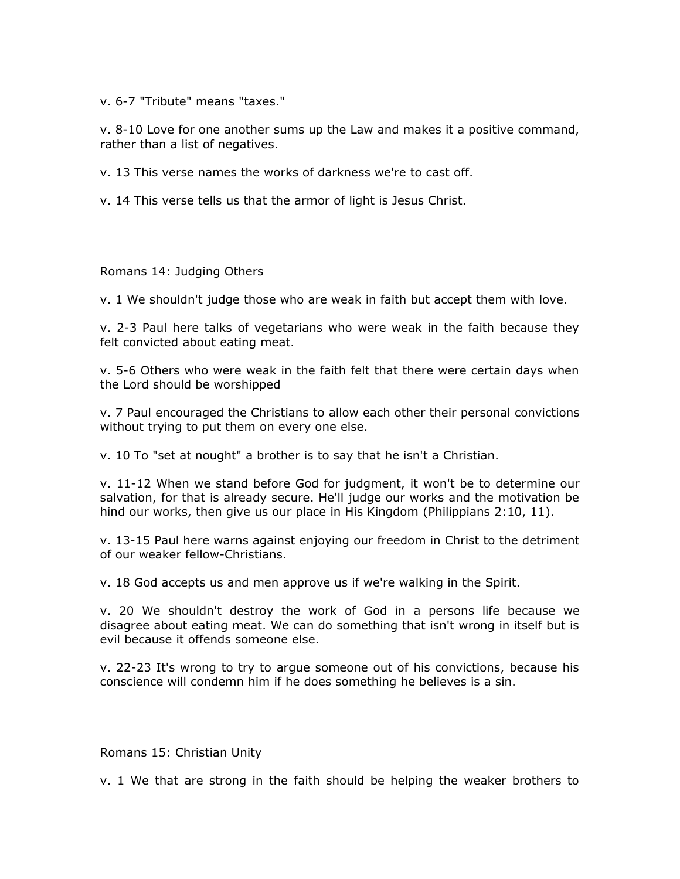v. 6-7 "Tribute" means "taxes."

v. 8-10 Love for one another sums up the Law and makes it a positive command, rather than a list of negatives.

v. 13 This verse names the works of darkness we're to cast off.

v. 14 This verse tells us that the armor of light is Jesus Christ.

Romans 14: Judging Others

v. 1 We shouldn't judge those who are weak in faith but accept them with love.

v. 2-3 Paul here talks of vegetarians who were weak in the faith because they felt convicted about eating meat.

v. 5-6 Others who were weak in the faith felt that there were certain days when the Lord should be worshipped

v. 7 Paul encouraged the Christians to allow each other their personal convictions without trying to put them on every one else.

v. 10 To "set at nought" a brother is to say that he isn't a Christian.

v. 11-12 When we stand before God for judgment, it won't be to determine our salvation, for that is already secure. He'll judge our works and the motivation be hind our works, then give us our place in His Kingdom (Philippians 2:10, 11).

v. 13-15 Paul here warns against enjoying our freedom in Christ to the detriment of our weaker fellow-Christians.

v. 18 God accepts us and men approve us if we're walking in the Spirit.

v. 20 We shouldn't destroy the work of God in a persons life because we disagree about eating meat. We can do something that isn't wrong in itself but is evil because it offends someone else.

v. 22-23 It's wrong to try to argue someone out of his convictions, because his conscience will condemn him if he does something he believes is a sin.

Romans 15: Christian Unity

v. 1 We that are strong in the faith should be helping the weaker brothers to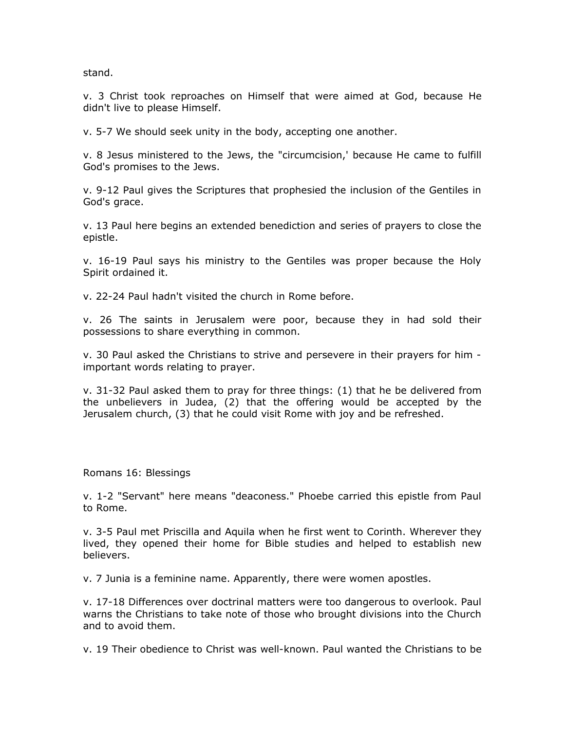stand.

v. 3 Christ took reproaches on Himself that were aimed at God, because He didn't live to please Himself.

v. 5-7 We should seek unity in the body, accepting one another.

v. 8 Jesus ministered to the Jews, the "circumcision,' because He came to fulfill God's promises to the Jews.

v. 9-12 Paul gives the Scriptures that prophesied the inclusion of the Gentiles in God's grace.

v. 13 Paul here begins an extended benediction and series of prayers to close the epistle.

v. 16-19 Paul says his ministry to the Gentiles was proper because the Holy Spirit ordained it.

v. 22-24 Paul hadn't visited the church in Rome before.

v. 26 The saints in Jerusalem were poor, because they in had sold their possessions to share everything in common.

v. 30 Paul asked the Christians to strive and persevere in their prayers for him - important words relating to prayer.

v. 31-32 Paul asked them to pray for three things: (1) that he be delivered from the unbelievers in Judea, (2) that the offering would be accepted by the Jerusalem church, (3) that he could visit Rome with joy and be refreshed.

Romans 16: Blessings

v. 1-2 "Servant" here means "deaconess." Phoebe carried this epistle from Paul to Rome.

v. 3-5 Paul met Priscilla and Aquila when he first went to Corinth. Wherever they lived, they opened their home for Bible studies and helped to establish new believers.

v. 7 Junia is a feminine name. Apparently, there were women apostles.

v. 17-18 Differences over doctrinal matters were too dangerous to overlook. Paul warns the Christians to take note of those who brought divisions into the Church and to avoid them.

v. 19 Their obedience to Christ was well-known. Paul wanted the Christians to be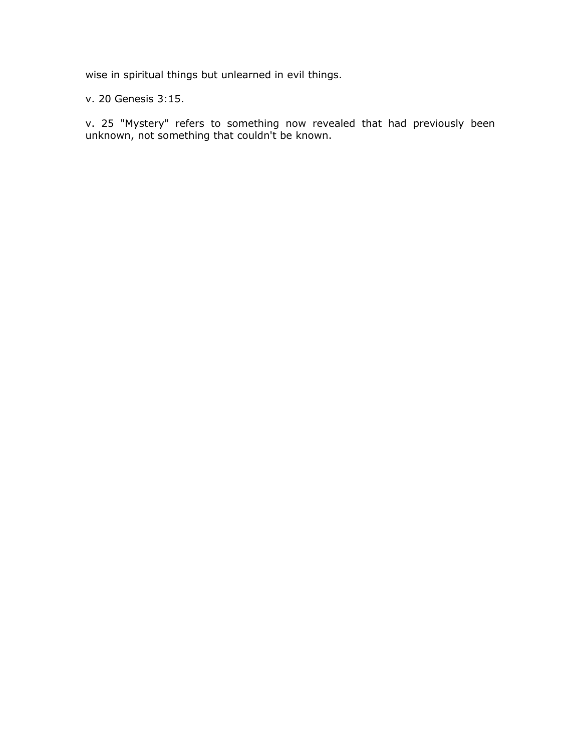wise in spiritual things but unlearned in evil things.

v. 20 Genesis 3:15.

v. 25 "Mystery" refers to something now revealed that had previously been unknown, not something that couldn't be known.